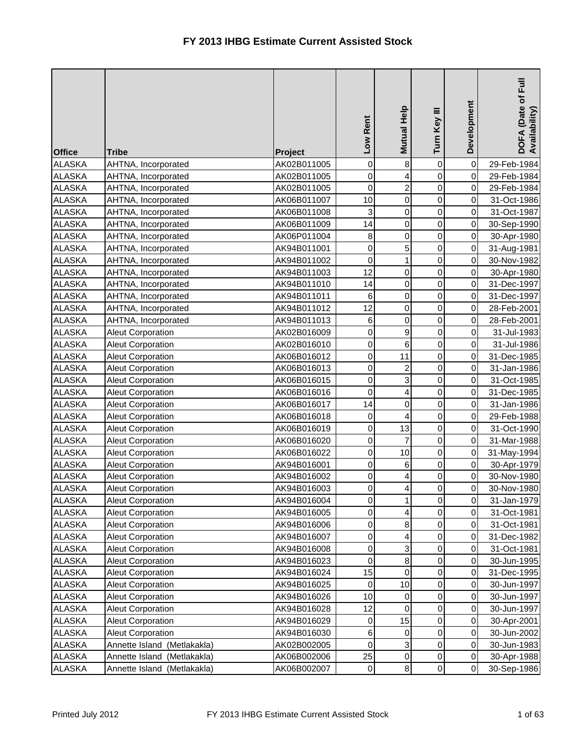# FY 2013 IHBG Estimate Current Assisted Stock

| Office | Tribe | Project | Low Rent | Mutual Help | Turn Key III | Development | DOFA (Date of Full Availability) |
|---|---|---|---|---|---|---|---|
| ALASKA | AHTNA, Incorporated | AK02B011005 | 0 | 8 | 0 | 0 | 29-Feb-1984 |
| ALASKA | AHTNA, Incorporated | AK02B011005 | 0 | 4 | 0 | 0 | 29-Feb-1984 |
| ALASKA | AHTNA, Incorporated | AK02B011005 | 0 | 2 | 0 | 0 | 29-Feb-1984 |
| ALASKA | AHTNA, Incorporated | AK06B011007 | 10 | 0 | 0 | 0 | 31-Oct-1986 |
| ALASKA | AHTNA, Incorporated | AK06B011008 | 3 | 0 | 0 | 0 | 31-Oct-1987 |
| ALASKA | AHTNA, Incorporated | AK06B011009 | 14 | 0 | 0 | 0 | 30-Sep-1990 |
| ALASKA | AHTNA, Incorporated | AK06P011004 | 8 | 0 | 0 | 0 | 30-Apr-1980 |
| ALASKA | AHTNA, Incorporated | AK94B011001 | 0 | 5 | 0 | 0 | 31-Aug-1981 |
| ALASKA | AHTNA, Incorporated | AK94B011002 | 0 | 1 | 0 | 0 | 30-Nov-1982 |
| ALASKA | AHTNA, Incorporated | AK94B011003 | 12 | 0 | 0 | 0 | 30-Apr-1980 |
| ALASKA | AHTNA, Incorporated | AK94B011010 | 14 | 0 | 0 | 0 | 31-Dec-1997 |
| ALASKA | AHTNA, Incorporated | AK94B011011 | 6 | 0 | 0 | 0 | 31-Dec-1997 |
| ALASKA | AHTNA, Incorporated | AK94B011012 | 12 | 0 | 0 | 0 | 28-Feb-2001 |
| ALASKA | AHTNA, Incorporated | AK94B011013 | 6 | 0 | 0 | 0 | 28-Feb-2001 |
| ALASKA | Aleut Corporation | AK02B016009 | 0 | 9 | 0 | 0 | 31-Jul-1983 |
| ALASKA | Aleut Corporation | AK02B016010 | 0 | 6 | 0 | 0 | 31-Jul-1986 |
| ALASKA | Aleut Corporation | AK06B016012 | 0 | 11 | 0 | 0 | 31-Dec-1985 |
| ALASKA | Aleut Corporation | AK06B016013 | 0 | 2 | 0 | 0 | 31-Jan-1986 |
| ALASKA | Aleut Corporation | AK06B016015 | 0 | 3 | 0 | 0 | 31-Oct-1985 |
| ALASKA | Aleut Corporation | AK06B016016 | 0 | 4 | 0 | 0 | 31-Dec-1985 |
| ALASKA | Aleut Corporation | AK06B016017 | 14 | 0 | 0 | 0 | 31-Jan-1986 |
| ALASKA | Aleut Corporation | AK06B016018 | 0 | 4 | 0 | 0 | 29-Feb-1988 |
| ALASKA | Aleut Corporation | AK06B016019 | 0 | 13 | 0 | 0 | 31-Oct-1990 |
| ALASKA | Aleut Corporation | AK06B016020 | 0 | 7 | 0 | 0 | 31-Mar-1988 |
| ALASKA | Aleut Corporation | AK06B016022 | 0 | 10 | 0 | 0 | 31-May-1994 |
| ALASKA | Aleut Corporation | AK94B016001 | 0 | 6 | 0 | 0 | 30-Apr-1979 |
| ALASKA | Aleut Corporation | AK94B016002 | 0 | 4 | 0 | 0 | 30-Nov-1980 |
| ALASKA | Aleut Corporation | AK94B016003 | 0 | 4 | 0 | 0 | 30-Nov-1980 |
| ALASKA | Aleut Corporation | AK94B016004 | 0 | 1 | 0 | 0 | 31-Jan-1979 |
| ALASKA | Aleut Corporation | AK94B016005 | 0 | 4 | 0 | 0 | 31-Oct-1981 |
| ALASKA | Aleut Corporation | AK94B016006 | 0 | 8 | 0 | 0 | 31-Oct-1981 |
| ALASKA | Aleut Corporation | AK94B016007 | 0 | 4 | 0 | 0 | 31-Dec-1982 |
| ALASKA | Aleut Corporation | AK94B016008 | 0 | 3 | 0 | 0 | 31-Oct-1981 |
| ALASKA | Aleut Corporation | AK94B016023 | 0 | 8 | 0 | 0 | 30-Jun-1995 |
| ALASKA | Aleut Corporation | AK94B016024 | 15 | 0 | 0 | 0 | 31-Dec-1995 |
| ALASKA | Aleut Corporation | AK94B016025 | 0 | 10 | 0 | 0 | 30-Jun-1997 |
| ALASKA | Aleut Corporation | AK94B016026 | 10 | 0 | 0 | 0 | 30-Jun-1997 |
| ALASKA | Aleut Corporation | AK94B016028 | 12 | 0 | 0 | 0 | 30-Jun-1997 |
| ALASKA | Aleut Corporation | AK94B016029 | 0 | 15 | 0 | 0 | 30-Apr-2001 |
| ALASKA | Aleut Corporation | AK94B016030 | 6 | 0 | 0 | 0 | 30-Jun-2002 |
| ALASKA | Annette Island (Metlakakla) | AK02B002005 | 0 | 3 | 0 | 0 | 30-Jun-1983 |
| ALASKA | Annette Island (Metlakakla) | AK06B002006 | 25 | 0 | 0 | 0 | 30-Apr-1988 |
| ALASKA | Annette Island (Metlakakla) | AK06B002007 | 0 | 8 | 0 | 0 | 30-Sep-1986 |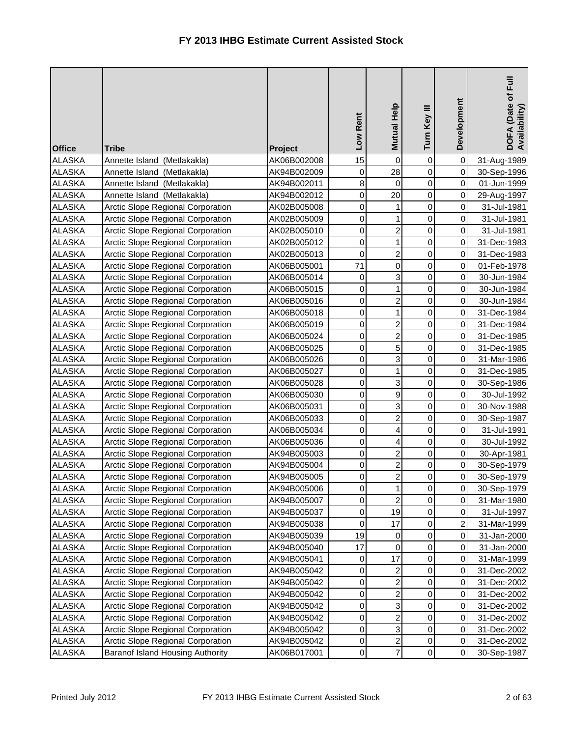# FY 2013 IHBG Estimate Current Assisted Stock

| Office | Tribe | Project | Low Rent | Mutual Help | Turn Key III | Development | DOFA (Date of Full Availability) |
|---|---|---|---|---|---|---|---|
| ALASKA | Annette Island (Metlakakla) | AK06B002008 | 15 | 0 | 0 | 0 | 31-Aug-1989 |
| ALASKA | Annette Island (Metlakakla) | AK94B002009 | 0 | 28 | 0 | 0 | 30-Sep-1996 |
| ALASKA | Annette Island (Metlakakla) | AK94B002011 | 8 | 0 | 0 | 0 | 01-Jun-1999 |
| ALASKA | Annette Island (Metlakakla) | AK94B002012 | 0 | 20 | 0 | 0 | 29-Aug-1997 |
| ALASKA | Arctic Slope Regional Corporation | AK02B005008 | 0 | 1 | 0 | 0 | 31-Jul-1981 |
| ALASKA | Arctic Slope Regional Corporation | AK02B005009 | 0 | 1 | 0 | 0 | 31-Jul-1981 |
| ALASKA | Arctic Slope Regional Corporation | AK02B005010 | 0 | 2 | 0 | 0 | 31-Jul-1981 |
| ALASKA | Arctic Slope Regional Corporation | AK02B005012 | 0 | 1 | 0 | 0 | 31-Dec-1983 |
| ALASKA | Arctic Slope Regional Corporation | AK02B005013 | 0 | 2 | 0 | 0 | 31-Dec-1983 |
| ALASKA | Arctic Slope Regional Corporation | AK06B005001 | 71 | 0 | 0 | 0 | 01-Feb-1978 |
| ALASKA | Arctic Slope Regional Corporation | AK06B005014 | 0 | 3 | 0 | 0 | 30-Jun-1984 |
| ALASKA | Arctic Slope Regional Corporation | AK06B005015 | 0 | 1 | 0 | 0 | 30-Jun-1984 |
| ALASKA | Arctic Slope Regional Corporation | AK06B005016 | 0 | 2 | 0 | 0 | 30-Jun-1984 |
| ALASKA | Arctic Slope Regional Corporation | AK06B005018 | 0 | 1 | 0 | 0 | 31-Dec-1984 |
| ALASKA | Arctic Slope Regional Corporation | AK06B005019 | 0 | 2 | 0 | 0 | 31-Dec-1984 |
| ALASKA | Arctic Slope Regional Corporation | AK06B005024 | 0 | 2 | 0 | 0 | 31-Dec-1985 |
| ALASKA | Arctic Slope Regional Corporation | AK06B005025 | 0 | 5 | 0 | 0 | 31-Dec-1985 |
| ALASKA | Arctic Slope Regional Corporation | AK06B005026 | 0 | 3 | 0 | 0 | 31-Mar-1986 |
| ALASKA | Arctic Slope Regional Corporation | AK06B005027 | 0 | 1 | 0 | 0 | 31-Dec-1985 |
| ALASKA | Arctic Slope Regional Corporation | AK06B005028 | 0 | 3 | 0 | 0 | 30-Sep-1986 |
| ALASKA | Arctic Slope Regional Corporation | AK06B005030 | 0 | 9 | 0 | 0 | 30-Jul-1992 |
| ALASKA | Arctic Slope Regional Corporation | AK06B005031 | 0 | 3 | 0 | 0 | 30-Nov-1988 |
| ALASKA | Arctic Slope Regional Corporation | AK06B005033 | 0 | 2 | 0 | 0 | 30-Sep-1987 |
| ALASKA | Arctic Slope Regional Corporation | AK06B005034 | 0 | 4 | 0 | 0 | 31-Jul-1991 |
| ALASKA | Arctic Slope Regional Corporation | AK06B005036 | 0 | 4 | 0 | 0 | 30-Jul-1992 |
| ALASKA | Arctic Slope Regional Corporation | AK94B005003 | 0 | 2 | 0 | 0 | 30-Apr-1981 |
| ALASKA | Arctic Slope Regional Corporation | AK94B005004 | 0 | 2 | 0 | 0 | 30-Sep-1979 |
| ALASKA | Arctic Slope Regional Corporation | AK94B005005 | 0 | 2 | 0 | 0 | 30-Sep-1979 |
| ALASKA | Arctic Slope Regional Corporation | AK94B005006 | 0 | 1 | 0 | 0 | 30-Sep-1979 |
| ALASKA | Arctic Slope Regional Corporation | AK94B005007 | 0 | 2 | 0 | 0 | 31-Mar-1980 |
| ALASKA | Arctic Slope Regional Corporation | AK94B005037 | 0 | 19 | 0 | 0 | 31-Jul-1997 |
| ALASKA | Arctic Slope Regional Corporation | AK94B005038 | 0 | 17 | 0 | 2 | 31-Mar-1999 |
| ALASKA | Arctic Slope Regional Corporation | AK94B005039 | 19 | 0 | 0 | 0 | 31-Jan-2000 |
| ALASKA | Arctic Slope Regional Corporation | AK94B005040 | 17 | 0 | 0 | 0 | 31-Jan-2000 |
| ALASKA | Arctic Slope Regional Corporation | AK94B005041 | 0 | 17 | 0 | 0 | 31-Mar-1999 |
| ALASKA | Arctic Slope Regional Corporation | AK94B005042 | 0 | 2 | 0 | 0 | 31-Dec-2002 |
| ALASKA | Arctic Slope Regional Corporation | AK94B005042 | 0 | 2 | 0 | 0 | 31-Dec-2002 |
| ALASKA | Arctic Slope Regional Corporation | AK94B005042 | 0 | 2 | 0 | 0 | 31-Dec-2002 |
| ALASKA | Arctic Slope Regional Corporation | AK94B005042 | 0 | 3 | 0 | 0 | 31-Dec-2002 |
| ALASKA | Arctic Slope Regional Corporation | AK94B005042 | 0 | 2 | 0 | 0 | 31-Dec-2002 |
| ALASKA | Arctic Slope Regional Corporation | AK94B005042 | 0 | 3 | 0 | 0 | 31-Dec-2002 |
| ALASKA | Arctic Slope Regional Corporation | AK94B005042 | 0 | 2 | 0 | 0 | 31-Dec-2002 |
| ALASKA | Baranof Island Housing Authority | AK06B017001 | 0 | 7 | 0 | 0 | 30-Sep-1987 |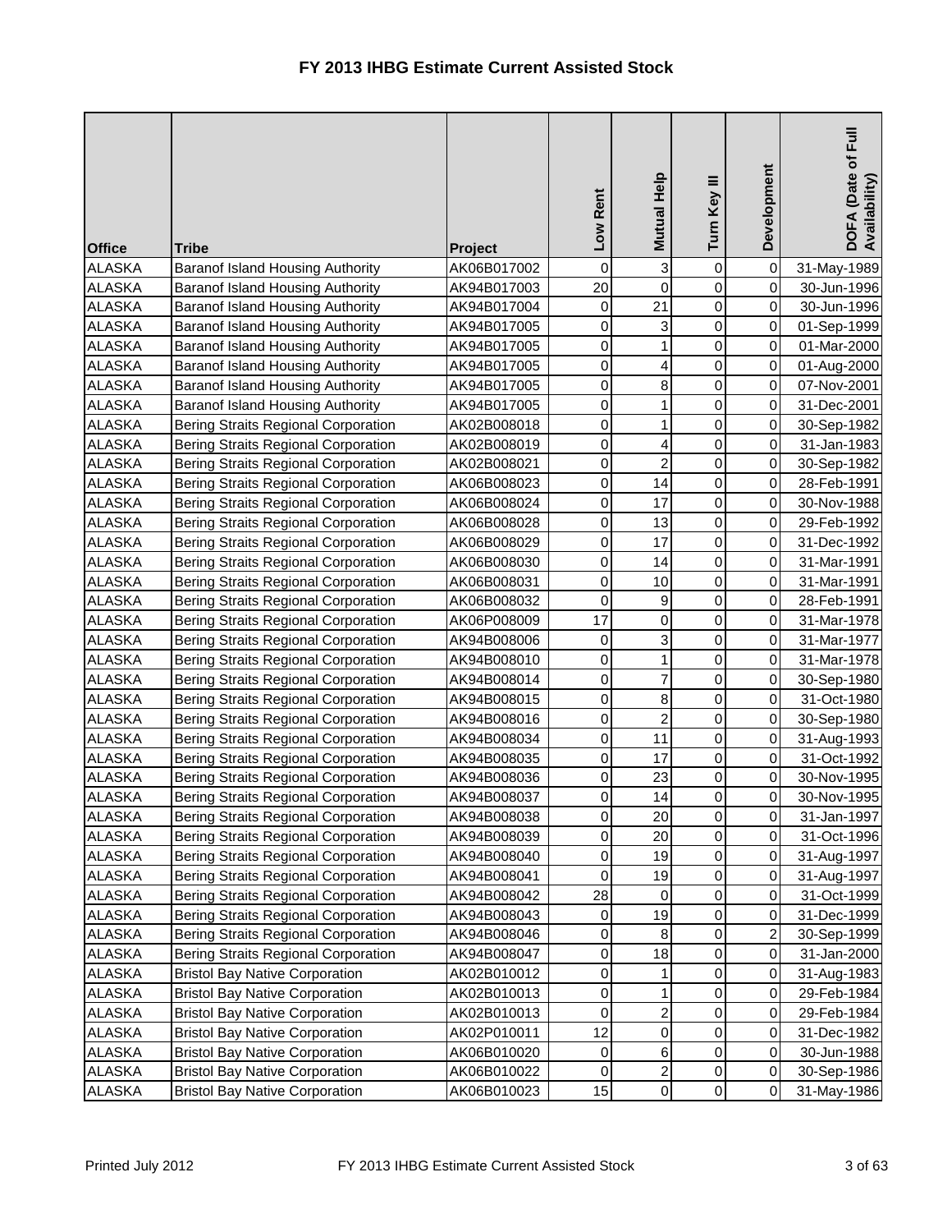# FY 2013 IHBG Estimate Current Assisted Stock

| Office | Tribe | Project | Low Rent | Mutual Help | Turn Key III | Development | DOFA (Date of Full Availability) |
|---|---|---|---|---|---|---|---|
| ALASKA | Baranof Island Housing Authority | AK06B017002 | 0 | 3 | 0 | 0 | 31-May-1989 |
| ALASKA | Baranof Island Housing Authority | AK94B017003 | 20 | 0 | 0 | 0 | 30-Jun-1996 |
| ALASKA | Baranof Island Housing Authority | AK94B017004 | 0 | 21 | 0 | 0 | 30-Jun-1996 |
| ALASKA | Baranof Island Housing Authority | AK94B017005 | 0 | 3 | 0 | 0 | 01-Sep-1999 |
| ALASKA | Baranof Island Housing Authority | AK94B017005 | 0 | 1 | 0 | 0 | 01-Mar-2000 |
| ALASKA | Baranof Island Housing Authority | AK94B017005 | 0 | 4 | 0 | 0 | 01-Aug-2000 |
| ALASKA | Baranof Island Housing Authority | AK94B017005 | 0 | 8 | 0 | 0 | 07-Nov-2001 |
| ALASKA | Baranof Island Housing Authority | AK94B017005 | 0 | 1 | 0 | 0 | 31-Dec-2001 |
| ALASKA | Bering Straits Regional Corporation | AK02B008018 | 0 | 1 | 0 | 0 | 30-Sep-1982 |
| ALASKA | Bering Straits Regional Corporation | AK02B008019 | 0 | 4 | 0 | 0 | 31-Jan-1983 |
| ALASKA | Bering Straits Regional Corporation | AK02B008021 | 0 | 2 | 0 | 0 | 30-Sep-1982 |
| ALASKA | Bering Straits Regional Corporation | AK06B008023 | 0 | 14 | 0 | 0 | 28-Feb-1991 |
| ALASKA | Bering Straits Regional Corporation | AK06B008024 | 0 | 17 | 0 | 0 | 30-Nov-1988 |
| ALASKA | Bering Straits Regional Corporation | AK06B008028 | 0 | 13 | 0 | 0 | 29-Feb-1992 |
| ALASKA | Bering Straits Regional Corporation | AK06B008029 | 0 | 17 | 0 | 0 | 31-Dec-1992 |
| ALASKA | Bering Straits Regional Corporation | AK06B008030 | 0 | 14 | 0 | 0 | 31-Mar-1991 |
| ALASKA | Bering Straits Regional Corporation | AK06B008031 | 0 | 10 | 0 | 0 | 31-Mar-1991 |
| ALASKA | Bering Straits Regional Corporation | AK06B008032 | 0 | 9 | 0 | 0 | 28-Feb-1991 |
| ALASKA | Bering Straits Regional Corporation | AK06P008009 | 17 | 0 | 0 | 0 | 31-Mar-1978 |
| ALASKA | Bering Straits Regional Corporation | AK94B008006 | 0 | 3 | 0 | 0 | 31-Mar-1977 |
| ALASKA | Bering Straits Regional Corporation | AK94B008010 | 0 | 1 | 0 | 0 | 31-Mar-1978 |
| ALASKA | Bering Straits Regional Corporation | AK94B008014 | 0 | 7 | 0 | 0 | 30-Sep-1980 |
| ALASKA | Bering Straits Regional Corporation | AK94B008015 | 0 | 8 | 0 | 0 | 31-Oct-1980 |
| ALASKA | Bering Straits Regional Corporation | AK94B008016 | 0 | 2 | 0 | 0 | 30-Sep-1980 |
| ALASKA | Bering Straits Regional Corporation | AK94B008034 | 0 | 11 | 0 | 0 | 31-Aug-1993 |
| ALASKA | Bering Straits Regional Corporation | AK94B008035 | 0 | 17 | 0 | 0 | 31-Oct-1992 |
| ALASKA | Bering Straits Regional Corporation | AK94B008036 | 0 | 23 | 0 | 0 | 30-Nov-1995 |
| ALASKA | Bering Straits Regional Corporation | AK94B008037 | 0 | 14 | 0 | 0 | 30-Nov-1995 |
| ALASKA | Bering Straits Regional Corporation | AK94B008038 | 0 | 20 | 0 | 0 | 31-Jan-1997 |
| ALASKA | Bering Straits Regional Corporation | AK94B008039 | 0 | 20 | 0 | 0 | 31-Oct-1996 |
| ALASKA | Bering Straits Regional Corporation | AK94B008040 | 0 | 19 | 0 | 0 | 31-Aug-1997 |
| ALASKA | Bering Straits Regional Corporation | AK94B008041 | 0 | 19 | 0 | 0 | 31-Aug-1997 |
| ALASKA | Bering Straits Regional Corporation | AK94B008042 | 28 | 0 | 0 | 0 | 31-Oct-1999 |
| ALASKA | Bering Straits Regional Corporation | AK94B008043 | 0 | 19 | 0 | 0 | 31-Dec-1999 |
| ALASKA | Bering Straits Regional Corporation | AK94B008046 | 0 | 8 | 0 | 2 | 30-Sep-1999 |
| ALASKA | Bering Straits Regional Corporation | AK94B008047 | 0 | 18 | 0 | 0 | 31-Jan-2000 |
| ALASKA | Bristol Bay Native Corporation | AK02B010012 | 0 | 1 | 0 | 0 | 31-Aug-1983 |
| ALASKA | Bristol Bay Native Corporation | AK02B010013 | 0 | 1 | 0 | 0 | 29-Feb-1984 |
| ALASKA | Bristol Bay Native Corporation | AK02B010013 | 0 | 2 | 0 | 0 | 29-Feb-1984 |
| ALASKA | Bristol Bay Native Corporation | AK02P010011 | 12 | 0 | 0 | 0 | 31-Dec-1982 |
| ALASKA | Bristol Bay Native Corporation | AK06B010020 | 0 | 6 | 0 | 0 | 30-Jun-1988 |
| ALASKA | Bristol Bay Native Corporation | AK06B010022 | 0 | 2 | 0 | 0 | 30-Sep-1986 |
| ALASKA | Bristol Bay Native Corporation | AK06B010023 | 15 | 0 | 0 | 0 | 31-May-1986 |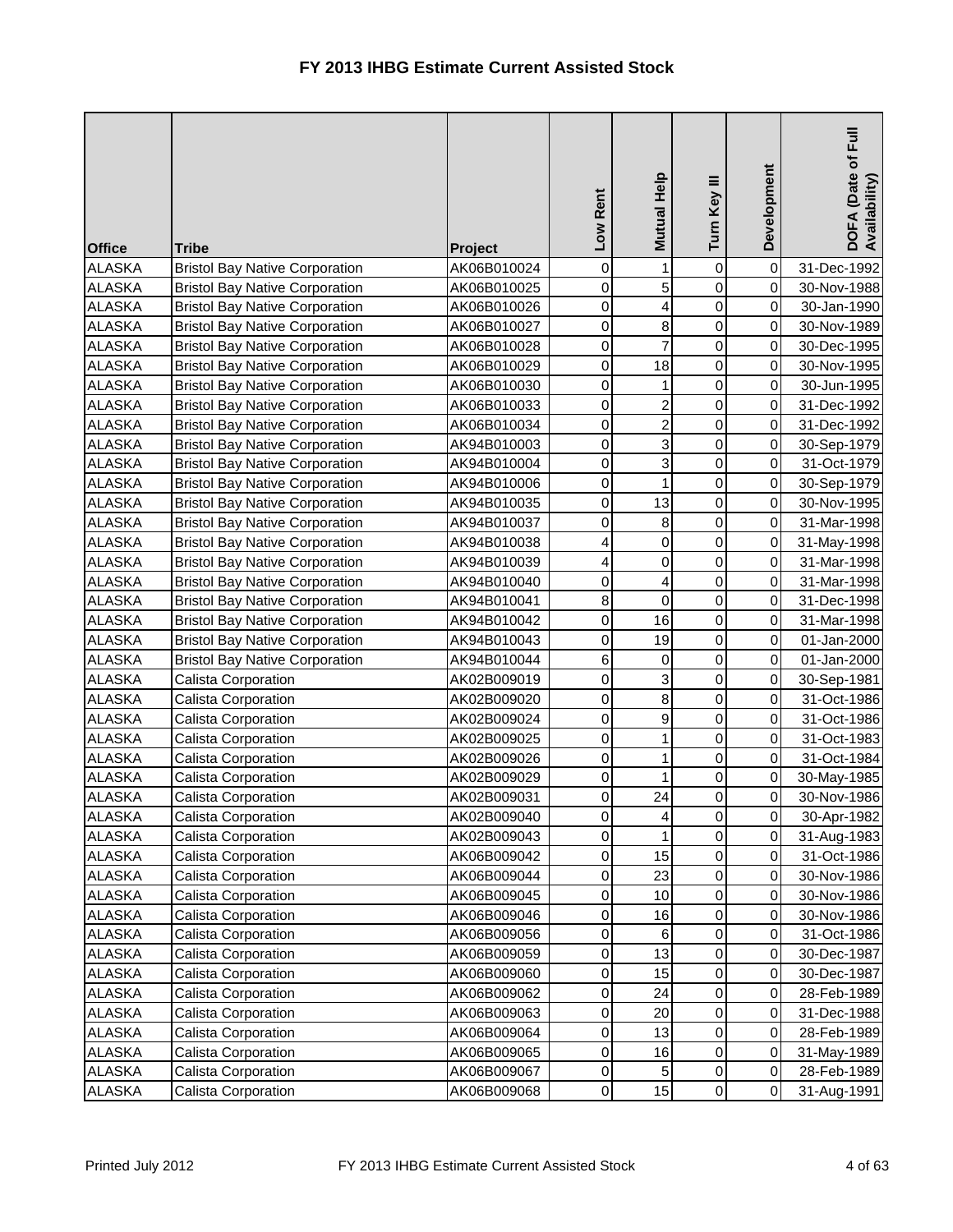# FY 2013 IHBG Estimate Current Assisted Stock

| Office | Tribe | Project | Low Rent | Mutual Help | Turn Key III | Development | DOFA (Date of Full Availability) |
|---|---|---|---|---|---|---|---|
| ALASKA | Bristol Bay Native Corporation | AK06B010024 | 0 | 1 | 0 | 0 | 31-Dec-1992 |
| ALASKA | Bristol Bay Native Corporation | AK06B010025 | 0 | 5 | 0 | 0 | 30-Nov-1988 |
| ALASKA | Bristol Bay Native Corporation | AK06B010026 | 0 | 4 | 0 | 0 | 30-Jan-1990 |
| ALASKA | Bristol Bay Native Corporation | AK06B010027 | 0 | 8 | 0 | 0 | 30-Nov-1989 |
| ALASKA | Bristol Bay Native Corporation | AK06B010028 | 0 | 7 | 0 | 0 | 30-Dec-1995 |
| ALASKA | Bristol Bay Native Corporation | AK06B010029 | 0 | 18 | 0 | 0 | 30-Nov-1995 |
| ALASKA | Bristol Bay Native Corporation | AK06B010030 | 0 | 1 | 0 | 0 | 30-Jun-1995 |
| ALASKA | Bristol Bay Native Corporation | AK06B010033 | 0 | 2 | 0 | 0 | 31-Dec-1992 |
| ALASKA | Bristol Bay Native Corporation | AK06B010034 | 0 | 2 | 0 | 0 | 31-Dec-1992 |
| ALASKA | Bristol Bay Native Corporation | AK94B010003 | 0 | 3 | 0 | 0 | 30-Sep-1979 |
| ALASKA | Bristol Bay Native Corporation | AK94B010004 | 0 | 3 | 0 | 0 | 31-Oct-1979 |
| ALASKA | Bristol Bay Native Corporation | AK94B010006 | 0 | 1 | 0 | 0 | 30-Sep-1979 |
| ALASKA | Bristol Bay Native Corporation | AK94B010035 | 0 | 13 | 0 | 0 | 30-Nov-1995 |
| ALASKA | Bristol Bay Native Corporation | AK94B010037 | 0 | 8 | 0 | 0 | 31-Mar-1998 |
| ALASKA | Bristol Bay Native Corporation | AK94B010038 | 4 | 0 | 0 | 0 | 31-May-1998 |
| ALASKA | Bristol Bay Native Corporation | AK94B010039 | 4 | 0 | 0 | 0 | 31-Mar-1998 |
| ALASKA | Bristol Bay Native Corporation | AK94B010040 | 0 | 4 | 0 | 0 | 31-Mar-1998 |
| ALASKA | Bristol Bay Native Corporation | AK94B010041 | 8 | 0 | 0 | 0 | 31-Dec-1998 |
| ALASKA | Bristol Bay Native Corporation | AK94B010042 | 0 | 16 | 0 | 0 | 31-Mar-1998 |
| ALASKA | Bristol Bay Native Corporation | AK94B010043 | 0 | 19 | 0 | 0 | 01-Jan-2000 |
| ALASKA | Bristol Bay Native Corporation | AK94B010044 | 6 | 0 | 0 | 0 | 01-Jan-2000 |
| ALASKA | Calista Corporation | AK02B009019 | 0 | 3 | 0 | 0 | 30-Sep-1981 |
| ALASKA | Calista Corporation | AK02B009020 | 0 | 8 | 0 | 0 | 31-Oct-1986 |
| ALASKA | Calista Corporation | AK02B009024 | 0 | 9 | 0 | 0 | 31-Oct-1986 |
| ALASKA | Calista Corporation | AK02B009025 | 0 | 1 | 0 | 0 | 31-Oct-1983 |
| ALASKA | Calista Corporation | AK02B009026 | 0 | 1 | 0 | 0 | 31-Oct-1984 |
| ALASKA | Calista Corporation | AK02B009029 | 0 | 1 | 0 | 0 | 30-May-1985 |
| ALASKA | Calista Corporation | AK02B009031 | 0 | 24 | 0 | 0 | 30-Nov-1986 |
| ALASKA | Calista Corporation | AK02B009040 | 0 | 4 | 0 | 0 | 30-Apr-1982 |
| ALASKA | Calista Corporation | AK02B009043 | 0 | 1 | 0 | 0 | 31-Aug-1983 |
| ALASKA | Calista Corporation | AK06B009042 | 0 | 15 | 0 | 0 | 31-Oct-1986 |
| ALASKA | Calista Corporation | AK06B009044 | 0 | 23 | 0 | 0 | 30-Nov-1986 |
| ALASKA | Calista Corporation | AK06B009045 | 0 | 10 | 0 | 0 | 30-Nov-1986 |
| ALASKA | Calista Corporation | AK06B009046 | 0 | 16 | 0 | 0 | 30-Nov-1986 |
| ALASKA | Calista Corporation | AK06B009056 | 0 | 6 | 0 | 0 | 31-Oct-1986 |
| ALASKA | Calista Corporation | AK06B009059 | 0 | 13 | 0 | 0 | 30-Dec-1987 |
| ALASKA | Calista Corporation | AK06B009060 | 0 | 15 | 0 | 0 | 30-Dec-1987 |
| ALASKA | Calista Corporation | AK06B009062 | 0 | 24 | 0 | 0 | 28-Feb-1989 |
| ALASKA | Calista Corporation | AK06B009063 | 0 | 20 | 0 | 0 | 31-Dec-1988 |
| ALASKA | Calista Corporation | AK06B009064 | 0 | 13 | 0 | 0 | 28-Feb-1989 |
| ALASKA | Calista Corporation | AK06B009065 | 0 | 16 | 0 | 0 | 31-May-1989 |
| ALASKA | Calista Corporation | AK06B009067 | 0 | 5 | 0 | 0 | 28-Feb-1989 |
| ALASKA | Calista Corporation | AK06B009068 | 0 | 15 | 0 | 0 | 31-Aug-1991 |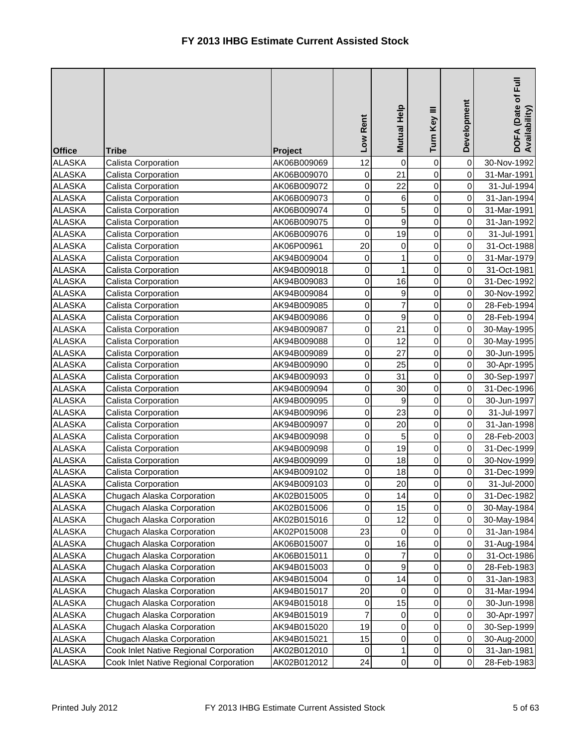# FY 2013 IHBG Estimate Current Assisted Stock

| Office | Tribe | Project | Low Rent | Mutual Help | Turn Key III | Development | DOFA (Date of Full Availability) |
|---|---|---|---|---|---|---|---|
| ALASKA | Calista Corporation | AK06B009069 | 12 | 0 | 0 | 0 | 30-Nov-1992 |
| ALASKA | Calista Corporation | AK06B009070 | 0 | 21 | 0 | 0 | 31-Mar-1991 |
| ALASKA | Calista Corporation | AK06B009072 | 0 | 22 | 0 | 0 | 31-Jul-1994 |
| ALASKA | Calista Corporation | AK06B009073 | 0 | 6 | 0 | 0 | 31-Jan-1994 |
| ALASKA | Calista Corporation | AK06B009074 | 0 | 5 | 0 | 0 | 31-Mar-1991 |
| ALASKA | Calista Corporation | AK06B009075 | 0 | 9 | 0 | 0 | 31-Jan-1992 |
| ALASKA | Calista Corporation | AK06B009076 | 0 | 19 | 0 | 0 | 31-Jul-1991 |
| ALASKA | Calista Corporation | AK06P00961 | 20 | 0 | 0 | 0 | 31-Oct-1988 |
| ALASKA | Calista Corporation | AK94B009004 | 0 | 1 | 0 | 0 | 31-Mar-1979 |
| ALASKA | Calista Corporation | AK94B009018 | 0 | 1 | 0 | 0 | 31-Oct-1981 |
| ALASKA | Calista Corporation | AK94B009083 | 0 | 16 | 0 | 0 | 31-Dec-1992 |
| ALASKA | Calista Corporation | AK94B009084 | 0 | 9 | 0 | 0 | 30-Nov-1992 |
| ALASKA | Calista Corporation | AK94B009085 | 0 | 7 | 0 | 0 | 28-Feb-1994 |
| ALASKA | Calista Corporation | AK94B009086 | 0 | 9 | 0 | 0 | 28-Feb-1994 |
| ALASKA | Calista Corporation | AK94B009087 | 0 | 21 | 0 | 0 | 30-May-1995 |
| ALASKA | Calista Corporation | AK94B009088 | 0 | 12 | 0 | 0 | 30-May-1995 |
| ALASKA | Calista Corporation | AK94B009089 | 0 | 27 | 0 | 0 | 30-Jun-1995 |
| ALASKA | Calista Corporation | AK94B009090 | 0 | 25 | 0 | 0 | 30-Apr-1995 |
| ALASKA | Calista Corporation | AK94B009093 | 0 | 31 | 0 | 0 | 30-Sep-1997 |
| ALASKA | Calista Corporation | AK94B009094 | 0 | 30 | 0 | 0 | 31-Dec-1996 |
| ALASKA | Calista Corporation | AK94B009095 | 0 | 9 | 0 | 0 | 30-Jun-1997 |
| ALASKA | Calista Corporation | AK94B009096 | 0 | 23 | 0 | 0 | 31-Jul-1997 |
| ALASKA | Calista Corporation | AK94B009097 | 0 | 20 | 0 | 0 | 31-Jan-1998 |
| ALASKA | Calista Corporation | AK94B009098 | 0 | 5 | 0 | 0 | 28-Feb-2003 |
| ALASKA | Calista Corporation | AK94B009098 | 0 | 19 | 0 | 0 | 31-Dec-1999 |
| ALASKA | Calista Corporation | AK94B009099 | 0 | 18 | 0 | 0 | 30-Nov-1999 |
| ALASKA | Calista Corporation | AK94B009102 | 0 | 18 | 0 | 0 | 31-Dec-1999 |
| ALASKA | Calista Corporation | AK94B009103 | 0 | 20 | 0 | 0 | 31-Jul-2000 |
| ALASKA | Chugach Alaska Corporation | AK02B015005 | 0 | 14 | 0 | 0 | 31-Dec-1982 |
| ALASKA | Chugach Alaska Corporation | AK02B015006 | 0 | 15 | 0 | 0 | 30-May-1984 |
| ALASKA | Chugach Alaska Corporation | AK02B015016 | 0 | 12 | 0 | 0 | 30-May-1984 |
| ALASKA | Chugach Alaska Corporation | AK02P015008 | 23 | 0 | 0 | 0 | 31-Jan-1984 |
| ALASKA | Chugach Alaska Corporation | AK06B015007 | 0 | 16 | 0 | 0 | 31-Aug-1984 |
| ALASKA | Chugach Alaska Corporation | AK06B015011 | 0 | 7 | 0 | 0 | 31-Oct-1986 |
| ALASKA | Chugach Alaska Corporation | AK94B015003 | 0 | 9 | 0 | 0 | 28-Feb-1983 |
| ALASKA | Chugach Alaska Corporation | AK94B015004 | 0 | 14 | 0 | 0 | 31-Jan-1983 |
| ALASKA | Chugach Alaska Corporation | AK94B015017 | 20 | 0 | 0 | 0 | 31-Mar-1994 |
| ALASKA | Chugach Alaska Corporation | AK94B015018 | 0 | 15 | 0 | 0 | 30-Jun-1998 |
| ALASKA | Chugach Alaska Corporation | AK94B015019 | 7 | 0 | 0 | 0 | 30-Apr-1997 |
| ALASKA | Chugach Alaska Corporation | AK94B015020 | 19 | 0 | 0 | 0 | 30-Sep-1999 |
| ALASKA | Chugach Alaska Corporation | AK94B015021 | 15 | 0 | 0 | 0 | 30-Aug-2000 |
| ALASKA | Cook Inlet Native Regional Corporation | AK02B012010 | 0 | 1 | 0 | 0 | 31-Jan-1981 |
| ALASKA | Cook Inlet Native Regional Corporation | AK02B012012 | 24 | 0 | 0 | 0 | 28-Feb-1983 |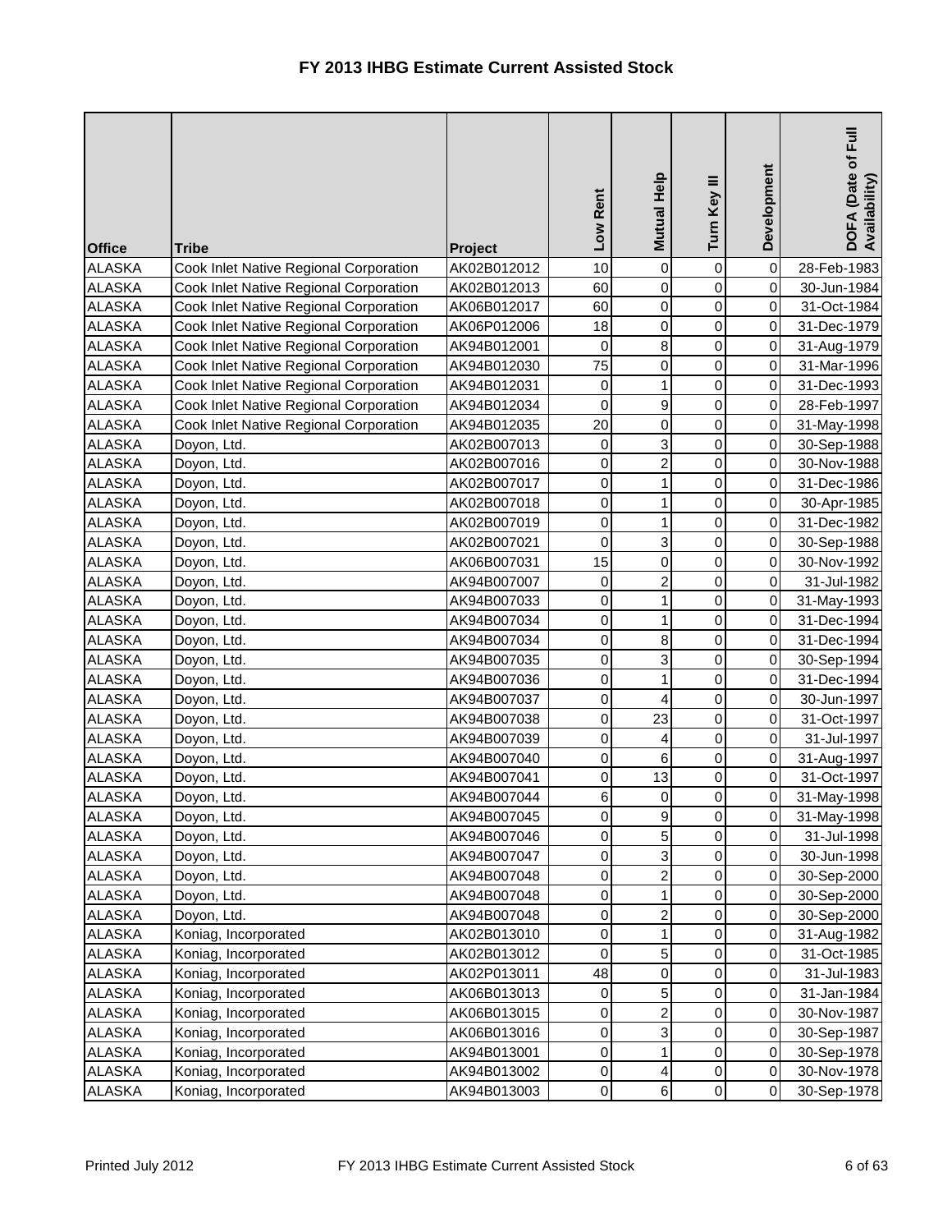# FY 2013 IHBG Estimate Current Assisted Stock

| Office | Tribe | Project | Low Rent | Mutual Help | Turn Key III | Development | DOFA (Date of Full Availability) |
|---|---|---|---|---|---|---|---|
| ALASKA | Cook Inlet Native Regional Corporation | AK02B012012 | 10 | 0 | 0 | 0 | 28-Feb-1983 |
| ALASKA | Cook Inlet Native Regional Corporation | AK02B012013 | 60 | 0 | 0 | 0 | 30-Jun-1984 |
| ALASKA | Cook Inlet Native Regional Corporation | AK06B012017 | 60 | 0 | 0 | 0 | 31-Oct-1984 |
| ALASKA | Cook Inlet Native Regional Corporation | AK06P012006 | 18 | 0 | 0 | 0 | 31-Dec-1979 |
| ALASKA | Cook Inlet Native Regional Corporation | AK94B012001 | 0 | 8 | 0 | 0 | 31-Aug-1979 |
| ALASKA | Cook Inlet Native Regional Corporation | AK94B012030 | 75 | 0 | 0 | 0 | 31-Mar-1996 |
| ALASKA | Cook Inlet Native Regional Corporation | AK94B012031 | 0 | 1 | 0 | 0 | 31-Dec-1993 |
| ALASKA | Cook Inlet Native Regional Corporation | AK94B012034 | 0 | 9 | 0 | 0 | 28-Feb-1997 |
| ALASKA | Cook Inlet Native Regional Corporation | AK94B012035 | 20 | 0 | 0 | 0 | 31-May-1998 |
| ALASKA | Doyon, Ltd. | AK02B007013 | 0 | 3 | 0 | 0 | 30-Sep-1988 |
| ALASKA | Doyon, Ltd. | AK02B007016 | 0 | 2 | 0 | 0 | 30-Nov-1988 |
| ALASKA | Doyon, Ltd. | AK02B007017 | 0 | 1 | 0 | 0 | 31-Dec-1986 |
| ALASKA | Doyon, Ltd. | AK02B007018 | 0 | 1 | 0 | 0 | 30-Apr-1985 |
| ALASKA | Doyon, Ltd. | AK02B007019 | 0 | 1 | 0 | 0 | 31-Dec-1982 |
| ALASKA | Doyon, Ltd. | AK02B007021 | 0 | 3 | 0 | 0 | 30-Sep-1988 |
| ALASKA | Doyon, Ltd. | AK06B007031 | 15 | 0 | 0 | 0 | 30-Nov-1992 |
| ALASKA | Doyon, Ltd. | AK94B007007 | 0 | 2 | 0 | 0 | 31-Jul-1982 |
| ALASKA | Doyon, Ltd. | AK94B007033 | 0 | 1 | 0 | 0 | 31-May-1993 |
| ALASKA | Doyon, Ltd. | AK94B007034 | 0 | 1 | 0 | 0 | 31-Dec-1994 |
| ALASKA | Doyon, Ltd. | AK94B007034 | 0 | 8 | 0 | 0 | 31-Dec-1994 |
| ALASKA | Doyon, Ltd. | AK94B007035 | 0 | 3 | 0 | 0 | 30-Sep-1994 |
| ALASKA | Doyon, Ltd. | AK94B007036 | 0 | 1 | 0 | 0 | 31-Dec-1994 |
| ALASKA | Doyon, Ltd. | AK94B007037 | 0 | 4 | 0 | 0 | 30-Jun-1997 |
| ALASKA | Doyon, Ltd. | AK94B007038 | 0 | 23 | 0 | 0 | 31-Oct-1997 |
| ALASKA | Doyon, Ltd. | AK94B007039 | 0 | 4 | 0 | 0 | 31-Jul-1997 |
| ALASKA | Doyon, Ltd. | AK94B007040 | 0 | 6 | 0 | 0 | 31-Aug-1997 |
| ALASKA | Doyon, Ltd. | AK94B007041 | 0 | 13 | 0 | 0 | 31-Oct-1997 |
| ALASKA | Doyon, Ltd. | AK94B007044 | 6 | 0 | 0 | 0 | 31-May-1998 |
| ALASKA | Doyon, Ltd. | AK94B007045 | 0 | 9 | 0 | 0 | 31-May-1998 |
| ALASKA | Doyon, Ltd. | AK94B007046 | 0 | 5 | 0 | 0 | 31-Jul-1998 |
| ALASKA | Doyon, Ltd. | AK94B007047 | 0 | 3 | 0 | 0 | 30-Jun-1998 |
| ALASKA | Doyon, Ltd. | AK94B007048 | 0 | 2 | 0 | 0 | 30-Sep-2000 |
| ALASKA | Doyon, Ltd. | AK94B007048 | 0 | 1 | 0 | 0 | 30-Sep-2000 |
| ALASKA | Doyon, Ltd. | AK94B007048 | 0 | 2 | 0 | 0 | 30-Sep-2000 |
| ALASKA | Koniag, Incorporated | AK02B013010 | 0 | 1 | 0 | 0 | 31-Aug-1982 |
| ALASKA | Koniag, Incorporated | AK02B013012 | 0 | 5 | 0 | 0 | 31-Oct-1985 |
| ALASKA | Koniag, Incorporated | AK02P013011 | 48 | 0 | 0 | 0 | 31-Jul-1983 |
| ALASKA | Koniag, Incorporated | AK06B013013 | 0 | 5 | 0 | 0 | 31-Jan-1984 |
| ALASKA | Koniag, Incorporated | AK06B013015 | 0 | 2 | 0 | 0 | 30-Nov-1987 |
| ALASKA | Koniag, Incorporated | AK06B013016 | 0 | 3 | 0 | 0 | 30-Sep-1987 |
| ALASKA | Koniag, Incorporated | AK94B013001 | 0 | 1 | 0 | 0 | 30-Sep-1978 |
| ALASKA | Koniag, Incorporated | AK94B013002 | 0 | 4 | 0 | 0 | 30-Nov-1978 |
| ALASKA | Koniag, Incorporated | AK94B013003 | 0 | 6 | 0 | 0 | 30-Sep-1978 |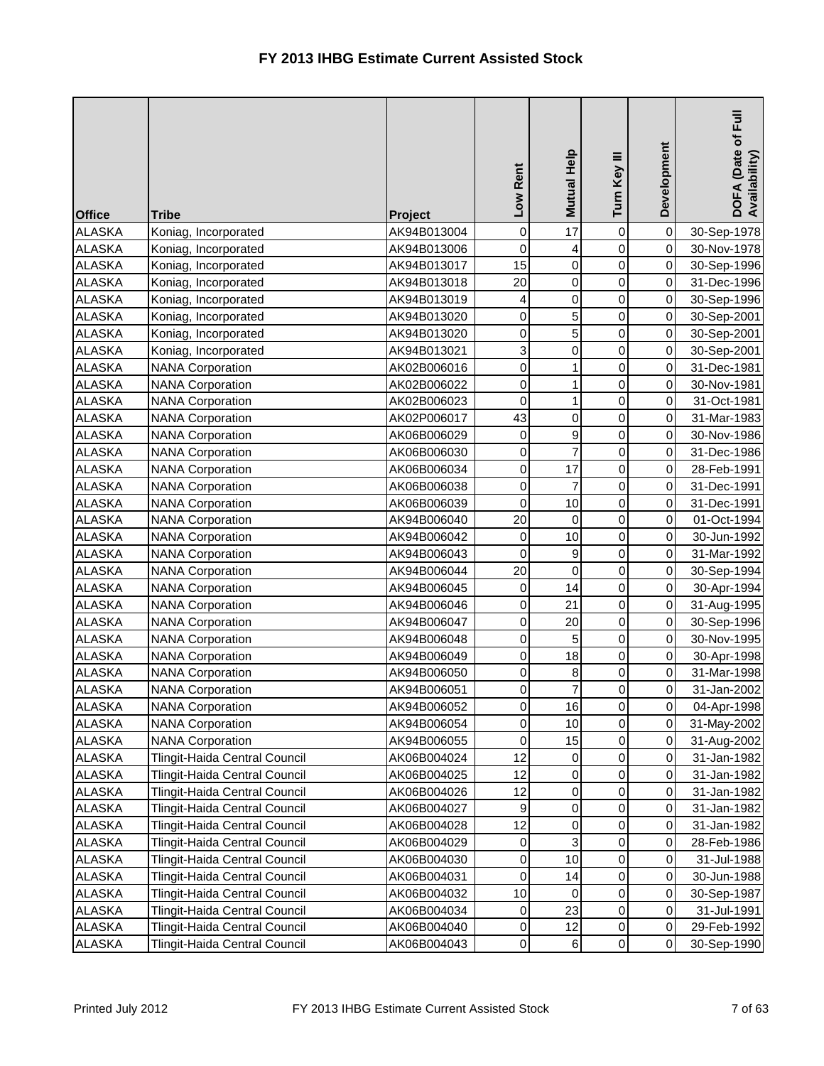# FY 2013 IHBG Estimate Current Assisted Stock

| Office | Tribe | Project | Low Rent | Mutual Help | Turn Key III | Development | DOFA (Date of Full Availability) |
|---|---|---|---|---|---|---|---|
| ALASKA | Koniag, Incorporated | AK94B013004 | 0 | 17 | 0 | 0 | 30-Sep-1978 |
| ALASKA | Koniag, Incorporated | AK94B013006 | 0 | 4 | 0 | 0 | 30-Nov-1978 |
| ALASKA | Koniag, Incorporated | AK94B013017 | 15 | 0 | 0 | 0 | 30-Sep-1996 |
| ALASKA | Koniag, Incorporated | AK94B013018 | 20 | 0 | 0 | 0 | 31-Dec-1996 |
| ALASKA | Koniag, Incorporated | AK94B013019 | 4 | 0 | 0 | 0 | 30-Sep-1996 |
| ALASKA | Koniag, Incorporated | AK94B013020 | 0 | 5 | 0 | 0 | 30-Sep-2001 |
| ALASKA | Koniag, Incorporated | AK94B013020 | 0 | 5 | 0 | 0 | 30-Sep-2001 |
| ALASKA | Koniag, Incorporated | AK94B013021 | 3 | 0 | 0 | 0 | 30-Sep-2001 |
| ALASKA | NANA Corporation | AK02B006016 | 0 | 1 | 0 | 0 | 31-Dec-1981 |
| ALASKA | NANA Corporation | AK02B006022 | 0 | 1 | 0 | 0 | 30-Nov-1981 |
| ALASKA | NANA Corporation | AK02B006023 | 0 | 1 | 0 | 0 | 31-Oct-1981 |
| ALASKA | NANA Corporation | AK02P006017 | 43 | 0 | 0 | 0 | 31-Mar-1983 |
| ALASKA | NANA Corporation | AK06B006029 | 0 | 9 | 0 | 0 | 30-Nov-1986 |
| ALASKA | NANA Corporation | AK06B006030 | 0 | 7 | 0 | 0 | 31-Dec-1986 |
| ALASKA | NANA Corporation | AK06B006034 | 0 | 17 | 0 | 0 | 28-Feb-1991 |
| ALASKA | NANA Corporation | AK06B006038 | 0 | 7 | 0 | 0 | 31-Dec-1991 |
| ALASKA | NANA Corporation | AK06B006039 | 0 | 10 | 0 | 0 | 31-Dec-1991 |
| ALASKA | NANA Corporation | AK94B006040 | 20 | 0 | 0 | 0 | 01-Oct-1994 |
| ALASKA | NANA Corporation | AK94B006042 | 0 | 10 | 0 | 0 | 30-Jun-1992 |
| ALASKA | NANA Corporation | AK94B006043 | 0 | 9 | 0 | 0 | 31-Mar-1992 |
| ALASKA | NANA Corporation | AK94B006044 | 20 | 0 | 0 | 0 | 30-Sep-1994 |
| ALASKA | NANA Corporation | AK94B006045 | 0 | 14 | 0 | 0 | 30-Apr-1994 |
| ALASKA | NANA Corporation | AK94B006046 | 0 | 21 | 0 | 0 | 31-Aug-1995 |
| ALASKA | NANA Corporation | AK94B006047 | 0 | 20 | 0 | 0 | 30-Sep-1996 |
| ALASKA | NANA Corporation | AK94B006048 | 0 | 5 | 0 | 0 | 30-Nov-1995 |
| ALASKA | NANA Corporation | AK94B006049 | 0 | 18 | 0 | 0 | 30-Apr-1998 |
| ALASKA | NANA Corporation | AK94B006050 | 0 | 8 | 0 | 0 | 31-Mar-1998 |
| ALASKA | NANA Corporation | AK94B006051 | 0 | 7 | 0 | 0 | 31-Jan-2002 |
| ALASKA | NANA Corporation | AK94B006052 | 0 | 16 | 0 | 0 | 04-Apr-1998 |
| ALASKA | NANA Corporation | AK94B006054 | 0 | 10 | 0 | 0 | 31-May-2002 |
| ALASKA | NANA Corporation | AK94B006055 | 0 | 15 | 0 | 0 | 31-Aug-2002 |
| ALASKA | Tlingit-Haida Central Council | AK06B004024 | 12 | 0 | 0 | 0 | 31-Jan-1982 |
| ALASKA | Tlingit-Haida Central Council | AK06B004025 | 12 | 0 | 0 | 0 | 31-Jan-1982 |
| ALASKA | Tlingit-Haida Central Council | AK06B004026 | 12 | 0 | 0 | 0 | 31-Jan-1982 |
| ALASKA | Tlingit-Haida Central Council | AK06B004027 | 9 | 0 | 0 | 0 | 31-Jan-1982 |
| ALASKA | Tlingit-Haida Central Council | AK06B004028 | 12 | 0 | 0 | 0 | 31-Jan-1982 |
| ALASKA | Tlingit-Haida Central Council | AK06B004029 | 0 | 3 | 0 | 0 | 28-Feb-1986 |
| ALASKA | Tlingit-Haida Central Council | AK06B004030 | 0 | 10 | 0 | 0 | 31-Jul-1988 |
| ALASKA | Tlingit-Haida Central Council | AK06B004031 | 0 | 14 | 0 | 0 | 30-Jun-1988 |
| ALASKA | Tlingit-Haida Central Council | AK06B004032 | 10 | 0 | 0 | 0 | 30-Sep-1987 |
| ALASKA | Tlingit-Haida Central Council | AK06B004034 | 0 | 23 | 0 | 0 | 31-Jul-1991 |
| ALASKA | Tlingit-Haida Central Council | AK06B004040 | 0 | 12 | 0 | 0 | 29-Feb-1992 |
| ALASKA | Tlingit-Haida Central Council | AK06B004043 | 0 | 6 | 0 | 0 | 30-Sep-1990 |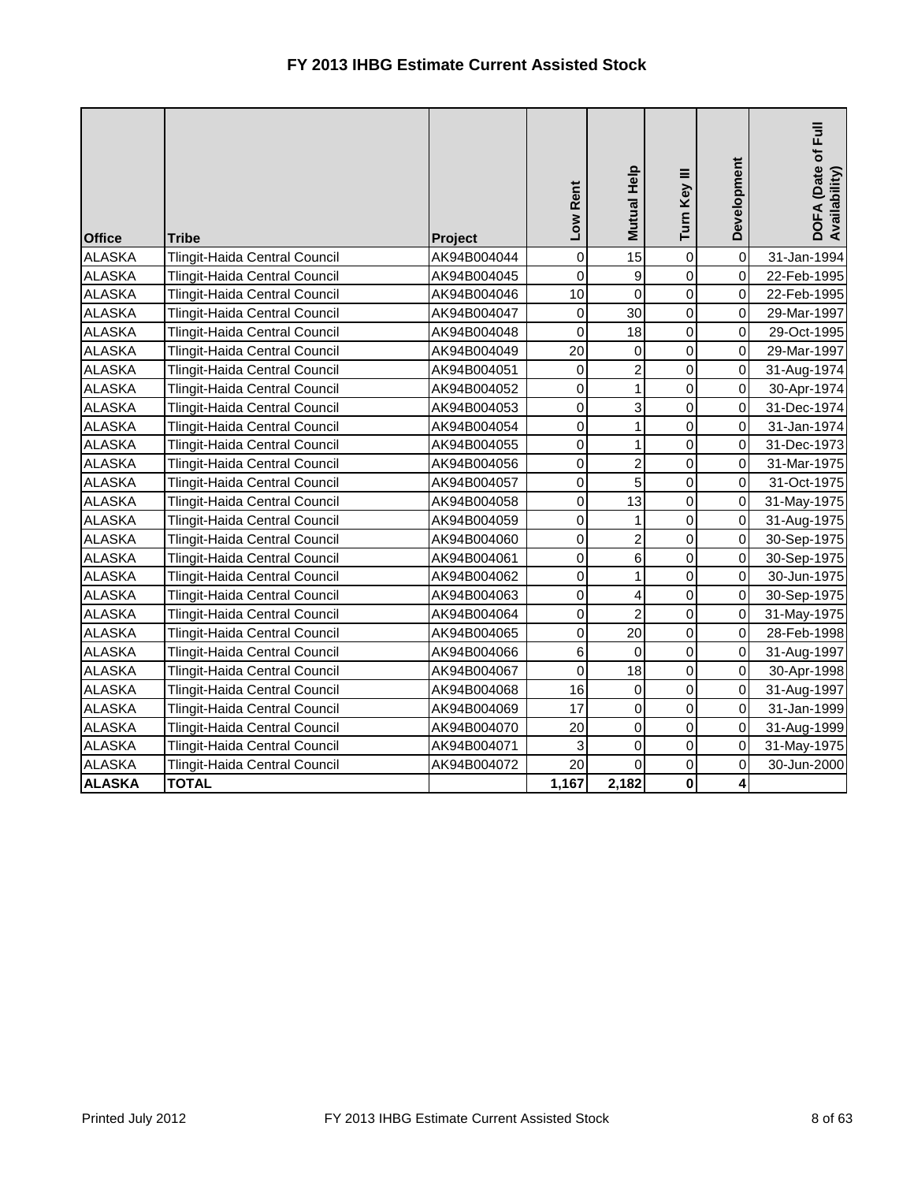# FY 2013 IHBG Estimate Current Assisted Stock

| Office | Tribe | Project | Low Rent | Mutual Help | Turn Key III | Development | DOFA (Date of Full Availability) |
|---|---|---|---|---|---|---|---|
| ALASKA | Tlingit-Haida Central Council | AK94B004044 | 0 | 15 | 0 | 0 | 31-Jan-1994 |
| ALASKA | Tlingit-Haida Central Council | AK94B004045 | 0 | 9 | 0 | 0 | 22-Feb-1995 |
| ALASKA | Tlingit-Haida Central Council | AK94B004046 | 10 | 0 | 0 | 0 | 22-Feb-1995 |
| ALASKA | Tlingit-Haida Central Council | AK94B004047 | 0 | 30 | 0 | 0 | 29-Mar-1997 |
| ALASKA | Tlingit-Haida Central Council | AK94B004048 | 0 | 18 | 0 | 0 | 29-Oct-1995 |
| ALASKA | Tlingit-Haida Central Council | AK94B004049 | 20 | 0 | 0 | 0 | 29-Mar-1997 |
| ALASKA | Tlingit-Haida Central Council | AK94B004051 | 0 | 2 | 0 | 0 | 31-Aug-1974 |
| ALASKA | Tlingit-Haida Central Council | AK94B004052 | 0 | 1 | 0 | 0 | 30-Apr-1974 |
| ALASKA | Tlingit-Haida Central Council | AK94B004053 | 0 | 3 | 0 | 0 | 31-Dec-1974 |
| ALASKA | Tlingit-Haida Central Council | AK94B004054 | 0 | 1 | 0 | 0 | 31-Jan-1974 |
| ALASKA | Tlingit-Haida Central Council | AK94B004055 | 0 | 1 | 0 | 0 | 31-Dec-1973 |
| ALASKA | Tlingit-Haida Central Council | AK94B004056 | 0 | 2 | 0 | 0 | 31-Mar-1975 |
| ALASKA | Tlingit-Haida Central Council | AK94B004057 | 0 | 5 | 0 | 0 | 31-Oct-1975 |
| ALASKA | Tlingit-Haida Central Council | AK94B004058 | 0 | 13 | 0 | 0 | 31-May-1975 |
| ALASKA | Tlingit-Haida Central Council | AK94B004059 | 0 | 1 | 0 | 0 | 31-Aug-1975 |
| ALASKA | Tlingit-Haida Central Council | AK94B004060 | 0 | 2 | 0 | 0 | 30-Sep-1975 |
| ALASKA | Tlingit-Haida Central Council | AK94B004061 | 0 | 6 | 0 | 0 | 30-Sep-1975 |
| ALASKA | Tlingit-Haida Central Council | AK94B004062 | 0 | 1 | 0 | 0 | 30-Jun-1975 |
| ALASKA | Tlingit-Haida Central Council | AK94B004063 | 0 | 4 | 0 | 0 | 30-Sep-1975 |
| ALASKA | Tlingit-Haida Central Council | AK94B004064 | 0 | 2 | 0 | 0 | 31-May-1975 |
| ALASKA | Tlingit-Haida Central Council | AK94B004065 | 0 | 20 | 0 | 0 | 28-Feb-1998 |
| ALASKA | Tlingit-Haida Central Council | AK94B004066 | 6 | 0 | 0 | 0 | 31-Aug-1997 |
| ALASKA | Tlingit-Haida Central Council | AK94B004067 | 0 | 18 | 0 | 0 | 30-Apr-1998 |
| ALASKA | Tlingit-Haida Central Council | AK94B004068 | 16 | 0 | 0 | 0 | 31-Aug-1997 |
| ALASKA | Tlingit-Haida Central Council | AK94B004069 | 17 | 0 | 0 | 0 | 31-Jan-1999 |
| ALASKA | Tlingit-Haida Central Council | AK94B004070 | 20 | 0 | 0 | 0 | 31-Aug-1999 |
| ALASKA | Tlingit-Haida Central Council | AK94B004071 | 3 | 0 | 0 | 0 | 31-May-1975 |
| ALASKA | Tlingit-Haida Central Council | AK94B004072 | 20 | 0 | 0 | 0 | 30-Jun-2000 |
| **ALASKA** | **TOTAL** | | **1,167** | **2,182** | **0** | **4** | |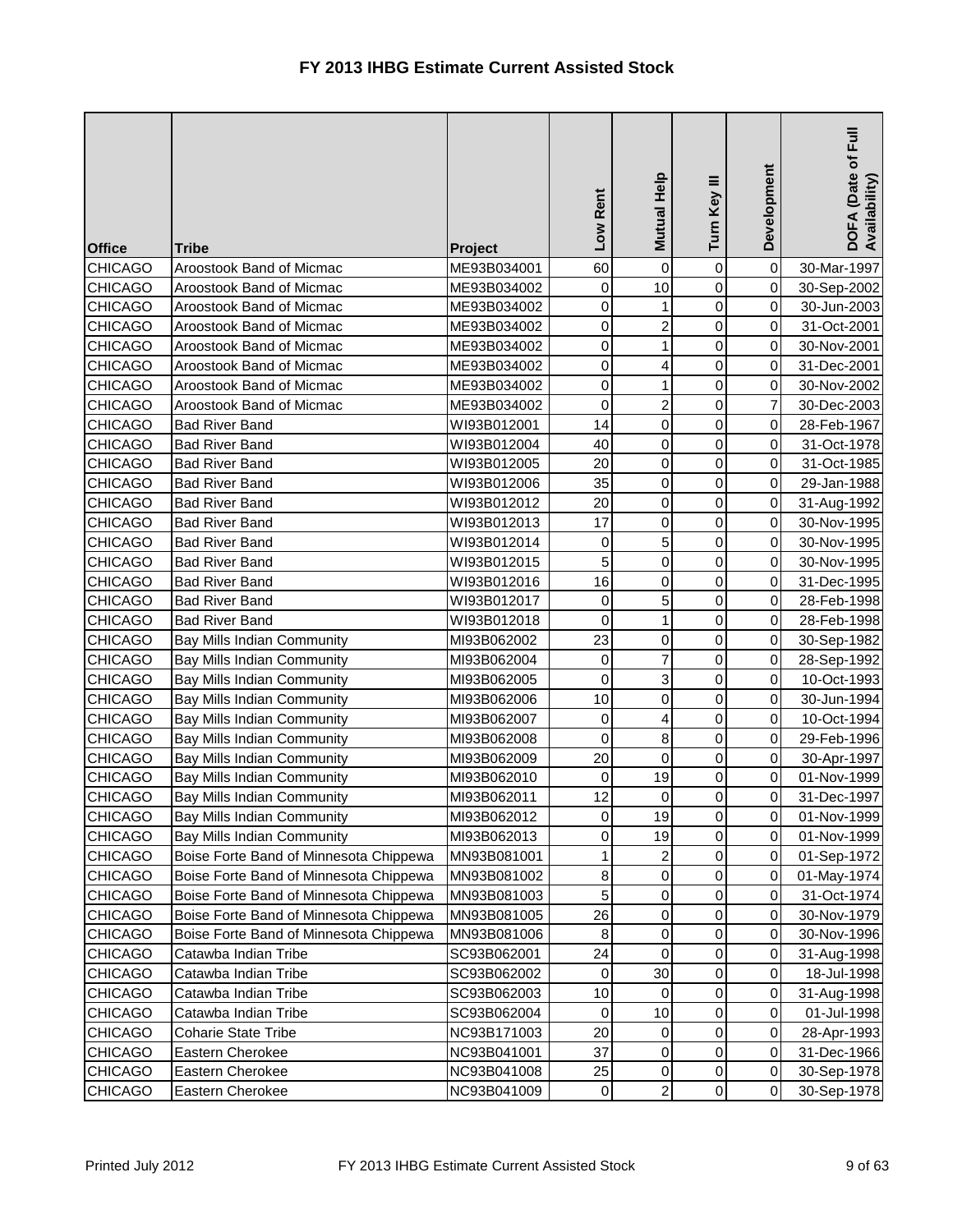# FY 2013 IHBG Estimate Current Assisted Stock

| Office | Tribe | Project | Low Rent | Mutual Help | Turn Key III | Development | DOFA (Date of Full Availability) |
|---|---|---|---|---|---|---|---|
| CHICAGO | Aroostook Band of Micmac | ME93B034001 | 60 | 0 | 0 | 0 | 30-Mar-1997 |
| CHICAGO | Aroostook Band of Micmac | ME93B034002 | 0 | 10 | 0 | 0 | 30-Sep-2002 |
| CHICAGO | Aroostook Band of Micmac | ME93B034002 | 0 | 1 | 0 | 0 | 30-Jun-2003 |
| CHICAGO | Aroostook Band of Micmac | ME93B034002 | 0 | 2 | 0 | 0 | 31-Oct-2001 |
| CHICAGO | Aroostook Band of Micmac | ME93B034002 | 0 | 1 | 0 | 0 | 30-Nov-2001 |
| CHICAGO | Aroostook Band of Micmac | ME93B034002 | 0 | 4 | 0 | 0 | 31-Dec-2001 |
| CHICAGO | Aroostook Band of Micmac | ME93B034002 | 0 | 1 | 0 | 0 | 30-Nov-2002 |
| CHICAGO | Aroostook Band of Micmac | ME93B034002 | 0 | 2 | 0 | 7 | 30-Dec-2003 |
| CHICAGO | Bad River Band | WI93B012001 | 14 | 0 | 0 | 0 | 28-Feb-1967 |
| CHICAGO | Bad River Band | WI93B012004 | 40 | 0 | 0 | 0 | 31-Oct-1978 |
| CHICAGO | Bad River Band | WI93B012005 | 20 | 0 | 0 | 0 | 31-Oct-1985 |
| CHICAGO | Bad River Band | WI93B012006 | 35 | 0 | 0 | 0 | 29-Jan-1988 |
| CHICAGO | Bad River Band | WI93B012012 | 20 | 0 | 0 | 0 | 31-Aug-1992 |
| CHICAGO | Bad River Band | WI93B012013 | 17 | 0 | 0 | 0 | 30-Nov-1995 |
| CHICAGO | Bad River Band | WI93B012014 | 0 | 5 | 0 | 0 | 30-Nov-1995 |
| CHICAGO | Bad River Band | WI93B012015 | 5 | 0 | 0 | 0 | 30-Nov-1995 |
| CHICAGO | Bad River Band | WI93B012016 | 16 | 0 | 0 | 0 | 31-Dec-1995 |
| CHICAGO | Bad River Band | WI93B012017 | 0 | 5 | 0 | 0 | 28-Feb-1998 |
| CHICAGO | Bad River Band | WI93B012018 | 0 | 1 | 0 | 0 | 28-Feb-1998 |
| CHICAGO | Bay Mills Indian Community | MI93B062002 | 23 | 0 | 0 | 0 | 30-Sep-1982 |
| CHICAGO | Bay Mills Indian Community | MI93B062004 | 0 | 7 | 0 | 0 | 28-Sep-1992 |
| CHICAGO | Bay Mills Indian Community | MI93B062005 | 0 | 3 | 0 | 0 | 10-Oct-1993 |
| CHICAGO | Bay Mills Indian Community | MI93B062006 | 10 | 0 | 0 | 0 | 30-Jun-1994 |
| CHICAGO | Bay Mills Indian Community | MI93B062007 | 0 | 4 | 0 | 0 | 10-Oct-1994 |
| CHICAGO | Bay Mills Indian Community | MI93B062008 | 0 | 8 | 0 | 0 | 29-Feb-1996 |
| CHICAGO | Bay Mills Indian Community | MI93B062009 | 20 | 0 | 0 | 0 | 30-Apr-1997 |
| CHICAGO | Bay Mills Indian Community | MI93B062010 | 0 | 19 | 0 | 0 | 01-Nov-1999 |
| CHICAGO | Bay Mills Indian Community | MI93B062011 | 12 | 0 | 0 | 0 | 31-Dec-1997 |
| CHICAGO | Bay Mills Indian Community | MI93B062012 | 0 | 19 | 0 | 0 | 01-Nov-1999 |
| CHICAGO | Bay Mills Indian Community | MI93B062013 | 0 | 19 | 0 | 0 | 01-Nov-1999 |
| CHICAGO | Boise Forte Band of Minnesota Chippewa | MN93B081001 | 1 | 2 | 0 | 0 | 01-Sep-1972 |
| CHICAGO | Boise Forte Band of Minnesota Chippewa | MN93B081002 | 8 | 0 | 0 | 0 | 01-May-1974 |
| CHICAGO | Boise Forte Band of Minnesota Chippewa | MN93B081003 | 5 | 0 | 0 | 0 | 31-Oct-1974 |
| CHICAGO | Boise Forte Band of Minnesota Chippewa | MN93B081005 | 26 | 0 | 0 | 0 | 30-Nov-1979 |
| CHICAGO | Boise Forte Band of Minnesota Chippewa | MN93B081006 | 8 | 0 | 0 | 0 | 30-Nov-1996 |
| CHICAGO | Catawba Indian Tribe | SC93B062001 | 24 | 0 | 0 | 0 | 31-Aug-1998 |
| CHICAGO | Catawba Indian Tribe | SC93B062002 | 0 | 30 | 0 | 0 | 18-Jul-1998 |
| CHICAGO | Catawba Indian Tribe | SC93B062003 | 10 | 0 | 0 | 0 | 31-Aug-1998 |
| CHICAGO | Catawba Indian Tribe | SC93B062004 | 0 | 10 | 0 | 0 | 01-Jul-1998 |
| CHICAGO | Coharie State Tribe | NC93B171003 | 20 | 0 | 0 | 0 | 28-Apr-1993 |
| CHICAGO | Eastern Cherokee | NC93B041001 | 37 | 0 | 0 | 0 | 31-Dec-1966 |
| CHICAGO | Eastern Cherokee | NC93B041008 | 25 | 0 | 0 | 0 | 30-Sep-1978 |
| CHICAGO | Eastern Cherokee | NC93B041009 | 0 | 2 | 0 | 0 | 30-Sep-1978 |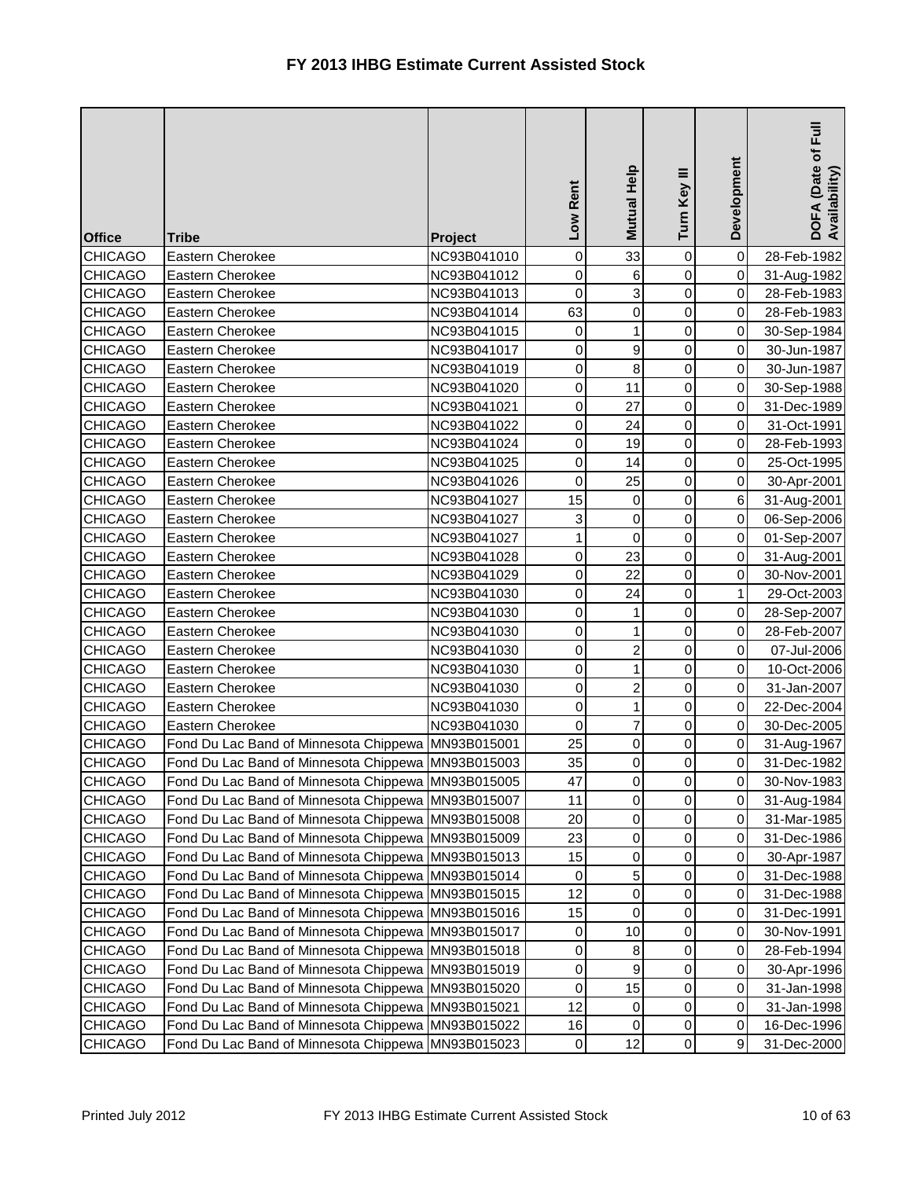# FY 2013 IHBG Estimate Current Assisted Stock

| Office | Tribe | Project | Low Rent | Mutual Help | Turn Key III | Development | DOFA (Date of Full Availability) |
|---|---|---|---|---|---|---|---|
| CHICAGO | Eastern Cherokee | NC93B041010 | 0 | 33 | 0 | 0 | 28-Feb-1982 |
| CHICAGO | Eastern Cherokee | NC93B041012 | 0 | 6 | 0 | 0 | 31-Aug-1982 |
| CHICAGO | Eastern Cherokee | NC93B041013 | 0 | 3 | 0 | 0 | 28-Feb-1983 |
| CHICAGO | Eastern Cherokee | NC93B041014 | 63 | 0 | 0 | 0 | 28-Feb-1983 |
| CHICAGO | Eastern Cherokee | NC93B041015 | 0 | 1 | 0 | 0 | 30-Sep-1984 |
| CHICAGO | Eastern Cherokee | NC93B041017 | 0 | 9 | 0 | 0 | 30-Jun-1987 |
| CHICAGO | Eastern Cherokee | NC93B041019 | 0 | 8 | 0 | 0 | 30-Jun-1987 |
| CHICAGO | Eastern Cherokee | NC93B041020 | 0 | 11 | 0 | 0 | 30-Sep-1988 |
| CHICAGO | Eastern Cherokee | NC93B041021 | 0 | 27 | 0 | 0 | 31-Dec-1989 |
| CHICAGO | Eastern Cherokee | NC93B041022 | 0 | 24 | 0 | 0 | 31-Oct-1991 |
| CHICAGO | Eastern Cherokee | NC93B041024 | 0 | 19 | 0 | 0 | 28-Feb-1993 |
| CHICAGO | Eastern Cherokee | NC93B041025 | 0 | 14 | 0 | 0 | 25-Oct-1995 |
| CHICAGO | Eastern Cherokee | NC93B041026 | 0 | 25 | 0 | 0 | 30-Apr-2001 |
| CHICAGO | Eastern Cherokee | NC93B041027 | 15 | 0 | 0 | 6 | 31-Aug-2001 |
| CHICAGO | Eastern Cherokee | NC93B041027 | 3 | 0 | 0 | 0 | 06-Sep-2006 |
| CHICAGO | Eastern Cherokee | NC93B041027 | 1 | 0 | 0 | 0 | 01-Sep-2007 |
| CHICAGO | Eastern Cherokee | NC93B041028 | 0 | 23 | 0 | 0 | 31-Aug-2001 |
| CHICAGO | Eastern Cherokee | NC93B041029 | 0 | 22 | 0 | 0 | 30-Nov-2001 |
| CHICAGO | Eastern Cherokee | NC93B041030 | 0 | 24 | 0 | 1 | 29-Oct-2003 |
| CHICAGO | Eastern Cherokee | NC93B041030 | 0 | 1 | 0 | 0 | 28-Sep-2007 |
| CHICAGO | Eastern Cherokee | NC93B041030 | 0 | 1 | 0 | 0 | 28-Feb-2007 |
| CHICAGO | Eastern Cherokee | NC93B041030 | 0 | 2 | 0 | 0 | 07-Jul-2006 |
| CHICAGO | Eastern Cherokee | NC93B041030 | 0 | 1 | 0 | 0 | 10-Oct-2006 |
| CHICAGO | Eastern Cherokee | NC93B041030 | 0 | 2 | 0 | 0 | 31-Jan-2007 |
| CHICAGO | Eastern Cherokee | NC93B041030 | 0 | 1 | 0 | 0 | 22-Dec-2004 |
| CHICAGO | Eastern Cherokee | NC93B041030 | 0 | 7 | 0 | 0 | 30-Dec-2005 |
| CHICAGO | Fond Du Lac Band of Minnesota Chippewa | MN93B015001 | 25 | 0 | 0 | 0 | 31-Aug-1967 |
| CHICAGO | Fond Du Lac Band of Minnesota Chippewa | MN93B015003 | 35 | 0 | 0 | 0 | 31-Dec-1982 |
| CHICAGO | Fond Du Lac Band of Minnesota Chippewa | MN93B015005 | 47 | 0 | 0 | 0 | 30-Nov-1983 |
| CHICAGO | Fond Du Lac Band of Minnesota Chippewa | MN93B015007 | 11 | 0 | 0 | 0 | 31-Aug-1984 |
| CHICAGO | Fond Du Lac Band of Minnesota Chippewa | MN93B015008 | 20 | 0 | 0 | 0 | 31-Mar-1985 |
| CHICAGO | Fond Du Lac Band of Minnesota Chippewa | MN93B015009 | 23 | 0 | 0 | 0 | 31-Dec-1986 |
| CHICAGO | Fond Du Lac Band of Minnesota Chippewa | MN93B015013 | 15 | 0 | 0 | 0 | 30-Apr-1987 |
| CHICAGO | Fond Du Lac Band of Minnesota Chippewa | MN93B015014 | 0 | 5 | 0 | 0 | 31-Dec-1988 |
| CHICAGO | Fond Du Lac Band of Minnesota Chippewa | MN93B015015 | 12 | 0 | 0 | 0 | 31-Dec-1988 |
| CHICAGO | Fond Du Lac Band of Minnesota Chippewa | MN93B015016 | 15 | 0 | 0 | 0 | 31-Dec-1991 |
| CHICAGO | Fond Du Lac Band of Minnesota Chippewa | MN93B015017 | 0 | 10 | 0 | 0 | 30-Nov-1991 |
| CHICAGO | Fond Du Lac Band of Minnesota Chippewa | MN93B015018 | 0 | 8 | 0 | 0 | 28-Feb-1994 |
| CHICAGO | Fond Du Lac Band of Minnesota Chippewa | MN93B015019 | 0 | 9 | 0 | 0 | 30-Apr-1996 |
| CHICAGO | Fond Du Lac Band of Minnesota Chippewa | MN93B015020 | 0 | 15 | 0 | 0 | 31-Jan-1998 |
| CHICAGO | Fond Du Lac Band of Minnesota Chippewa | MN93B015021 | 12 | 0 | 0 | 0 | 31-Jan-1998 |
| CHICAGO | Fond Du Lac Band of Minnesota Chippewa | MN93B015022 | 16 | 0 | 0 | 0 | 16-Dec-1996 |
| CHICAGO | Fond Du Lac Band of Minnesota Chippewa | MN93B015023 | 0 | 12 | 0 | 9 | 31-Dec-2000 |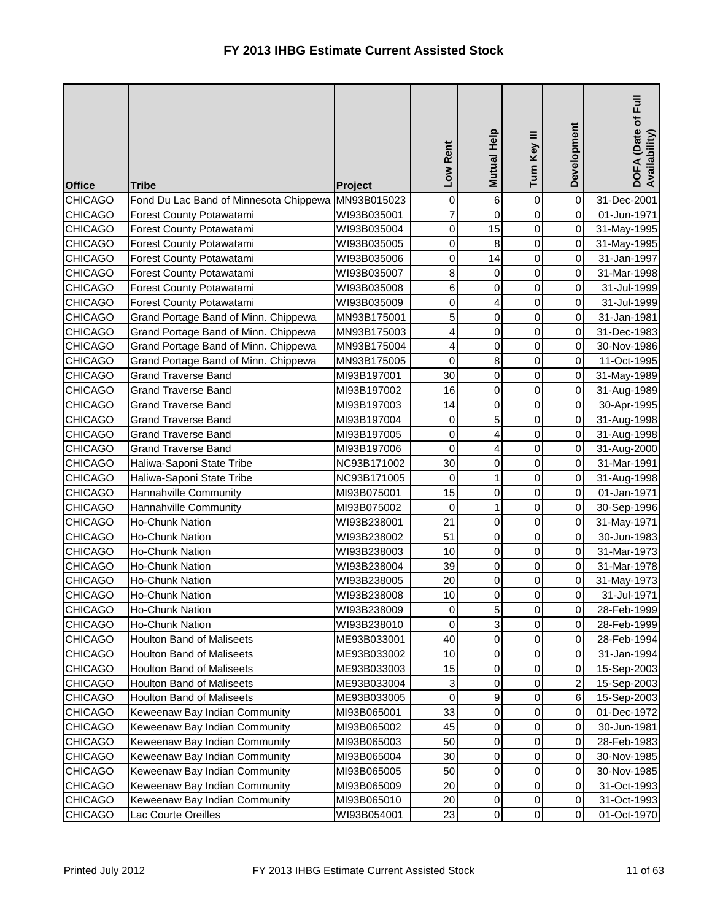# FY 2013 IHBG Estimate Current Assisted Stock

| Office | Tribe | Project | Low Rent | Mutual Help | Turn Key III | Development | DOFA (Date of Full Availability) |
|---|---|---|---|---|---|---|---|
| CHICAGO | Fond Du Lac Band of Minnesota Chippewa | MN93B015023 | 0 | 6 | 0 | 0 | 31-Dec-2001 |
| CHICAGO | Forest County Potawatami | WI93B035001 | 7 | 0 | 0 | 0 | 01-Jun-1971 |
| CHICAGO | Forest County Potawatami | WI93B035004 | 0 | 15 | 0 | 0 | 31-May-1995 |
| CHICAGO | Forest County Potawatami | WI93B035005 | 0 | 8 | 0 | 0 | 31-May-1995 |
| CHICAGO | Forest County Potawatami | WI93B035006 | 0 | 14 | 0 | 0 | 31-Jan-1997 |
| CHICAGO | Forest County Potawatami | WI93B035007 | 8 | 0 | 0 | 0 | 31-Mar-1998 |
| CHICAGO | Forest County Potawatami | WI93B035008 | 6 | 0 | 0 | 0 | 31-Jul-1999 |
| CHICAGO | Forest County Potawatami | WI93B035009 | 0 | 4 | 0 | 0 | 31-Jul-1999 |
| CHICAGO | Grand Portage Band of Minn. Chippewa | MN93B175001 | 5 | 0 | 0 | 0 | 31-Jan-1981 |
| CHICAGO | Grand Portage Band of Minn. Chippewa | MN93B175003 | 4 | 0 | 0 | 0 | 31-Dec-1983 |
| CHICAGO | Grand Portage Band of Minn. Chippewa | MN93B175004 | 4 | 0 | 0 | 0 | 30-Nov-1986 |
| CHICAGO | Grand Portage Band of Minn. Chippewa | MN93B175005 | 0 | 8 | 0 | 0 | 11-Oct-1995 |
| CHICAGO | Grand Traverse Band | MI93B197001 | 30 | 0 | 0 | 0 | 31-May-1989 |
| CHICAGO | Grand Traverse Band | MI93B197002 | 16 | 0 | 0 | 0 | 31-Aug-1989 |
| CHICAGO | Grand Traverse Band | MI93B197003 | 14 | 0 | 0 | 0 | 30-Apr-1995 |
| CHICAGO | Grand Traverse Band | MI93B197004 | 0 | 5 | 0 | 0 | 31-Aug-1998 |
| CHICAGO | Grand Traverse Band | MI93B197005 | 0 | 4 | 0 | 0 | 31-Aug-1998 |
| CHICAGO | Grand Traverse Band | MI93B197006 | 0 | 4 | 0 | 0 | 31-Aug-2000 |
| CHICAGO | Haliwa-Saponi State Tribe | NC93B171002 | 30 | 0 | 0 | 0 | 31-Mar-1991 |
| CHICAGO | Haliwa-Saponi State Tribe | NC93B171005 | 0 | 1 | 0 | 0 | 31-Aug-1998 |
| CHICAGO | Hannahville Community | MI93B075001 | 15 | 0 | 0 | 0 | 01-Jan-1971 |
| CHICAGO | Hannahville Community | MI93B075002 | 0 | 1 | 0 | 0 | 30-Sep-1996 |
| CHICAGO | Ho-Chunk Nation | WI93B238001 | 21 | 0 | 0 | 0 | 31-May-1971 |
| CHICAGO | Ho-Chunk Nation | WI93B238002 | 51 | 0 | 0 | 0 | 30-Jun-1983 |
| CHICAGO | Ho-Chunk Nation | WI93B238003 | 10 | 0 | 0 | 0 | 31-Mar-1973 |
| CHICAGO | Ho-Chunk Nation | WI93B238004 | 39 | 0 | 0 | 0 | 31-Mar-1978 |
| CHICAGO | Ho-Chunk Nation | WI93B238005 | 20 | 0 | 0 | 0 | 31-May-1973 |
| CHICAGO | Ho-Chunk Nation | WI93B238008 | 10 | 0 | 0 | 0 | 31-Jul-1971 |
| CHICAGO | Ho-Chunk Nation | WI93B238009 | 0 | 5 | 0 | 0 | 28-Feb-1999 |
| CHICAGO | Ho-Chunk Nation | WI93B238010 | 0 | 3 | 0 | 0 | 28-Feb-1999 |
| CHICAGO | Houlton Band of Maliseets | ME93B033001 | 40 | 0 | 0 | 0 | 28-Feb-1994 |
| CHICAGO | Houlton Band of Maliseets | ME93B033002 | 10 | 0 | 0 | 0 | 31-Jan-1994 |
| CHICAGO | Houlton Band of Maliseets | ME93B033003 | 15 | 0 | 0 | 0 | 15-Sep-2003 |
| CHICAGO | Houlton Band of Maliseets | ME93B033004 | 3 | 0 | 0 | 2 | 15-Sep-2003 |
| CHICAGO | Houlton Band of Maliseets | ME93B033005 | 0 | 9 | 0 | 6 | 15-Sep-2003 |
| CHICAGO | Keweenaw Bay Indian Community | MI93B065001 | 33 | 0 | 0 | 0 | 01-Dec-1972 |
| CHICAGO | Keweenaw Bay Indian Community | MI93B065002 | 45 | 0 | 0 | 0 | 30-Jun-1981 |
| CHICAGO | Keweenaw Bay Indian Community | MI93B065003 | 50 | 0 | 0 | 0 | 28-Feb-1983 |
| CHICAGO | Keweenaw Bay Indian Community | MI93B065004 | 30 | 0 | 0 | 0 | 30-Nov-1985 |
| CHICAGO | Keweenaw Bay Indian Community | MI93B065005 | 50 | 0 | 0 | 0 | 30-Nov-1985 |
| CHICAGO | Keweenaw Bay Indian Community | MI93B065009 | 20 | 0 | 0 | 0 | 31-Oct-1993 |
| CHICAGO | Keweenaw Bay Indian Community | MI93B065010 | 20 | 0 | 0 | 0 | 31-Oct-1993 |
| CHICAGO | Lac Courte Oreilles | WI93B054001 | 23 | 0 | 0 | 0 | 01-Oct-1970 |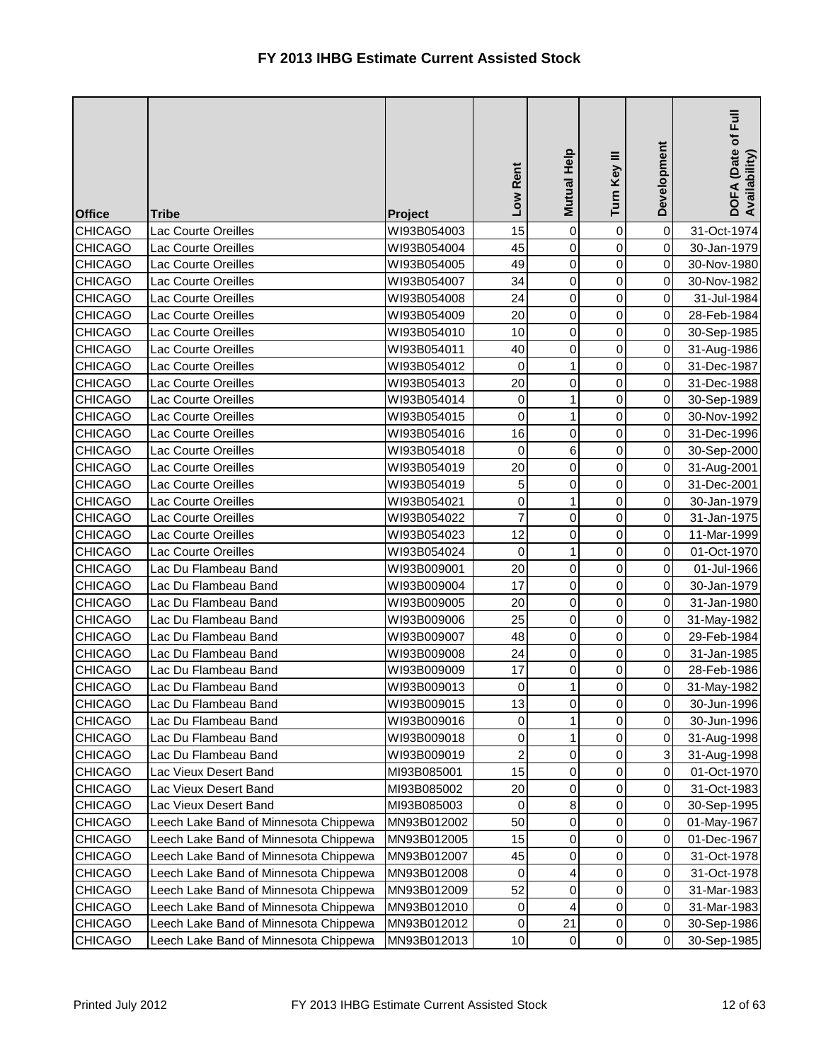# FY 2013 IHBG Estimate Current Assisted Stock

| Office | Tribe | Project | Low Rent | Mutual Help | Turn Key III | Development | DOFA (Date of Full Availability) |
|---|---|---|---|---|---|---|---|
| CHICAGO | Lac Courte Oreilles | WI93B054003 | 15 | 0 | 0 | 0 | 31-Oct-1974 |
| CHICAGO | Lac Courte Oreilles | WI93B054004 | 45 | 0 | 0 | 0 | 30-Jan-1979 |
| CHICAGO | Lac Courte Oreilles | WI93B054005 | 49 | 0 | 0 | 0 | 30-Nov-1980 |
| CHICAGO | Lac Courte Oreilles | WI93B054007 | 34 | 0 | 0 | 0 | 30-Nov-1982 |
| CHICAGO | Lac Courte Oreilles | WI93B054008 | 24 | 0 | 0 | 0 | 31-Jul-1984 |
| CHICAGO | Lac Courte Oreilles | WI93B054009 | 20 | 0 | 0 | 0 | 28-Feb-1984 |
| CHICAGO | Lac Courte Oreilles | WI93B054010 | 10 | 0 | 0 | 0 | 30-Sep-1985 |
| CHICAGO | Lac Courte Oreilles | WI93B054011 | 40 | 0 | 0 | 0 | 31-Aug-1986 |
| CHICAGO | Lac Courte Oreilles | WI93B054012 | 0 | 1 | 0 | 0 | 31-Dec-1987 |
| CHICAGO | Lac Courte Oreilles | WI93B054013 | 20 | 0 | 0 | 0 | 31-Dec-1988 |
| CHICAGO | Lac Courte Oreilles | WI93B054014 | 0 | 1 | 0 | 0 | 30-Sep-1989 |
| CHICAGO | Lac Courte Oreilles | WI93B054015 | 0 | 1 | 0 | 0 | 30-Nov-1992 |
| CHICAGO | Lac Courte Oreilles | WI93B054016 | 16 | 0 | 0 | 0 | 31-Dec-1996 |
| CHICAGO | Lac Courte Oreilles | WI93B054018 | 0 | 6 | 0 | 0 | 30-Sep-2000 |
| CHICAGO | Lac Courte Oreilles | WI93B054019 | 20 | 0 | 0 | 0 | 31-Aug-2001 |
| CHICAGO | Lac Courte Oreilles | WI93B054019 | 5 | 0 | 0 | 0 | 31-Dec-2001 |
| CHICAGO | Lac Courte Oreilles | WI93B054021 | 0 | 1 | 0 | 0 | 30-Jan-1979 |
| CHICAGO | Lac Courte Oreilles | WI93B054022 | 7 | 0 | 0 | 0 | 31-Jan-1975 |
| CHICAGO | Lac Courte Oreilles | WI93B054023 | 12 | 0 | 0 | 0 | 11-Mar-1999 |
| CHICAGO | Lac Courte Oreilles | WI93B054024 | 0 | 1 | 0 | 0 | 01-Oct-1970 |
| CHICAGO | Lac Du Flambeau Band | WI93B009001 | 20 | 0 | 0 | 0 | 01-Jul-1966 |
| CHICAGO | Lac Du Flambeau Band | WI93B009004 | 17 | 0 | 0 | 0 | 30-Jan-1979 |
| CHICAGO | Lac Du Flambeau Band | WI93B009005 | 20 | 0 | 0 | 0 | 31-Jan-1980 |
| CHICAGO | Lac Du Flambeau Band | WI93B009006 | 25 | 0 | 0 | 0 | 31-May-1982 |
| CHICAGO | Lac Du Flambeau Band | WI93B009007 | 48 | 0 | 0 | 0 | 29-Feb-1984 |
| CHICAGO | Lac Du Flambeau Band | WI93B009008 | 24 | 0 | 0 | 0 | 31-Jan-1985 |
| CHICAGO | Lac Du Flambeau Band | WI93B009009 | 17 | 0 | 0 | 0 | 28-Feb-1986 |
| CHICAGO | Lac Du Flambeau Band | WI93B009013 | 0 | 1 | 0 | 0 | 31-May-1982 |
| CHICAGO | Lac Du Flambeau Band | WI93B009015 | 13 | 0 | 0 | 0 | 30-Jun-1996 |
| CHICAGO | Lac Du Flambeau Band | WI93B009016 | 0 | 1 | 0 | 0 | 30-Jun-1996 |
| CHICAGO | Lac Du Flambeau Band | WI93B009018 | 0 | 1 | 0 | 0 | 31-Aug-1998 |
| CHICAGO | Lac Du Flambeau Band | WI93B009019 | 2 | 0 | 0 | 3 | 31-Aug-1998 |
| CHICAGO | Lac Vieux Desert Band | MI93B085001 | 15 | 0 | 0 | 0 | 01-Oct-1970 |
| CHICAGO | Lac Vieux Desert Band | MI93B085002 | 20 | 0 | 0 | 0 | 31-Oct-1983 |
| CHICAGO | Lac Vieux Desert Band | MI93B085003 | 0 | 8 | 0 | 0 | 30-Sep-1995 |
| CHICAGO | Leech Lake Band of Minnesota Chippewa | MN93B012002 | 50 | 0 | 0 | 0 | 01-May-1967 |
| CHICAGO | Leech Lake Band of Minnesota Chippewa | MN93B012005 | 15 | 0 | 0 | 0 | 01-Dec-1967 |
| CHICAGO | Leech Lake Band of Minnesota Chippewa | MN93B012007 | 45 | 0 | 0 | 0 | 31-Oct-1978 |
| CHICAGO | Leech Lake Band of Minnesota Chippewa | MN93B012008 | 0 | 4 | 0 | 0 | 31-Oct-1978 |
| CHICAGO | Leech Lake Band of Minnesota Chippewa | MN93B012009 | 52 | 0 | 0 | 0 | 31-Mar-1983 |
| CHICAGO | Leech Lake Band of Minnesota Chippewa | MN93B012010 | 0 | 4 | 0 | 0 | 31-Mar-1983 |
| CHICAGO | Leech Lake Band of Minnesota Chippewa | MN93B012012 | 0 | 21 | 0 | 0 | 30-Sep-1986 |
| CHICAGO | Leech Lake Band of Minnesota Chippewa | MN93B012013 | 10 | 0 | 0 | 0 | 30-Sep-1985 |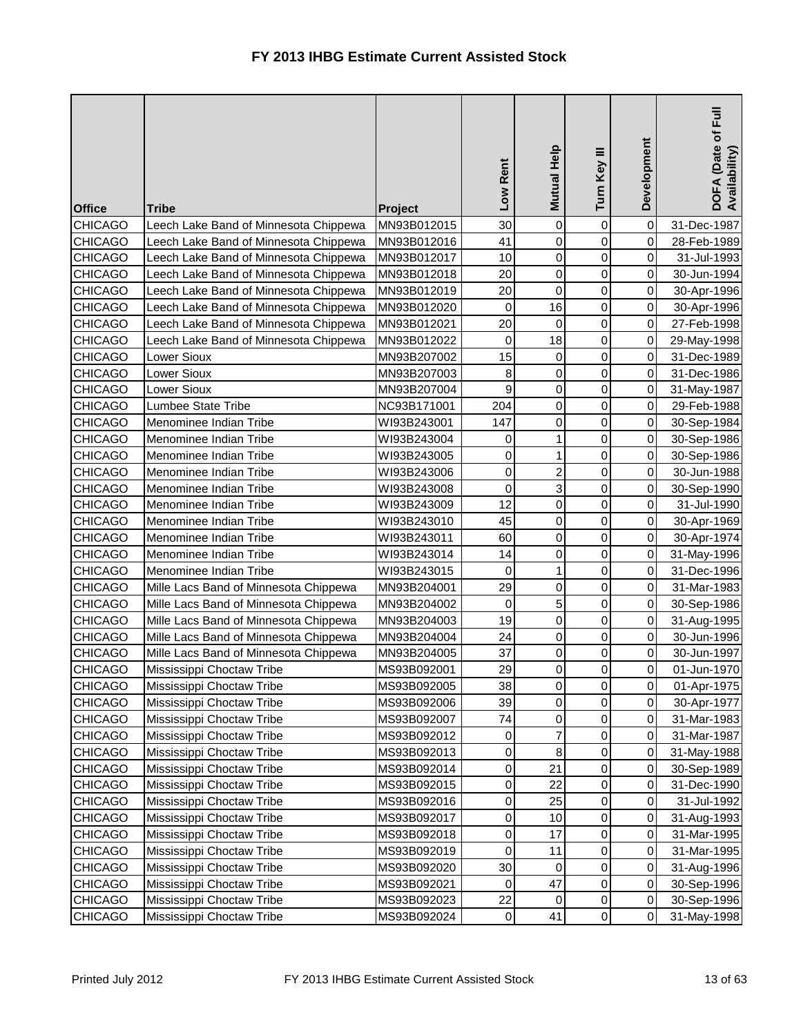# FY 2013 IHBG Estimate Current Assisted Stock

| Office | Tribe | Project | Low Rent | Mutual Help | Turn Key III | Development | DOFA (Date of Full Availability) |
|---|---|---|---|---|---|---|---|
| CHICAGO | Leech Lake Band of Minnesota Chippewa | MN93B012015 | 30 | 0 | 0 | 0 | 31-Dec-1987 |
| CHICAGO | Leech Lake Band of Minnesota Chippewa | MN93B012016 | 41 | 0 | 0 | 0 | 28-Feb-1989 |
| CHICAGO | Leech Lake Band of Minnesota Chippewa | MN93B012017 | 10 | 0 | 0 | 0 | 31-Jul-1993 |
| CHICAGO | Leech Lake Band of Minnesota Chippewa | MN93B012018 | 20 | 0 | 0 | 0 | 30-Jun-1994 |
| CHICAGO | Leech Lake Band of Minnesota Chippewa | MN93B012019 | 20 | 0 | 0 | 0 | 30-Apr-1996 |
| CHICAGO | Leech Lake Band of Minnesota Chippewa | MN93B012020 | 0 | 16 | 0 | 0 | 30-Apr-1996 |
| CHICAGO | Leech Lake Band of Minnesota Chippewa | MN93B012021 | 20 | 0 | 0 | 0 | 27-Feb-1998 |
| CHICAGO | Leech Lake Band of Minnesota Chippewa | MN93B012022 | 0 | 18 | 0 | 0 | 29-May-1998 |
| CHICAGO | Lower Sioux | MN93B207002 | 15 | 0 | 0 | 0 | 31-Dec-1989 |
| CHICAGO | Lower Sioux | MN93B207003 | 8 | 0 | 0 | 0 | 31-Dec-1986 |
| CHICAGO | Lower Sioux | MN93B207004 | 9 | 0 | 0 | 0 | 31-May-1987 |
| CHICAGO | Lumbee State Tribe | NC93B171001 | 204 | 0 | 0 | 0 | 29-Feb-1988 |
| CHICAGO | Menominee Indian Tribe | WI93B243001 | 147 | 0 | 0 | 0 | 30-Sep-1984 |
| CHICAGO | Menominee Indian Tribe | WI93B243004 | 0 | 1 | 0 | 0 | 30-Sep-1986 |
| CHICAGO | Menominee Indian Tribe | WI93B243005 | 0 | 1 | 0 | 0 | 30-Sep-1986 |
| CHICAGO | Menominee Indian Tribe | WI93B243006 | 0 | 2 | 0 | 0 | 30-Jun-1988 |
| CHICAGO | Menominee Indian Tribe | WI93B243008 | 0 | 3 | 0 | 0 | 30-Sep-1990 |
| CHICAGO | Menominee Indian Tribe | WI93B243009 | 12 | 0 | 0 | 0 | 31-Jul-1990 |
| CHICAGO | Menominee Indian Tribe | WI93B243010 | 45 | 0 | 0 | 0 | 30-Apr-1969 |
| CHICAGO | Menominee Indian Tribe | WI93B243011 | 60 | 0 | 0 | 0 | 30-Apr-1974 |
| CHICAGO | Menominee Indian Tribe | WI93B243014 | 14 | 0 | 0 | 0 | 31-May-1996 |
| CHICAGO | Menominee Indian Tribe | WI93B243015 | 0 | 1 | 0 | 0 | 31-Dec-1996 |
| CHICAGO | Mille Lacs Band of Minnesota Chippewa | MN93B204001 | 29 | 0 | 0 | 0 | 31-Mar-1983 |
| CHICAGO | Mille Lacs Band of Minnesota Chippewa | MN93B204002 | 0 | 5 | 0 | 0 | 30-Sep-1986 |
| CHICAGO | Mille Lacs Band of Minnesota Chippewa | MN93B204003 | 19 | 0 | 0 | 0 | 31-Aug-1995 |
| CHICAGO | Mille Lacs Band of Minnesota Chippewa | MN93B204004 | 24 | 0 | 0 | 0 | 30-Jun-1996 |
| CHICAGO | Mille Lacs Band of Minnesota Chippewa | MN93B204005 | 37 | 0 | 0 | 0 | 30-Jun-1997 |
| CHICAGO | Mississippi Choctaw Tribe | MS93B092001 | 29 | 0 | 0 | 0 | 01-Jun-1970 |
| CHICAGO | Mississippi Choctaw Tribe | MS93B092005 | 38 | 0 | 0 | 0 | 01-Apr-1975 |
| CHICAGO | Mississippi Choctaw Tribe | MS93B092006 | 39 | 0 | 0 | 0 | 30-Apr-1977 |
| CHICAGO | Mississippi Choctaw Tribe | MS93B092007 | 74 | 0 | 0 | 0 | 31-Mar-1983 |
| CHICAGO | Mississippi Choctaw Tribe | MS93B092012 | 0 | 7 | 0 | 0 | 31-Mar-1987 |
| CHICAGO | Mississippi Choctaw Tribe | MS93B092013 | 0 | 8 | 0 | 0 | 31-May-1988 |
| CHICAGO | Mississippi Choctaw Tribe | MS93B092014 | 0 | 21 | 0 | 0 | 30-Sep-1989 |
| CHICAGO | Mississippi Choctaw Tribe | MS93B092015 | 0 | 22 | 0 | 0 | 31-Dec-1990 |
| CHICAGO | Mississippi Choctaw Tribe | MS93B092016 | 0 | 25 | 0 | 0 | 31-Jul-1992 |
| CHICAGO | Mississippi Choctaw Tribe | MS93B092017 | 0 | 10 | 0 | 0 | 31-Aug-1993 |
| CHICAGO | Mississippi Choctaw Tribe | MS93B092018 | 0 | 17 | 0 | 0 | 31-Mar-1995 |
| CHICAGO | Mississippi Choctaw Tribe | MS93B092019 | 0 | 11 | 0 | 0 | 31-Mar-1995 |
| CHICAGO | Mississippi Choctaw Tribe | MS93B092020 | 30 | 0 | 0 | 0 | 31-Aug-1996 |
| CHICAGO | Mississippi Choctaw Tribe | MS93B092021 | 0 | 47 | 0 | 0 | 30-Sep-1996 |
| CHICAGO | Mississippi Choctaw Tribe | MS93B092023 | 22 | 0 | 0 | 0 | 30-Sep-1996 |
| CHICAGO | Mississippi Choctaw Tribe | MS93B092024 | 0 | 41 | 0 | 0 | 31-May-1998 |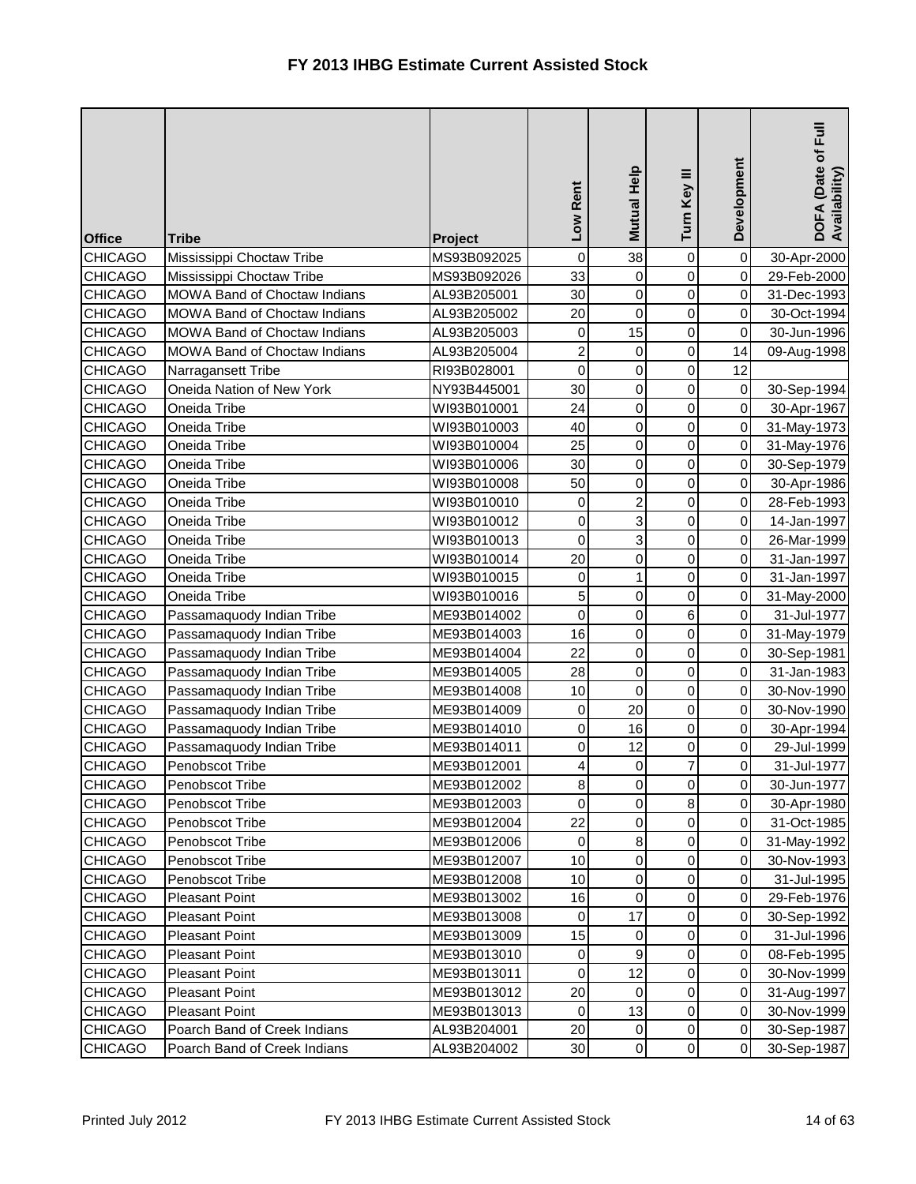# FY 2013 IHBG Estimate Current Assisted Stock

| Office | Tribe | Project | Low Rent | Mutual Help | Turn Key III | Development | DOFA (Date of Full Availability) |
|---|---|---|---|---|---|---|---|
| CHICAGO | Mississippi Choctaw Tribe | MS93B092025 | 0 | 38 | 0 | 0 | 30-Apr-2000 |
| CHICAGO | Mississippi Choctaw Tribe | MS93B092026 | 33 | 0 | 0 | 0 | 29-Feb-2000 |
| CHICAGO | MOWA Band of Choctaw Indians | AL93B205001 | 30 | 0 | 0 | 0 | 31-Dec-1993 |
| CHICAGO | MOWA Band of Choctaw Indians | AL93B205002 | 20 | 0 | 0 | 0 | 30-Oct-1994 |
| CHICAGO | MOWA Band of Choctaw Indians | AL93B205003 | 0 | 15 | 0 | 0 | 30-Jun-1996 |
| CHICAGO | MOWA Band of Choctaw Indians | AL93B205004 | 2 | 0 | 0 | 14 | 09-Aug-1998 |
| CHICAGO | Narragansett Tribe | RI93B028001 | 0 | 0 | 0 | 12 | |
| CHICAGO | Oneida Nation of New York | NY93B445001 | 30 | 0 | 0 | 0 | 30-Sep-1994 |
| CHICAGO | Oneida Tribe | WI93B010001 | 24 | 0 | 0 | 0 | 30-Apr-1967 |
| CHICAGO | Oneida Tribe | WI93B010003 | 40 | 0 | 0 | 0 | 31-May-1973 |
| CHICAGO | Oneida Tribe | WI93B010004 | 25 | 0 | 0 | 0 | 31-May-1976 |
| CHICAGO | Oneida Tribe | WI93B010006 | 30 | 0 | 0 | 0 | 30-Sep-1979 |
| CHICAGO | Oneida Tribe | WI93B010008 | 50 | 0 | 0 | 0 | 30-Apr-1986 |
| CHICAGO | Oneida Tribe | WI93B010010 | 0 | 2 | 0 | 0 | 28-Feb-1993 |
| CHICAGO | Oneida Tribe | WI93B010012 | 0 | 3 | 0 | 0 | 14-Jan-1997 |
| CHICAGO | Oneida Tribe | WI93B010013 | 0 | 3 | 0 | 0 | 26-Mar-1999 |
| CHICAGO | Oneida Tribe | WI93B010014 | 20 | 0 | 0 | 0 | 31-Jan-1997 |
| CHICAGO | Oneida Tribe | WI93B010015 | 0 | 1 | 0 | 0 | 31-Jan-1997 |
| CHICAGO | Oneida Tribe | WI93B010016 | 5 | 0 | 0 | 0 | 31-May-2000 |
| CHICAGO | Passamaquody Indian Tribe | ME93B014002 | 0 | 0 | 6 | 0 | 31-Jul-1977 |
| CHICAGO | Passamaquody Indian Tribe | ME93B014003 | 16 | 0 | 0 | 0 | 31-May-1979 |
| CHICAGO | Passamaquody Indian Tribe | ME93B014004 | 22 | 0 | 0 | 0 | 30-Sep-1981 |
| CHICAGO | Passamaquody Indian Tribe | ME93B014005 | 28 | 0 | 0 | 0 | 31-Jan-1983 |
| CHICAGO | Passamaquody Indian Tribe | ME93B014008 | 10 | 0 | 0 | 0 | 30-Nov-1990 |
| CHICAGO | Passamaquody Indian Tribe | ME93B014009 | 0 | 20 | 0 | 0 | 30-Nov-1990 |
| CHICAGO | Passamaquody Indian Tribe | ME93B014010 | 0 | 16 | 0 | 0 | 30-Apr-1994 |
| CHICAGO | Passamaquody Indian Tribe | ME93B014011 | 0 | 12 | 0 | 0 | 29-Jul-1999 |
| CHICAGO | Penobscot Tribe | ME93B012001 | 4 | 0 | 7 | 0 | 31-Jul-1977 |
| CHICAGO | Penobscot Tribe | ME93B012002 | 8 | 0 | 0 | 0 | 30-Jun-1977 |
| CHICAGO | Penobscot Tribe | ME93B012003 | 0 | 0 | 8 | 0 | 30-Apr-1980 |
| CHICAGO | Penobscot Tribe | ME93B012004 | 22 | 0 | 0 | 0 | 31-Oct-1985 |
| CHICAGO | Penobscot Tribe | ME93B012006 | 0 | 8 | 0 | 0 | 31-May-1992 |
| CHICAGO | Penobscot Tribe | ME93B012007 | 10 | 0 | 0 | 0 | 30-Nov-1993 |
| CHICAGO | Penobscot Tribe | ME93B012008 | 10 | 0 | 0 | 0 | 31-Jul-1995 |
| CHICAGO | Pleasant Point | ME93B013002 | 16 | 0 | 0 | 0 | 29-Feb-1976 |
| CHICAGO | Pleasant Point | ME93B013008 | 0 | 17 | 0 | 0 | 30-Sep-1992 |
| CHICAGO | Pleasant Point | ME93B013009 | 15 | 0 | 0 | 0 | 31-Jul-1996 |
| CHICAGO | Pleasant Point | ME93B013010 | 0 | 9 | 0 | 0 | 08-Feb-1995 |
| CHICAGO | Pleasant Point | ME93B013011 | 0 | 12 | 0 | 0 | 30-Nov-1999 |
| CHICAGO | Pleasant Point | ME93B013012 | 20 | 0 | 0 | 0 | 31-Aug-1997 |
| CHICAGO | Pleasant Point | ME93B013013 | 0 | 13 | 0 | 0 | 30-Nov-1999 |
| CHICAGO | Poarch Band of Creek Indians | AL93B204001 | 20 | 0 | 0 | 0 | 30-Sep-1987 |
| CHICAGO | Poarch Band of Creek Indians | AL93B204002 | 30 | 0 | 0 | 0 | 30-Sep-1987 |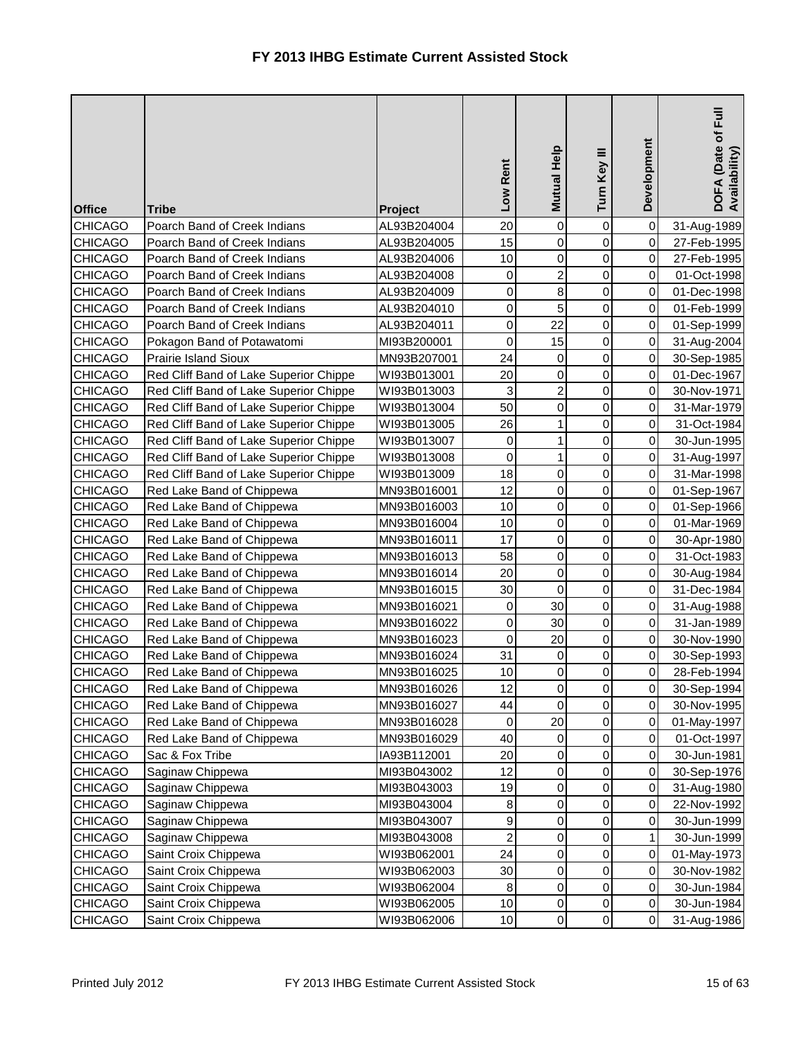# FY 2013 IHBG Estimate Current Assisted Stock

| Office | Tribe | Project | Low Rent | Mutual Help | Turn Key III | Development | DOFA (Date of Full Availability) |
|---|---|---|---|---|---|---|---|
| CHICAGO | Poarch Band of Creek Indians | AL93B204004 | 20 | 0 | 0 | 0 | 31-Aug-1989 |
| CHICAGO | Poarch Band of Creek Indians | AL93B204005 | 15 | 0 | 0 | 0 | 27-Feb-1995 |
| CHICAGO | Poarch Band of Creek Indians | AL93B204006 | 10 | 0 | 0 | 0 | 27-Feb-1995 |
| CHICAGO | Poarch Band of Creek Indians | AL93B204008 | 0 | 2 | 0 | 0 | 01-Oct-1998 |
| CHICAGO | Poarch Band of Creek Indians | AL93B204009 | 0 | 8 | 0 | 0 | 01-Dec-1998 |
| CHICAGO | Poarch Band of Creek Indians | AL93B204010 | 0 | 5 | 0 | 0 | 01-Feb-1999 |
| CHICAGO | Poarch Band of Creek Indians | AL93B204011 | 0 | 22 | 0 | 0 | 01-Sep-1999 |
| CHICAGO | Pokagon Band of Potawatomi | MI93B200001 | 0 | 15 | 0 | 0 | 31-Aug-2004 |
| CHICAGO | Prairie Island Sioux | MN93B207001 | 24 | 0 | 0 | 0 | 30-Sep-1985 |
| CHICAGO | Red Cliff Band of Lake Superior Chippe | WI93B013001 | 20 | 0 | 0 | 0 | 01-Dec-1967 |
| CHICAGO | Red Cliff Band of Lake Superior Chippe | WI93B013003 | 3 | 2 | 0 | 0 | 30-Nov-1971 |
| CHICAGO | Red Cliff Band of Lake Superior Chippe | WI93B013004 | 50 | 0 | 0 | 0 | 31-Mar-1979 |
| CHICAGO | Red Cliff Band of Lake Superior Chippe | WI93B013005 | 26 | 1 | 0 | 0 | 31-Oct-1984 |
| CHICAGO | Red Cliff Band of Lake Superior Chippe | WI93B013007 | 0 | 1 | 0 | 0 | 30-Jun-1995 |
| CHICAGO | Red Cliff Band of Lake Superior Chippe | WI93B013008 | 0 | 1 | 0 | 0 | 31-Aug-1997 |
| CHICAGO | Red Cliff Band of Lake Superior Chippe | WI93B013009 | 18 | 0 | 0 | 0 | 31-Mar-1998 |
| CHICAGO | Red Lake Band of Chippewa | MN93B016001 | 12 | 0 | 0 | 0 | 01-Sep-1967 |
| CHICAGO | Red Lake Band of Chippewa | MN93B016003 | 10 | 0 | 0 | 0 | 01-Sep-1966 |
| CHICAGO | Red Lake Band of Chippewa | MN93B016004 | 10 | 0 | 0 | 0 | 01-Mar-1969 |
| CHICAGO | Red Lake Band of Chippewa | MN93B016011 | 17 | 0 | 0 | 0 | 30-Apr-1980 |
| CHICAGO | Red Lake Band of Chippewa | MN93B016013 | 58 | 0 | 0 | 0 | 31-Oct-1983 |
| CHICAGO | Red Lake Band of Chippewa | MN93B016014 | 20 | 0 | 0 | 0 | 30-Aug-1984 |
| CHICAGO | Red Lake Band of Chippewa | MN93B016015 | 30 | 0 | 0 | 0 | 31-Dec-1984 |
| CHICAGO | Red Lake Band of Chippewa | MN93B016021 | 0 | 30 | 0 | 0 | 31-Aug-1988 |
| CHICAGO | Red Lake Band of Chippewa | MN93B016022 | 0 | 30 | 0 | 0 | 31-Jan-1989 |
| CHICAGO | Red Lake Band of Chippewa | MN93B016023 | 0 | 20 | 0 | 0 | 30-Nov-1990 |
| CHICAGO | Red Lake Band of Chippewa | MN93B016024 | 31 | 0 | 0 | 0 | 30-Sep-1993 |
| CHICAGO | Red Lake Band of Chippewa | MN93B016025 | 10 | 0 | 0 | 0 | 28-Feb-1994 |
| CHICAGO | Red Lake Band of Chippewa | MN93B016026 | 12 | 0 | 0 | 0 | 30-Sep-1994 |
| CHICAGO | Red Lake Band of Chippewa | MN93B016027 | 44 | 0 | 0 | 0 | 30-Nov-1995 |
| CHICAGO | Red Lake Band of Chippewa | MN93B016028 | 0 | 20 | 0 | 0 | 01-May-1997 |
| CHICAGO | Red Lake Band of Chippewa | MN93B016029 | 40 | 0 | 0 | 0 | 01-Oct-1997 |
| CHICAGO | Sac & Fox Tribe | IA93B112001 | 20 | 0 | 0 | 0 | 30-Jun-1981 |
| CHICAGO | Saginaw Chippewa | MI93B043002 | 12 | 0 | 0 | 0 | 30-Sep-1976 |
| CHICAGO | Saginaw Chippewa | MI93B043003 | 19 | 0 | 0 | 0 | 31-Aug-1980 |
| CHICAGO | Saginaw Chippewa | MI93B043004 | 8 | 0 | 0 | 0 | 22-Nov-1992 |
| CHICAGO | Saginaw Chippewa | MI93B043007 | 9 | 0 | 0 | 0 | 30-Jun-1999 |
| CHICAGO | Saginaw Chippewa | MI93B043008 | 2 | 0 | 0 | 1 | 30-Jun-1999 |
| CHICAGO | Saint Croix Chippewa | WI93B062001 | 24 | 0 | 0 | 0 | 01-May-1973 |
| CHICAGO | Saint Croix Chippewa | WI93B062003 | 30 | 0 | 0 | 0 | 30-Nov-1982 |
| CHICAGO | Saint Croix Chippewa | WI93B062004 | 8 | 0 | 0 | 0 | 30-Jun-1984 |
| CHICAGO | Saint Croix Chippewa | WI93B062005 | 10 | 0 | 0 | 0 | 30-Jun-1984 |
| CHICAGO | Saint Croix Chippewa | WI93B062006 | 10 | 0 | 0 | 0 | 31-Aug-1986 |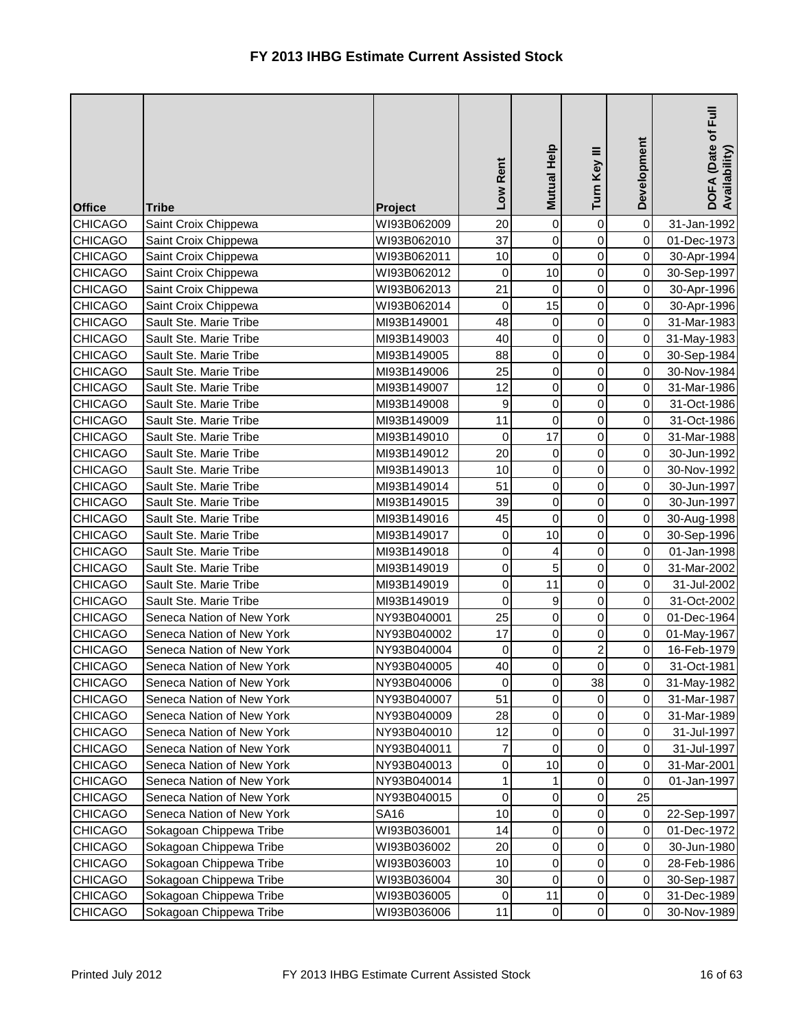# FY 2013 IHBG Estimate Current Assisted Stock

| Office | Tribe | Project | Low Rent | Mutual Help | Turn Key III | Development | DOFA (Date of Full Availability) |
|---|---|---|---|---|---|---|---|
| CHICAGO | Saint Croix Chippewa | WI93B062009 | 20 | 0 | 0 | 0 | 31-Jan-1992 |
| CHICAGO | Saint Croix Chippewa | WI93B062010 | 37 | 0 | 0 | 0 | 01-Dec-1973 |
| CHICAGO | Saint Croix Chippewa | WI93B062011 | 10 | 0 | 0 | 0 | 30-Apr-1994 |
| CHICAGO | Saint Croix Chippewa | WI93B062012 | 0 | 10 | 0 | 0 | 30-Sep-1997 |
| CHICAGO | Saint Croix Chippewa | WI93B062013 | 21 | 0 | 0 | 0 | 30-Apr-1996 |
| CHICAGO | Saint Croix Chippewa | WI93B062014 | 0 | 15 | 0 | 0 | 30-Apr-1996 |
| CHICAGO | Sault Ste. Marie Tribe | MI93B149001 | 48 | 0 | 0 | 0 | 31-Mar-1983 |
| CHICAGO | Sault Ste. Marie Tribe | MI93B149003 | 40 | 0 | 0 | 0 | 31-May-1983 |
| CHICAGO | Sault Ste. Marie Tribe | MI93B149005 | 88 | 0 | 0 | 0 | 30-Sep-1984 |
| CHICAGO | Sault Ste. Marie Tribe | MI93B149006 | 25 | 0 | 0 | 0 | 30-Nov-1984 |
| CHICAGO | Sault Ste. Marie Tribe | MI93B149007 | 12 | 0 | 0 | 0 | 31-Mar-1986 |
| CHICAGO | Sault Ste. Marie Tribe | MI93B149008 | 9 | 0 | 0 | 0 | 31-Oct-1986 |
| CHICAGO | Sault Ste. Marie Tribe | MI93B149009 | 11 | 0 | 0 | 0 | 31-Oct-1986 |
| CHICAGO | Sault Ste. Marie Tribe | MI93B149010 | 0 | 17 | 0 | 0 | 31-Mar-1988 |
| CHICAGO | Sault Ste. Marie Tribe | MI93B149012 | 20 | 0 | 0 | 0 | 30-Jun-1992 |
| CHICAGO | Sault Ste. Marie Tribe | MI93B149013 | 10 | 0 | 0 | 0 | 30-Nov-1992 |
| CHICAGO | Sault Ste. Marie Tribe | MI93B149014 | 51 | 0 | 0 | 0 | 30-Jun-1997 |
| CHICAGO | Sault Ste. Marie Tribe | MI93B149015 | 39 | 0 | 0 | 0 | 30-Jun-1997 |
| CHICAGO | Sault Ste. Marie Tribe | MI93B149016 | 45 | 0 | 0 | 0 | 30-Aug-1998 |
| CHICAGO | Sault Ste. Marie Tribe | MI93B149017 | 0 | 10 | 0 | 0 | 30-Sep-1996 |
| CHICAGO | Sault Ste. Marie Tribe | MI93B149018 | 0 | 4 | 0 | 0 | 01-Jan-1998 |
| CHICAGO | Sault Ste. Marie Tribe | MI93B149019 | 0 | 5 | 0 | 0 | 31-Mar-2002 |
| CHICAGO | Sault Ste. Marie Tribe | MI93B149019 | 0 | 11 | 0 | 0 | 31-Jul-2002 |
| CHICAGO | Sault Ste. Marie Tribe | MI93B149019 | 0 | 9 | 0 | 0 | 31-Oct-2002 |
| CHICAGO | Seneca Nation of New York | NY93B040001 | 25 | 0 | 0 | 0 | 01-Dec-1964 |
| CHICAGO | Seneca Nation of New York | NY93B040002 | 17 | 0 | 0 | 0 | 01-May-1967 |
| CHICAGO | Seneca Nation of New York | NY93B040004 | 0 | 0 | 2 | 0 | 16-Feb-1979 |
| CHICAGO | Seneca Nation of New York | NY93B040005 | 40 | 0 | 0 | 0 | 31-Oct-1981 |
| CHICAGO | Seneca Nation of New York | NY93B040006 | 0 | 0 | 38 | 0 | 31-May-1982 |
| CHICAGO | Seneca Nation of New York | NY93B040007 | 51 | 0 | 0 | 0 | 31-Mar-1987 |
| CHICAGO | Seneca Nation of New York | NY93B040009 | 28 | 0 | 0 | 0 | 31-Mar-1989 |
| CHICAGO | Seneca Nation of New York | NY93B040010 | 12 | 0 | 0 | 0 | 31-Jul-1997 |
| CHICAGO | Seneca Nation of New York | NY93B040011 | 7 | 0 | 0 | 0 | 31-Jul-1997 |
| CHICAGO | Seneca Nation of New York | NY93B040013 | 0 | 10 | 0 | 0 | 31-Mar-2001 |
| CHICAGO | Seneca Nation of New York | NY93B040014 | 1 | 1 | 0 | 0 | 01-Jan-1997 |
| CHICAGO | Seneca Nation of New York | NY93B040015 | 0 | 0 | 0 | 25 | |
| CHICAGO | Seneca Nation of New York | SA16 | 10 | 0 | 0 | 0 | 22-Sep-1997 |
| CHICAGO | Sokagoan Chippewa Tribe | WI93B036001 | 14 | 0 | 0 | 0 | 01-Dec-1972 |
| CHICAGO | Sokagoan Chippewa Tribe | WI93B036002 | 20 | 0 | 0 | 0 | 30-Jun-1980 |
| CHICAGO | Sokagoan Chippewa Tribe | WI93B036003 | 10 | 0 | 0 | 0 | 28-Feb-1986 |
| CHICAGO | Sokagoan Chippewa Tribe | WI93B036004 | 30 | 0 | 0 | 0 | 30-Sep-1987 |
| CHICAGO | Sokagoan Chippewa Tribe | WI93B036005 | 0 | 11 | 0 | 0 | 31-Dec-1989 |
| CHICAGO | Sokagoan Chippewa Tribe | WI93B036006 | 11 | 0 | 0 | 0 | 30-Nov-1989 |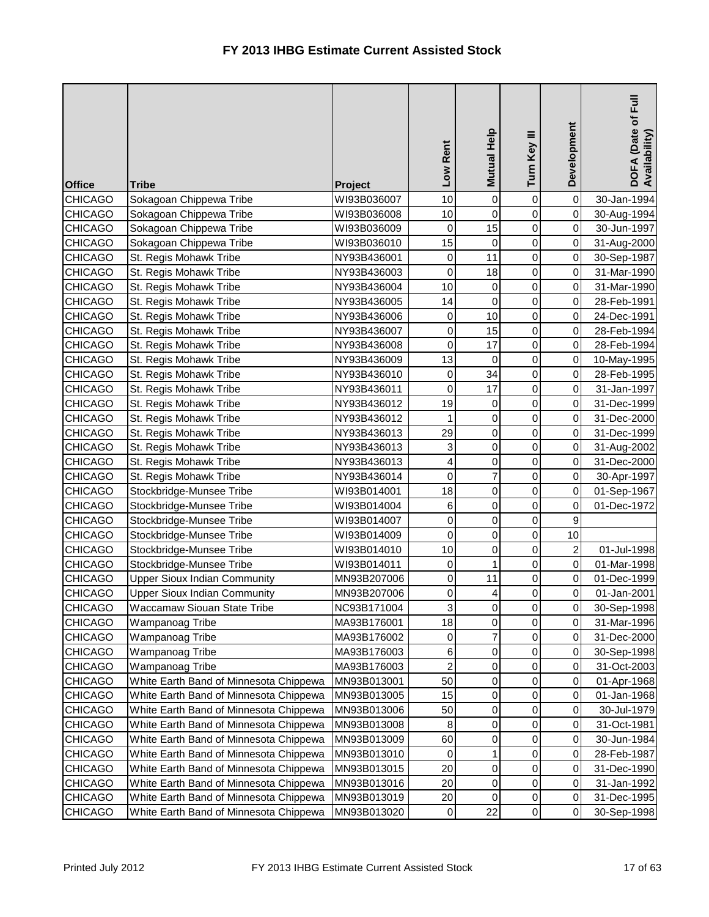# FY 2013 IHBG Estimate Current Assisted Stock

| Office | Tribe | Project | Low Rent | Mutual Help | Turn Key III | Development | DOFA (Date of Full Availability) |
|---|---|---|---|---|---|---|---|
| CHICAGO | Sokagoan Chippewa Tribe | WI93B036007 | 10 | 0 | 0 | 0 | 30-Jan-1994 |
| CHICAGO | Sokagoan Chippewa Tribe | WI93B036008 | 10 | 0 | 0 | 0 | 30-Aug-1994 |
| CHICAGO | Sokagoan Chippewa Tribe | WI93B036009 | 0 | 15 | 0 | 0 | 30-Jun-1997 |
| CHICAGO | Sokagoan Chippewa Tribe | WI93B036010 | 15 | 0 | 0 | 0 | 31-Aug-2000 |
| CHICAGO | St. Regis Mohawk Tribe | NY93B436001 | 0 | 11 | 0 | 0 | 30-Sep-1987 |
| CHICAGO | St. Regis Mohawk Tribe | NY93B436003 | 0 | 18 | 0 | 0 | 31-Mar-1990 |
| CHICAGO | St. Regis Mohawk Tribe | NY93B436004 | 10 | 0 | 0 | 0 | 31-Mar-1990 |
| CHICAGO | St. Regis Mohawk Tribe | NY93B436005 | 14 | 0 | 0 | 0 | 28-Feb-1991 |
| CHICAGO | St. Regis Mohawk Tribe | NY93B436006 | 0 | 10 | 0 | 0 | 24-Dec-1991 |
| CHICAGO | St. Regis Mohawk Tribe | NY93B436007 | 0 | 15 | 0 | 0 | 28-Feb-1994 |
| CHICAGO | St. Regis Mohawk Tribe | NY93B436008 | 0 | 17 | 0 | 0 | 28-Feb-1994 |
| CHICAGO | St. Regis Mohawk Tribe | NY93B436009 | 13 | 0 | 0 | 0 | 10-May-1995 |
| CHICAGO | St. Regis Mohawk Tribe | NY93B436010 | 0 | 34 | 0 | 0 | 28-Feb-1995 |
| CHICAGO | St. Regis Mohawk Tribe | NY93B436011 | 0 | 17 | 0 | 0 | 31-Jan-1997 |
| CHICAGO | St. Regis Mohawk Tribe | NY93B436012 | 19 | 0 | 0 | 0 | 31-Dec-1999 |
| CHICAGO | St. Regis Mohawk Tribe | NY93B436012 | 1 | 0 | 0 | 0 | 31-Dec-2000 |
| CHICAGO | St. Regis Mohawk Tribe | NY93B436013 | 29 | 0 | 0 | 0 | 31-Dec-1999 |
| CHICAGO | St. Regis Mohawk Tribe | NY93B436013 | 3 | 0 | 0 | 0 | 31-Aug-2002 |
| CHICAGO | St. Regis Mohawk Tribe | NY93B436013 | 4 | 0 | 0 | 0 | 31-Dec-2000 |
| CHICAGO | St. Regis Mohawk Tribe | NY93B436014 | 0 | 7 | 0 | 0 | 30-Apr-1997 |
| CHICAGO | Stockbridge-Munsee Tribe | WI93B014001 | 18 | 0 | 0 | 0 | 01-Sep-1967 |
| CHICAGO | Stockbridge-Munsee Tribe | WI93B014004 | 6 | 0 | 0 | 0 | 01-Dec-1972 |
| CHICAGO | Stockbridge-Munsee Tribe | WI93B014007 | 0 | 0 | 0 | 9 | |
| CHICAGO | Stockbridge-Munsee Tribe | WI93B014009 | 0 | 0 | 0 | 10 | |
| CHICAGO | Stockbridge-Munsee Tribe | WI93B014010 | 10 | 0 | 0 | 2 | 01-Jul-1998 |
| CHICAGO | Stockbridge-Munsee Tribe | WI93B014011 | 0 | 1 | 0 | 0 | 01-Mar-1998 |
| CHICAGO | Upper Sioux Indian Community | MN93B207006 | 0 | 11 | 0 | 0 | 01-Dec-1999 |
| CHICAGO | Upper Sioux Indian Community | MN93B207006 | 0 | 4 | 0 | 0 | 01-Jan-2001 |
| CHICAGO | Waccamaw Siouan State Tribe | NC93B171004 | 3 | 0 | 0 | 0 | 30-Sep-1998 |
| CHICAGO | Wampanoag Tribe | MA93B176001 | 18 | 0 | 0 | 0 | 31-Mar-1996 |
| CHICAGO | Wampanoag Tribe | MA93B176002 | 0 | 7 | 0 | 0 | 31-Dec-2000 |
| CHICAGO | Wampanoag Tribe | MA93B176003 | 6 | 0 | 0 | 0 | 30-Sep-1998 |
| CHICAGO | Wampanoag Tribe | MA93B176003 | 2 | 0 | 0 | 0 | 31-Oct-2003 |
| CHICAGO | White Earth Band of Minnesota Chippewa | MN93B013001 | 50 | 0 | 0 | 0 | 01-Apr-1968 |
| CHICAGO | White Earth Band of Minnesota Chippewa | MN93B013005 | 15 | 0 | 0 | 0 | 01-Jan-1968 |
| CHICAGO | White Earth Band of Minnesota Chippewa | MN93B013006 | 50 | 0 | 0 | 0 | 30-Jul-1979 |
| CHICAGO | White Earth Band of Minnesota Chippewa | MN93B013008 | 8 | 0 | 0 | 0 | 31-Oct-1981 |
| CHICAGO | White Earth Band of Minnesota Chippewa | MN93B013009 | 60 | 0 | 0 | 0 | 30-Jun-1984 |
| CHICAGO | White Earth Band of Minnesota Chippewa | MN93B013010 | 0 | 1 | 0 | 0 | 28-Feb-1987 |
| CHICAGO | White Earth Band of Minnesota Chippewa | MN93B013015 | 20 | 0 | 0 | 0 | 31-Dec-1990 |
| CHICAGO | White Earth Band of Minnesota Chippewa | MN93B013016 | 20 | 0 | 0 | 0 | 31-Jan-1992 |
| CHICAGO | White Earth Band of Minnesota Chippewa | MN93B013019 | 20 | 0 | 0 | 0 | 31-Dec-1995 |
| CHICAGO | White Earth Band of Minnesota Chippewa | MN93B013020 | 0 | 22 | 0 | 0 | 30-Sep-1998 |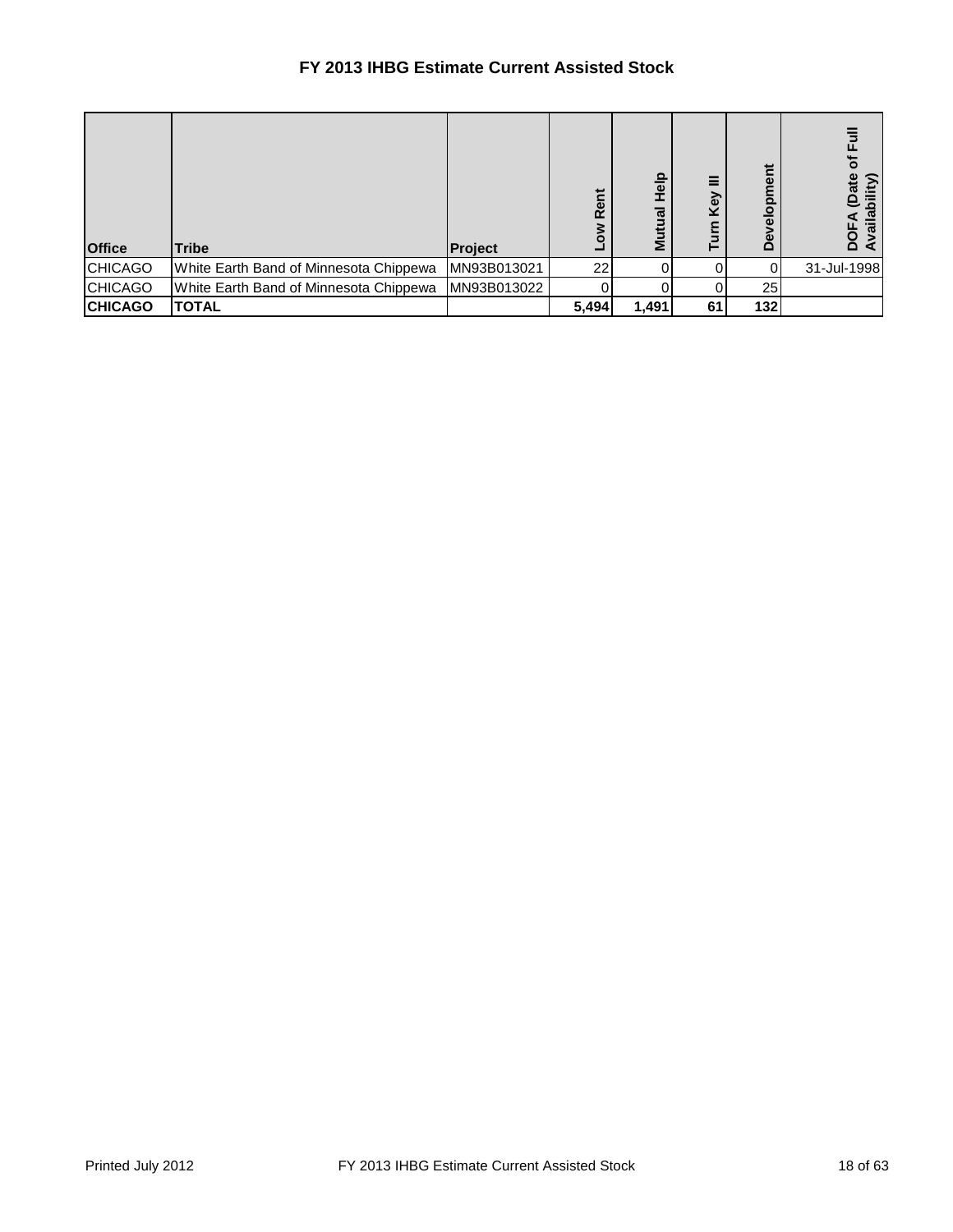# FY 2013 IHBG Estimate Current Assisted Stock

| Office | Tribe | Project | Low Rent | Mutual Help | Turn Key III | Development | DOFA (Date of Full Availability) |
|---|---|---|---|---|---|---|---|
| CHICAGO | White Earth Band of Minnesota Chippewa | MN93B013021 | 22 | 0 | 0 | 0 | 31-Jul-1998 |
| CHICAGO | White Earth Band of Minnesota Chippewa | MN93B013022 | 0 | 0 | 0 | 25 | |
| **CHICAGO** | **TOTAL** | | **5,494** | **1,491** | **61** | **132** | |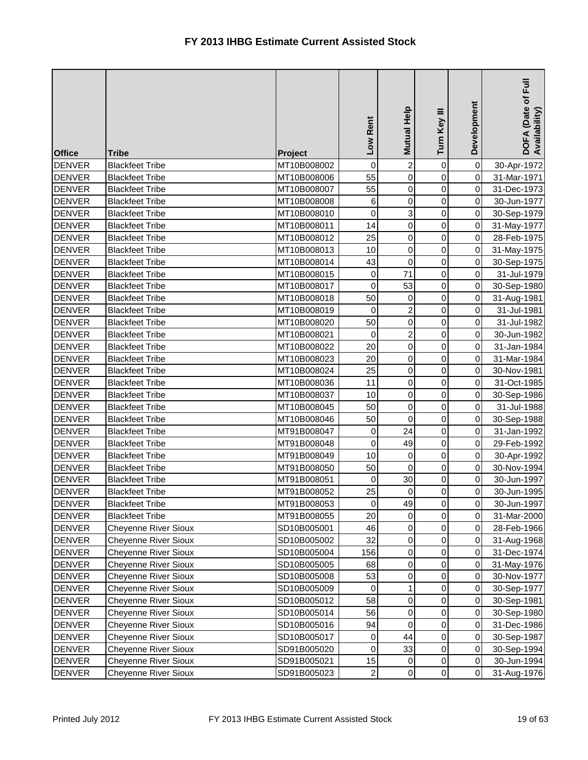# FY 2013 IHBG Estimate Current Assisted Stock

| Office | Tribe | Project | Low Rent | Mutual Help | Turn Key III | Development | DOFA (Date of Full Availability) |
|---|---|---|---|---|---|---|---|
| DENVER | Blackfeet Tribe | MT10B008002 | 0 | 2 | 0 | 0 | 30-Apr-1972 |
| DENVER | Blackfeet Tribe | MT10B008006 | 55 | 0 | 0 | 0 | 31-Mar-1971 |
| DENVER | Blackfeet Tribe | MT10B008007 | 55 | 0 | 0 | 0 | 31-Dec-1973 |
| DENVER | Blackfeet Tribe | MT10B008008 | 6 | 0 | 0 | 0 | 30-Jun-1977 |
| DENVER | Blackfeet Tribe | MT10B008010 | 0 | 3 | 0 | 0 | 30-Sep-1979 |
| DENVER | Blackfeet Tribe | MT10B008011 | 14 | 0 | 0 | 0 | 31-May-1977 |
| DENVER | Blackfeet Tribe | MT10B008012 | 25 | 0 | 0 | 0 | 28-Feb-1975 |
| DENVER | Blackfeet Tribe | MT10B008013 | 10 | 0 | 0 | 0 | 31-May-1975 |
| DENVER | Blackfeet Tribe | MT10B008014 | 43 | 0 | 0 | 0 | 30-Sep-1975 |
| DENVER | Blackfeet Tribe | MT10B008015 | 0 | 71 | 0 | 0 | 31-Jul-1979 |
| DENVER | Blackfeet Tribe | MT10B008017 | 0 | 53 | 0 | 0 | 30-Sep-1980 |
| DENVER | Blackfeet Tribe | MT10B008018 | 50 | 0 | 0 | 0 | 31-Aug-1981 |
| DENVER | Blackfeet Tribe | MT10B008019 | 0 | 2 | 0 | 0 | 31-Jul-1981 |
| DENVER | Blackfeet Tribe | MT10B008020 | 50 | 0 | 0 | 0 | 31-Jul-1982 |
| DENVER | Blackfeet Tribe | MT10B008021 | 0 | 2 | 0 | 0 | 30-Jun-1982 |
| DENVER | Blackfeet Tribe | MT10B008022 | 20 | 0 | 0 | 0 | 31-Jan-1984 |
| DENVER | Blackfeet Tribe | MT10B008023 | 20 | 0 | 0 | 0 | 31-Mar-1984 |
| DENVER | Blackfeet Tribe | MT10B008024 | 25 | 0 | 0 | 0 | 30-Nov-1981 |
| DENVER | Blackfeet Tribe | MT10B008036 | 11 | 0 | 0 | 0 | 31-Oct-1985 |
| DENVER | Blackfeet Tribe | MT10B008037 | 10 | 0 | 0 | 0 | 30-Sep-1986 |
| DENVER | Blackfeet Tribe | MT10B008045 | 50 | 0 | 0 | 0 | 31-Jul-1988 |
| DENVER | Blackfeet Tribe | MT10B008046 | 50 | 0 | 0 | 0 | 30-Sep-1988 |
| DENVER | Blackfeet Tribe | MT91B008047 | 0 | 24 | 0 | 0 | 31-Jan-1992 |
| DENVER | Blackfeet Tribe | MT91B008048 | 0 | 49 | 0 | 0 | 29-Feb-1992 |
| DENVER | Blackfeet Tribe | MT91B008049 | 10 | 0 | 0 | 0 | 30-Apr-1992 |
| DENVER | Blackfeet Tribe | MT91B008050 | 50 | 0 | 0 | 0 | 30-Nov-1994 |
| DENVER | Blackfeet Tribe | MT91B008051 | 0 | 30 | 0 | 0 | 30-Jun-1997 |
| DENVER | Blackfeet Tribe | MT91B008052 | 25 | 0 | 0 | 0 | 30-Jun-1995 |
| DENVER | Blackfeet Tribe | MT91B008053 | 0 | 49 | 0 | 0 | 30-Jun-1997 |
| DENVER | Blackfeet Tribe | MT91B008055 | 20 | 0 | 0 | 0 | 31-Mar-2000 |
| DENVER | Cheyenne River Sioux | SD10B005001 | 46 | 0 | 0 | 0 | 28-Feb-1966 |
| DENVER | Cheyenne River Sioux | SD10B005002 | 32 | 0 | 0 | 0 | 31-Aug-1968 |
| DENVER | Cheyenne River Sioux | SD10B005004 | 156 | 0 | 0 | 0 | 31-Dec-1974 |
| DENVER | Cheyenne River Sioux | SD10B005005 | 68 | 0 | 0 | 0 | 31-May-1976 |
| DENVER | Cheyenne River Sioux | SD10B005008 | 53 | 0 | 0 | 0 | 30-Nov-1977 |
| DENVER | Cheyenne River Sioux | SD10B005009 | 0 | 1 | 0 | 0 | 30-Sep-1977 |
| DENVER | Cheyenne River Sioux | SD10B005012 | 58 | 0 | 0 | 0 | 30-Sep-1981 |
| DENVER | Cheyenne River Sioux | SD10B005014 | 56 | 0 | 0 | 0 | 30-Sep-1980 |
| DENVER | Cheyenne River Sioux | SD10B005016 | 94 | 0 | 0 | 0 | 31-Dec-1986 |
| DENVER | Cheyenne River Sioux | SD10B005017 | 0 | 44 | 0 | 0 | 30-Sep-1987 |
| DENVER | Cheyenne River Sioux | SD91B005020 | 0 | 33 | 0 | 0 | 30-Sep-1994 |
| DENVER | Cheyenne River Sioux | SD91B005021 | 15 | 0 | 0 | 0 | 30-Jun-1994 |
| DENVER | Cheyenne River Sioux | SD91B005023 | 2 | 0 | 0 | 0 | 31-Aug-1976 |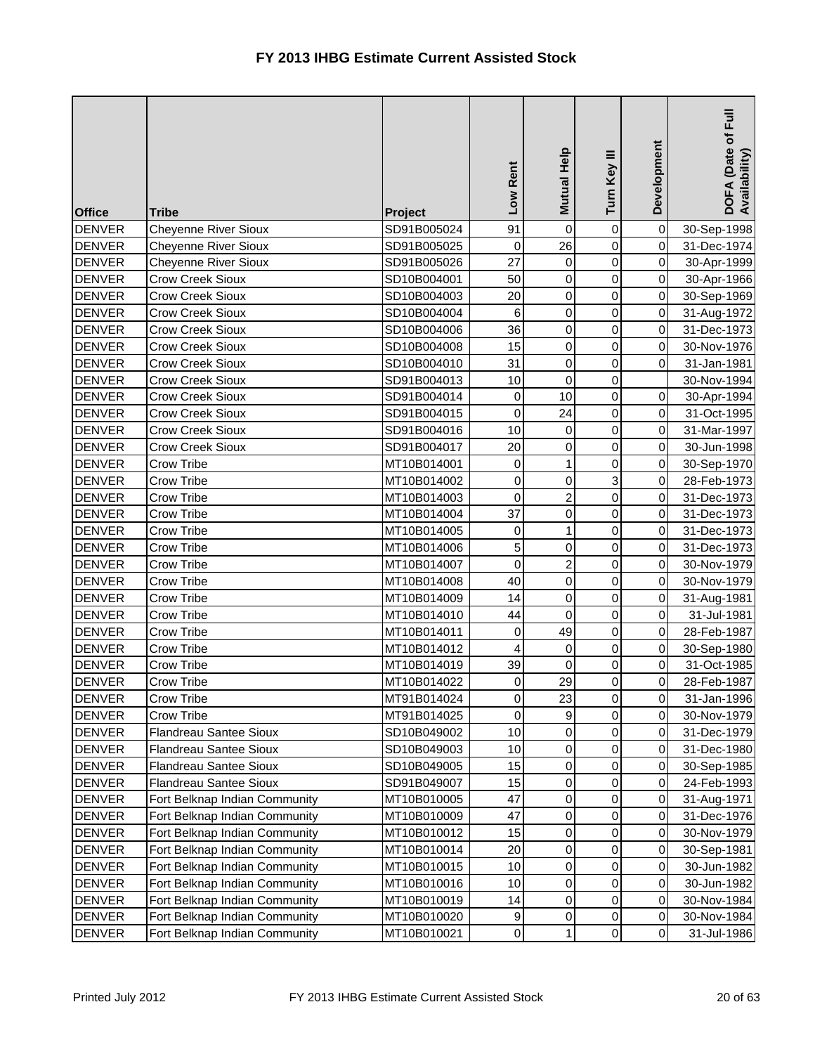# FY 2013 IHBG Estimate Current Assisted Stock

| Office | Tribe | Project | Low Rent | Mutual Help | Turn Key III | Development | DOFA (Date of Full Availability) |
|---|---|---|---|---|---|---|---|
| DENVER | Cheyenne River Sioux | SD91B005024 | 91 | 0 | 0 | 0 | 30-Sep-1998 |
| DENVER | Cheyenne River Sioux | SD91B005025 | 0 | 26 | 0 | 0 | 31-Dec-1974 |
| DENVER | Cheyenne River Sioux | SD91B005026 | 27 | 0 | 0 | 0 | 30-Apr-1999 |
| DENVER | Crow Creek Sioux | SD10B004001 | 50 | 0 | 0 | 0 | 30-Apr-1966 |
| DENVER | Crow Creek Sioux | SD10B004003 | 20 | 0 | 0 | 0 | 30-Sep-1969 |
| DENVER | Crow Creek Sioux | SD10B004004 | 6 | 0 | 0 | 0 | 31-Aug-1972 |
| DENVER | Crow Creek Sioux | SD10B004006 | 36 | 0 | 0 | 0 | 31-Dec-1973 |
| DENVER | Crow Creek Sioux | SD10B004008 | 15 | 0 | 0 | 0 | 30-Nov-1976 |
| DENVER | Crow Creek Sioux | SD10B004010 | 31 | 0 | 0 | 0 | 31-Jan-1981 |
| DENVER | Crow Creek Sioux | SD91B004013 | 10 | 0 | 0 | | 30-Nov-1994 |
| DENVER | Crow Creek Sioux | SD91B004014 | 0 | 10 | 0 | 0 | 30-Apr-1994 |
| DENVER | Crow Creek Sioux | SD91B004015 | 0 | 24 | 0 | 0 | 31-Oct-1995 |
| DENVER | Crow Creek Sioux | SD91B004016 | 10 | 0 | 0 | 0 | 31-Mar-1997 |
| DENVER | Crow Creek Sioux | SD91B004017 | 20 | 0 | 0 | 0 | 30-Jun-1998 |
| DENVER | Crow Tribe | MT10B014001 | 0 | 1 | 0 | 0 | 30-Sep-1970 |
| DENVER | Crow Tribe | MT10B014002 | 0 | 0 | 3 | 0 | 28-Feb-1973 |
| DENVER | Crow Tribe | MT10B014003 | 0 | 2 | 0 | 0 | 31-Dec-1973 |
| DENVER | Crow Tribe | MT10B014004 | 37 | 0 | 0 | 0 | 31-Dec-1973 |
| DENVER | Crow Tribe | MT10B014005 | 0 | 1 | 0 | 0 | 31-Dec-1973 |
| DENVER | Crow Tribe | MT10B014006 | 5 | 0 | 0 | 0 | 31-Dec-1973 |
| DENVER | Crow Tribe | MT10B014007 | 0 | 2 | 0 | 0 | 30-Nov-1979 |
| DENVER | Crow Tribe | MT10B014008 | 40 | 0 | 0 | 0 | 30-Nov-1979 |
| DENVER | Crow Tribe | MT10B014009 | 14 | 0 | 0 | 0 | 31-Aug-1981 |
| DENVER | Crow Tribe | MT10B014010 | 44 | 0 | 0 | 0 | 31-Jul-1981 |
| DENVER | Crow Tribe | MT10B014011 | 0 | 49 | 0 | 0 | 28-Feb-1987 |
| DENVER | Crow Tribe | MT10B014012 | 4 | 0 | 0 | 0 | 30-Sep-1980 |
| DENVER | Crow Tribe | MT10B014019 | 39 | 0 | 0 | 0 | 31-Oct-1985 |
| DENVER | Crow Tribe | MT10B014022 | 0 | 29 | 0 | 0 | 28-Feb-1987 |
| DENVER | Crow Tribe | MT91B014024 | 0 | 23 | 0 | 0 | 31-Jan-1996 |
| DENVER | Crow Tribe | MT91B014025 | 0 | 9 | 0 | 0 | 30-Nov-1979 |
| DENVER | Flandreau Santee Sioux | SD10B049002 | 10 | 0 | 0 | 0 | 31-Dec-1979 |
| DENVER | Flandreau Santee Sioux | SD10B049003 | 10 | 0 | 0 | 0 | 31-Dec-1980 |
| DENVER | Flandreau Santee Sioux | SD10B049005 | 15 | 0 | 0 | 0 | 30-Sep-1985 |
| DENVER | Flandreau Santee Sioux | SD91B049007 | 15 | 0 | 0 | 0 | 24-Feb-1993 |
| DENVER | Fort Belknap Indian Community | MT10B010005 | 47 | 0 | 0 | 0 | 31-Aug-1971 |
| DENVER | Fort Belknap Indian Community | MT10B010009 | 47 | 0 | 0 | 0 | 31-Dec-1976 |
| DENVER | Fort Belknap Indian Community | MT10B010012 | 15 | 0 | 0 | 0 | 30-Nov-1979 |
| DENVER | Fort Belknap Indian Community | MT10B010014 | 20 | 0 | 0 | 0 | 30-Sep-1981 |
| DENVER | Fort Belknap Indian Community | MT10B010015 | 10 | 0 | 0 | 0 | 30-Jun-1982 |
| DENVER | Fort Belknap Indian Community | MT10B010016 | 10 | 0 | 0 | 0 | 30-Jun-1982 |
| DENVER | Fort Belknap Indian Community | MT10B010019 | 14 | 0 | 0 | 0 | 30-Nov-1984 |
| DENVER | Fort Belknap Indian Community | MT10B010020 | 9 | 0 | 0 | 0 | 30-Nov-1984 |
| DENVER | Fort Belknap Indian Community | MT10B010021 | 0 | 1 | 0 | 0 | 31-Jul-1986 |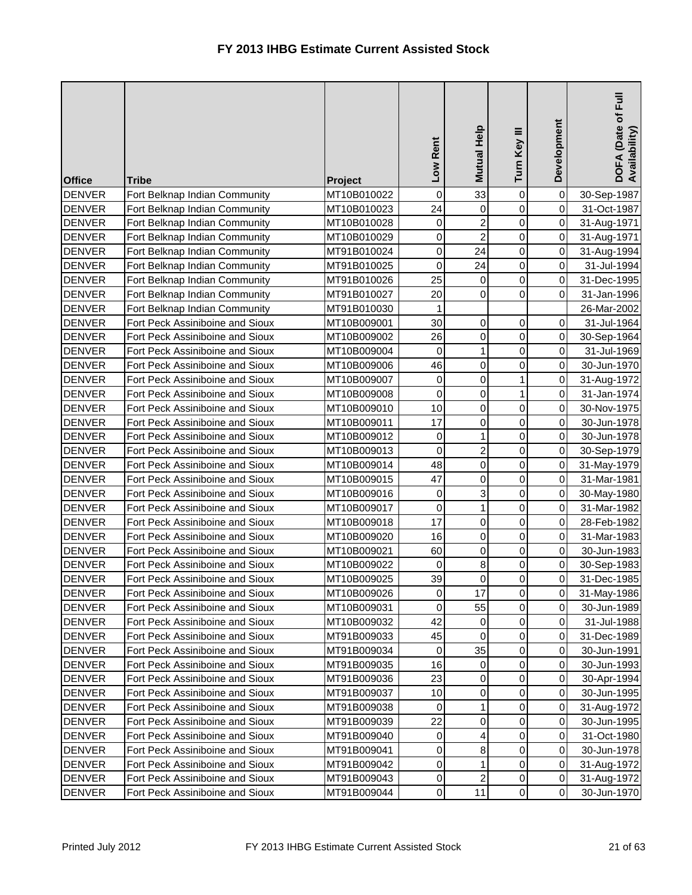# FY 2013 IHBG Estimate Current Assisted Stock

| Office | Tribe | Project | Low Rent | Mutual Help | Turn Key III | Development | DOFA (Date of Full Availability) |
|---|---|---|---|---|---|---|---|
| DENVER | Fort Belknap Indian Community | MT10B010022 | 0 | 33 | 0 | 0 | 30-Sep-1987 |
| DENVER | Fort Belknap Indian Community | MT10B010023 | 24 | 0 | 0 | 0 | 31-Oct-1987 |
| DENVER | Fort Belknap Indian Community | MT10B010028 | 0 | 2 | 0 | 0 | 31-Aug-1971 |
| DENVER | Fort Belknap Indian Community | MT10B010029 | 0 | 2 | 0 | 0 | 31-Aug-1971 |
| DENVER | Fort Belknap Indian Community | MT91B010024 | 0 | 24 | 0 | 0 | 31-Aug-1994 |
| DENVER | Fort Belknap Indian Community | MT91B010025 | 0 | 24 | 0 | 0 | 31-Jul-1994 |
| DENVER | Fort Belknap Indian Community | MT91B010026 | 25 | 0 | 0 | 0 | 31-Dec-1995 |
| DENVER | Fort Belknap Indian Community | MT91B010027 | 20 | 0 | 0 | 0 | 31-Jan-1996 |
| DENVER | Fort Belknap Indian Community | MT91B010030 | 1 | | | | 26-Mar-2002 |
| DENVER | Fort Peck Assiniboine and Sioux | MT10B009001 | 30 | 0 | 0 | 0 | 31-Jul-1964 |
| DENVER | Fort Peck Assiniboine and Sioux | MT10B009002 | 26 | 0 | 0 | 0 | 30-Sep-1964 |
| DENVER | Fort Peck Assiniboine and Sioux | MT10B009004 | 0 | 1 | 0 | 0 | 31-Jul-1969 |
| DENVER | Fort Peck Assiniboine and Sioux | MT10B009006 | 46 | 0 | 0 | 0 | 30-Jun-1970 |
| DENVER | Fort Peck Assiniboine and Sioux | MT10B009007 | 0 | 0 | 1 | 0 | 31-Aug-1972 |
| DENVER | Fort Peck Assiniboine and Sioux | MT10B009008 | 0 | 0 | 1 | 0 | 31-Jan-1974 |
| DENVER | Fort Peck Assiniboine and Sioux | MT10B009010 | 10 | 0 | 0 | 0 | 30-Nov-1975 |
| DENVER | Fort Peck Assiniboine and Sioux | MT10B009011 | 17 | 0 | 0 | 0 | 30-Jun-1978 |
| DENVER | Fort Peck Assiniboine and Sioux | MT10B009012 | 0 | 1 | 0 | 0 | 30-Jun-1978 |
| DENVER | Fort Peck Assiniboine and Sioux | MT10B009013 | 0 | 2 | 0 | 0 | 30-Sep-1979 |
| DENVER | Fort Peck Assiniboine and Sioux | MT10B009014 | 48 | 0 | 0 | 0 | 31-May-1979 |
| DENVER | Fort Peck Assiniboine and Sioux | MT10B009015 | 47 | 0 | 0 | 0 | 31-Mar-1981 |
| DENVER | Fort Peck Assiniboine and Sioux | MT10B009016 | 0 | 3 | 0 | 0 | 30-May-1980 |
| DENVER | Fort Peck Assiniboine and Sioux | MT10B009017 | 0 | 1 | 0 | 0 | 31-Mar-1982 |
| DENVER | Fort Peck Assiniboine and Sioux | MT10B009018 | 17 | 0 | 0 | 0 | 28-Feb-1982 |
| DENVER | Fort Peck Assiniboine and Sioux | MT10B009020 | 16 | 0 | 0 | 0 | 31-Mar-1983 |
| DENVER | Fort Peck Assiniboine and Sioux | MT10B009021 | 60 | 0 | 0 | 0 | 30-Jun-1983 |
| DENVER | Fort Peck Assiniboine and Sioux | MT10B009022 | 0 | 8 | 0 | 0 | 30-Sep-1983 |
| DENVER | Fort Peck Assiniboine and Sioux | MT10B009025 | 39 | 0 | 0 | 0 | 31-Dec-1985 |
| DENVER | Fort Peck Assiniboine and Sioux | MT10B009026 | 0 | 17 | 0 | 0 | 31-May-1986 |
| DENVER | Fort Peck Assiniboine and Sioux | MT10B009031 | 0 | 55 | 0 | 0 | 30-Jun-1989 |
| DENVER | Fort Peck Assiniboine and Sioux | MT10B009032 | 42 | 0 | 0 | 0 | 31-Jul-1988 |
| DENVER | Fort Peck Assiniboine and Sioux | MT91B009033 | 45 | 0 | 0 | 0 | 31-Dec-1989 |
| DENVER | Fort Peck Assiniboine and Sioux | MT91B009034 | 0 | 35 | 0 | 0 | 30-Jun-1991 |
| DENVER | Fort Peck Assiniboine and Sioux | MT91B009035 | 16 | 0 | 0 | 0 | 30-Jun-1993 |
| DENVER | Fort Peck Assiniboine and Sioux | MT91B009036 | 23 | 0 | 0 | 0 | 30-Apr-1994 |
| DENVER | Fort Peck Assiniboine and Sioux | MT91B009037 | 10 | 0 | 0 | 0 | 30-Jun-1995 |
| DENVER | Fort Peck Assiniboine and Sioux | MT91B009038 | 0 | 1 | 0 | 0 | 31-Aug-1972 |
| DENVER | Fort Peck Assiniboine and Sioux | MT91B009039 | 22 | 0 | 0 | 0 | 30-Jun-1995 |
| DENVER | Fort Peck Assiniboine and Sioux | MT91B009040 | 0 | 4 | 0 | 0 | 31-Oct-1980 |
| DENVER | Fort Peck Assiniboine and Sioux | MT91B009041 | 0 | 8 | 0 | 0 | 30-Jun-1978 |
| DENVER | Fort Peck Assiniboine and Sioux | MT91B009042 | 0 | 1 | 0 | 0 | 31-Aug-1972 |
| DENVER | Fort Peck Assiniboine and Sioux | MT91B009043 | 0 | 2 | 0 | 0 | 31-Aug-1972 |
| DENVER | Fort Peck Assiniboine and Sioux | MT91B009044 | 0 | 11 | 0 | 0 | 30-Jun-1970 |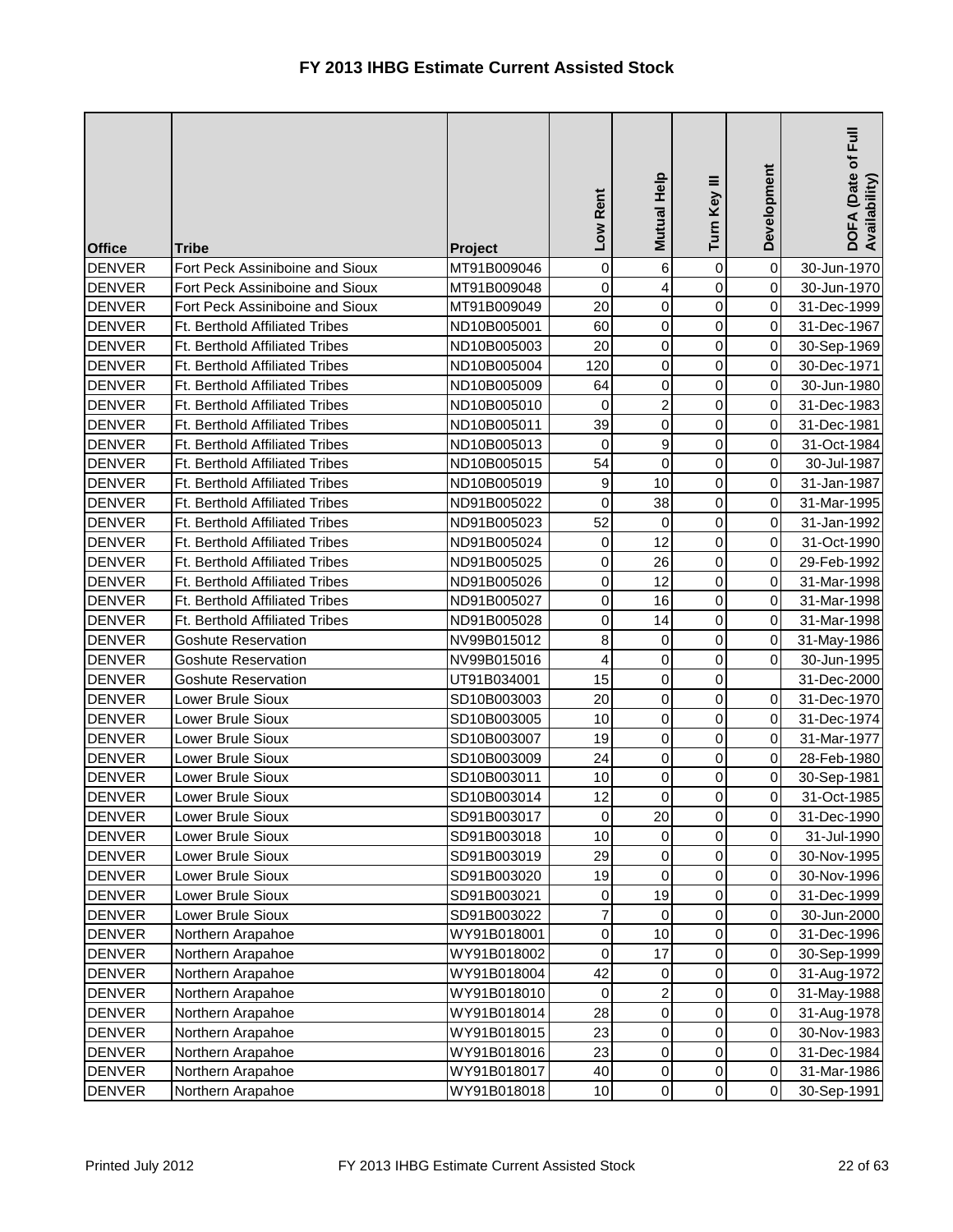# FY 2013 IHBG Estimate Current Assisted Stock

| Office | Tribe | Project | Low Rent | Mutual Help | Turn Key III | Development | DOFA (Date of Full Availability) |
|---|---|---|---|---|---|---|---|
| DENVER | Fort Peck Assiniboine and Sioux | MT91B009046 | 0 | 6 | 0 | 0 | 30-Jun-1970 |
| DENVER | Fort Peck Assiniboine and Sioux | MT91B009048 | 0 | 4 | 0 | 0 | 30-Jun-1970 |
| DENVER | Fort Peck Assiniboine and Sioux | MT91B009049 | 20 | 0 | 0 | 0 | 31-Dec-1999 |
| DENVER | Ft. Berthold Affiliated Tribes | ND10B005001 | 60 | 0 | 0 | 0 | 31-Dec-1967 |
| DENVER | Ft. Berthold Affiliated Tribes | ND10B005003 | 20 | 0 | 0 | 0 | 30-Sep-1969 |
| DENVER | Ft. Berthold Affiliated Tribes | ND10B005004 | 120 | 0 | 0 | 0 | 30-Dec-1971 |
| DENVER | Ft. Berthold Affiliated Tribes | ND10B005009 | 64 | 0 | 0 | 0 | 30-Jun-1980 |
| DENVER | Ft. Berthold Affiliated Tribes | ND10B005010 | 0 | 2 | 0 | 0 | 31-Dec-1983 |
| DENVER | Ft. Berthold Affiliated Tribes | ND10B005011 | 39 | 0 | 0 | 0 | 31-Dec-1981 |
| DENVER | Ft. Berthold Affiliated Tribes | ND10B005013 | 0 | 9 | 0 | 0 | 31-Oct-1984 |
| DENVER | Ft. Berthold Affiliated Tribes | ND10B005015 | 54 | 0 | 0 | 0 | 30-Jul-1987 |
| DENVER | Ft. Berthold Affiliated Tribes | ND10B005019 | 9 | 10 | 0 | 0 | 31-Jan-1987 |
| DENVER | Ft. Berthold Affiliated Tribes | ND91B005022 | 0 | 38 | 0 | 0 | 31-Mar-1995 |
| DENVER | Ft. Berthold Affiliated Tribes | ND91B005023 | 52 | 0 | 0 | 0 | 31-Jan-1992 |
| DENVER | Ft. Berthold Affiliated Tribes | ND91B005024 | 0 | 12 | 0 | 0 | 31-Oct-1990 |
| DENVER | Ft. Berthold Affiliated Tribes | ND91B005025 | 0 | 26 | 0 | 0 | 29-Feb-1992 |
| DENVER | Ft. Berthold Affiliated Tribes | ND91B005026 | 0 | 12 | 0 | 0 | 31-Mar-1998 |
| DENVER | Ft. Berthold Affiliated Tribes | ND91B005027 | 0 | 16 | 0 | 0 | 31-Mar-1998 |
| DENVER | Ft. Berthold Affiliated Tribes | ND91B005028 | 0 | 14 | 0 | 0 | 31-Mar-1998 |
| DENVER | Goshute Reservation | NV99B015012 | 8 | 0 | 0 | 0 | 31-May-1986 |
| DENVER | Goshute Reservation | NV99B015016 | 4 | 0 | 0 | 0 | 30-Jun-1995 |
| DENVER | Goshute Reservation | UT91B034001 | 15 | 0 | 0 | | 31-Dec-2000 |
| DENVER | Lower Brule Sioux | SD10B003003 | 20 | 0 | 0 | 0 | 31-Dec-1970 |
| DENVER | Lower Brule Sioux | SD10B003005 | 10 | 0 | 0 | 0 | 31-Dec-1974 |
| DENVER | Lower Brule Sioux | SD10B003007 | 19 | 0 | 0 | 0 | 31-Mar-1977 |
| DENVER | Lower Brule Sioux | SD10B003009 | 24 | 0 | 0 | 0 | 28-Feb-1980 |
| DENVER | Lower Brule Sioux | SD10B003011 | 10 | 0 | 0 | 0 | 30-Sep-1981 |
| DENVER | Lower Brule Sioux | SD10B003014 | 12 | 0 | 0 | 0 | 31-Oct-1985 |
| DENVER | Lower Brule Sioux | SD91B003017 | 0 | 20 | 0 | 0 | 31-Dec-1990 |
| DENVER | Lower Brule Sioux | SD91B003018 | 10 | 0 | 0 | 0 | 31-Jul-1990 |
| DENVER | Lower Brule Sioux | SD91B003019 | 29 | 0 | 0 | 0 | 30-Nov-1995 |
| DENVER | Lower Brule Sioux | SD91B003020 | 19 | 0 | 0 | 0 | 30-Nov-1996 |
| DENVER | Lower Brule Sioux | SD91B003021 | 0 | 19 | 0 | 0 | 31-Dec-1999 |
| DENVER | Lower Brule Sioux | SD91B003022 | 7 | 0 | 0 | 0 | 30-Jun-2000 |
| DENVER | Northern Arapahoe | WY91B018001 | 0 | 10 | 0 | 0 | 31-Dec-1996 |
| DENVER | Northern Arapahoe | WY91B018002 | 0 | 17 | 0 | 0 | 30-Sep-1999 |
| DENVER | Northern Arapahoe | WY91B018004 | 42 | 0 | 0 | 0 | 31-Aug-1972 |
| DENVER | Northern Arapahoe | WY91B018010 | 0 | 2 | 0 | 0 | 31-May-1988 |
| DENVER | Northern Arapahoe | WY91B018014 | 28 | 0 | 0 | 0 | 31-Aug-1978 |
| DENVER | Northern Arapahoe | WY91B018015 | 23 | 0 | 0 | 0 | 30-Nov-1983 |
| DENVER | Northern Arapahoe | WY91B018016 | 23 | 0 | 0 | 0 | 31-Dec-1984 |
| DENVER | Northern Arapahoe | WY91B018017 | 40 | 0 | 0 | 0 | 31-Mar-1986 |
| DENVER | Northern Arapahoe | WY91B018018 | 10 | 0 | 0 | 0 | 30-Sep-1991 |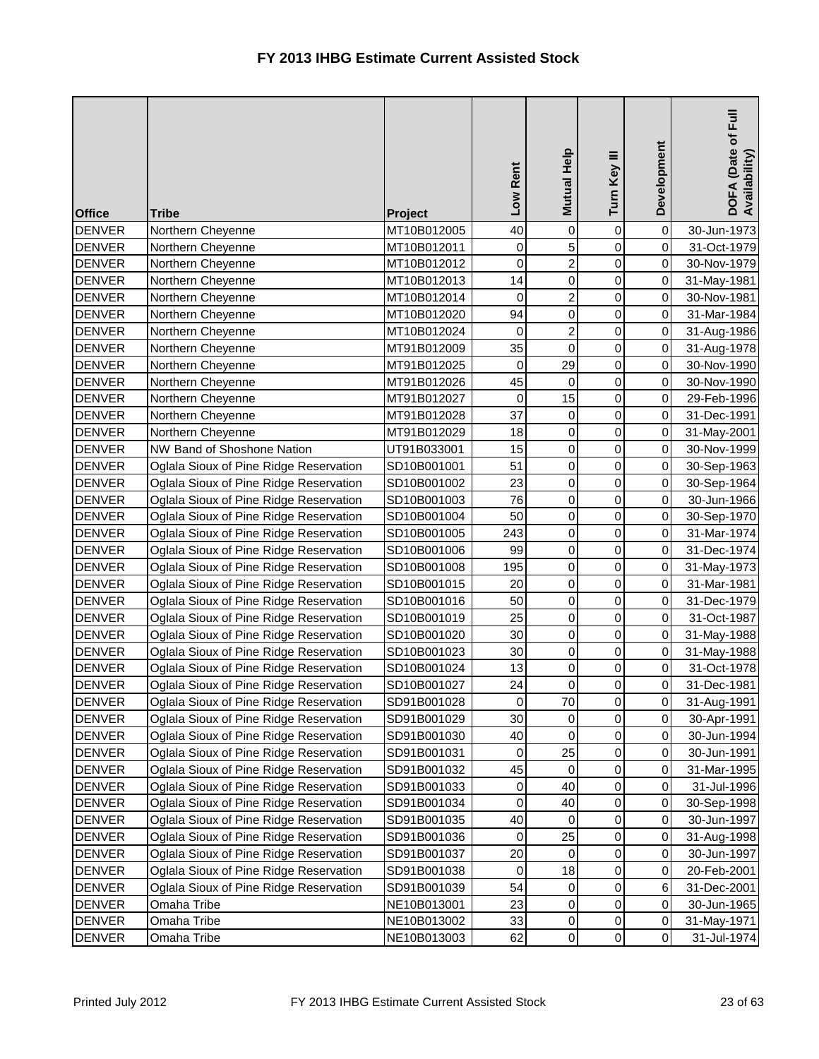# FY 2013 IHBG Estimate Current Assisted Stock

| Office | Tribe | Project | Low Rent | Mutual Help | Turn Key III | Development | DOFA (Date of Full Availability) |
|---|---|---|---|---|---|---|---|
| DENVER | Northern Cheyenne | MT10B012005 | 40 | 0 | 0 | 0 | 30-Jun-1973 |
| DENVER | Northern Cheyenne | MT10B012011 | 0 | 5 | 0 | 0 | 31-Oct-1979 |
| DENVER | Northern Cheyenne | MT10B012012 | 0 | 2 | 0 | 0 | 30-Nov-1979 |
| DENVER | Northern Cheyenne | MT10B012013 | 14 | 0 | 0 | 0 | 31-May-1981 |
| DENVER | Northern Cheyenne | MT10B012014 | 0 | 2 | 0 | 0 | 30-Nov-1981 |
| DENVER | Northern Cheyenne | MT10B012020 | 94 | 0 | 0 | 0 | 31-Mar-1984 |
| DENVER | Northern Cheyenne | MT10B012024 | 0 | 2 | 0 | 0 | 31-Aug-1986 |
| DENVER | Northern Cheyenne | MT91B012009 | 35 | 0 | 0 | 0 | 31-Aug-1978 |
| DENVER | Northern Cheyenne | MT91B012025 | 0 | 29 | 0 | 0 | 30-Nov-1990 |
| DENVER | Northern Cheyenne | MT91B012026 | 45 | 0 | 0 | 0 | 30-Nov-1990 |
| DENVER | Northern Cheyenne | MT91B012027 | 0 | 15 | 0 | 0 | 29-Feb-1996 |
| DENVER | Northern Cheyenne | MT91B012028 | 37 | 0 | 0 | 0 | 31-Dec-1991 |
| DENVER | Northern Cheyenne | MT91B012029 | 18 | 0 | 0 | 0 | 31-May-2001 |
| DENVER | NW Band of Shoshone Nation | UT91B033001 | 15 | 0 | 0 | 0 | 30-Nov-1999 |
| DENVER | Oglala Sioux of Pine Ridge Reservation | SD10B001001 | 51 | 0 | 0 | 0 | 30-Sep-1963 |
| DENVER | Oglala Sioux of Pine Ridge Reservation | SD10B001002 | 23 | 0 | 0 | 0 | 30-Sep-1964 |
| DENVER | Oglala Sioux of Pine Ridge Reservation | SD10B001003 | 76 | 0 | 0 | 0 | 30-Jun-1966 |
| DENVER | Oglala Sioux of Pine Ridge Reservation | SD10B001004 | 50 | 0 | 0 | 0 | 30-Sep-1970 |
| DENVER | Oglala Sioux of Pine Ridge Reservation | SD10B001005 | 243 | 0 | 0 | 0 | 31-Mar-1974 |
| DENVER | Oglala Sioux of Pine Ridge Reservation | SD10B001006 | 99 | 0 | 0 | 0 | 31-Dec-1974 |
| DENVER | Oglala Sioux of Pine Ridge Reservation | SD10B001008 | 195 | 0 | 0 | 0 | 31-May-1973 |
| DENVER | Oglala Sioux of Pine Ridge Reservation | SD10B001015 | 20 | 0 | 0 | 0 | 31-Mar-1981 |
| DENVER | Oglala Sioux of Pine Ridge Reservation | SD10B001016 | 50 | 0 | 0 | 0 | 31-Dec-1979 |
| DENVER | Oglala Sioux of Pine Ridge Reservation | SD10B001019 | 25 | 0 | 0 | 0 | 31-Oct-1987 |
| DENVER | Oglala Sioux of Pine Ridge Reservation | SD10B001020 | 30 | 0 | 0 | 0 | 31-May-1988 |
| DENVER | Oglala Sioux of Pine Ridge Reservation | SD10B001023 | 30 | 0 | 0 | 0 | 31-May-1988 |
| DENVER | Oglala Sioux of Pine Ridge Reservation | SD10B001024 | 13 | 0 | 0 | 0 | 31-Oct-1978 |
| DENVER | Oglala Sioux of Pine Ridge Reservation | SD10B001027 | 24 | 0 | 0 | 0 | 31-Dec-1981 |
| DENVER | Oglala Sioux of Pine Ridge Reservation | SD91B001028 | 0 | 70 | 0 | 0 | 31-Aug-1991 |
| DENVER | Oglala Sioux of Pine Ridge Reservation | SD91B001029 | 30 | 0 | 0 | 0 | 30-Apr-1991 |
| DENVER | Oglala Sioux of Pine Ridge Reservation | SD91B001030 | 40 | 0 | 0 | 0 | 30-Jun-1994 |
| DENVER | Oglala Sioux of Pine Ridge Reservation | SD91B001031 | 0 | 25 | 0 | 0 | 30-Jun-1991 |
| DENVER | Oglala Sioux of Pine Ridge Reservation | SD91B001032 | 45 | 0 | 0 | 0 | 31-Mar-1995 |
| DENVER | Oglala Sioux of Pine Ridge Reservation | SD91B001033 | 0 | 40 | 0 | 0 | 31-Jul-1996 |
| DENVER | Oglala Sioux of Pine Ridge Reservation | SD91B001034 | 0 | 40 | 0 | 0 | 30-Sep-1998 |
| DENVER | Oglala Sioux of Pine Ridge Reservation | SD91B001035 | 40 | 0 | 0 | 0 | 30-Jun-1997 |
| DENVER | Oglala Sioux of Pine Ridge Reservation | SD91B001036 | 0 | 25 | 0 | 0 | 31-Aug-1998 |
| DENVER | Oglala Sioux of Pine Ridge Reservation | SD91B001037 | 20 | 0 | 0 | 0 | 30-Jun-1997 |
| DENVER | Oglala Sioux of Pine Ridge Reservation | SD91B001038 | 0 | 18 | 0 | 0 | 20-Feb-2001 |
| DENVER | Oglala Sioux of Pine Ridge Reservation | SD91B001039 | 54 | 0 | 0 | 6 | 31-Dec-2001 |
| DENVER | Omaha Tribe | NE10B013001 | 23 | 0 | 0 | 0 | 30-Jun-1965 |
| DENVER | Omaha Tribe | NE10B013002 | 33 | 0 | 0 | 0 | 31-May-1971 |
| DENVER | Omaha Tribe | NE10B013003 | 62 | 0 | 0 | 0 | 31-Jul-1974 |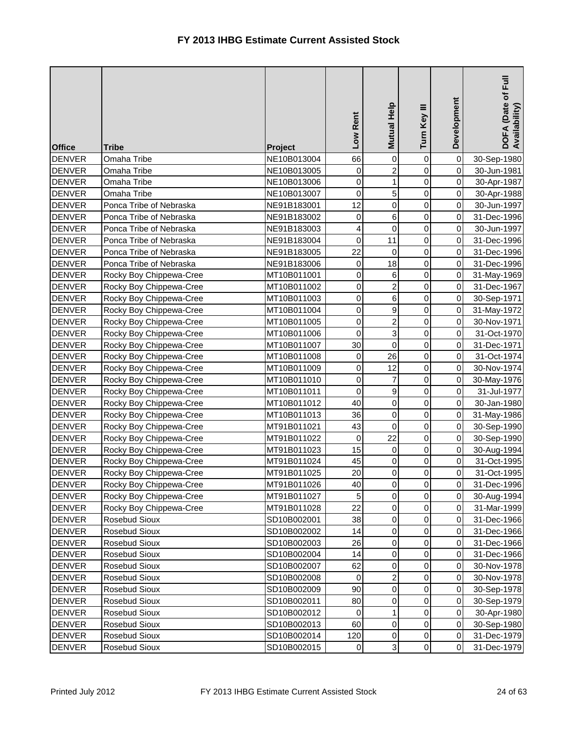# FY 2013 IHBG Estimate Current Assisted Stock

| Office | Tribe | Project | Low Rent | Mutual Help | Turn Key III | Development | DOFA (Date of Full Availability) |
|---|---|---|---|---|---|---|---|
| DENVER | Omaha Tribe | NE10B013004 | 66 | 0 | 0 | 0 | 30-Sep-1980 |
| DENVER | Omaha Tribe | NE10B013005 | 0 | 2 | 0 | 0 | 30-Jun-1981 |
| DENVER | Omaha Tribe | NE10B013006 | 0 | 1 | 0 | 0 | 30-Apr-1987 |
| DENVER | Omaha Tribe | NE10B013007 | 0 | 5 | 0 | 0 | 30-Apr-1988 |
| DENVER | Ponca Tribe of Nebraska | NE91B183001 | 12 | 0 | 0 | 0 | 30-Jun-1997 |
| DENVER | Ponca Tribe of Nebraska | NE91B183002 | 0 | 6 | 0 | 0 | 31-Dec-1996 |
| DENVER | Ponca Tribe of Nebraska | NE91B183003 | 4 | 0 | 0 | 0 | 30-Jun-1997 |
| DENVER | Ponca Tribe of Nebraska | NE91B183004 | 0 | 11 | 0 | 0 | 31-Dec-1996 |
| DENVER | Ponca Tribe of Nebraska | NE91B183005 | 22 | 0 | 0 | 0 | 31-Dec-1996 |
| DENVER | Ponca Tribe of Nebraska | NE91B183006 | 0 | 18 | 0 | 0 | 31-Dec-1996 |
| DENVER | Rocky Boy Chippewa-Cree | MT10B011001 | 0 | 6 | 0 | 0 | 31-May-1969 |
| DENVER | Rocky Boy Chippewa-Cree | MT10B011002 | 0 | 2 | 0 | 0 | 31-Dec-1967 |
| DENVER | Rocky Boy Chippewa-Cree | MT10B011003 | 0 | 6 | 0 | 0 | 30-Sep-1971 |
| DENVER | Rocky Boy Chippewa-Cree | MT10B011004 | 0 | 9 | 0 | 0 | 31-May-1972 |
| DENVER | Rocky Boy Chippewa-Cree | MT10B011005 | 0 | 2 | 0 | 0 | 30-Nov-1971 |
| DENVER | Rocky Boy Chippewa-Cree | MT10B011006 | 0 | 3 | 0 | 0 | 31-Oct-1970 |
| DENVER | Rocky Boy Chippewa-Cree | MT10B011007 | 30 | 0 | 0 | 0 | 31-Dec-1971 |
| DENVER | Rocky Boy Chippewa-Cree | MT10B011008 | 0 | 26 | 0 | 0 | 31-Oct-1974 |
| DENVER | Rocky Boy Chippewa-Cree | MT10B011009 | 0 | 12 | 0 | 0 | 30-Nov-1974 |
| DENVER | Rocky Boy Chippewa-Cree | MT10B011010 | 0 | 7 | 0 | 0 | 30-May-1976 |
| DENVER | Rocky Boy Chippewa-Cree | MT10B011011 | 0 | 9 | 0 | 0 | 31-Jul-1977 |
| DENVER | Rocky Boy Chippewa-Cree | MT10B011012 | 40 | 0 | 0 | 0 | 30-Jan-1980 |
| DENVER | Rocky Boy Chippewa-Cree | MT10B011013 | 36 | 0 | 0 | 0 | 31-May-1986 |
| DENVER | Rocky Boy Chippewa-Cree | MT91B011021 | 43 | 0 | 0 | 0 | 30-Sep-1990 |
| DENVER | Rocky Boy Chippewa-Cree | MT91B011022 | 0 | 22 | 0 | 0 | 30-Sep-1990 |
| DENVER | Rocky Boy Chippewa-Cree | MT91B011023 | 15 | 0 | 0 | 0 | 30-Aug-1994 |
| DENVER | Rocky Boy Chippewa-Cree | MT91B011024 | 45 | 0 | 0 | 0 | 31-Oct-1995 |
| DENVER | Rocky Boy Chippewa-Cree | MT91B011025 | 20 | 0 | 0 | 0 | 31-Oct-1995 |
| DENVER | Rocky Boy Chippewa-Cree | MT91B011026 | 40 | 0 | 0 | 0 | 31-Dec-1996 |
| DENVER | Rocky Boy Chippewa-Cree | MT91B011027 | 5 | 0 | 0 | 0 | 30-Aug-1994 |
| DENVER | Rocky Boy Chippewa-Cree | MT91B011028 | 22 | 0 | 0 | 0 | 31-Mar-1999 |
| DENVER | Rosebud Sioux | SD10B002001 | 38 | 0 | 0 | 0 | 31-Dec-1966 |
| DENVER | Rosebud Sioux | SD10B002002 | 14 | 0 | 0 | 0 | 31-Dec-1966 |
| DENVER | Rosebud Sioux | SD10B002003 | 26 | 0 | 0 | 0 | 31-Dec-1966 |
| DENVER | Rosebud Sioux | SD10B002004 | 14 | 0 | 0 | 0 | 31-Dec-1966 |
| DENVER | Rosebud Sioux | SD10B002007 | 62 | 0 | 0 | 0 | 30-Nov-1978 |
| DENVER | Rosebud Sioux | SD10B002008 | 0 | 2 | 0 | 0 | 30-Nov-1978 |
| DENVER | Rosebud Sioux | SD10B002009 | 90 | 0 | 0 | 0 | 30-Sep-1978 |
| DENVER | Rosebud Sioux | SD10B002011 | 80 | 0 | 0 | 0 | 30-Sep-1979 |
| DENVER | Rosebud Sioux | SD10B002012 | 0 | 1 | 0 | 0 | 30-Apr-1980 |
| DENVER | Rosebud Sioux | SD10B002013 | 60 | 0 | 0 | 0 | 30-Sep-1980 |
| DENVER | Rosebud Sioux | SD10B002014 | 120 | 0 | 0 | 0 | 31-Dec-1979 |
| DENVER | Rosebud Sioux | SD10B002015 | 0 | 3 | 0 | 0 | 31-Dec-1979 |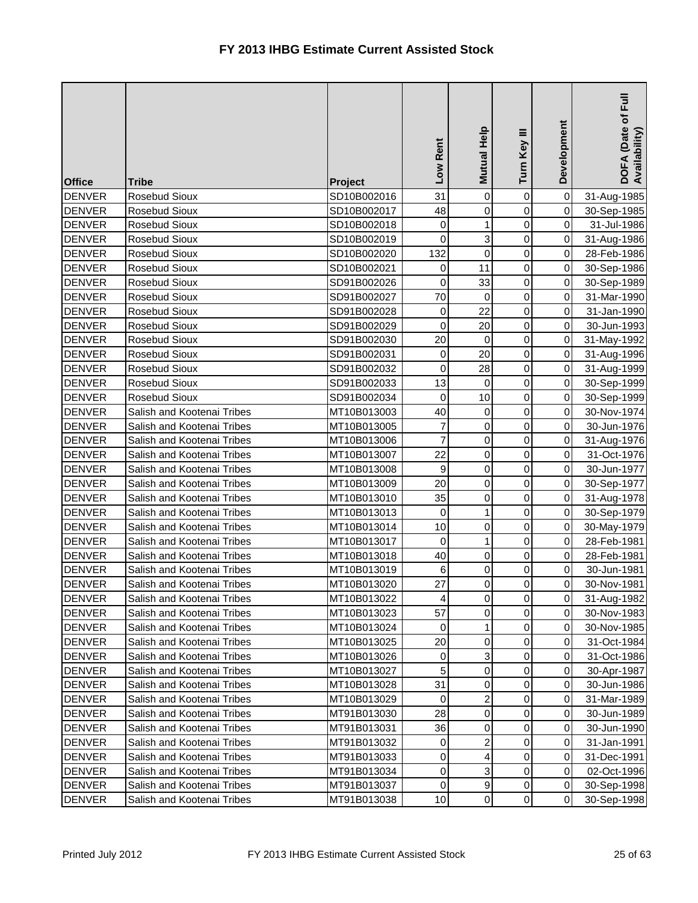# FY 2013 IHBG Estimate Current Assisted Stock

| Office | Tribe | Project | Low Rent | Mutual Help | Turn Key III | Development | DOFA (Date of Full Availability) |
|---|---|---|---|---|---|---|---|
| DENVER | Rosebud Sioux | SD10B002016 | 31 | 0 | 0 | 0 | 31-Aug-1985 |
| DENVER | Rosebud Sioux | SD10B002017 | 48 | 0 | 0 | 0 | 30-Sep-1985 |
| DENVER | Rosebud Sioux | SD10B002018 | 0 | 1 | 0 | 0 | 31-Jul-1986 |
| DENVER | Rosebud Sioux | SD10B002019 | 0 | 3 | 0 | 0 | 31-Aug-1986 |
| DENVER | Rosebud Sioux | SD10B002020 | 132 | 0 | 0 | 0 | 28-Feb-1986 |
| DENVER | Rosebud Sioux | SD10B002021 | 0 | 11 | 0 | 0 | 30-Sep-1986 |
| DENVER | Rosebud Sioux | SD91B002026 | 0 | 33 | 0 | 0 | 30-Sep-1989 |
| DENVER | Rosebud Sioux | SD91B002027 | 70 | 0 | 0 | 0 | 31-Mar-1990 |
| DENVER | Rosebud Sioux | SD91B002028 | 0 | 22 | 0 | 0 | 31-Jan-1990 |
| DENVER | Rosebud Sioux | SD91B002029 | 0 | 20 | 0 | 0 | 30-Jun-1993 |
| DENVER | Rosebud Sioux | SD91B002030 | 20 | 0 | 0 | 0 | 31-May-1992 |
| DENVER | Rosebud Sioux | SD91B002031 | 0 | 20 | 0 | 0 | 31-Aug-1996 |
| DENVER | Rosebud Sioux | SD91B002032 | 0 | 28 | 0 | 0 | 31-Aug-1999 |
| DENVER | Rosebud Sioux | SD91B002033 | 13 | 0 | 0 | 0 | 30-Sep-1999 |
| DENVER | Rosebud Sioux | SD91B002034 | 0 | 10 | 0 | 0 | 30-Sep-1999 |
| DENVER | Salish and Kootenai Tribes | MT10B013003 | 40 | 0 | 0 | 0 | 30-Nov-1974 |
| DENVER | Salish and Kootenai Tribes | MT10B013005 | 7 | 0 | 0 | 0 | 30-Jun-1976 |
| DENVER | Salish and Kootenai Tribes | MT10B013006 | 7 | 0 | 0 | 0 | 31-Aug-1976 |
| DENVER | Salish and Kootenai Tribes | MT10B013007 | 22 | 0 | 0 | 0 | 31-Oct-1976 |
| DENVER | Salish and Kootenai Tribes | MT10B013008 | 9 | 0 | 0 | 0 | 30-Jun-1977 |
| DENVER | Salish and Kootenai Tribes | MT10B013009 | 20 | 0 | 0 | 0 | 30-Sep-1977 |
| DENVER | Salish and Kootenai Tribes | MT10B013010 | 35 | 0 | 0 | 0 | 31-Aug-1978 |
| DENVER | Salish and Kootenai Tribes | MT10B013013 | 0 | 1 | 0 | 0 | 30-Sep-1979 |
| DENVER | Salish and Kootenai Tribes | MT10B013014 | 10 | 0 | 0 | 0 | 30-May-1979 |
| DENVER | Salish and Kootenai Tribes | MT10B013017 | 0 | 1 | 0 | 0 | 28-Feb-1981 |
| DENVER | Salish and Kootenai Tribes | MT10B013018 | 40 | 0 | 0 | 0 | 28-Feb-1981 |
| DENVER | Salish and Kootenai Tribes | MT10B013019 | 6 | 0 | 0 | 0 | 30-Jun-1981 |
| DENVER | Salish and Kootenai Tribes | MT10B013020 | 27 | 0 | 0 | 0 | 30-Nov-1981 |
| DENVER | Salish and Kootenai Tribes | MT10B013022 | 4 | 0 | 0 | 0 | 31-Aug-1982 |
| DENVER | Salish and Kootenai Tribes | MT10B013023 | 57 | 0 | 0 | 0 | 30-Nov-1983 |
| DENVER | Salish and Kootenai Tribes | MT10B013024 | 0 | 1 | 0 | 0 | 30-Nov-1985 |
| DENVER | Salish and Kootenai Tribes | MT10B013025 | 20 | 0 | 0 | 0 | 31-Oct-1984 |
| DENVER | Salish and Kootenai Tribes | MT10B013026 | 0 | 3 | 0 | 0 | 31-Oct-1986 |
| DENVER | Salish and Kootenai Tribes | MT10B013027 | 5 | 0 | 0 | 0 | 30-Apr-1987 |
| DENVER | Salish and Kootenai Tribes | MT10B013028 | 31 | 0 | 0 | 0 | 30-Jun-1986 |
| DENVER | Salish and Kootenai Tribes | MT10B013029 | 0 | 2 | 0 | 0 | 31-Mar-1989 |
| DENVER | Salish and Kootenai Tribes | MT91B013030 | 28 | 0 | 0 | 0 | 30-Jun-1989 |
| DENVER | Salish and Kootenai Tribes | MT91B013031 | 36 | 0 | 0 | 0 | 30-Jun-1990 |
| DENVER | Salish and Kootenai Tribes | MT91B013032 | 0 | 2 | 0 | 0 | 31-Jan-1991 |
| DENVER | Salish and Kootenai Tribes | MT91B013033 | 0 | 4 | 0 | 0 | 31-Dec-1991 |
| DENVER | Salish and Kootenai Tribes | MT91B013034 | 0 | 3 | 0 | 0 | 02-Oct-1996 |
| DENVER | Salish and Kootenai Tribes | MT91B013037 | 0 | 9 | 0 | 0 | 30-Sep-1998 |
| DENVER | Salish and Kootenai Tribes | MT91B013038 | 10 | 0 | 0 | 0 | 30-Sep-1998 |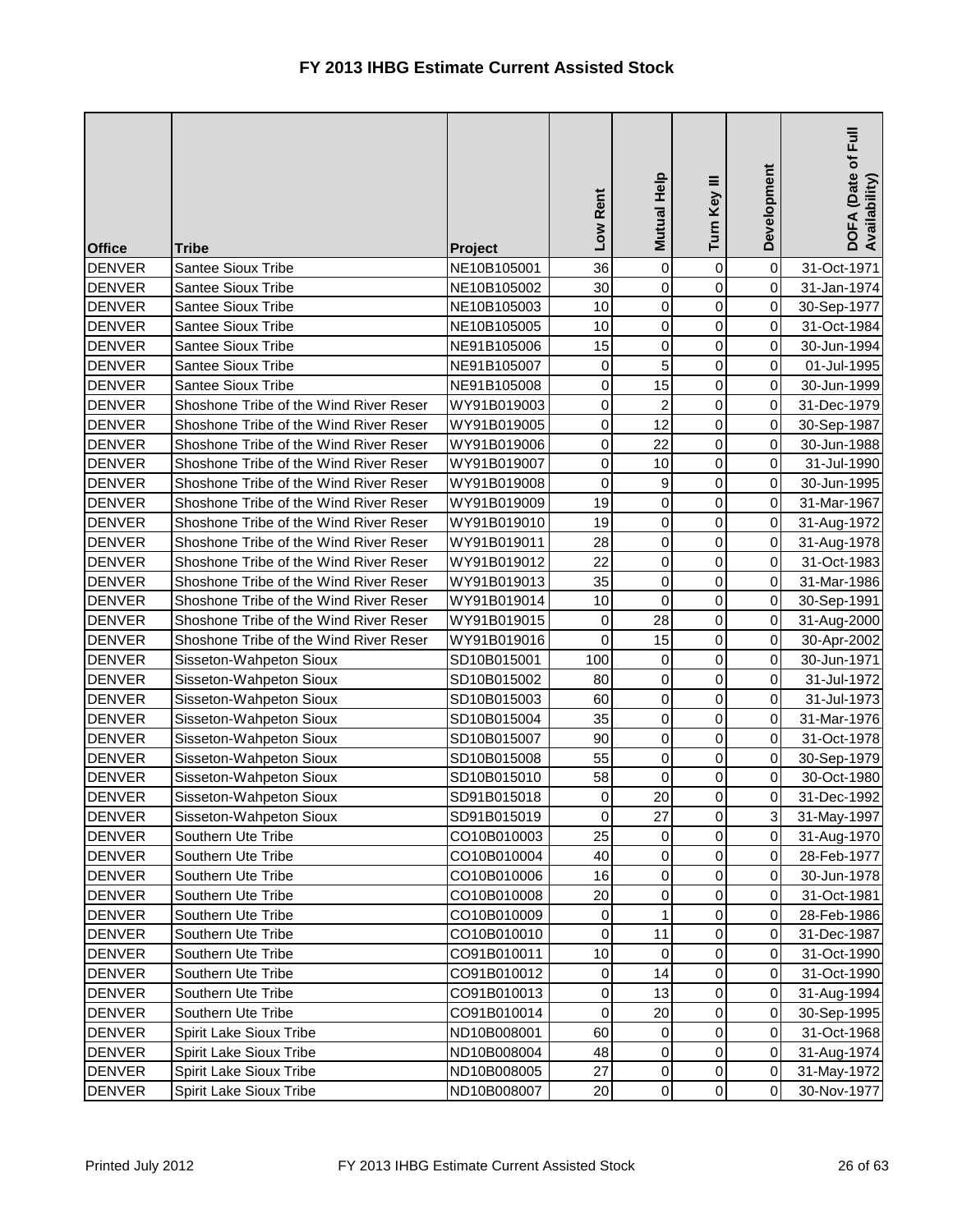# FY 2013 IHBG Estimate Current Assisted Stock

| Office | Tribe | Project | Low Rent | Mutual Help | Turn Key III | Development | DOFA (Date of Full Availability) |
|---|---|---|---|---|---|---|---|
| DENVER | Santee Sioux Tribe | NE10B105001 | 36 | 0 | 0 | 0 | 31-Oct-1971 |
| DENVER | Santee Sioux Tribe | NE10B105002 | 30 | 0 | 0 | 0 | 31-Jan-1974 |
| DENVER | Santee Sioux Tribe | NE10B105003 | 10 | 0 | 0 | 0 | 30-Sep-1977 |
| DENVER | Santee Sioux Tribe | NE10B105005 | 10 | 0 | 0 | 0 | 31-Oct-1984 |
| DENVER | Santee Sioux Tribe | NE91B105006 | 15 | 0 | 0 | 0 | 30-Jun-1994 |
| DENVER | Santee Sioux Tribe | NE91B105007 | 0 | 5 | 0 | 0 | 01-Jul-1995 |
| DENVER | Santee Sioux Tribe | NE91B105008 | 0 | 15 | 0 | 0 | 30-Jun-1999 |
| DENVER | Shoshone Tribe of the Wind River Reser | WY91B019003 | 0 | 2 | 0 | 0 | 31-Dec-1979 |
| DENVER | Shoshone Tribe of the Wind River Reser | WY91B019005 | 0 | 12 | 0 | 0 | 30-Sep-1987 |
| DENVER | Shoshone Tribe of the Wind River Reser | WY91B019006 | 0 | 22 | 0 | 0 | 30-Jun-1988 |
| DENVER | Shoshone Tribe of the Wind River Reser | WY91B019007 | 0 | 10 | 0 | 0 | 31-Jul-1990 |
| DENVER | Shoshone Tribe of the Wind River Reser | WY91B019008 | 0 | 9 | 0 | 0 | 30-Jun-1995 |
| DENVER | Shoshone Tribe of the Wind River Reser | WY91B019009 | 19 | 0 | 0 | 0 | 31-Mar-1967 |
| DENVER | Shoshone Tribe of the Wind River Reser | WY91B019010 | 19 | 0 | 0 | 0 | 31-Aug-1972 |
| DENVER | Shoshone Tribe of the Wind River Reser | WY91B019011 | 28 | 0 | 0 | 0 | 31-Aug-1978 |
| DENVER | Shoshone Tribe of the Wind River Reser | WY91B019012 | 22 | 0 | 0 | 0 | 31-Oct-1983 |
| DENVER | Shoshone Tribe of the Wind River Reser | WY91B019013 | 35 | 0 | 0 | 0 | 31-Mar-1986 |
| DENVER | Shoshone Tribe of the Wind River Reser | WY91B019014 | 10 | 0 | 0 | 0 | 30-Sep-1991 |
| DENVER | Shoshone Tribe of the Wind River Reser | WY91B019015 | 0 | 28 | 0 | 0 | 31-Aug-2000 |
| DENVER | Shoshone Tribe of the Wind River Reser | WY91B019016 | 0 | 15 | 0 | 0 | 30-Apr-2002 |
| DENVER | Sisseton-Wahpeton Sioux | SD10B015001 | 100 | 0 | 0 | 0 | 30-Jun-1971 |
| DENVER | Sisseton-Wahpeton Sioux | SD10B015002 | 80 | 0 | 0 | 0 | 31-Jul-1972 |
| DENVER | Sisseton-Wahpeton Sioux | SD10B015003 | 60 | 0 | 0 | 0 | 31-Jul-1973 |
| DENVER | Sisseton-Wahpeton Sioux | SD10B015004 | 35 | 0 | 0 | 0 | 31-Mar-1976 |
| DENVER | Sisseton-Wahpeton Sioux | SD10B015007 | 90 | 0 | 0 | 0 | 31-Oct-1978 |
| DENVER | Sisseton-Wahpeton Sioux | SD10B015008 | 55 | 0 | 0 | 0 | 30-Sep-1979 |
| DENVER | Sisseton-Wahpeton Sioux | SD10B015010 | 58 | 0 | 0 | 0 | 30-Oct-1980 |
| DENVER | Sisseton-Wahpeton Sioux | SD91B015018 | 0 | 20 | 0 | 0 | 31-Dec-1992 |
| DENVER | Sisseton-Wahpeton Sioux | SD91B015019 | 0 | 27 | 0 | 3 | 31-May-1997 |
| DENVER | Southern Ute Tribe | CO10B010003 | 25 | 0 | 0 | 0 | 31-Aug-1970 |
| DENVER | Southern Ute Tribe | CO10B010004 | 40 | 0 | 0 | 0 | 28-Feb-1977 |
| DENVER | Southern Ute Tribe | CO10B010006 | 16 | 0 | 0 | 0 | 30-Jun-1978 |
| DENVER | Southern Ute Tribe | CO10B010008 | 20 | 0 | 0 | 0 | 31-Oct-1981 |
| DENVER | Southern Ute Tribe | CO10B010009 | 0 | 1 | 0 | 0 | 28-Feb-1986 |
| DENVER | Southern Ute Tribe | CO10B010010 | 0 | 11 | 0 | 0 | 31-Dec-1987 |
| DENVER | Southern Ute Tribe | CO91B010011 | 10 | 0 | 0 | 0 | 31-Oct-1990 |
| DENVER | Southern Ute Tribe | CO91B010012 | 0 | 14 | 0 | 0 | 31-Oct-1990 |
| DENVER | Southern Ute Tribe | CO91B010013 | 0 | 13 | 0 | 0 | 31-Aug-1994 |
| DENVER | Southern Ute Tribe | CO91B010014 | 0 | 20 | 0 | 0 | 30-Sep-1995 |
| DENVER | Spirit Lake Sioux Tribe | ND10B008001 | 60 | 0 | 0 | 0 | 31-Oct-1968 |
| DENVER | Spirit Lake Sioux Tribe | ND10B008004 | 48 | 0 | 0 | 0 | 31-Aug-1974 |
| DENVER | Spirit Lake Sioux Tribe | ND10B008005 | 27 | 0 | 0 | 0 | 31-May-1972 |
| DENVER | Spirit Lake Sioux Tribe | ND10B008007 | 20 | 0 | 0 | 0 | 30-Nov-1977 |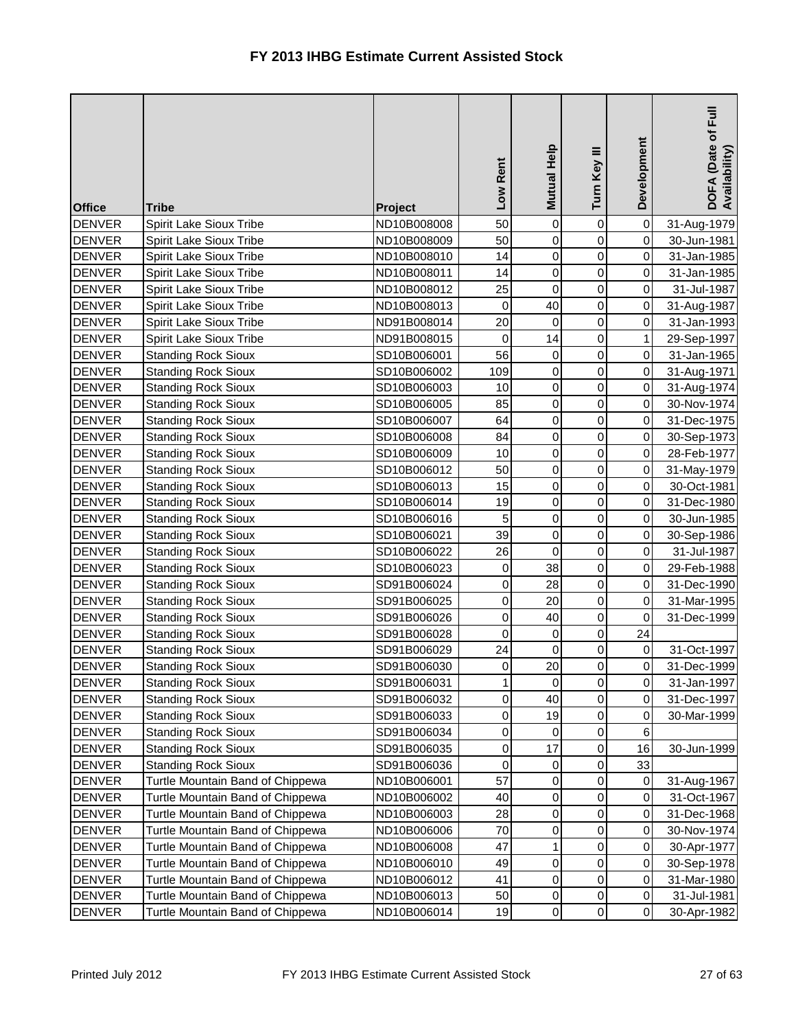# FY 2013 IHBG Estimate Current Assisted Stock

| Office | Tribe | Project | Low Rent | Mutual Help | Turn Key III | Development | DOFA (Date of Full Availability) |
|---|---|---|---|---|---|---|---|
| DENVER | Spirit Lake Sioux Tribe | ND10B008008 | 50 | 0 | 0 | 0 | 31-Aug-1979 |
| DENVER | Spirit Lake Sioux Tribe | ND10B008009 | 50 | 0 | 0 | 0 | 30-Jun-1981 |
| DENVER | Spirit Lake Sioux Tribe | ND10B008010 | 14 | 0 | 0 | 0 | 31-Jan-1985 |
| DENVER | Spirit Lake Sioux Tribe | ND10B008011 | 14 | 0 | 0 | 0 | 31-Jan-1985 |
| DENVER | Spirit Lake Sioux Tribe | ND10B008012 | 25 | 0 | 0 | 0 | 31-Jul-1987 |
| DENVER | Spirit Lake Sioux Tribe | ND10B008013 | 0 | 40 | 0 | 0 | 31-Aug-1987 |
| DENVER | Spirit Lake Sioux Tribe | ND91B008014 | 20 | 0 | 0 | 0 | 31-Jan-1993 |
| DENVER | Spirit Lake Sioux Tribe | ND91B008015 | 0 | 14 | 0 | 1 | 29-Sep-1997 |
| DENVER | Standing Rock Sioux | SD10B006001 | 56 | 0 | 0 | 0 | 31-Jan-1965 |
| DENVER | Standing Rock Sioux | SD10B006002 | 109 | 0 | 0 | 0 | 31-Aug-1971 |
| DENVER | Standing Rock Sioux | SD10B006003 | 10 | 0 | 0 | 0 | 31-Aug-1974 |
| DENVER | Standing Rock Sioux | SD10B006005 | 85 | 0 | 0 | 0 | 30-Nov-1974 |
| DENVER | Standing Rock Sioux | SD10B006007 | 64 | 0 | 0 | 0 | 31-Dec-1975 |
| DENVER | Standing Rock Sioux | SD10B006008 | 84 | 0 | 0 | 0 | 30-Sep-1973 |
| DENVER | Standing Rock Sioux | SD10B006009 | 10 | 0 | 0 | 0 | 28-Feb-1977 |
| DENVER | Standing Rock Sioux | SD10B006012 | 50 | 0 | 0 | 0 | 31-May-1979 |
| DENVER | Standing Rock Sioux | SD10B006013 | 15 | 0 | 0 | 0 | 30-Oct-1981 |
| DENVER | Standing Rock Sioux | SD10B006014 | 19 | 0 | 0 | 0 | 31-Dec-1980 |
| DENVER | Standing Rock Sioux | SD10B006016 | 5 | 0 | 0 | 0 | 30-Jun-1985 |
| DENVER | Standing Rock Sioux | SD10B006021 | 39 | 0 | 0 | 0 | 30-Sep-1986 |
| DENVER | Standing Rock Sioux | SD10B006022 | 26 | 0 | 0 | 0 | 31-Jul-1987 |
| DENVER | Standing Rock Sioux | SD10B006023 | 0 | 38 | 0 | 0 | 29-Feb-1988 |
| DENVER | Standing Rock Sioux | SD91B006024 | 0 | 28 | 0 | 0 | 31-Dec-1990 |
| DENVER | Standing Rock Sioux | SD91B006025 | 0 | 20 | 0 | 0 | 31-Mar-1995 |
| DENVER | Standing Rock Sioux | SD91B006026 | 0 | 40 | 0 | 0 | 31-Dec-1999 |
| DENVER | Standing Rock Sioux | SD91B006028 | 0 | 0 | 0 | 24 | |
| DENVER | Standing Rock Sioux | SD91B006029 | 24 | 0 | 0 | 0 | 31-Oct-1997 |
| DENVER | Standing Rock Sioux | SD91B006030 | 0 | 20 | 0 | 0 | 31-Dec-1999 |
| DENVER | Standing Rock Sioux | SD91B006031 | 1 | 0 | 0 | 0 | 31-Jan-1997 |
| DENVER | Standing Rock Sioux | SD91B006032 | 0 | 40 | 0 | 0 | 31-Dec-1997 |
| DENVER | Standing Rock Sioux | SD91B006033 | 0 | 19 | 0 | 0 | 30-Mar-1999 |
| DENVER | Standing Rock Sioux | SD91B006034 | 0 | 0 | 0 | 6 | |
| DENVER | Standing Rock Sioux | SD91B006035 | 0 | 17 | 0 | 16 | 30-Jun-1999 |
| DENVER | Standing Rock Sioux | SD91B006036 | 0 | 0 | 0 | 33 | |
| DENVER | Turtle Mountain Band of Chippewa | ND10B006001 | 57 | 0 | 0 | 0 | 31-Aug-1967 |
| DENVER | Turtle Mountain Band of Chippewa | ND10B006002 | 40 | 0 | 0 | 0 | 31-Oct-1967 |
| DENVER | Turtle Mountain Band of Chippewa | ND10B006003 | 28 | 0 | 0 | 0 | 31-Dec-1968 |
| DENVER | Turtle Mountain Band of Chippewa | ND10B006006 | 70 | 0 | 0 | 0 | 30-Nov-1974 |
| DENVER | Turtle Mountain Band of Chippewa | ND10B006008 | 47 | 1 | 0 | 0 | 30-Apr-1977 |
| DENVER | Turtle Mountain Band of Chippewa | ND10B006010 | 49 | 0 | 0 | 0 | 30-Sep-1978 |
| DENVER | Turtle Mountain Band of Chippewa | ND10B006012 | 41 | 0 | 0 | 0 | 31-Mar-1980 |
| DENVER | Turtle Mountain Band of Chippewa | ND10B006013 | 50 | 0 | 0 | 0 | 31-Jul-1981 |
| DENVER | Turtle Mountain Band of Chippewa | ND10B006014 | 19 | 0 | 0 | 0 | 30-Apr-1982 |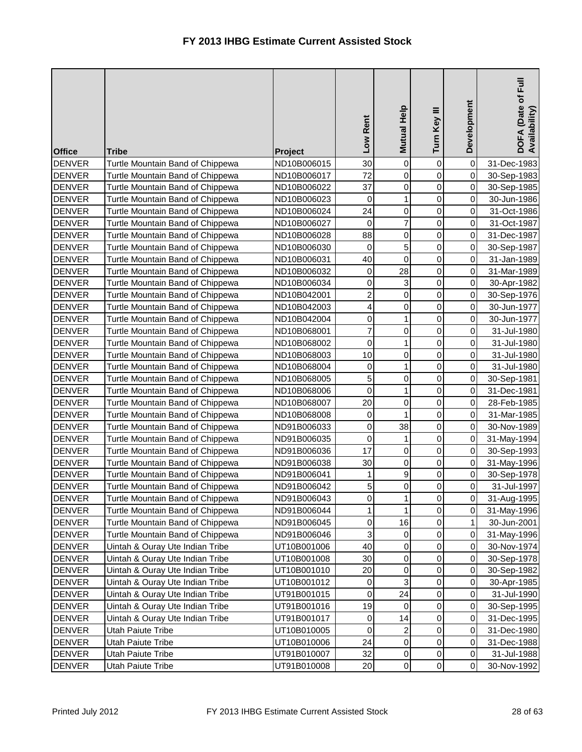# FY 2013 IHBG Estimate Current Assisted Stock

| Office | Tribe | Project | Low Rent | Mutual Help | Turn Key III | Development | DOFA (Date of Full Availability) |
|---|---|---|---|---|---|---|---|
| DENVER | Turtle Mountain Band of Chippewa | ND10B006015 | 30 | 0 | 0 | 0 | 31-Dec-1983 |
| DENVER | Turtle Mountain Band of Chippewa | ND10B006017 | 72 | 0 | 0 | 0 | 30-Sep-1983 |
| DENVER | Turtle Mountain Band of Chippewa | ND10B006022 | 37 | 0 | 0 | 0 | 30-Sep-1985 |
| DENVER | Turtle Mountain Band of Chippewa | ND10B006023 | 0 | 1 | 0 | 0 | 30-Jun-1986 |
| DENVER | Turtle Mountain Band of Chippewa | ND10B006024 | 24 | 0 | 0 | 0 | 31-Oct-1986 |
| DENVER | Turtle Mountain Band of Chippewa | ND10B006027 | 0 | 7 | 0 | 0 | 31-Oct-1987 |
| DENVER | Turtle Mountain Band of Chippewa | ND10B006028 | 88 | 0 | 0 | 0 | 31-Dec-1987 |
| DENVER | Turtle Mountain Band of Chippewa | ND10B006030 | 0 | 5 | 0 | 0 | 30-Sep-1987 |
| DENVER | Turtle Mountain Band of Chippewa | ND10B006031 | 40 | 0 | 0 | 0 | 31-Jan-1989 |
| DENVER | Turtle Mountain Band of Chippewa | ND10B006032 | 0 | 28 | 0 | 0 | 31-Mar-1989 |
| DENVER | Turtle Mountain Band of Chippewa | ND10B006034 | 0 | 3 | 0 | 0 | 30-Apr-1982 |
| DENVER | Turtle Mountain Band of Chippewa | ND10B042001 | 2 | 0 | 0 | 0 | 30-Sep-1976 |
| DENVER | Turtle Mountain Band of Chippewa | ND10B042003 | 4 | 0 | 0 | 0 | 30-Jun-1977 |
| DENVER | Turtle Mountain Band of Chippewa | ND10B042004 | 0 | 1 | 0 | 0 | 30-Jun-1977 |
| DENVER | Turtle Mountain Band of Chippewa | ND10B068001 | 7 | 0 | 0 | 0 | 31-Jul-1980 |
| DENVER | Turtle Mountain Band of Chippewa | ND10B068002 | 0 | 1 | 0 | 0 | 31-Jul-1980 |
| DENVER | Turtle Mountain Band of Chippewa | ND10B068003 | 10 | 0 | 0 | 0 | 31-Jul-1980 |
| DENVER | Turtle Mountain Band of Chippewa | ND10B068004 | 0 | 1 | 0 | 0 | 31-Jul-1980 |
| DENVER | Turtle Mountain Band of Chippewa | ND10B068005 | 5 | 0 | 0 | 0 | 30-Sep-1981 |
| DENVER | Turtle Mountain Band of Chippewa | ND10B068006 | 0 | 1 | 0 | 0 | 31-Dec-1981 |
| DENVER | Turtle Mountain Band of Chippewa | ND10B068007 | 20 | 0 | 0 | 0 | 28-Feb-1985 |
| DENVER | Turtle Mountain Band of Chippewa | ND10B068008 | 0 | 1 | 0 | 0 | 31-Mar-1985 |
| DENVER | Turtle Mountain Band of Chippewa | ND91B006033 | 0 | 38 | 0 | 0 | 30-Nov-1989 |
| DENVER | Turtle Mountain Band of Chippewa | ND91B006035 | 0 | 1 | 0 | 0 | 31-May-1994 |
| DENVER | Turtle Mountain Band of Chippewa | ND91B006036 | 17 | 0 | 0 | 0 | 30-Sep-1993 |
| DENVER | Turtle Mountain Band of Chippewa | ND91B006038 | 30 | 0 | 0 | 0 | 31-May-1996 |
| DENVER | Turtle Mountain Band of Chippewa | ND91B006041 | 1 | 9 | 0 | 0 | 30-Sep-1978 |
| DENVER | Turtle Mountain Band of Chippewa | ND91B006042 | 5 | 0 | 0 | 0 | 31-Jul-1997 |
| DENVER | Turtle Mountain Band of Chippewa | ND91B006043 | 0 | 1 | 0 | 0 | 31-Aug-1995 |
| DENVER | Turtle Mountain Band of Chippewa | ND91B006044 | 1 | 1 | 0 | 0 | 31-May-1996 |
| DENVER | Turtle Mountain Band of Chippewa | ND91B006045 | 0 | 16 | 0 | 1 | 30-Jun-2001 |
| DENVER | Turtle Mountain Band of Chippewa | ND91B006046 | 3 | 0 | 0 | 0 | 31-May-1996 |
| DENVER | Uintah & Ouray Ute Indian Tribe | UT10B001006 | 40 | 0 | 0 | 0 | 30-Nov-1974 |
| DENVER | Uintah & Ouray Ute Indian Tribe | UT10B001008 | 30 | 0 | 0 | 0 | 30-Sep-1978 |
| DENVER | Uintah & Ouray Ute Indian Tribe | UT10B001010 | 20 | 0 | 0 | 0 | 30-Sep-1982 |
| DENVER | Uintah & Ouray Ute Indian Tribe | UT10B001012 | 0 | 3 | 0 | 0 | 30-Apr-1985 |
| DENVER | Uintah & Ouray Ute Indian Tribe | UT91B001015 | 0 | 24 | 0 | 0 | 31-Jul-1990 |
| DENVER | Uintah & Ouray Ute Indian Tribe | UT91B001016 | 19 | 0 | 0 | 0 | 30-Sep-1995 |
| DENVER | Uintah & Ouray Ute Indian Tribe | UT91B001017 | 0 | 14 | 0 | 0 | 31-Dec-1995 |
| DENVER | Utah Paiute Tribe | UT10B010005 | 0 | 2 | 0 | 0 | 31-Dec-1980 |
| DENVER | Utah Paiute Tribe | UT10B010006 | 24 | 0 | 0 | 0 | 31-Dec-1988 |
| DENVER | Utah Paiute Tribe | UT91B010007 | 32 | 0 | 0 | 0 | 31-Jul-1988 |
| DENVER | Utah Paiute Tribe | UT91B010008 | 20 | 0 | 0 | 0 | 30-Nov-1992 |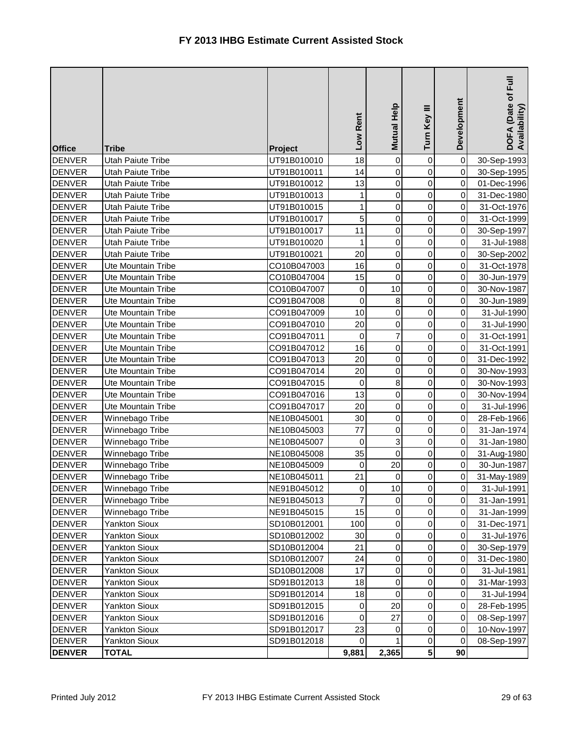# FY 2013 IHBG Estimate Current Assisted Stock

| Office | Tribe | Project | Low Rent | Mutual Help | Turn Key III | Development | DOFA (Date of Full Availability) |
|---|---|---|---|---|---|---|---|
| DENVER | Utah Paiute Tribe | UT91B010010 | 18 | 0 | 0 | 0 | 30-Sep-1993 |
| DENVER | Utah Paiute Tribe | UT91B010011 | 14 | 0 | 0 | 0 | 30-Sep-1995 |
| DENVER | Utah Paiute Tribe | UT91B010012 | 13 | 0 | 0 | 0 | 01-Dec-1996 |
| DENVER | Utah Paiute Tribe | UT91B010013 | 1 | 0 | 0 | 0 | 31-Dec-1980 |
| DENVER | Utah Paiute Tribe | UT91B010015 | 1 | 0 | 0 | 0 | 31-Oct-1976 |
| DENVER | Utah Paiute Tribe | UT91B010017 | 5 | 0 | 0 | 0 | 31-Oct-1999 |
| DENVER | Utah Paiute Tribe | UT91B010017 | 11 | 0 | 0 | 0 | 30-Sep-1997 |
| DENVER | Utah Paiute Tribe | UT91B010020 | 1 | 0 | 0 | 0 | 31-Jul-1988 |
| DENVER | Utah Paiute Tribe | UT91B010021 | 20 | 0 | 0 | 0 | 30-Sep-2002 |
| DENVER | Ute Mountain Tribe | CO10B047003 | 16 | 0 | 0 | 0 | 31-Oct-1978 |
| DENVER | Ute Mountain Tribe | CO10B047004 | 15 | 0 | 0 | 0 | 30-Jun-1979 |
| DENVER | Ute Mountain Tribe | CO10B047007 | 0 | 10 | 0 | 0 | 30-Nov-1987 |
| DENVER | Ute Mountain Tribe | CO91B047008 | 0 | 8 | 0 | 0 | 30-Jun-1989 |
| DENVER | Ute Mountain Tribe | CO91B047009 | 10 | 0 | 0 | 0 | 31-Jul-1990 |
| DENVER | Ute Mountain Tribe | CO91B047010 | 20 | 0 | 0 | 0 | 31-Jul-1990 |
| DENVER | Ute Mountain Tribe | CO91B047011 | 0 | 7 | 0 | 0 | 31-Oct-1991 |
| DENVER | Ute Mountain Tribe | CO91B047012 | 16 | 0 | 0 | 0 | 31-Oct-1991 |
| DENVER | Ute Mountain Tribe | CO91B047013 | 20 | 0 | 0 | 0 | 31-Dec-1992 |
| DENVER | Ute Mountain Tribe | CO91B047014 | 20 | 0 | 0 | 0 | 30-Nov-1993 |
| DENVER | Ute Mountain Tribe | CO91B047015 | 0 | 8 | 0 | 0 | 30-Nov-1993 |
| DENVER | Ute Mountain Tribe | CO91B047016 | 13 | 0 | 0 | 0 | 30-Nov-1994 |
| DENVER | Ute Mountain Tribe | CO91B047017 | 20 | 0 | 0 | 0 | 31-Jul-1996 |
| DENVER | Winnebago Tribe | NE10B045001 | 30 | 0 | 0 | 0 | 28-Feb-1966 |
| DENVER | Winnebago Tribe | NE10B045003 | 77 | 0 | 0 | 0 | 31-Jan-1974 |
| DENVER | Winnebago Tribe | NE10B045007 | 0 | 3 | 0 | 0 | 31-Jan-1980 |
| DENVER | Winnebago Tribe | NE10B045008 | 35 | 0 | 0 | 0 | 31-Aug-1980 |
| DENVER | Winnebago Tribe | NE10B045009 | 0 | 20 | 0 | 0 | 30-Jun-1987 |
| DENVER | Winnebago Tribe | NE10B045011 | 21 | 0 | 0 | 0 | 31-May-1989 |
| DENVER | Winnebago Tribe | NE91B045012 | 0 | 10 | 0 | 0 | 31-Jul-1991 |
| DENVER | Winnebago Tribe | NE91B045013 | 7 | 0 | 0 | 0 | 31-Jan-1991 |
| DENVER | Winnebago Tribe | NE91B045015 | 15 | 0 | 0 | 0 | 31-Jan-1999 |
| DENVER | Yankton Sioux | SD10B012001 | 100 | 0 | 0 | 0 | 31-Dec-1971 |
| DENVER | Yankton Sioux | SD10B012002 | 30 | 0 | 0 | 0 | 31-Jul-1976 |
| DENVER | Yankton Sioux | SD10B012004 | 21 | 0 | 0 | 0 | 30-Sep-1979 |
| DENVER | Yankton Sioux | SD10B012007 | 24 | 0 | 0 | 0 | 31-Dec-1980 |
| DENVER | Yankton Sioux | SD10B012008 | 17 | 0 | 0 | 0 | 31-Jul-1981 |
| DENVER | Yankton Sioux | SD91B012013 | 18 | 0 | 0 | 0 | 31-Mar-1993 |
| DENVER | Yankton Sioux | SD91B012014 | 18 | 0 | 0 | 0 | 31-Jul-1994 |
| DENVER | Yankton Sioux | SD91B012015 | 0 | 20 | 0 | 0 | 28-Feb-1995 |
| DENVER | Yankton Sioux | SD91B012016 | 0 | 27 | 0 | 0 | 08-Sep-1997 |
| DENVER | Yankton Sioux | SD91B012017 | 23 | 0 | 0 | 0 | 10-Nov-1997 |
| DENVER | Yankton Sioux | SD91B012018 | 0 | 1 | 0 | 0 | 08-Sep-1997 |
| **DENVER** | **TOTAL** | | **9,881** | **2,365** | **5** | **90** | |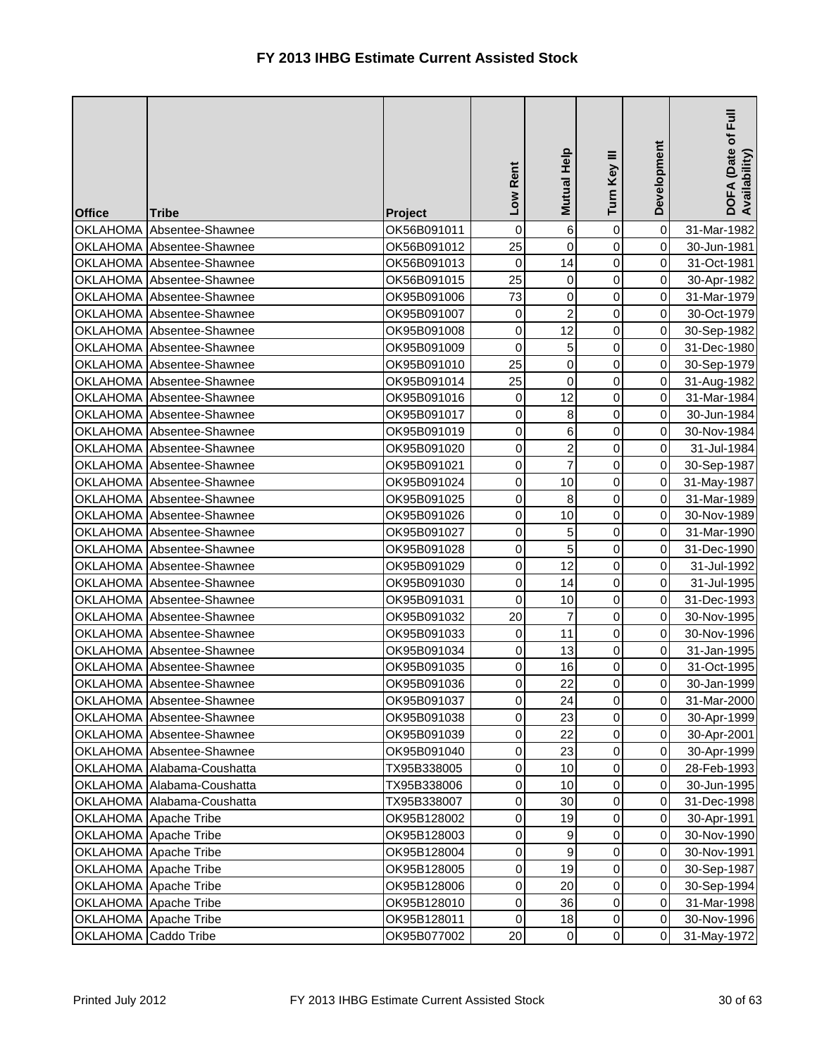# FY 2013 IHBG Estimate Current Assisted Stock

| Office | Tribe | Project | Low Rent | Mutual Help | Turn Key III | Development | DOFA (Date of Full Availability) |
|---|---|---|---|---|---|---|---|
| OKLAHOMA | Absentee-Shawnee | OK56B091011 | 0 | 6 | 0 | 0 | 31-Mar-1982 |
| OKLAHOMA | Absentee-Shawnee | OK56B091012 | 25 | 0 | 0 | 0 | 30-Jun-1981 |
| OKLAHOMA | Absentee-Shawnee | OK56B091013 | 0 | 14 | 0 | 0 | 31-Oct-1981 |
| OKLAHOMA | Absentee-Shawnee | OK56B091015 | 25 | 0 | 0 | 0 | 30-Apr-1982 |
| OKLAHOMA | Absentee-Shawnee | OK95B091006 | 73 | 0 | 0 | 0 | 31-Mar-1979 |
| OKLAHOMA | Absentee-Shawnee | OK95B091007 | 0 | 2 | 0 | 0 | 30-Oct-1979 |
| OKLAHOMA | Absentee-Shawnee | OK95B091008 | 0 | 12 | 0 | 0 | 30-Sep-1982 |
| OKLAHOMA | Absentee-Shawnee | OK95B091009 | 0 | 5 | 0 | 0 | 31-Dec-1980 |
| OKLAHOMA | Absentee-Shawnee | OK95B091010 | 25 | 0 | 0 | 0 | 30-Sep-1979 |
| OKLAHOMA | Absentee-Shawnee | OK95B091014 | 25 | 0 | 0 | 0 | 31-Aug-1982 |
| OKLAHOMA | Absentee-Shawnee | OK95B091016 | 0 | 12 | 0 | 0 | 31-Mar-1984 |
| OKLAHOMA | Absentee-Shawnee | OK95B091017 | 0 | 8 | 0 | 0 | 30-Jun-1984 |
| OKLAHOMA | Absentee-Shawnee | OK95B091019 | 0 | 6 | 0 | 0 | 30-Nov-1984 |
| OKLAHOMA | Absentee-Shawnee | OK95B091020 | 0 | 2 | 0 | 0 | 31-Jul-1984 |
| OKLAHOMA | Absentee-Shawnee | OK95B091021 | 0 | 7 | 0 | 0 | 30-Sep-1987 |
| OKLAHOMA | Absentee-Shawnee | OK95B091024 | 0 | 10 | 0 | 0 | 31-May-1987 |
| OKLAHOMA | Absentee-Shawnee | OK95B091025 | 0 | 8 | 0 | 0 | 31-Mar-1989 |
| OKLAHOMA | Absentee-Shawnee | OK95B091026 | 0 | 10 | 0 | 0 | 30-Nov-1989 |
| OKLAHOMA | Absentee-Shawnee | OK95B091027 | 0 | 5 | 0 | 0 | 31-Mar-1990 |
| OKLAHOMA | Absentee-Shawnee | OK95B091028 | 0 | 5 | 0 | 0 | 31-Dec-1990 |
| OKLAHOMA | Absentee-Shawnee | OK95B091029 | 0 | 12 | 0 | 0 | 31-Jul-1992 |
| OKLAHOMA | Absentee-Shawnee | OK95B091030 | 0 | 14 | 0 | 0 | 31-Jul-1995 |
| OKLAHOMA | Absentee-Shawnee | OK95B091031 | 0 | 10 | 0 | 0 | 31-Dec-1993 |
| OKLAHOMA | Absentee-Shawnee | OK95B091032 | 20 | 7 | 0 | 0 | 30-Nov-1995 |
| OKLAHOMA | Absentee-Shawnee | OK95B091033 | 0 | 11 | 0 | 0 | 30-Nov-1996 |
| OKLAHOMA | Absentee-Shawnee | OK95B091034 | 0 | 13 | 0 | 0 | 31-Jan-1995 |
| OKLAHOMA | Absentee-Shawnee | OK95B091035 | 0 | 16 | 0 | 0 | 31-Oct-1995 |
| OKLAHOMA | Absentee-Shawnee | OK95B091036 | 0 | 22 | 0 | 0 | 30-Jan-1999 |
| OKLAHOMA | Absentee-Shawnee | OK95B091037 | 0 | 24 | 0 | 0 | 31-Mar-2000 |
| OKLAHOMA | Absentee-Shawnee | OK95B091038 | 0 | 23 | 0 | 0 | 30-Apr-1999 |
| OKLAHOMA | Absentee-Shawnee | OK95B091039 | 0 | 22 | 0 | 0 | 30-Apr-2001 |
| OKLAHOMA | Absentee-Shawnee | OK95B091040 | 0 | 23 | 0 | 0 | 30-Apr-1999 |
| OKLAHOMA | Alabama-Coushatta | TX95B338005 | 0 | 10 | 0 | 0 | 28-Feb-1993 |
| OKLAHOMA | Alabama-Coushatta | TX95B338006 | 0 | 10 | 0 | 0 | 30-Jun-1995 |
| OKLAHOMA | Alabama-Coushatta | TX95B338007 | 0 | 30 | 0 | 0 | 31-Dec-1998 |
| OKLAHOMA | Apache Tribe | OK95B128002 | 0 | 19 | 0 | 0 | 30-Apr-1991 |
| OKLAHOMA | Apache Tribe | OK95B128003 | 0 | 9 | 0 | 0 | 30-Nov-1990 |
| OKLAHOMA | Apache Tribe | OK95B128004 | 0 | 9 | 0 | 0 | 30-Nov-1991 |
| OKLAHOMA | Apache Tribe | OK95B128005 | 0 | 19 | 0 | 0 | 30-Sep-1987 |
| OKLAHOMA | Apache Tribe | OK95B128006 | 0 | 20 | 0 | 0 | 30-Sep-1994 |
| OKLAHOMA | Apache Tribe | OK95B128010 | 0 | 36 | 0 | 0 | 31-Mar-1998 |
| OKLAHOMA | Apache Tribe | OK95B128011 | 0 | 18 | 0 | 0 | 30-Nov-1996 |
| OKLAHOMA | Caddo Tribe | OK95B077002 | 20 | 0 | 0 | 0 | 31-May-1972 |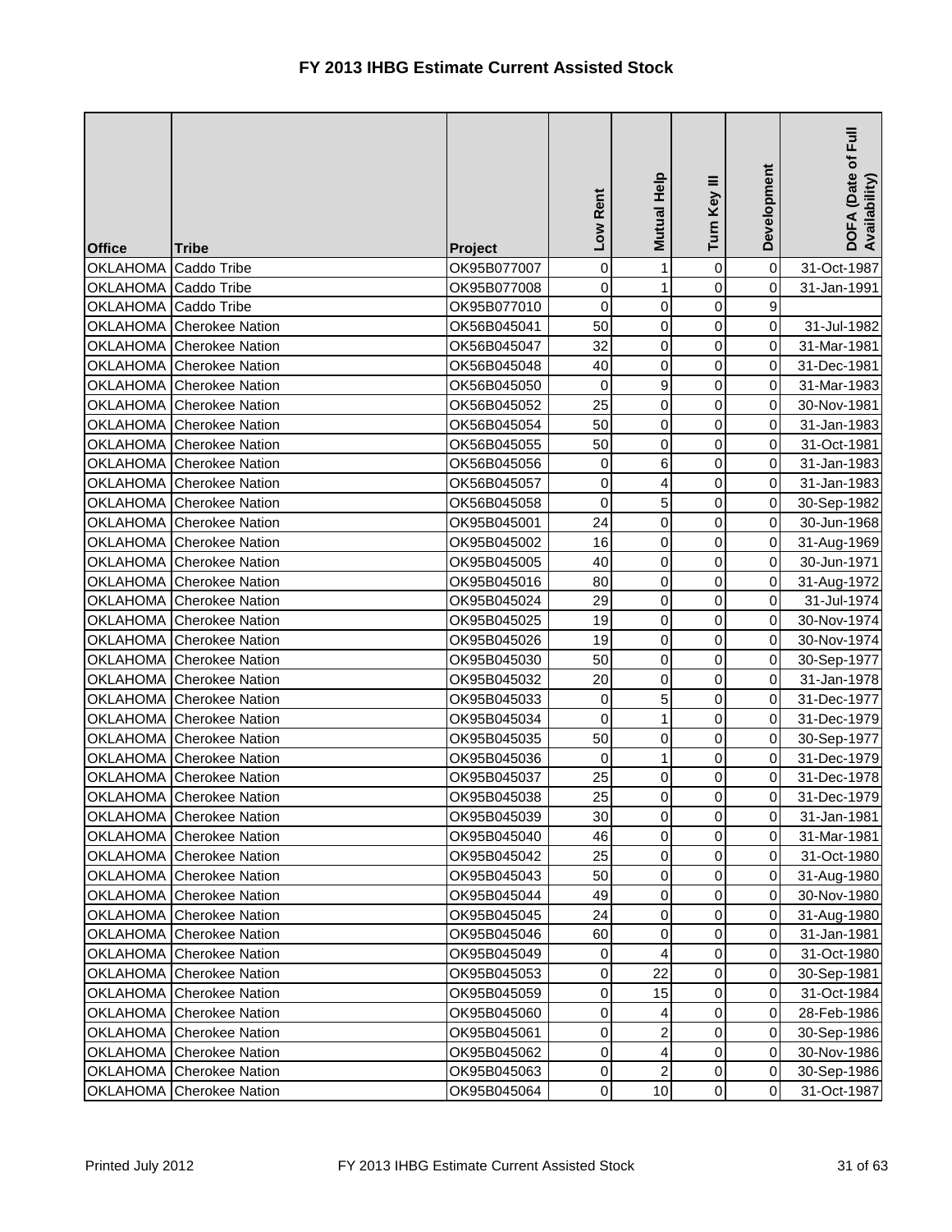# FY 2013 IHBG Estimate Current Assisted Stock

| Office | Tribe | Project | Low Rent | Mutual Help | Turn Key III | Development | DOFA (Date of Full Availability) |
|---|---|---|---|---|---|---|---|
| OKLAHOMA | Caddo Tribe | OK95B077007 | 0 | 1 | 0 | 0 | 31-Oct-1987 |
| OKLAHOMA | Caddo Tribe | OK95B077008 | 0 | 1 | 0 | 0 | 31-Jan-1991 |
| OKLAHOMA | Caddo Tribe | OK95B077010 | 0 | 0 | 0 | 9 | |
| OKLAHOMA | Cherokee Nation | OK56B045041 | 50 | 0 | 0 | 0 | 31-Jul-1982 |
| OKLAHOMA | Cherokee Nation | OK56B045047 | 32 | 0 | 0 | 0 | 31-Mar-1981 |
| OKLAHOMA | Cherokee Nation | OK56B045048 | 40 | 0 | 0 | 0 | 31-Dec-1981 |
| OKLAHOMA | Cherokee Nation | OK56B045050 | 0 | 9 | 0 | 0 | 31-Mar-1983 |
| OKLAHOMA | Cherokee Nation | OK56B045052 | 25 | 0 | 0 | 0 | 30-Nov-1981 |
| OKLAHOMA | Cherokee Nation | OK56B045054 | 50 | 0 | 0 | 0 | 31-Jan-1983 |
| OKLAHOMA | Cherokee Nation | OK56B045055 | 50 | 0 | 0 | 0 | 31-Oct-1981 |
| OKLAHOMA | Cherokee Nation | OK56B045056 | 0 | 6 | 0 | 0 | 31-Jan-1983 |
| OKLAHOMA | Cherokee Nation | OK56B045057 | 0 | 4 | 0 | 0 | 31-Jan-1983 |
| OKLAHOMA | Cherokee Nation | OK56B045058 | 0 | 5 | 0 | 0 | 30-Sep-1982 |
| OKLAHOMA | Cherokee Nation | OK95B045001 | 24 | 0 | 0 | 0 | 30-Jun-1968 |
| OKLAHOMA | Cherokee Nation | OK95B045002 | 16 | 0 | 0 | 0 | 31-Aug-1969 |
| OKLAHOMA | Cherokee Nation | OK95B045005 | 40 | 0 | 0 | 0 | 30-Jun-1971 |
| OKLAHOMA | Cherokee Nation | OK95B045016 | 80 | 0 | 0 | 0 | 31-Aug-1972 |
| OKLAHOMA | Cherokee Nation | OK95B045024 | 29 | 0 | 0 | 0 | 31-Jul-1974 |
| OKLAHOMA | Cherokee Nation | OK95B045025 | 19 | 0 | 0 | 0 | 30-Nov-1974 |
| OKLAHOMA | Cherokee Nation | OK95B045026 | 19 | 0 | 0 | 0 | 30-Nov-1974 |
| OKLAHOMA | Cherokee Nation | OK95B045030 | 50 | 0 | 0 | 0 | 30-Sep-1977 |
| OKLAHOMA | Cherokee Nation | OK95B045032 | 20 | 0 | 0 | 0 | 31-Jan-1978 |
| OKLAHOMA | Cherokee Nation | OK95B045033 | 0 | 5 | 0 | 0 | 31-Dec-1977 |
| OKLAHOMA | Cherokee Nation | OK95B045034 | 0 | 1 | 0 | 0 | 31-Dec-1979 |
| OKLAHOMA | Cherokee Nation | OK95B045035 | 50 | 0 | 0 | 0 | 30-Sep-1977 |
| OKLAHOMA | Cherokee Nation | OK95B045036 | 0 | 1 | 0 | 0 | 31-Dec-1979 |
| OKLAHOMA | Cherokee Nation | OK95B045037 | 25 | 0 | 0 | 0 | 31-Dec-1978 |
| OKLAHOMA | Cherokee Nation | OK95B045038 | 25 | 0 | 0 | 0 | 31-Dec-1979 |
| OKLAHOMA | Cherokee Nation | OK95B045039 | 30 | 0 | 0 | 0 | 31-Jan-1981 |
| OKLAHOMA | Cherokee Nation | OK95B045040 | 46 | 0 | 0 | 0 | 31-Mar-1981 |
| OKLAHOMA | Cherokee Nation | OK95B045042 | 25 | 0 | 0 | 0 | 31-Oct-1980 |
| OKLAHOMA | Cherokee Nation | OK95B045043 | 50 | 0 | 0 | 0 | 31-Aug-1980 |
| OKLAHOMA | Cherokee Nation | OK95B045044 | 49 | 0 | 0 | 0 | 30-Nov-1980 |
| OKLAHOMA | Cherokee Nation | OK95B045045 | 24 | 0 | 0 | 0 | 31-Aug-1980 |
| OKLAHOMA | Cherokee Nation | OK95B045046 | 60 | 0 | 0 | 0 | 31-Jan-1981 |
| OKLAHOMA | Cherokee Nation | OK95B045049 | 0 | 4 | 0 | 0 | 31-Oct-1980 |
| OKLAHOMA | Cherokee Nation | OK95B045053 | 0 | 22 | 0 | 0 | 30-Sep-1981 |
| OKLAHOMA | Cherokee Nation | OK95B045059 | 0 | 15 | 0 | 0 | 31-Oct-1984 |
| OKLAHOMA | Cherokee Nation | OK95B045060 | 0 | 4 | 0 | 0 | 28-Feb-1986 |
| OKLAHOMA | Cherokee Nation | OK95B045061 | 0 | 2 | 0 | 0 | 30-Sep-1986 |
| OKLAHOMA | Cherokee Nation | OK95B045062 | 0 | 4 | 0 | 0 | 30-Nov-1986 |
| OKLAHOMA | Cherokee Nation | OK95B045063 | 0 | 2 | 0 | 0 | 30-Sep-1986 |
| OKLAHOMA | Cherokee Nation | OK95B045064 | 0 | 10 | 0 | 0 | 31-Oct-1987 |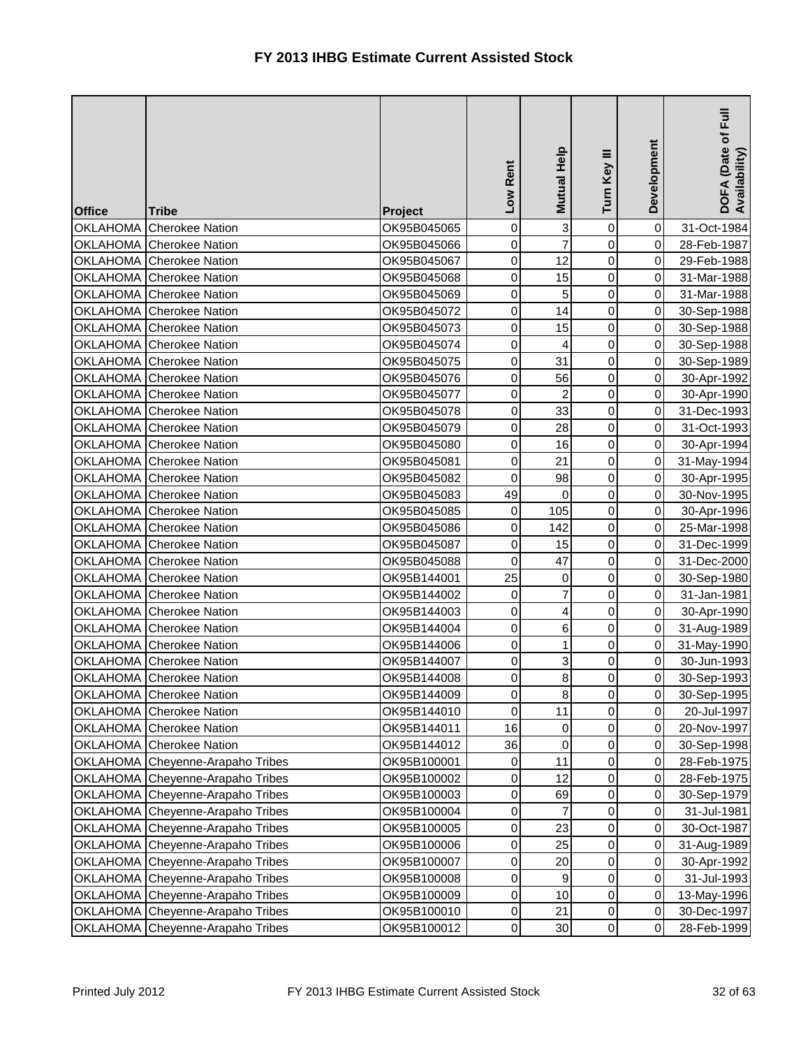# FY 2013 IHBG Estimate Current Assisted Stock

| Office | Tribe | Project | Low Rent | Mutual Help | Turn Key III | Development | DOFA (Date of Full Availability) |
|---|---|---|---|---|---|---|---|
| OKLAHOMA | Cherokee Nation | OK95B045065 | 0 | 3 | 0 | 0 | 31-Oct-1984 |
| OKLAHOMA | Cherokee Nation | OK95B045066 | 0 | 7 | 0 | 0 | 28-Feb-1987 |
| OKLAHOMA | Cherokee Nation | OK95B045067 | 0 | 12 | 0 | 0 | 29-Feb-1988 |
| OKLAHOMA | Cherokee Nation | OK95B045068 | 0 | 15 | 0 | 0 | 31-Mar-1988 |
| OKLAHOMA | Cherokee Nation | OK95B045069 | 0 | 5 | 0 | 0 | 31-Mar-1988 |
| OKLAHOMA | Cherokee Nation | OK95B045072 | 0 | 14 | 0 | 0 | 30-Sep-1988 |
| OKLAHOMA | Cherokee Nation | OK95B045073 | 0 | 15 | 0 | 0 | 30-Sep-1988 |
| OKLAHOMA | Cherokee Nation | OK95B045074 | 0 | 4 | 0 | 0 | 30-Sep-1988 |
| OKLAHOMA | Cherokee Nation | OK95B045075 | 0 | 31 | 0 | 0 | 30-Sep-1989 |
| OKLAHOMA | Cherokee Nation | OK95B045076 | 0 | 56 | 0 | 0 | 30-Apr-1992 |
| OKLAHOMA | Cherokee Nation | OK95B045077 | 0 | 2 | 0 | 0 | 30-Apr-1990 |
| OKLAHOMA | Cherokee Nation | OK95B045078 | 0 | 33 | 0 | 0 | 31-Dec-1993 |
| OKLAHOMA | Cherokee Nation | OK95B045079 | 0 | 28 | 0 | 0 | 31-Oct-1993 |
| OKLAHOMA | Cherokee Nation | OK95B045080 | 0 | 16 | 0 | 0 | 30-Apr-1994 |
| OKLAHOMA | Cherokee Nation | OK95B045081 | 0 | 21 | 0 | 0 | 31-May-1994 |
| OKLAHOMA | Cherokee Nation | OK95B045082 | 0 | 98 | 0 | 0 | 30-Apr-1995 |
| OKLAHOMA | Cherokee Nation | OK95B045083 | 49 | 0 | 0 | 0 | 30-Nov-1995 |
| OKLAHOMA | Cherokee Nation | OK95B045085 | 0 | 105 | 0 | 0 | 30-Apr-1996 |
| OKLAHOMA | Cherokee Nation | OK95B045086 | 0 | 142 | 0 | 0 | 25-Mar-1998 |
| OKLAHOMA | Cherokee Nation | OK95B045087 | 0 | 15 | 0 | 0 | 31-Dec-1999 |
| OKLAHOMA | Cherokee Nation | OK95B045088 | 0 | 47 | 0 | 0 | 31-Dec-2000 |
| OKLAHOMA | Cherokee Nation | OK95B144001 | 25 | 0 | 0 | 0 | 30-Sep-1980 |
| OKLAHOMA | Cherokee Nation | OK95B144002 | 0 | 7 | 0 | 0 | 31-Jan-1981 |
| OKLAHOMA | Cherokee Nation | OK95B144003 | 0 | 4 | 0 | 0 | 30-Apr-1990 |
| OKLAHOMA | Cherokee Nation | OK95B144004 | 0 | 6 | 0 | 0 | 31-Aug-1989 |
| OKLAHOMA | Cherokee Nation | OK95B144006 | 0 | 1 | 0 | 0 | 31-May-1990 |
| OKLAHOMA | Cherokee Nation | OK95B144007 | 0 | 3 | 0 | 0 | 30-Jun-1993 |
| OKLAHOMA | Cherokee Nation | OK95B144008 | 0 | 8 | 0 | 0 | 30-Sep-1993 |
| OKLAHOMA | Cherokee Nation | OK95B144009 | 0 | 8 | 0 | 0 | 30-Sep-1995 |
| OKLAHOMA | Cherokee Nation | OK95B144010 | 0 | 11 | 0 | 0 | 20-Jul-1997 |
| OKLAHOMA | Cherokee Nation | OK95B144011 | 16 | 0 | 0 | 0 | 20-Nov-1997 |
| OKLAHOMA | Cherokee Nation | OK95B144012 | 36 | 0 | 0 | 0 | 30-Sep-1998 |
| OKLAHOMA | Cheyenne-Arapaho Tribes | OK95B100001 | 0 | 11 | 0 | 0 | 28-Feb-1975 |
| OKLAHOMA | Cheyenne-Arapaho Tribes | OK95B100002 | 0 | 12 | 0 | 0 | 28-Feb-1975 |
| OKLAHOMA | Cheyenne-Arapaho Tribes | OK95B100003 | 0 | 69 | 0 | 0 | 30-Sep-1979 |
| OKLAHOMA | Cheyenne-Arapaho Tribes | OK95B100004 | 0 | 7 | 0 | 0 | 31-Jul-1981 |
| OKLAHOMA | Cheyenne-Arapaho Tribes | OK95B100005 | 0 | 23 | 0 | 0 | 30-Oct-1987 |
| OKLAHOMA | Cheyenne-Arapaho Tribes | OK95B100006 | 0 | 25 | 0 | 0 | 31-Aug-1989 |
| OKLAHOMA | Cheyenne-Arapaho Tribes | OK95B100007 | 0 | 20 | 0 | 0 | 30-Apr-1992 |
| OKLAHOMA | Cheyenne-Arapaho Tribes | OK95B100008 | 0 | 9 | 0 | 0 | 31-Jul-1993 |
| OKLAHOMA | Cheyenne-Arapaho Tribes | OK95B100009 | 0 | 10 | 0 | 0 | 13-May-1996 |
| OKLAHOMA | Cheyenne-Arapaho Tribes | OK95B100010 | 0 | 21 | 0 | 0 | 30-Dec-1997 |
| OKLAHOMA | Cheyenne-Arapaho Tribes | OK95B100012 | 0 | 30 | 0 | 0 | 28-Feb-1999 |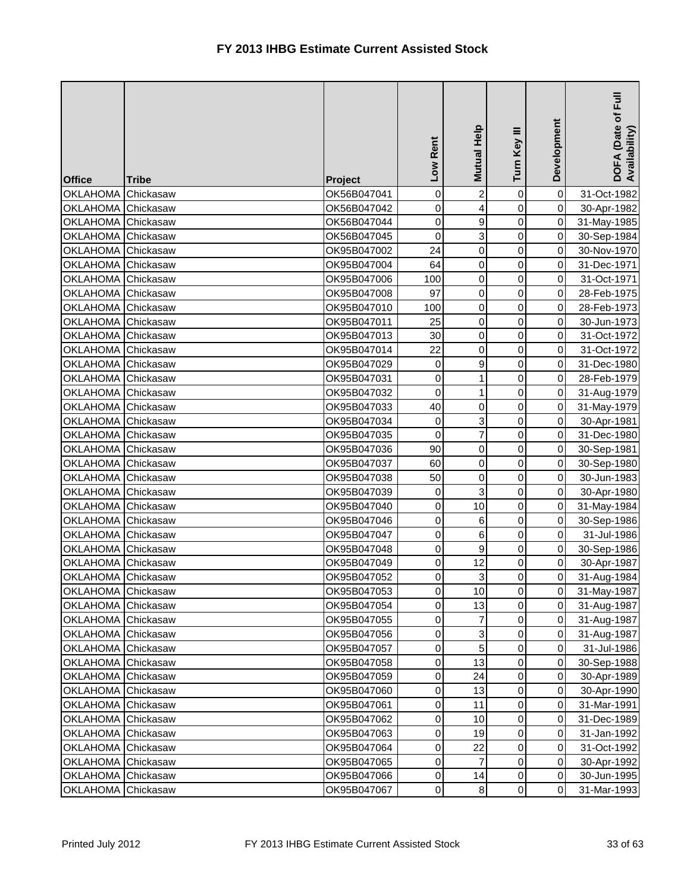# FY 2013 IHBG Estimate Current Assisted Stock

| Office | Tribe | Project | Low Rent | Mutual Help | Turn Key III | Development | DOFA (Date of Full Availability) |
|---|---|---|---|---|---|---|---|
| OKLAHOMA | Chickasaw | OK56B047041 | 0 | 2 | 0 | 0 | 31-Oct-1982 |
| OKLAHOMA | Chickasaw | OK56B047042 | 0 | 4 | 0 | 0 | 30-Apr-1982 |
| OKLAHOMA | Chickasaw | OK56B047044 | 0 | 9 | 0 | 0 | 31-May-1985 |
| OKLAHOMA | Chickasaw | OK56B047045 | 0 | 3 | 0 | 0 | 30-Sep-1984 |
| OKLAHOMA | Chickasaw | OK95B047002 | 24 | 0 | 0 | 0 | 30-Nov-1970 |
| OKLAHOMA | Chickasaw | OK95B047004 | 64 | 0 | 0 | 0 | 31-Dec-1971 |
| OKLAHOMA | Chickasaw | OK95B047006 | 100 | 0 | 0 | 0 | 31-Oct-1971 |
| OKLAHOMA | Chickasaw | OK95B047008 | 97 | 0 | 0 | 0 | 28-Feb-1975 |
| OKLAHOMA | Chickasaw | OK95B047010 | 100 | 0 | 0 | 0 | 28-Feb-1973 |
| OKLAHOMA | Chickasaw | OK95B047011 | 25 | 0 | 0 | 0 | 30-Jun-1973 |
| OKLAHOMA | Chickasaw | OK95B047013 | 30 | 0 | 0 | 0 | 31-Oct-1972 |
| OKLAHOMA | Chickasaw | OK95B047014 | 22 | 0 | 0 | 0 | 31-Oct-1972 |
| OKLAHOMA | Chickasaw | OK95B047029 | 0 | 9 | 0 | 0 | 31-Dec-1980 |
| OKLAHOMA | Chickasaw | OK95B047031 | 0 | 1 | 0 | 0 | 28-Feb-1979 |
| OKLAHOMA | Chickasaw | OK95B047032 | 0 | 1 | 0 | 0 | 31-Aug-1979 |
| OKLAHOMA | Chickasaw | OK95B047033 | 40 | 0 | 0 | 0 | 31-May-1979 |
| OKLAHOMA | Chickasaw | OK95B047034 | 0 | 3 | 0 | 0 | 30-Apr-1981 |
| OKLAHOMA | Chickasaw | OK95B047035 | 0 | 7 | 0 | 0 | 31-Dec-1980 |
| OKLAHOMA | Chickasaw | OK95B047036 | 90 | 0 | 0 | 0 | 30-Sep-1981 |
| OKLAHOMA | Chickasaw | OK95B047037 | 60 | 0 | 0 | 0 | 30-Sep-1980 |
| OKLAHOMA | Chickasaw | OK95B047038 | 50 | 0 | 0 | 0 | 30-Jun-1983 |
| OKLAHOMA | Chickasaw | OK95B047039 | 0 | 3 | 0 | 0 | 30-Apr-1980 |
| OKLAHOMA | Chickasaw | OK95B047040 | 0 | 10 | 0 | 0 | 31-May-1984 |
| OKLAHOMA | Chickasaw | OK95B047046 | 0 | 6 | 0 | 0 | 30-Sep-1986 |
| OKLAHOMA | Chickasaw | OK95B047047 | 0 | 6 | 0 | 0 | 31-Jul-1986 |
| OKLAHOMA | Chickasaw | OK95B047048 | 0 | 9 | 0 | 0 | 30-Sep-1986 |
| OKLAHOMA | Chickasaw | OK95B047049 | 0 | 12 | 0 | 0 | 30-Apr-1987 |
| OKLAHOMA | Chickasaw | OK95B047052 | 0 | 3 | 0 | 0 | 31-Aug-1984 |
| OKLAHOMA | Chickasaw | OK95B047053 | 0 | 10 | 0 | 0 | 31-May-1987 |
| OKLAHOMA | Chickasaw | OK95B047054 | 0 | 13 | 0 | 0 | 31-Aug-1987 |
| OKLAHOMA | Chickasaw | OK95B047055 | 0 | 7 | 0 | 0 | 31-Aug-1987 |
| OKLAHOMA | Chickasaw | OK95B047056 | 0 | 3 | 0 | 0 | 31-Aug-1987 |
| OKLAHOMA | Chickasaw | OK95B047057 | 0 | 5 | 0 | 0 | 31-Jul-1986 |
| OKLAHOMA | Chickasaw | OK95B047058 | 0 | 13 | 0 | 0 | 30-Sep-1988 |
| OKLAHOMA | Chickasaw | OK95B047059 | 0 | 24 | 0 | 0 | 30-Apr-1989 |
| OKLAHOMA | Chickasaw | OK95B047060 | 0 | 13 | 0 | 0 | 30-Apr-1990 |
| OKLAHOMA | Chickasaw | OK95B047061 | 0 | 11 | 0 | 0 | 31-Mar-1991 |
| OKLAHOMA | Chickasaw | OK95B047062 | 0 | 10 | 0 | 0 | 31-Dec-1989 |
| OKLAHOMA | Chickasaw | OK95B047063 | 0 | 19 | 0 | 0 | 31-Jan-1992 |
| OKLAHOMA | Chickasaw | OK95B047064 | 0 | 22 | 0 | 0 | 31-Oct-1992 |
| OKLAHOMA | Chickasaw | OK95B047065 | 0 | 7 | 0 | 0 | 30-Apr-1992 |
| OKLAHOMA | Chickasaw | OK95B047066 | 0 | 14 | 0 | 0 | 30-Jun-1995 |
| OKLAHOMA | Chickasaw | OK95B047067 | 0 | 8 | 0 | 0 | 31-Mar-1993 |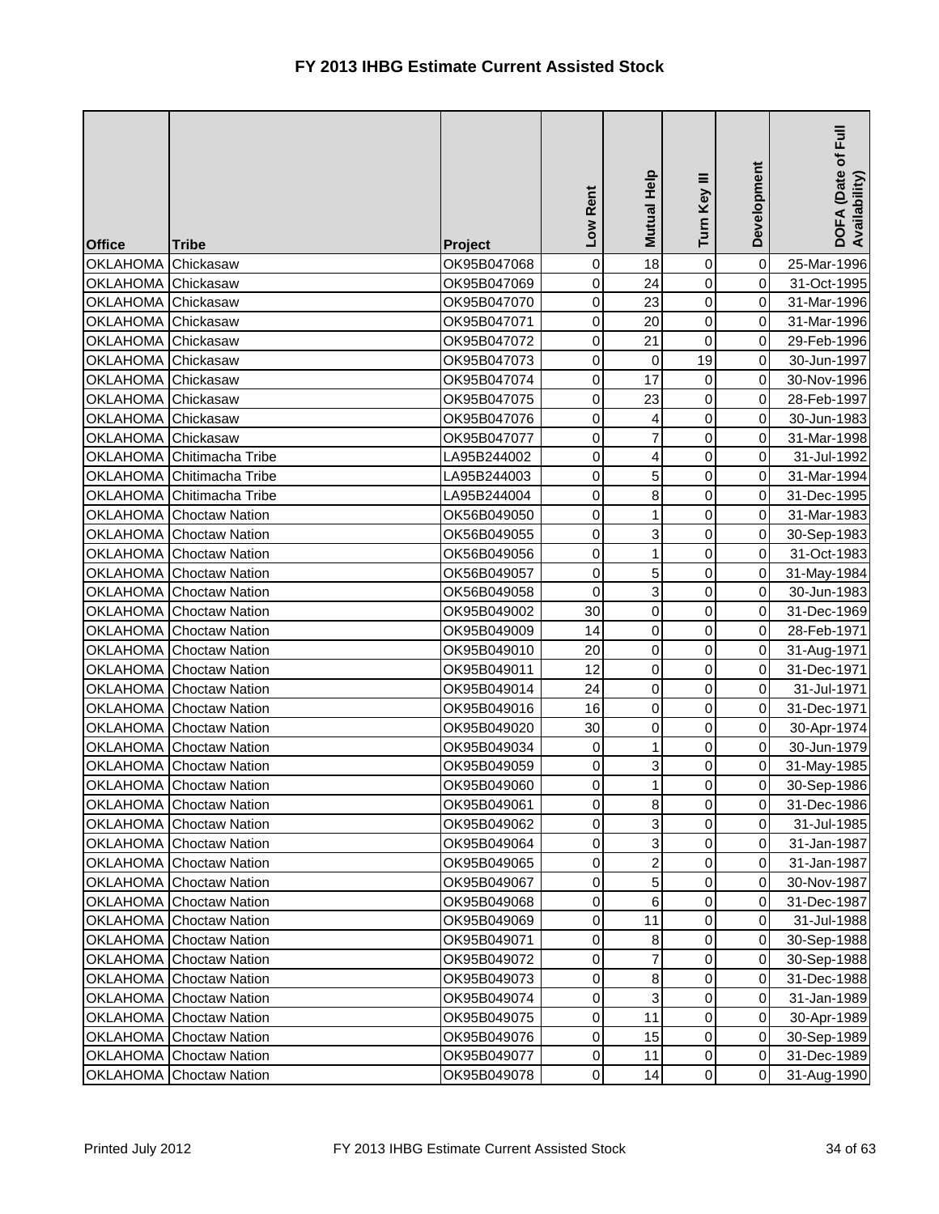# FY 2013 IHBG Estimate Current Assisted Stock

| Office | Tribe | Project | Low Rent | Mutual Help | Turn Key III | Development | DOFA (Date of Full Availability) |
|---|---|---|---|---|---|---|---|
| OKLAHOMA | Chickasaw | OK95B047068 | 0 | 18 | 0 | 0 | 25-Mar-1996 |
| OKLAHOMA | Chickasaw | OK95B047069 | 0 | 24 | 0 | 0 | 31-Oct-1995 |
| OKLAHOMA | Chickasaw | OK95B047070 | 0 | 23 | 0 | 0 | 31-Mar-1996 |
| OKLAHOMA | Chickasaw | OK95B047071 | 0 | 20 | 0 | 0 | 31-Mar-1996 |
| OKLAHOMA | Chickasaw | OK95B047072 | 0 | 21 | 0 | 0 | 29-Feb-1996 |
| OKLAHOMA | Chickasaw | OK95B047073 | 0 | 0 | 19 | 0 | 30-Jun-1997 |
| OKLAHOMA | Chickasaw | OK95B047074 | 0 | 17 | 0 | 0 | 30-Nov-1996 |
| OKLAHOMA | Chickasaw | OK95B047075 | 0 | 23 | 0 | 0 | 28-Feb-1997 |
| OKLAHOMA | Chickasaw | OK95B047076 | 0 | 4 | 0 | 0 | 30-Jun-1983 |
| OKLAHOMA | Chickasaw | OK95B047077 | 0 | 7 | 0 | 0 | 31-Mar-1998 |
| OKLAHOMA | Chitimacha Tribe | LA95B244002 | 0 | 4 | 0 | 0 | 31-Jul-1992 |
| OKLAHOMA | Chitimacha Tribe | LA95B244003 | 0 | 5 | 0 | 0 | 31-Mar-1994 |
| OKLAHOMA | Chitimacha Tribe | LA95B244004 | 0 | 8 | 0 | 0 | 31-Dec-1995 |
| OKLAHOMA | Choctaw Nation | OK56B049050 | 0 | 1 | 0 | 0 | 31-Mar-1983 |
| OKLAHOMA | Choctaw Nation | OK56B049055 | 0 | 3 | 0 | 0 | 30-Sep-1983 |
| OKLAHOMA | Choctaw Nation | OK56B049056 | 0 | 1 | 0 | 0 | 31-Oct-1983 |
| OKLAHOMA | Choctaw Nation | OK56B049057 | 0 | 5 | 0 | 0 | 31-May-1984 |
| OKLAHOMA | Choctaw Nation | OK56B049058 | 0 | 3 | 0 | 0 | 30-Jun-1983 |
| OKLAHOMA | Choctaw Nation | OK95B049002 | 30 | 0 | 0 | 0 | 31-Dec-1969 |
| OKLAHOMA | Choctaw Nation | OK95B049009 | 14 | 0 | 0 | 0 | 28-Feb-1971 |
| OKLAHOMA | Choctaw Nation | OK95B049010 | 20 | 0 | 0 | 0 | 31-Aug-1971 |
| OKLAHOMA | Choctaw Nation | OK95B049011 | 12 | 0 | 0 | 0 | 31-Dec-1971 |
| OKLAHOMA | Choctaw Nation | OK95B049014 | 24 | 0 | 0 | 0 | 31-Jul-1971 |
| OKLAHOMA | Choctaw Nation | OK95B049016 | 16 | 0 | 0 | 0 | 31-Dec-1971 |
| OKLAHOMA | Choctaw Nation | OK95B049020 | 30 | 0 | 0 | 0 | 30-Apr-1974 |
| OKLAHOMA | Choctaw Nation | OK95B049034 | 0 | 1 | 0 | 0 | 30-Jun-1979 |
| OKLAHOMA | Choctaw Nation | OK95B049059 | 0 | 3 | 0 | 0 | 31-May-1985 |
| OKLAHOMA | Choctaw Nation | OK95B049060 | 0 | 1 | 0 | 0 | 30-Sep-1986 |
| OKLAHOMA | Choctaw Nation | OK95B049061 | 0 | 8 | 0 | 0 | 31-Dec-1986 |
| OKLAHOMA | Choctaw Nation | OK95B049062 | 0 | 3 | 0 | 0 | 31-Jul-1985 |
| OKLAHOMA | Choctaw Nation | OK95B049064 | 0 | 3 | 0 | 0 | 31-Jan-1987 |
| OKLAHOMA | Choctaw Nation | OK95B049065 | 0 | 2 | 0 | 0 | 31-Jan-1987 |
| OKLAHOMA | Choctaw Nation | OK95B049067 | 0 | 5 | 0 | 0 | 30-Nov-1987 |
| OKLAHOMA | Choctaw Nation | OK95B049068 | 0 | 6 | 0 | 0 | 31-Dec-1987 |
| OKLAHOMA | Choctaw Nation | OK95B049069 | 0 | 11 | 0 | 0 | 31-Jul-1988 |
| OKLAHOMA | Choctaw Nation | OK95B049071 | 0 | 8 | 0 | 0 | 30-Sep-1988 |
| OKLAHOMA | Choctaw Nation | OK95B049072 | 0 | 7 | 0 | 0 | 30-Sep-1988 |
| OKLAHOMA | Choctaw Nation | OK95B049073 | 0 | 8 | 0 | 0 | 31-Dec-1988 |
| OKLAHOMA | Choctaw Nation | OK95B049074 | 0 | 3 | 0 | 0 | 31-Jan-1989 |
| OKLAHOMA | Choctaw Nation | OK95B049075 | 0 | 11 | 0 | 0 | 30-Apr-1989 |
| OKLAHOMA | Choctaw Nation | OK95B049076 | 0 | 15 | 0 | 0 | 30-Sep-1989 |
| OKLAHOMA | Choctaw Nation | OK95B049077 | 0 | 11 | 0 | 0 | 31-Dec-1989 |
| OKLAHOMA | Choctaw Nation | OK95B049078 | 0 | 14 | 0 | 0 | 31-Aug-1990 |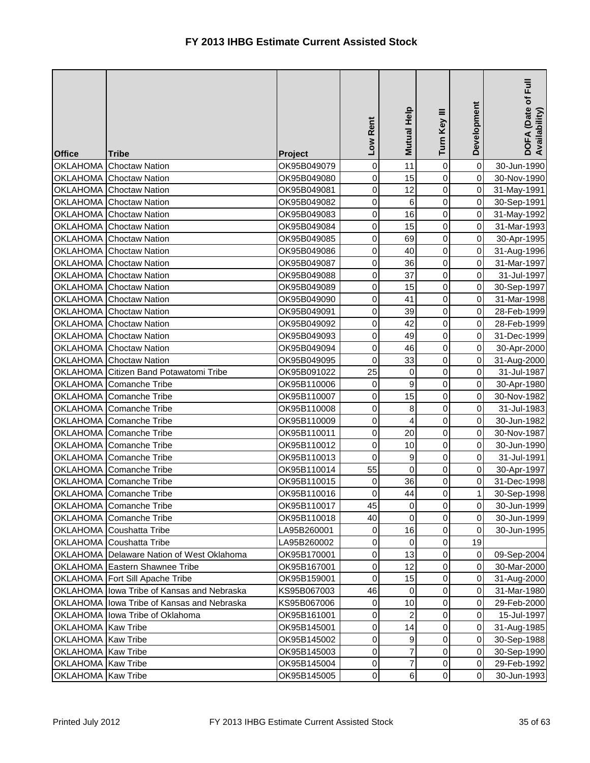# FY 2013 IHBG Estimate Current Assisted Stock

| Office | Tribe | Project | Low Rent | Mutual Help | Turn Key III | Development | DOFA (Date of Full Availability) |
|---|---|---|---|---|---|---|---|
| OKLAHOMA | Choctaw Nation | OK95B049079 | 0 | 11 | 0 | 0 | 30-Jun-1990 |
| OKLAHOMA | Choctaw Nation | OK95B049080 | 0 | 15 | 0 | 0 | 30-Nov-1990 |
| OKLAHOMA | Choctaw Nation | OK95B049081 | 0 | 12 | 0 | 0 | 31-May-1991 |
| OKLAHOMA | Choctaw Nation | OK95B049082 | 0 | 6 | 0 | 0 | 30-Sep-1991 |
| OKLAHOMA | Choctaw Nation | OK95B049083 | 0 | 16 | 0 | 0 | 31-May-1992 |
| OKLAHOMA | Choctaw Nation | OK95B049084 | 0 | 15 | 0 | 0 | 31-Mar-1993 |
| OKLAHOMA | Choctaw Nation | OK95B049085 | 0 | 69 | 0 | 0 | 30-Apr-1995 |
| OKLAHOMA | Choctaw Nation | OK95B049086 | 0 | 40 | 0 | 0 | 31-Aug-1996 |
| OKLAHOMA | Choctaw Nation | OK95B049087 | 0 | 36 | 0 | 0 | 31-Mar-1997 |
| OKLAHOMA | Choctaw Nation | OK95B049088 | 0 | 37 | 0 | 0 | 31-Jul-1997 |
| OKLAHOMA | Choctaw Nation | OK95B049089 | 0 | 15 | 0 | 0 | 30-Sep-1997 |
| OKLAHOMA | Choctaw Nation | OK95B049090 | 0 | 41 | 0 | 0 | 31-Mar-1998 |
| OKLAHOMA | Choctaw Nation | OK95B049091 | 0 | 39 | 0 | 0 | 28-Feb-1999 |
| OKLAHOMA | Choctaw Nation | OK95B049092 | 0 | 42 | 0 | 0 | 28-Feb-1999 |
| OKLAHOMA | Choctaw Nation | OK95B049093 | 0 | 49 | 0 | 0 | 31-Dec-1999 |
| OKLAHOMA | Choctaw Nation | OK95B049094 | 0 | 46 | 0 | 0 | 30-Apr-2000 |
| OKLAHOMA | Choctaw Nation | OK95B049095 | 0 | 33 | 0 | 0 | 31-Aug-2000 |
| OKLAHOMA | Citizen Band Potawatomi Tribe | OK95B091022 | 25 | 0 | 0 | 0 | 31-Jul-1987 |
| OKLAHOMA | Comanche Tribe | OK95B110006 | 0 | 9 | 0 | 0 | 30-Apr-1980 |
| OKLAHOMA | Comanche Tribe | OK95B110007 | 0 | 15 | 0 | 0 | 30-Nov-1982 |
| OKLAHOMA | Comanche Tribe | OK95B110008 | 0 | 8 | 0 | 0 | 31-Jul-1983 |
| OKLAHOMA | Comanche Tribe | OK95B110009 | 0 | 4 | 0 | 0 | 30-Jun-1982 |
| OKLAHOMA | Comanche Tribe | OK95B110011 | 0 | 20 | 0 | 0 | 30-Nov-1987 |
| OKLAHOMA | Comanche Tribe | OK95B110012 | 0 | 10 | 0 | 0 | 30-Jun-1990 |
| OKLAHOMA | Comanche Tribe | OK95B110013 | 0 | 9 | 0 | 0 | 31-Jul-1991 |
| OKLAHOMA | Comanche Tribe | OK95B110014 | 55 | 0 | 0 | 0 | 30-Apr-1997 |
| OKLAHOMA | Comanche Tribe | OK95B110015 | 0 | 36 | 0 | 0 | 31-Dec-1998 |
| OKLAHOMA | Comanche Tribe | OK95B110016 | 0 | 44 | 0 | 1 | 30-Sep-1998 |
| OKLAHOMA | Comanche Tribe | OK95B110017 | 45 | 0 | 0 | 0 | 30-Jun-1999 |
| OKLAHOMA | Comanche Tribe | OK95B110018 | 40 | 0 | 0 | 0 | 30-Jun-1999 |
| OKLAHOMA | Coushatta Tribe | LA95B260001 | 0 | 16 | 0 | 0 | 30-Jun-1995 |
| OKLAHOMA | Coushatta Tribe | LA95B260002 | 0 | 0 | 0 | 19 | |
| OKLAHOMA | Delaware Nation of West Oklahoma | OK95B170001 | 0 | 13 | 0 | 0 | 09-Sep-2004 |
| OKLAHOMA | Eastern Shawnee Tribe | OK95B167001 | 0 | 12 | 0 | 0 | 30-Mar-2000 |
| OKLAHOMA | Fort Sill Apache Tribe | OK95B159001 | 0 | 15 | 0 | 0 | 31-Aug-2000 |
| OKLAHOMA | Iowa Tribe of Kansas and Nebraska | KS95B067003 | 46 | 0 | 0 | 0 | 31-Mar-1980 |
| OKLAHOMA | Iowa Tribe of Kansas and Nebraska | KS95B067006 | 0 | 10 | 0 | 0 | 29-Feb-2000 |
| OKLAHOMA | Iowa Tribe of Oklahoma | OK95B161001 | 0 | 2 | 0 | 0 | 15-Jul-1997 |
| OKLAHOMA | Kaw Tribe | OK95B145001 | 0 | 14 | 0 | 0 | 31-Aug-1985 |
| OKLAHOMA | Kaw Tribe | OK95B145002 | 0 | 9 | 0 | 0 | 30-Sep-1988 |
| OKLAHOMA | Kaw Tribe | OK95B145003 | 0 | 7 | 0 | 0 | 30-Sep-1990 |
| OKLAHOMA | Kaw Tribe | OK95B145004 | 0 | 7 | 0 | 0 | 29-Feb-1992 |
| OKLAHOMA | Kaw Tribe | OK95B145005 | 0 | 6 | 0 | 0 | 30-Jun-1993 |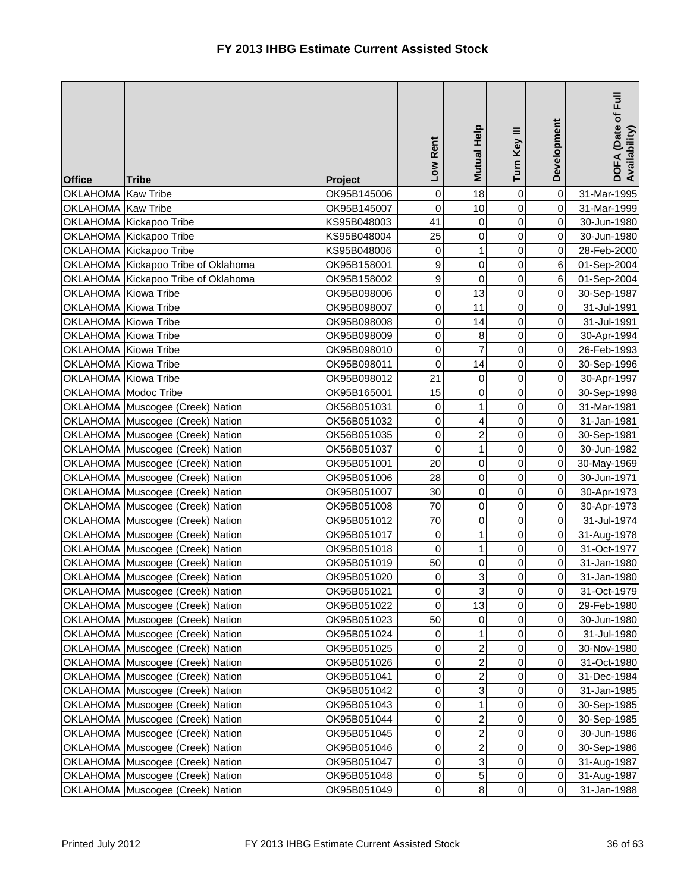# FY 2013 IHBG Estimate Current Assisted Stock

| Office | Tribe | Project | Low Rent | Mutual Help | Turn Key III | Development | DOFA (Date of Full Availability) |
|---|---|---|---|---|---|---|---|
| OKLAHOMA | Kaw Tribe | OK95B145006 | 0 | 18 | 0 | 0 | 31-Mar-1995 |
| OKLAHOMA | Kaw Tribe | OK95B145007 | 0 | 10 | 0 | 0 | 31-Mar-1999 |
| OKLAHOMA | Kickapoo Tribe | KS95B048003 | 41 | 0 | 0 | 0 | 30-Jun-1980 |
| OKLAHOMA | Kickapoo Tribe | KS95B048004 | 25 | 0 | 0 | 0 | 30-Jun-1980 |
| OKLAHOMA | Kickapoo Tribe | KS95B048006 | 0 | 1 | 0 | 0 | 28-Feb-2000 |
| OKLAHOMA | Kickapoo Tribe of Oklahoma | OK95B158001 | 9 | 0 | 0 | 6 | 01-Sep-2004 |
| OKLAHOMA | Kickapoo Tribe of Oklahoma | OK95B158002 | 9 | 0 | 0 | 6 | 01-Sep-2004 |
| OKLAHOMA | Kiowa Tribe | OK95B098006 | 0 | 13 | 0 | 0 | 30-Sep-1987 |
| OKLAHOMA | Kiowa Tribe | OK95B098007 | 0 | 11 | 0 | 0 | 31-Jul-1991 |
| OKLAHOMA | Kiowa Tribe | OK95B098008 | 0 | 14 | 0 | 0 | 31-Jul-1991 |
| OKLAHOMA | Kiowa Tribe | OK95B098009 | 0 | 8 | 0 | 0 | 30-Apr-1994 |
| OKLAHOMA | Kiowa Tribe | OK95B098010 | 0 | 7 | 0 | 0 | 26-Feb-1993 |
| OKLAHOMA | Kiowa Tribe | OK95B098011 | 0 | 14 | 0 | 0 | 30-Sep-1996 |
| OKLAHOMA | Kiowa Tribe | OK95B098012 | 21 | 0 | 0 | 0 | 30-Apr-1997 |
| OKLAHOMA | Modoc Tribe | OK95B165001 | 15 | 0 | 0 | 0 | 30-Sep-1998 |
| OKLAHOMA | Muscogee (Creek) Nation | OK56B051031 | 0 | 1 | 0 | 0 | 31-Mar-1981 |
| OKLAHOMA | Muscogee (Creek) Nation | OK56B051032 | 0 | 4 | 0 | 0 | 31-Jan-1981 |
| OKLAHOMA | Muscogee (Creek) Nation | OK56B051035 | 0 | 2 | 0 | 0 | 30-Sep-1981 |
| OKLAHOMA | Muscogee (Creek) Nation | OK56B051037 | 0 | 1 | 0 | 0 | 30-Jun-1982 |
| OKLAHOMA | Muscogee (Creek) Nation | OK95B051001 | 20 | 0 | 0 | 0 | 30-May-1969 |
| OKLAHOMA | Muscogee (Creek) Nation | OK95B051006 | 28 | 0 | 0 | 0 | 30-Jun-1971 |
| OKLAHOMA | Muscogee (Creek) Nation | OK95B051007 | 30 | 0 | 0 | 0 | 30-Apr-1973 |
| OKLAHOMA | Muscogee (Creek) Nation | OK95B051008 | 70 | 0 | 0 | 0 | 30-Apr-1973 |
| OKLAHOMA | Muscogee (Creek) Nation | OK95B051012 | 70 | 0 | 0 | 0 | 31-Jul-1974 |
| OKLAHOMA | Muscogee (Creek) Nation | OK95B051017 | 0 | 1 | 0 | 0 | 31-Aug-1978 |
| OKLAHOMA | Muscogee (Creek) Nation | OK95B051018 | 0 | 1 | 0 | 0 | 31-Oct-1977 |
| OKLAHOMA | Muscogee (Creek) Nation | OK95B051019 | 50 | 0 | 0 | 0 | 31-Jan-1980 |
| OKLAHOMA | Muscogee (Creek) Nation | OK95B051020 | 0 | 3 | 0 | 0 | 31-Jan-1980 |
| OKLAHOMA | Muscogee (Creek) Nation | OK95B051021 | 0 | 3 | 0 | 0 | 31-Oct-1979 |
| OKLAHOMA | Muscogee (Creek) Nation | OK95B051022 | 0 | 13 | 0 | 0 | 29-Feb-1980 |
| OKLAHOMA | Muscogee (Creek) Nation | OK95B051023 | 50 | 0 | 0 | 0 | 30-Jun-1980 |
| OKLAHOMA | Muscogee (Creek) Nation | OK95B051024 | 0 | 1 | 0 | 0 | 31-Jul-1980 |
| OKLAHOMA | Muscogee (Creek) Nation | OK95B051025 | 0 | 2 | 0 | 0 | 30-Nov-1980 |
| OKLAHOMA | Muscogee (Creek) Nation | OK95B051026 | 0 | 2 | 0 | 0 | 31-Oct-1980 |
| OKLAHOMA | Muscogee (Creek) Nation | OK95B051041 | 0 | 2 | 0 | 0 | 31-Dec-1984 |
| OKLAHOMA | Muscogee (Creek) Nation | OK95B051042 | 0 | 3 | 0 | 0 | 31-Jan-1985 |
| OKLAHOMA | Muscogee (Creek) Nation | OK95B051043 | 0 | 1 | 0 | 0 | 30-Sep-1985 |
| OKLAHOMA | Muscogee (Creek) Nation | OK95B051044 | 0 | 2 | 0 | 0 | 30-Sep-1985 |
| OKLAHOMA | Muscogee (Creek) Nation | OK95B051045 | 0 | 2 | 0 | 0 | 30-Jun-1986 |
| OKLAHOMA | Muscogee (Creek) Nation | OK95B051046 | 0 | 2 | 0 | 0 | 30-Sep-1986 |
| OKLAHOMA | Muscogee (Creek) Nation | OK95B051047 | 0 | 3 | 0 | 0 | 31-Aug-1987 |
| OKLAHOMA | Muscogee (Creek) Nation | OK95B051048 | 0 | 5 | 0 | 0 | 31-Aug-1987 |
| OKLAHOMA | Muscogee (Creek) Nation | OK95B051049 | 0 | 8 | 0 | 0 | 31-Jan-1988 |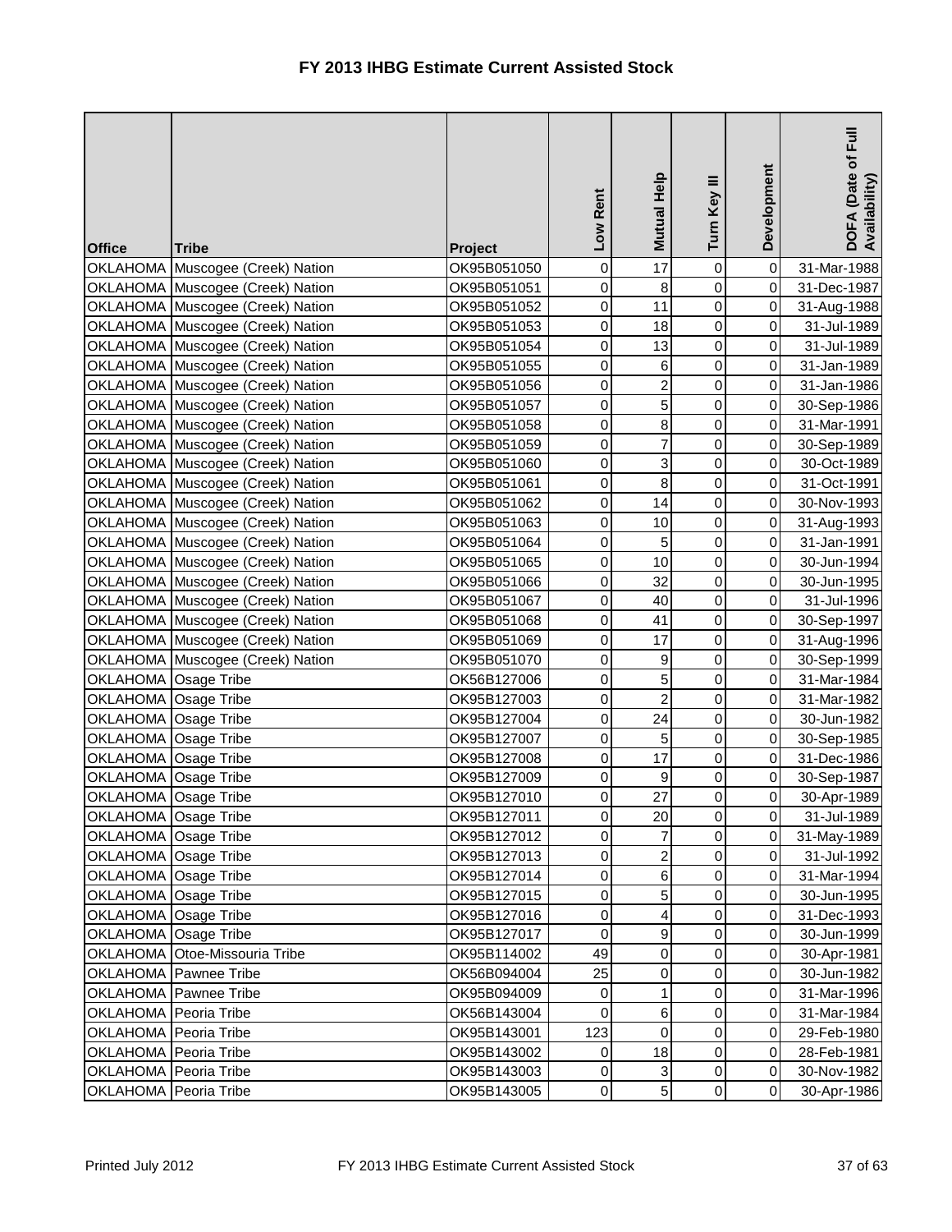# FY 2013 IHBG Estimate Current Assisted Stock

| Office | Tribe | Project | Low Rent | Mutual Help | Turn Key III | Development | DOFA (Date of Full Availability) |
|---|---|---|---|---|---|---|---|
| OKLAHOMA | Muscogee (Creek) Nation | OK95B051050 | 0 | 17 | 0 | 0 | 31-Mar-1988 |
| OKLAHOMA | Muscogee (Creek) Nation | OK95B051051 | 0 | 8 | 0 | 0 | 31-Dec-1987 |
| OKLAHOMA | Muscogee (Creek) Nation | OK95B051052 | 0 | 11 | 0 | 0 | 31-Aug-1988 |
| OKLAHOMA | Muscogee (Creek) Nation | OK95B051053 | 0 | 18 | 0 | 0 | 31-Jul-1989 |
| OKLAHOMA | Muscogee (Creek) Nation | OK95B051054 | 0 | 13 | 0 | 0 | 31-Jul-1989 |
| OKLAHOMA | Muscogee (Creek) Nation | OK95B051055 | 0 | 6 | 0 | 0 | 31-Jan-1989 |
| OKLAHOMA | Muscogee (Creek) Nation | OK95B051056 | 0 | 2 | 0 | 0 | 31-Jan-1986 |
| OKLAHOMA | Muscogee (Creek) Nation | OK95B051057 | 0 | 5 | 0 | 0 | 30-Sep-1986 |
| OKLAHOMA | Muscogee (Creek) Nation | OK95B051058 | 0 | 8 | 0 | 0 | 31-Mar-1991 |
| OKLAHOMA | Muscogee (Creek) Nation | OK95B051059 | 0 | 7 | 0 | 0 | 30-Sep-1989 |
| OKLAHOMA | Muscogee (Creek) Nation | OK95B051060 | 0 | 3 | 0 | 0 | 30-Oct-1989 |
| OKLAHOMA | Muscogee (Creek) Nation | OK95B051061 | 0 | 8 | 0 | 0 | 31-Oct-1991 |
| OKLAHOMA | Muscogee (Creek) Nation | OK95B051062 | 0 | 14 | 0 | 0 | 30-Nov-1993 |
| OKLAHOMA | Muscogee (Creek) Nation | OK95B051063 | 0 | 10 | 0 | 0 | 31-Aug-1993 |
| OKLAHOMA | Muscogee (Creek) Nation | OK95B051064 | 0 | 5 | 0 | 0 | 31-Jan-1991 |
| OKLAHOMA | Muscogee (Creek) Nation | OK95B051065 | 0 | 10 | 0 | 0 | 30-Jun-1994 |
| OKLAHOMA | Muscogee (Creek) Nation | OK95B051066 | 0 | 32 | 0 | 0 | 30-Jun-1995 |
| OKLAHOMA | Muscogee (Creek) Nation | OK95B051067 | 0 | 40 | 0 | 0 | 31-Jul-1996 |
| OKLAHOMA | Muscogee (Creek) Nation | OK95B051068 | 0 | 41 | 0 | 0 | 30-Sep-1997 |
| OKLAHOMA | Muscogee (Creek) Nation | OK95B051069 | 0 | 17 | 0 | 0 | 31-Aug-1996 |
| OKLAHOMA | Muscogee (Creek) Nation | OK95B051070 | 0 | 9 | 0 | 0 | 30-Sep-1999 |
| OKLAHOMA | Osage Tribe | OK56B127006 | 0 | 5 | 0 | 0 | 31-Mar-1984 |
| OKLAHOMA | Osage Tribe | OK95B127003 | 0 | 2 | 0 | 0 | 31-Mar-1982 |
| OKLAHOMA | Osage Tribe | OK95B127004 | 0 | 24 | 0 | 0 | 30-Jun-1982 |
| OKLAHOMA | Osage Tribe | OK95B127007 | 0 | 5 | 0 | 0 | 30-Sep-1985 |
| OKLAHOMA | Osage Tribe | OK95B127008 | 0 | 17 | 0 | 0 | 31-Dec-1986 |
| OKLAHOMA | Osage Tribe | OK95B127009 | 0 | 9 | 0 | 0 | 30-Sep-1987 |
| OKLAHOMA | Osage Tribe | OK95B127010 | 0 | 27 | 0 | 0 | 30-Apr-1989 |
| OKLAHOMA | Osage Tribe | OK95B127011 | 0 | 20 | 0 | 0 | 31-Jul-1989 |
| OKLAHOMA | Osage Tribe | OK95B127012 | 0 | 7 | 0 | 0 | 31-May-1989 |
| OKLAHOMA | Osage Tribe | OK95B127013 | 0 | 2 | 0 | 0 | 31-Jul-1992 |
| OKLAHOMA | Osage Tribe | OK95B127014 | 0 | 6 | 0 | 0 | 31-Mar-1994 |
| OKLAHOMA | Osage Tribe | OK95B127015 | 0 | 5 | 0 | 0 | 30-Jun-1995 |
| OKLAHOMA | Osage Tribe | OK95B127016 | 0 | 4 | 0 | 0 | 31-Dec-1993 |
| OKLAHOMA | Osage Tribe | OK95B127017 | 0 | 9 | 0 | 0 | 30-Jun-1999 |
| OKLAHOMA | Otoe-Missouria Tribe | OK95B114002 | 49 | 0 | 0 | 0 | 30-Apr-1981 |
| OKLAHOMA | Pawnee Tribe | OK56B094004 | 25 | 0 | 0 | 0 | 30-Jun-1982 |
| OKLAHOMA | Pawnee Tribe | OK95B094009 | 0 | 1 | 0 | 0 | 31-Mar-1996 |
| OKLAHOMA | Peoria Tribe | OK56B143004 | 0 | 6 | 0 | 0 | 31-Mar-1984 |
| OKLAHOMA | Peoria Tribe | OK95B143001 | 123 | 0 | 0 | 0 | 29-Feb-1980 |
| OKLAHOMA | Peoria Tribe | OK95B143002 | 0 | 18 | 0 | 0 | 28-Feb-1981 |
| OKLAHOMA | Peoria Tribe | OK95B143003 | 0 | 3 | 0 | 0 | 30-Nov-1982 |
| OKLAHOMA | Peoria Tribe | OK95B143005 | 0 | 5 | 0 | 0 | 30-Apr-1986 |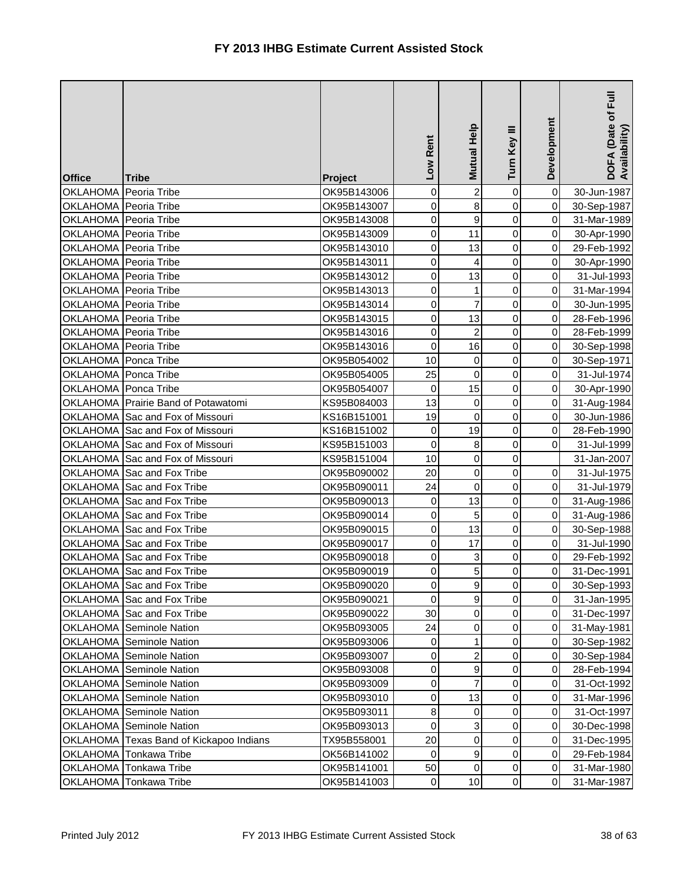# FY 2013 IHBG Estimate Current Assisted Stock

| Office | Tribe | Project | Low Rent | Mutual Help | Turn Key III | Development | DOFA (Date of Full Availability) |
|---|---|---|---|---|---|---|---|
| OKLAHOMA | Peoria Tribe | OK95B143006 | 0 | 2 | 0 | 0 | 30-Jun-1987 |
| OKLAHOMA | Peoria Tribe | OK95B143007 | 0 | 8 | 0 | 0 | 30-Sep-1987 |
| OKLAHOMA | Peoria Tribe | OK95B143008 | 0 | 9 | 0 | 0 | 31-Mar-1989 |
| OKLAHOMA | Peoria Tribe | OK95B143009 | 0 | 11 | 0 | 0 | 30-Apr-1990 |
| OKLAHOMA | Peoria Tribe | OK95B143010 | 0 | 13 | 0 | 0 | 29-Feb-1992 |
| OKLAHOMA | Peoria Tribe | OK95B143011 | 0 | 4 | 0 | 0 | 30-Apr-1990 |
| OKLAHOMA | Peoria Tribe | OK95B143012 | 0 | 13 | 0 | 0 | 31-Jul-1993 |
| OKLAHOMA | Peoria Tribe | OK95B143013 | 0 | 1 | 0 | 0 | 31-Mar-1994 |
| OKLAHOMA | Peoria Tribe | OK95B143014 | 0 | 7 | 0 | 0 | 30-Jun-1995 |
| OKLAHOMA | Peoria Tribe | OK95B143015 | 0 | 13 | 0 | 0 | 28-Feb-1996 |
| OKLAHOMA | Peoria Tribe | OK95B143016 | 0 | 2 | 0 | 0 | 28-Feb-1999 |
| OKLAHOMA | Peoria Tribe | OK95B143016 | 0 | 16 | 0 | 0 | 30-Sep-1998 |
| OKLAHOMA | Ponca Tribe | OK95B054002 | 10 | 0 | 0 | 0 | 30-Sep-1971 |
| OKLAHOMA | Ponca Tribe | OK95B054005 | 25 | 0 | 0 | 0 | 31-Jul-1974 |
| OKLAHOMA | Ponca Tribe | OK95B054007 | 0 | 15 | 0 | 0 | 30-Apr-1990 |
| OKLAHOMA | Prairie Band of Potawatomi | KS95B084003 | 13 | 0 | 0 | 0 | 31-Aug-1984 |
| OKLAHOMA | Sac and Fox of Missouri | KS16B151001 | 19 | 0 | 0 | 0 | 30-Jun-1986 |
| OKLAHOMA | Sac and Fox of Missouri | KS16B151002 | 0 | 19 | 0 | 0 | 28-Feb-1990 |
| OKLAHOMA | Sac and Fox of Missouri | KS95B151003 | 0 | 8 | 0 | 0 | 31-Jul-1999 |
| OKLAHOMA | Sac and Fox of Missouri | KS95B151004 | 10 | 0 | 0 | | 31-Jan-2007 |
| OKLAHOMA | Sac and Fox Tribe | OK95B090002 | 20 | 0 | 0 | 0 | 31-Jul-1975 |
| OKLAHOMA | Sac and Fox Tribe | OK95B090011 | 24 | 0 | 0 | 0 | 31-Jul-1979 |
| OKLAHOMA | Sac and Fox Tribe | OK95B090013 | 0 | 13 | 0 | 0 | 31-Aug-1986 |
| OKLAHOMA | Sac and Fox Tribe | OK95B090014 | 0 | 5 | 0 | 0 | 31-Aug-1986 |
| OKLAHOMA | Sac and Fox Tribe | OK95B090015 | 0 | 13 | 0 | 0 | 30-Sep-1988 |
| OKLAHOMA | Sac and Fox Tribe | OK95B090017 | 0 | 17 | 0 | 0 | 31-Jul-1990 |
| OKLAHOMA | Sac and Fox Tribe | OK95B090018 | 0 | 3 | 0 | 0 | 29-Feb-1992 |
| OKLAHOMA | Sac and Fox Tribe | OK95B090019 | 0 | 5 | 0 | 0 | 31-Dec-1991 |
| OKLAHOMA | Sac and Fox Tribe | OK95B090020 | 0 | 9 | 0 | 0 | 30-Sep-1993 |
| OKLAHOMA | Sac and Fox Tribe | OK95B090021 | 0 | 9 | 0 | 0 | 31-Jan-1995 |
| OKLAHOMA | Sac and Fox Tribe | OK95B090022 | 30 | 0 | 0 | 0 | 31-Dec-1997 |
| OKLAHOMA | Seminole Nation | OK95B093005 | 24 | 0 | 0 | 0 | 31-May-1981 |
| OKLAHOMA | Seminole Nation | OK95B093006 | 0 | 1 | 0 | 0 | 30-Sep-1982 |
| OKLAHOMA | Seminole Nation | OK95B093007 | 0 | 2 | 0 | 0 | 30-Sep-1984 |
| OKLAHOMA | Seminole Nation | OK95B093008 | 0 | 9 | 0 | 0 | 28-Feb-1994 |
| OKLAHOMA | Seminole Nation | OK95B093009 | 0 | 7 | 0 | 0 | 31-Oct-1992 |
| OKLAHOMA | Seminole Nation | OK95B093010 | 0 | 13 | 0 | 0 | 31-Mar-1996 |
| OKLAHOMA | Seminole Nation | OK95B093011 | 8 | 0 | 0 | 0 | 31-Oct-1997 |
| OKLAHOMA | Seminole Nation | OK95B093013 | 0 | 3 | 0 | 0 | 30-Dec-1998 |
| OKLAHOMA | Texas Band of Kickapoo Indians | TX95B558001 | 20 | 0 | 0 | 0 | 31-Dec-1995 |
| OKLAHOMA | Tonkawa Tribe | OK56B141002 | 0 | 9 | 0 | 0 | 29-Feb-1984 |
| OKLAHOMA | Tonkawa Tribe | OK95B141001 | 50 | 0 | 0 | 0 | 31-Mar-1980 |
| OKLAHOMA | Tonkawa Tribe | OK95B141003 | 0 | 10 | 0 | 0 | 31-Mar-1987 |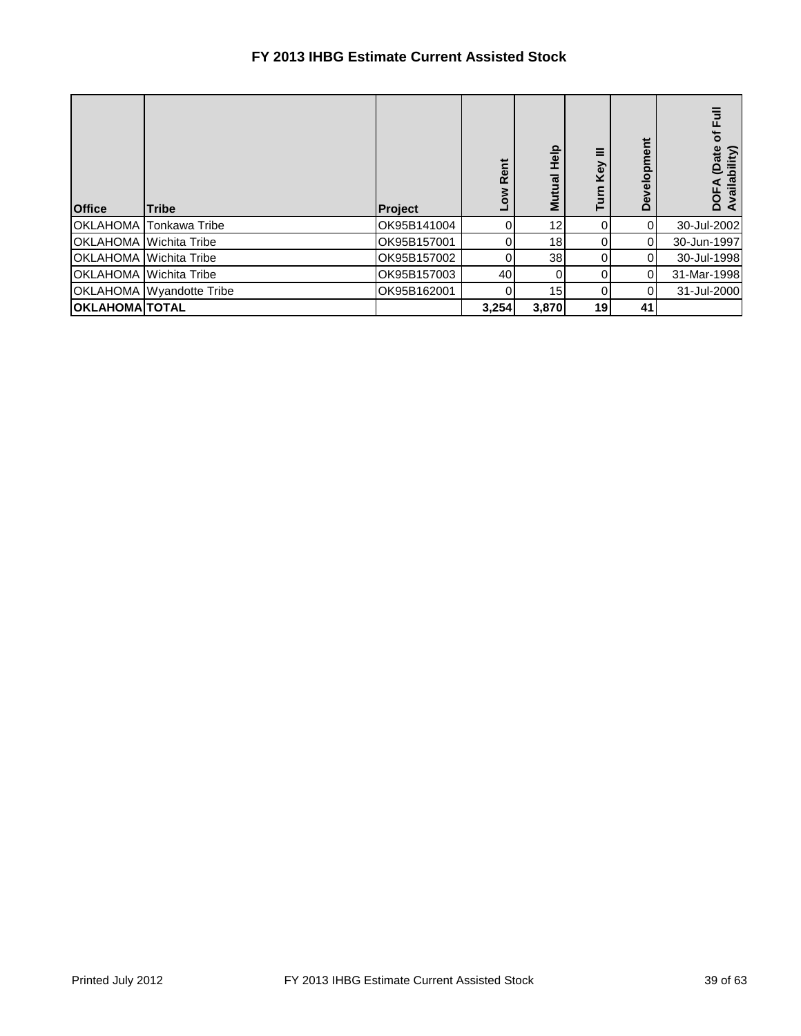# FY 2013 IHBG Estimate Current Assisted Stock

| Office | Tribe | Project | Low Rent | Mutual Help | Turn Key III | Development | DOFA (Date of Full Availability) |
|---|---|---|---|---|---|---|---|
| OKLAHOMA | Tonkawa Tribe | OK95B141004 | 0 | 12 | 0 | 0 | 30-Jul-2002 |
| OKLAHOMA | Wichita Tribe | OK95B157001 | 0 | 18 | 0 | 0 | 30-Jun-1997 |
| OKLAHOMA | Wichita Tribe | OK95B157002 | 0 | 38 | 0 | 0 | 30-Jul-1998 |
| OKLAHOMA | Wichita Tribe | OK95B157003 | 40 | 0 | 0 | 0 | 31-Mar-1998 |
| OKLAHOMA | Wyandotte Tribe | OK95B162001 | 0 | 15 | 0 | 0 | 31-Jul-2000 |
| **OKLAHOMA** | **TOTAL** | | **3,254** | **3,870** | **19** | **41** | |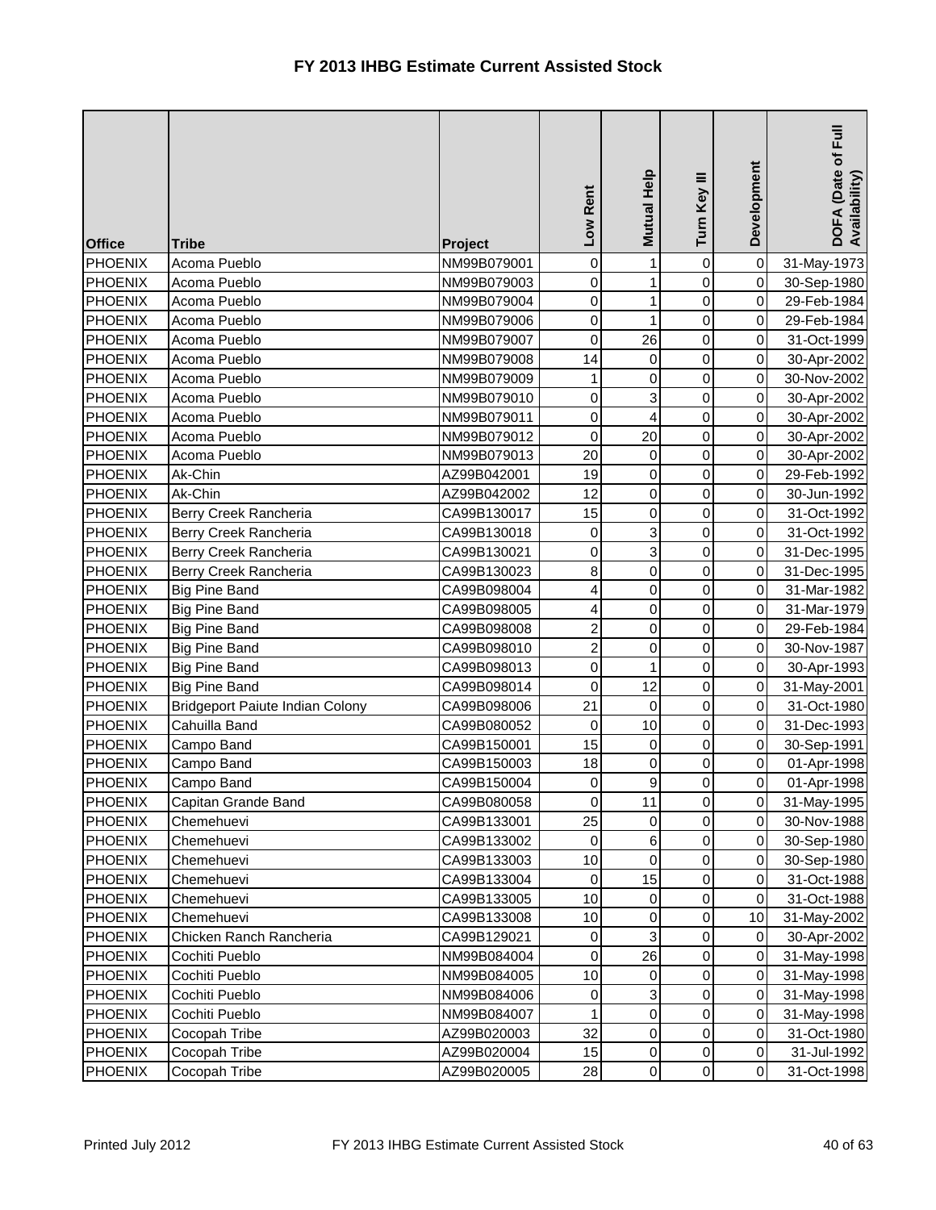# FY 2013 IHBG Estimate Current Assisted Stock

| Office | Tribe | Project | Low Rent | Mutual Help | Turn Key III | Development | DOFA (Date of Full Availability) |
|---|---|---|---|---|---|---|---|
| PHOENIX | Acoma Pueblo | NM99B079001 | 0 | 1 | 0 | 0 | 31-May-1973 |
| PHOENIX | Acoma Pueblo | NM99B079003 | 0 | 1 | 0 | 0 | 30-Sep-1980 |
| PHOENIX | Acoma Pueblo | NM99B079004 | 0 | 1 | 0 | 0 | 29-Feb-1984 |
| PHOENIX | Acoma Pueblo | NM99B079006 | 0 | 1 | 0 | 0 | 29-Feb-1984 |
| PHOENIX | Acoma Pueblo | NM99B079007 | 0 | 26 | 0 | 0 | 31-Oct-1999 |
| PHOENIX | Acoma Pueblo | NM99B079008 | 14 | 0 | 0 | 0 | 30-Apr-2002 |
| PHOENIX | Acoma Pueblo | NM99B079009 | 1 | 0 | 0 | 0 | 30-Nov-2002 |
| PHOENIX | Acoma Pueblo | NM99B079010 | 0 | 3 | 0 | 0 | 30-Apr-2002 |
| PHOENIX | Acoma Pueblo | NM99B079011 | 0 | 4 | 0 | 0 | 30-Apr-2002 |
| PHOENIX | Acoma Pueblo | NM99B079012 | 0 | 20 | 0 | 0 | 30-Apr-2002 |
| PHOENIX | Acoma Pueblo | NM99B079013 | 20 | 0 | 0 | 0 | 30-Apr-2002 |
| PHOENIX | Ak-Chin | AZ99B042001 | 19 | 0 | 0 | 0 | 29-Feb-1992 |
| PHOENIX | Ak-Chin | AZ99B042002 | 12 | 0 | 0 | 0 | 30-Jun-1992 |
| PHOENIX | Berry Creek Rancheria | CA99B130017 | 15 | 0 | 0 | 0 | 31-Oct-1992 |
| PHOENIX | Berry Creek Rancheria | CA99B130018 | 0 | 3 | 0 | 0 | 31-Oct-1992 |
| PHOENIX | Berry Creek Rancheria | CA99B130021 | 0 | 3 | 0 | 0 | 31-Dec-1995 |
| PHOENIX | Berry Creek Rancheria | CA99B130023 | 8 | 0 | 0 | 0 | 31-Dec-1995 |
| PHOENIX | Big Pine Band | CA99B098004 | 4 | 0 | 0 | 0 | 31-Mar-1982 |
| PHOENIX | Big Pine Band | CA99B098005 | 4 | 0 | 0 | 0 | 31-Mar-1979 |
| PHOENIX | Big Pine Band | CA99B098008 | 2 | 0 | 0 | 0 | 29-Feb-1984 |
| PHOENIX | Big Pine Band | CA99B098010 | 2 | 0 | 0 | 0 | 30-Nov-1987 |
| PHOENIX | Big Pine Band | CA99B098013 | 0 | 1 | 0 | 0 | 30-Apr-1993 |
| PHOENIX | Big Pine Band | CA99B098014 | 0 | 12 | 0 | 0 | 31-May-2001 |
| PHOENIX | Bridgeport Paiute Indian Colony | CA99B098006 | 21 | 0 | 0 | 0 | 31-Oct-1980 |
| PHOENIX | Cahuilla Band | CA99B080052 | 0 | 10 | 0 | 0 | 31-Dec-1993 |
| PHOENIX | Campo Band | CA99B150001 | 15 | 0 | 0 | 0 | 30-Sep-1991 |
| PHOENIX | Campo Band | CA99B150003 | 18 | 0 | 0 | 0 | 01-Apr-1998 |
| PHOENIX | Campo Band | CA99B150004 | 0 | 9 | 0 | 0 | 01-Apr-1998 |
| PHOENIX | Capitan Grande Band | CA99B080058 | 0 | 11 | 0 | 0 | 31-May-1995 |
| PHOENIX | Chemehuevi | CA99B133001 | 25 | 0 | 0 | 0 | 30-Nov-1988 |
| PHOENIX | Chemehuevi | CA99B133002 | 0 | 6 | 0 | 0 | 30-Sep-1980 |
| PHOENIX | Chemehuevi | CA99B133003 | 10 | 0 | 0 | 0 | 30-Sep-1980 |
| PHOENIX | Chemehuevi | CA99B133004 | 0 | 15 | 0 | 0 | 31-Oct-1988 |
| PHOENIX | Chemehuevi | CA99B133005 | 10 | 0 | 0 | 0 | 31-Oct-1988 |
| PHOENIX | Chemehuevi | CA99B133008 | 10 | 0 | 0 | 10 | 31-May-2002 |
| PHOENIX | Chicken Ranch Rancheria | CA99B129021 | 0 | 3 | 0 | 0 | 30-Apr-2002 |
| PHOENIX | Cochiti Pueblo | NM99B084004 | 0 | 26 | 0 | 0 | 31-May-1998 |
| PHOENIX | Cochiti Pueblo | NM99B084005 | 10 | 0 | 0 | 0 | 31-May-1998 |
| PHOENIX | Cochiti Pueblo | NM99B084006 | 0 | 3 | 0 | 0 | 31-May-1998 |
| PHOENIX | Cochiti Pueblo | NM99B084007 | 1 | 0 | 0 | 0 | 31-May-1998 |
| PHOENIX | Cocopah Tribe | AZ99B020003 | 32 | 0 | 0 | 0 | 31-Oct-1980 |
| PHOENIX | Cocopah Tribe | AZ99B020004 | 15 | 0 | 0 | 0 | 31-Jul-1992 |
| PHOENIX | Cocopah Tribe | AZ99B020005 | 28 | 0 | 0 | 0 | 31-Oct-1998 |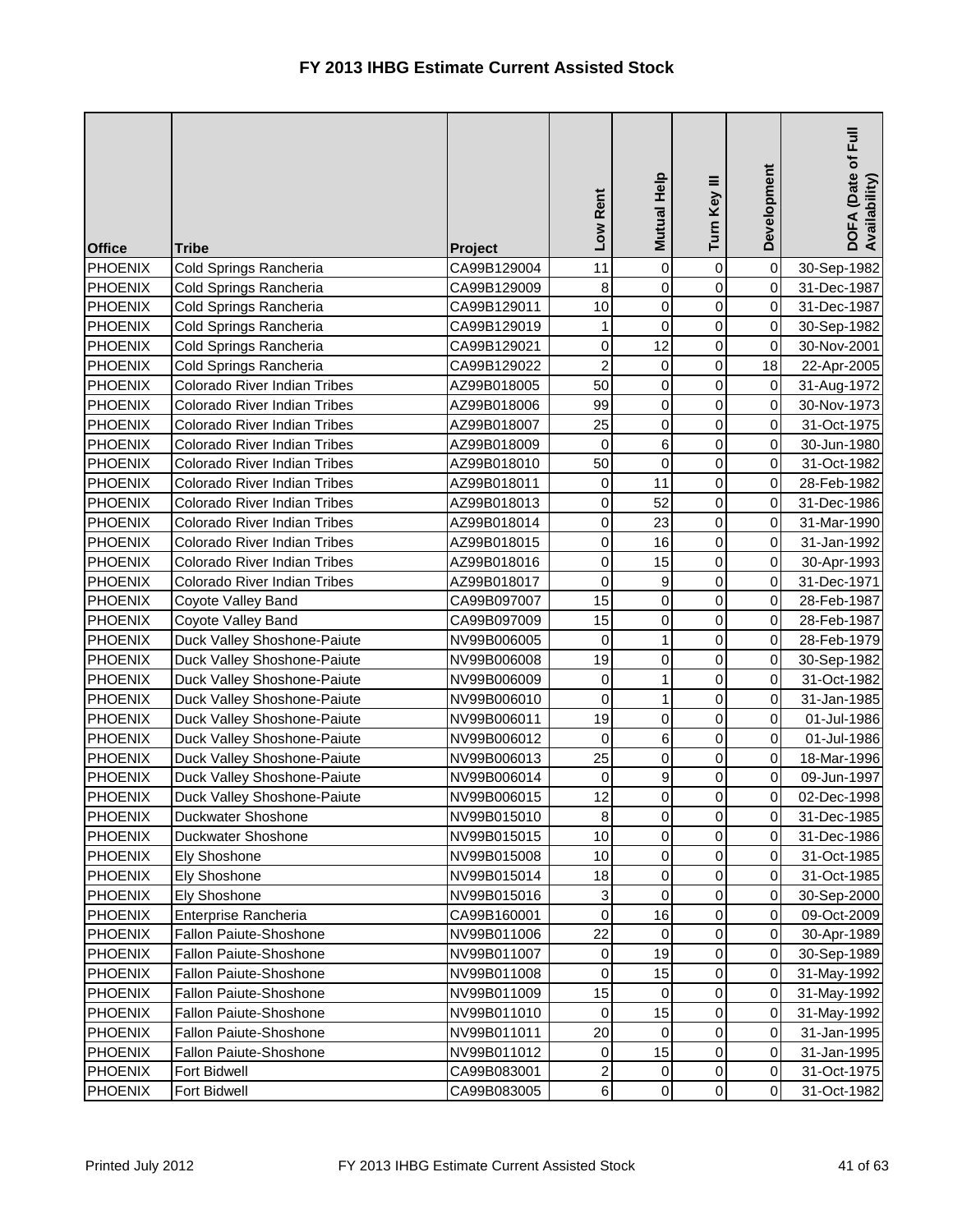# FY 2013 IHBG Estimate Current Assisted Stock

| Office | Tribe | Project | Low Rent | Mutual Help | Turn Key III | Development | DOFA (Date of Full Availability) |
|---|---|---|---|---|---|---|---|
| PHOENIX | Cold Springs Rancheria | CA99B129004 | 11 | 0 | 0 | 0 | 30-Sep-1982 |
| PHOENIX | Cold Springs Rancheria | CA99B129009 | 8 | 0 | 0 | 0 | 31-Dec-1987 |
| PHOENIX | Cold Springs Rancheria | CA99B129011 | 10 | 0 | 0 | 0 | 31-Dec-1987 |
| PHOENIX | Cold Springs Rancheria | CA99B129019 | 1 | 0 | 0 | 0 | 30-Sep-1982 |
| PHOENIX | Cold Springs Rancheria | CA99B129021 | 0 | 12 | 0 | 0 | 30-Nov-2001 |
| PHOENIX | Cold Springs Rancheria | CA99B129022 | 2 | 0 | 0 | 18 | 22-Apr-2005 |
| PHOENIX | Colorado River Indian Tribes | AZ99B018005 | 50 | 0 | 0 | 0 | 31-Aug-1972 |
| PHOENIX | Colorado River Indian Tribes | AZ99B018006 | 99 | 0 | 0 | 0 | 30-Nov-1973 |
| PHOENIX | Colorado River Indian Tribes | AZ99B018007 | 25 | 0 | 0 | 0 | 31-Oct-1975 |
| PHOENIX | Colorado River Indian Tribes | AZ99B018009 | 0 | 6 | 0 | 0 | 30-Jun-1980 |
| PHOENIX | Colorado River Indian Tribes | AZ99B018010 | 50 | 0 | 0 | 0 | 31-Oct-1982 |
| PHOENIX | Colorado River Indian Tribes | AZ99B018011 | 0 | 11 | 0 | 0 | 28-Feb-1982 |
| PHOENIX | Colorado River Indian Tribes | AZ99B018013 | 0 | 52 | 0 | 0 | 31-Dec-1986 |
| PHOENIX | Colorado River Indian Tribes | AZ99B018014 | 0 | 23 | 0 | 0 | 31-Mar-1990 |
| PHOENIX | Colorado River Indian Tribes | AZ99B018015 | 0 | 16 | 0 | 0 | 31-Jan-1992 |
| PHOENIX | Colorado River Indian Tribes | AZ99B018016 | 0 | 15 | 0 | 0 | 30-Apr-1993 |
| PHOENIX | Colorado River Indian Tribes | AZ99B018017 | 0 | 9 | 0 | 0 | 31-Dec-1971 |
| PHOENIX | Coyote Valley Band | CA99B097007 | 15 | 0 | 0 | 0 | 28-Feb-1987 |
| PHOENIX | Coyote Valley Band | CA99B097009 | 15 | 0 | 0 | 0 | 28-Feb-1987 |
| PHOENIX | Duck Valley Shoshone-Paiute | NV99B006005 | 0 | 1 | 0 | 0 | 28-Feb-1979 |
| PHOENIX | Duck Valley Shoshone-Paiute | NV99B006008 | 19 | 0 | 0 | 0 | 30-Sep-1982 |
| PHOENIX | Duck Valley Shoshone-Paiute | NV99B006009 | 0 | 1 | 0 | 0 | 31-Oct-1982 |
| PHOENIX | Duck Valley Shoshone-Paiute | NV99B006010 | 0 | 1 | 0 | 0 | 31-Jan-1985 |
| PHOENIX | Duck Valley Shoshone-Paiute | NV99B006011 | 19 | 0 | 0 | 0 | 01-Jul-1986 |
| PHOENIX | Duck Valley Shoshone-Paiute | NV99B006012 | 0 | 6 | 0 | 0 | 01-Jul-1986 |
| PHOENIX | Duck Valley Shoshone-Paiute | NV99B006013 | 25 | 0 | 0 | 0 | 18-Mar-1996 |
| PHOENIX | Duck Valley Shoshone-Paiute | NV99B006014 | 0 | 9 | 0 | 0 | 09-Jun-1997 |
| PHOENIX | Duck Valley Shoshone-Paiute | NV99B006015 | 12 | 0 | 0 | 0 | 02-Dec-1998 |
| PHOENIX | Duckwater Shoshone | NV99B015010 | 8 | 0 | 0 | 0 | 31-Dec-1985 |
| PHOENIX | Duckwater Shoshone | NV99B015015 | 10 | 0 | 0 | 0 | 31-Dec-1986 |
| PHOENIX | Ely Shoshone | NV99B015008 | 10 | 0 | 0 | 0 | 31-Oct-1985 |
| PHOENIX | Ely Shoshone | NV99B015014 | 18 | 0 | 0 | 0 | 31-Oct-1985 |
| PHOENIX | Ely Shoshone | NV99B015016 | 3 | 0 | 0 | 0 | 30-Sep-2000 |
| PHOENIX | Enterprise Rancheria | CA99B160001 | 0 | 16 | 0 | 0 | 09-Oct-2009 |
| PHOENIX | Fallon Paiute-Shoshone | NV99B011006 | 22 | 0 | 0 | 0 | 30-Apr-1989 |
| PHOENIX | Fallon Paiute-Shoshone | NV99B011007 | 0 | 19 | 0 | 0 | 30-Sep-1989 |
| PHOENIX | Fallon Paiute-Shoshone | NV99B011008 | 0 | 15 | 0 | 0 | 31-May-1992 |
| PHOENIX | Fallon Paiute-Shoshone | NV99B011009 | 15 | 0 | 0 | 0 | 31-May-1992 |
| PHOENIX | Fallon Paiute-Shoshone | NV99B011010 | 0 | 15 | 0 | 0 | 31-May-1992 |
| PHOENIX | Fallon Paiute-Shoshone | NV99B011011 | 20 | 0 | 0 | 0 | 31-Jan-1995 |
| PHOENIX | Fallon Paiute-Shoshone | NV99B011012 | 0 | 15 | 0 | 0 | 31-Jan-1995 |
| PHOENIX | Fort Bidwell | CA99B083001 | 2 | 0 | 0 | 0 | 31-Oct-1975 |
| PHOENIX | Fort Bidwell | CA99B083005 | 6 | 0 | 0 | 0 | 31-Oct-1982 |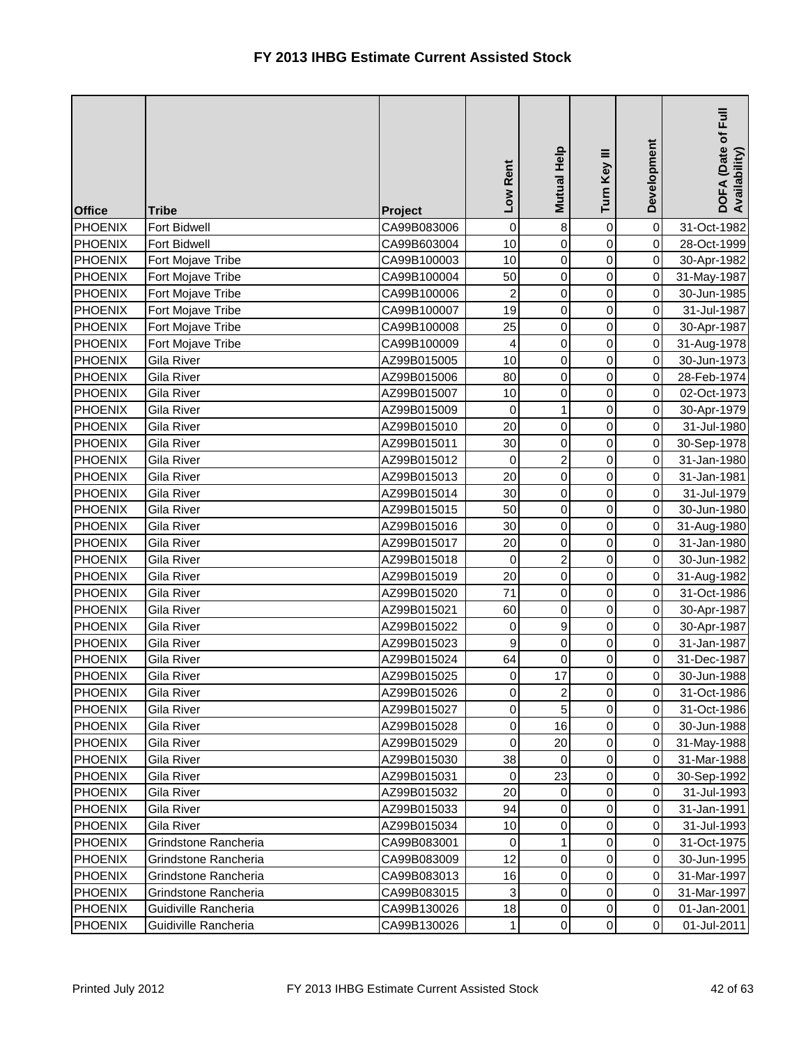# FY 2013 IHBG Estimate Current Assisted Stock

| Office | Tribe | Project | Low Rent | Mutual Help | Turn Key III | Development | DOFA (Date of Full Availability) |
|---|---|---|---|---|---|---|---|
| PHOENIX | Fort Bidwell | CA99B083006 | 0 | 8 | 0 | 0 | 31-Oct-1982 |
| PHOENIX | Fort Bidwell | CA99B603004 | 10 | 0 | 0 | 0 | 28-Oct-1999 |
| PHOENIX | Fort Mojave Tribe | CA99B100003 | 10 | 0 | 0 | 0 | 30-Apr-1982 |
| PHOENIX | Fort Mojave Tribe | CA99B100004 | 50 | 0 | 0 | 0 | 31-May-1987 |
| PHOENIX | Fort Mojave Tribe | CA99B100006 | 2 | 0 | 0 | 0 | 30-Jun-1985 |
| PHOENIX | Fort Mojave Tribe | CA99B100007 | 19 | 0 | 0 | 0 | 31-Jul-1987 |
| PHOENIX | Fort Mojave Tribe | CA99B100008 | 25 | 0 | 0 | 0 | 30-Apr-1987 |
| PHOENIX | Fort Mojave Tribe | CA99B100009 | 4 | 0 | 0 | 0 | 31-Aug-1978 |
| PHOENIX | Gila River | AZ99B015005 | 10 | 0 | 0 | 0 | 30-Jun-1973 |
| PHOENIX | Gila River | AZ99B015006 | 80 | 0 | 0 | 0 | 28-Feb-1974 |
| PHOENIX | Gila River | AZ99B015007 | 10 | 0 | 0 | 0 | 02-Oct-1973 |
| PHOENIX | Gila River | AZ99B015009 | 0 | 1 | 0 | 0 | 30-Apr-1979 |
| PHOENIX | Gila River | AZ99B015010 | 20 | 0 | 0 | 0 | 31-Jul-1980 |
| PHOENIX | Gila River | AZ99B015011 | 30 | 0 | 0 | 0 | 30-Sep-1978 |
| PHOENIX | Gila River | AZ99B015012 | 0 | 2 | 0 | 0 | 31-Jan-1980 |
| PHOENIX | Gila River | AZ99B015013 | 20 | 0 | 0 | 0 | 31-Jan-1981 |
| PHOENIX | Gila River | AZ99B015014 | 30 | 0 | 0 | 0 | 31-Jul-1979 |
| PHOENIX | Gila River | AZ99B015015 | 50 | 0 | 0 | 0 | 30-Jun-1980 |
| PHOENIX | Gila River | AZ99B015016 | 30 | 0 | 0 | 0 | 31-Aug-1980 |
| PHOENIX | Gila River | AZ99B015017 | 20 | 0 | 0 | 0 | 31-Jan-1980 |
| PHOENIX | Gila River | AZ99B015018 | 0 | 2 | 0 | 0 | 30-Jun-1982 |
| PHOENIX | Gila River | AZ99B015019 | 20 | 0 | 0 | 0 | 31-Aug-1982 |
| PHOENIX | Gila River | AZ99B015020 | 71 | 0 | 0 | 0 | 31-Oct-1986 |
| PHOENIX | Gila River | AZ99B015021 | 60 | 0 | 0 | 0 | 30-Apr-1987 |
| PHOENIX | Gila River | AZ99B015022 | 0 | 9 | 0 | 0 | 30-Apr-1987 |
| PHOENIX | Gila River | AZ99B015023 | 9 | 0 | 0 | 0 | 31-Jan-1987 |
| PHOENIX | Gila River | AZ99B015024 | 64 | 0 | 0 | 0 | 31-Dec-1987 |
| PHOENIX | Gila River | AZ99B015025 | 0 | 17 | 0 | 0 | 30-Jun-1988 |
| PHOENIX | Gila River | AZ99B015026 | 0 | 2 | 0 | 0 | 31-Oct-1986 |
| PHOENIX | Gila River | AZ99B015027 | 0 | 5 | 0 | 0 | 31-Oct-1986 |
| PHOENIX | Gila River | AZ99B015028 | 0 | 16 | 0 | 0 | 30-Jun-1988 |
| PHOENIX | Gila River | AZ99B015029 | 0 | 20 | 0 | 0 | 31-May-1988 |
| PHOENIX | Gila River | AZ99B015030 | 38 | 0 | 0 | 0 | 31-Mar-1988 |
| PHOENIX | Gila River | AZ99B015031 | 0 | 23 | 0 | 0 | 30-Sep-1992 |
| PHOENIX | Gila River | AZ99B015032 | 20 | 0 | 0 | 0 | 31-Jul-1993 |
| PHOENIX | Gila River | AZ99B015033 | 94 | 0 | 0 | 0 | 31-Jan-1991 |
| PHOENIX | Gila River | AZ99B015034 | 10 | 0 | 0 | 0 | 31-Jul-1993 |
| PHOENIX | Grindstone Rancheria | CA99B083001 | 0 | 1 | 0 | 0 | 31-Oct-1975 |
| PHOENIX | Grindstone Rancheria | CA99B083009 | 12 | 0 | 0 | 0 | 30-Jun-1995 |
| PHOENIX | Grindstone Rancheria | CA99B083013 | 16 | 0 | 0 | 0 | 31-Mar-1997 |
| PHOENIX | Grindstone Rancheria | CA99B083015 | 3 | 0 | 0 | 0 | 31-Mar-1997 |
| PHOENIX | Guidiville Rancheria | CA99B130026 | 18 | 0 | 0 | 0 | 01-Jan-2001 |
| PHOENIX | Guidiville Rancheria | CA99B130026 | 1 | 0 | 0 | 0 | 01-Jul-2011 |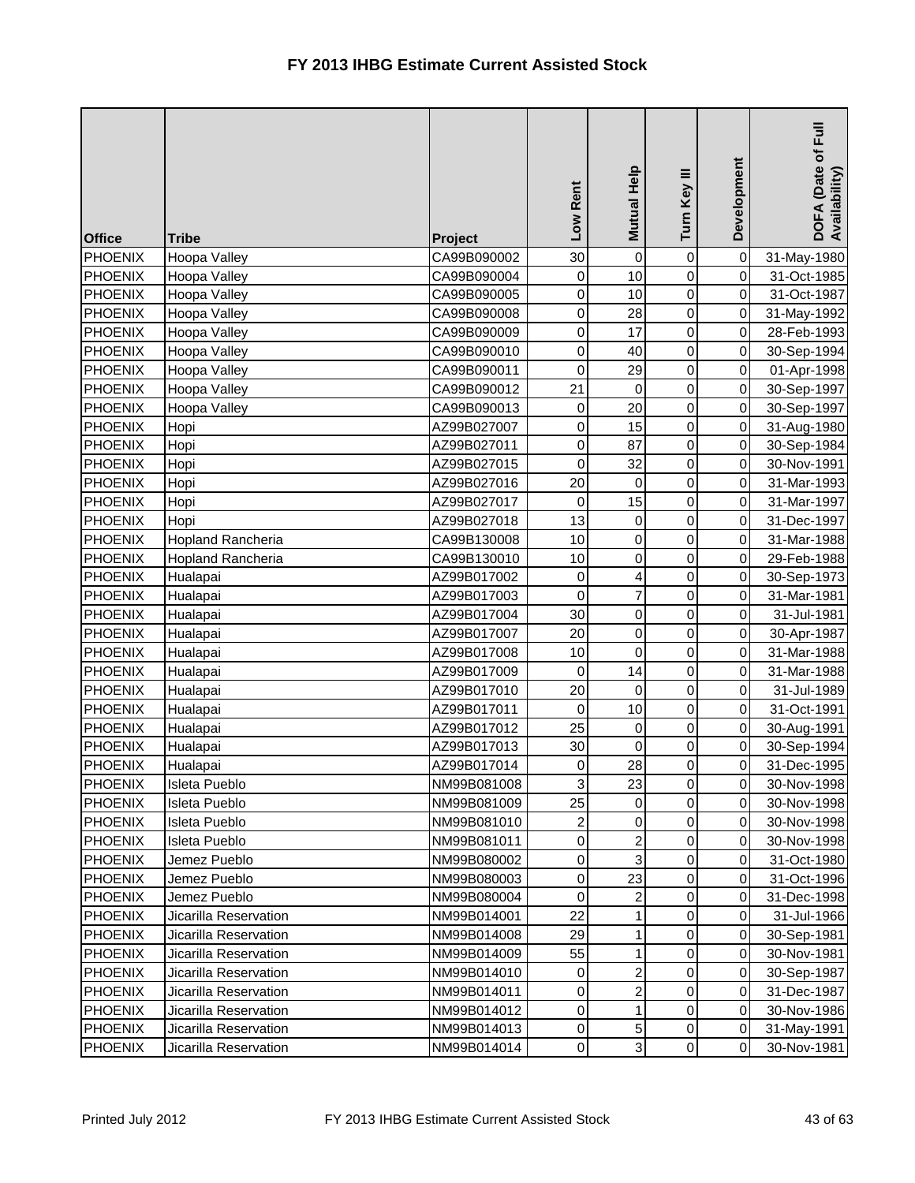# FY 2013 IHBG Estimate Current Assisted Stock

| Office | Tribe | Project | Low Rent | Mutual Help | Turn Key III | Development | DOFA (Date of Full Availability) |
|---|---|---|---|---|---|---|---|
| PHOENIX | Hoopa Valley | CA99B090002 | 30 | 0 | 0 | 0 | 31-May-1980 |
| PHOENIX | Hoopa Valley | CA99B090004 | 0 | 10 | 0 | 0 | 31-Oct-1985 |
| PHOENIX | Hoopa Valley | CA99B090005 | 0 | 10 | 0 | 0 | 31-Oct-1987 |
| PHOENIX | Hoopa Valley | CA99B090008 | 0 | 28 | 0 | 0 | 31-May-1992 |
| PHOENIX | Hoopa Valley | CA99B090009 | 0 | 17 | 0 | 0 | 28-Feb-1993 |
| PHOENIX | Hoopa Valley | CA99B090010 | 0 | 40 | 0 | 0 | 30-Sep-1994 |
| PHOENIX | Hoopa Valley | CA99B090011 | 0 | 29 | 0 | 0 | 01-Apr-1998 |
| PHOENIX | Hoopa Valley | CA99B090012 | 21 | 0 | 0 | 0 | 30-Sep-1997 |
| PHOENIX | Hoopa Valley | CA99B090013 | 0 | 20 | 0 | 0 | 30-Sep-1997 |
| PHOENIX | Hopi | AZ99B027007 | 0 | 15 | 0 | 0 | 31-Aug-1980 |
| PHOENIX | Hopi | AZ99B027011 | 0 | 87 | 0 | 0 | 30-Sep-1984 |
| PHOENIX | Hopi | AZ99B027015 | 0 | 32 | 0 | 0 | 30-Nov-1991 |
| PHOENIX | Hopi | AZ99B027016 | 20 | 0 | 0 | 0 | 31-Mar-1993 |
| PHOENIX | Hopi | AZ99B027017 | 0 | 15 | 0 | 0 | 31-Mar-1997 |
| PHOENIX | Hopi | AZ99B027018 | 13 | 0 | 0 | 0 | 31-Dec-1997 |
| PHOENIX | Hopland Rancheria | CA99B130008 | 10 | 0 | 0 | 0 | 31-Mar-1988 |
| PHOENIX | Hopland Rancheria | CA99B130010 | 10 | 0 | 0 | 0 | 29-Feb-1988 |
| PHOENIX | Hualapai | AZ99B017002 | 0 | 4 | 0 | 0 | 30-Sep-1973 |
| PHOENIX | Hualapai | AZ99B017003 | 0 | 7 | 0 | 0 | 31-Mar-1981 |
| PHOENIX | Hualapai | AZ99B017004 | 30 | 0 | 0 | 0 | 31-Jul-1981 |
| PHOENIX | Hualapai | AZ99B017007 | 20 | 0 | 0 | 0 | 30-Apr-1987 |
| PHOENIX | Hualapai | AZ99B017008 | 10 | 0 | 0 | 0 | 31-Mar-1988 |
| PHOENIX | Hualapai | AZ99B017009 | 0 | 14 | 0 | 0 | 31-Mar-1988 |
| PHOENIX | Hualapai | AZ99B017010 | 20 | 0 | 0 | 0 | 31-Jul-1989 |
| PHOENIX | Hualapai | AZ99B017011 | 0 | 10 | 0 | 0 | 31-Oct-1991 |
| PHOENIX | Hualapai | AZ99B017012 | 25 | 0 | 0 | 0 | 30-Aug-1991 |
| PHOENIX | Hualapai | AZ99B017013 | 30 | 0 | 0 | 0 | 30-Sep-1994 |
| PHOENIX | Hualapai | AZ99B017014 | 0 | 28 | 0 | 0 | 31-Dec-1995 |
| PHOENIX | Isleta Pueblo | NM99B081008 | 3 | 23 | 0 | 0 | 30-Nov-1998 |
| PHOENIX | Isleta Pueblo | NM99B081009 | 25 | 0 | 0 | 0 | 30-Nov-1998 |
| PHOENIX | Isleta Pueblo | NM99B081010 | 2 | 0 | 0 | 0 | 30-Nov-1998 |
| PHOENIX | Isleta Pueblo | NM99B081011 | 0 | 2 | 0 | 0 | 30-Nov-1998 |
| PHOENIX | Jemez Pueblo | NM99B080002 | 0 | 3 | 0 | 0 | 31-Oct-1980 |
| PHOENIX | Jemez Pueblo | NM99B080003 | 0 | 23 | 0 | 0 | 31-Oct-1996 |
| PHOENIX | Jemez Pueblo | NM99B080004 | 0 | 2 | 0 | 0 | 31-Dec-1998 |
| PHOENIX | Jicarilla Reservation | NM99B014001 | 22 | 1 | 0 | 0 | 31-Jul-1966 |
| PHOENIX | Jicarilla Reservation | NM99B014008 | 29 | 1 | 0 | 0 | 30-Sep-1981 |
| PHOENIX | Jicarilla Reservation | NM99B014009 | 55 | 1 | 0 | 0 | 30-Nov-1981 |
| PHOENIX | Jicarilla Reservation | NM99B014010 | 0 | 2 | 0 | 0 | 30-Sep-1987 |
| PHOENIX | Jicarilla Reservation | NM99B014011 | 0 | 2 | 0 | 0 | 31-Dec-1987 |
| PHOENIX | Jicarilla Reservation | NM99B014012 | 0 | 1 | 0 | 0 | 30-Nov-1986 |
| PHOENIX | Jicarilla Reservation | NM99B014013 | 0 | 5 | 0 | 0 | 31-May-1991 |
| PHOENIX | Jicarilla Reservation | NM99B014014 | 0 | 3 | 0 | 0 | 30-Nov-1981 |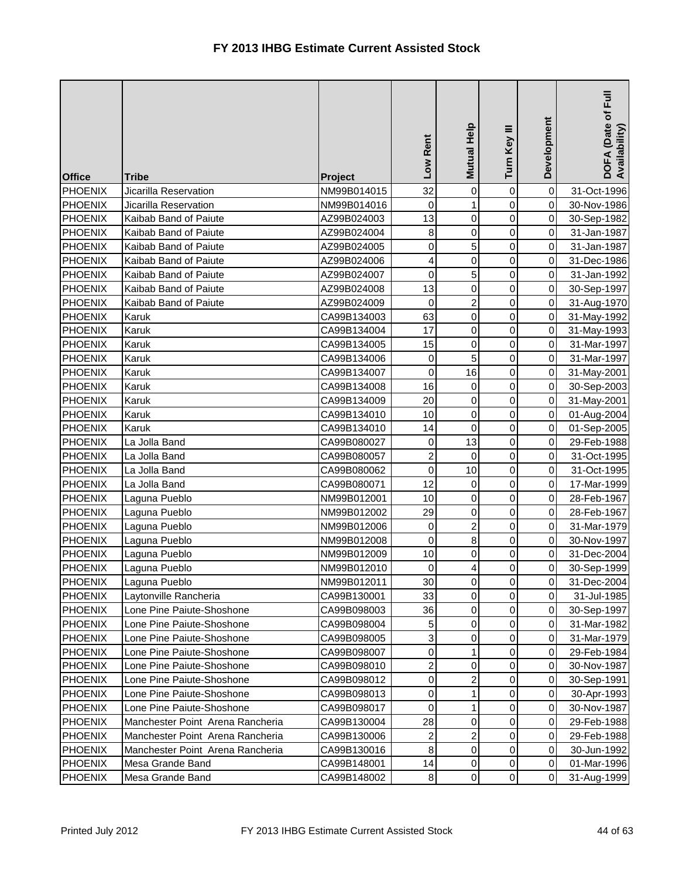# FY 2013 IHBG Estimate Current Assisted Stock

| Office | Tribe | Project | Low Rent | Mutual Help | Turn Key III | Development | DOFA (Date of Full Availability) |
|---|---|---|---|---|---|---|---|
| PHOENIX | Jicarilla Reservation | NM99B014015 | 32 | 0 | 0 | 0 | 31-Oct-1996 |
| PHOENIX | Jicarilla Reservation | NM99B014016 | 0 | 1 | 0 | 0 | 30-Nov-1986 |
| PHOENIX | Kaibab Band of Paiute | AZ99B024003 | 13 | 0 | 0 | 0 | 30-Sep-1982 |
| PHOENIX | Kaibab Band of Paiute | AZ99B024004 | 8 | 0 | 0 | 0 | 31-Jan-1987 |
| PHOENIX | Kaibab Band of Paiute | AZ99B024005 | 0 | 5 | 0 | 0 | 31-Jan-1987 |
| PHOENIX | Kaibab Band of Paiute | AZ99B024006 | 4 | 0 | 0 | 0 | 31-Dec-1986 |
| PHOENIX | Kaibab Band of Paiute | AZ99B024007 | 0 | 5 | 0 | 0 | 31-Jan-1992 |
| PHOENIX | Kaibab Band of Paiute | AZ99B024008 | 13 | 0 | 0 | 0 | 30-Sep-1997 |
| PHOENIX | Kaibab Band of Paiute | AZ99B024009 | 0 | 2 | 0 | 0 | 31-Aug-1970 |
| PHOENIX | Karuk | CA99B134003 | 63 | 0 | 0 | 0 | 31-May-1992 |
| PHOENIX | Karuk | CA99B134004 | 17 | 0 | 0 | 0 | 31-May-1993 |
| PHOENIX | Karuk | CA99B134005 | 15 | 0 | 0 | 0 | 31-Mar-1997 |
| PHOENIX | Karuk | CA99B134006 | 0 | 5 | 0 | 0 | 31-Mar-1997 |
| PHOENIX | Karuk | CA99B134007 | 0 | 16 | 0 | 0 | 31-May-2001 |
| PHOENIX | Karuk | CA99B134008 | 16 | 0 | 0 | 0 | 30-Sep-2003 |
| PHOENIX | Karuk | CA99B134009 | 20 | 0 | 0 | 0 | 31-May-2001 |
| PHOENIX | Karuk | CA99B134010 | 10 | 0 | 0 | 0 | 01-Aug-2004 |
| PHOENIX | Karuk | CA99B134010 | 14 | 0 | 0 | 0 | 01-Sep-2005 |
| PHOENIX | La Jolla Band | CA99B080027 | 0 | 13 | 0 | 0 | 29-Feb-1988 |
| PHOENIX | La Jolla Band | CA99B080057 | 2 | 0 | 0 | 0 | 31-Oct-1995 |
| PHOENIX | La Jolla Band | CA99B080062 | 0 | 10 | 0 | 0 | 31-Oct-1995 |
| PHOENIX | La Jolla Band | CA99B080071 | 12 | 0 | 0 | 0 | 17-Mar-1999 |
| PHOENIX | Laguna Pueblo | NM99B012001 | 10 | 0 | 0 | 0 | 28-Feb-1967 |
| PHOENIX | Laguna Pueblo | NM99B012002 | 29 | 0 | 0 | 0 | 28-Feb-1967 |
| PHOENIX | Laguna Pueblo | NM99B012006 | 0 | 2 | 0 | 0 | 31-Mar-1979 |
| PHOENIX | Laguna Pueblo | NM99B012008 | 0 | 8 | 0 | 0 | 30-Nov-1997 |
| PHOENIX | Laguna Pueblo | NM99B012009 | 10 | 0 | 0 | 0 | 31-Dec-2004 |
| PHOENIX | Laguna Pueblo | NM99B012010 | 0 | 4 | 0 | 0 | 30-Sep-1999 |
| PHOENIX | Laguna Pueblo | NM99B012011 | 30 | 0 | 0 | 0 | 31-Dec-2004 |
| PHOENIX | Laytonville Rancheria | CA99B130001 | 33 | 0 | 0 | 0 | 31-Jul-1985 |
| PHOENIX | Lone Pine Paiute-Shoshone | CA99B098003 | 36 | 0 | 0 | 0 | 30-Sep-1997 |
| PHOENIX | Lone Pine Paiute-Shoshone | CA99B098004 | 5 | 0 | 0 | 0 | 31-Mar-1982 |
| PHOENIX | Lone Pine Paiute-Shoshone | CA99B098005 | 3 | 0 | 0 | 0 | 31-Mar-1979 |
| PHOENIX | Lone Pine Paiute-Shoshone | CA99B098007 | 0 | 1 | 0 | 0 | 29-Feb-1984 |
| PHOENIX | Lone Pine Paiute-Shoshone | CA99B098010 | 2 | 0 | 0 | 0 | 30-Nov-1987 |
| PHOENIX | Lone Pine Paiute-Shoshone | CA99B098012 | 0 | 2 | 0 | 0 | 30-Sep-1991 |
| PHOENIX | Lone Pine Paiute-Shoshone | CA99B098013 | 0 | 1 | 0 | 0 | 30-Apr-1993 |
| PHOENIX | Lone Pine Paiute-Shoshone | CA99B098017 | 0 | 1 | 0 | 0 | 30-Nov-1987 |
| PHOENIX | Manchester Point Arena Rancheria | CA99B130004 | 28 | 0 | 0 | 0 | 29-Feb-1988 |
| PHOENIX | Manchester Point Arena Rancheria | CA99B130006 | 2 | 2 | 0 | 0 | 29-Feb-1988 |
| PHOENIX | Manchester Point Arena Rancheria | CA99B130016 | 8 | 0 | 0 | 0 | 30-Jun-1992 |
| PHOENIX | Mesa Grande Band | CA99B148001 | 14 | 0 | 0 | 0 | 01-Mar-1996 |
| PHOENIX | Mesa Grande Band | CA99B148002 | 8 | 0 | 0 | 0 | 31-Aug-1999 |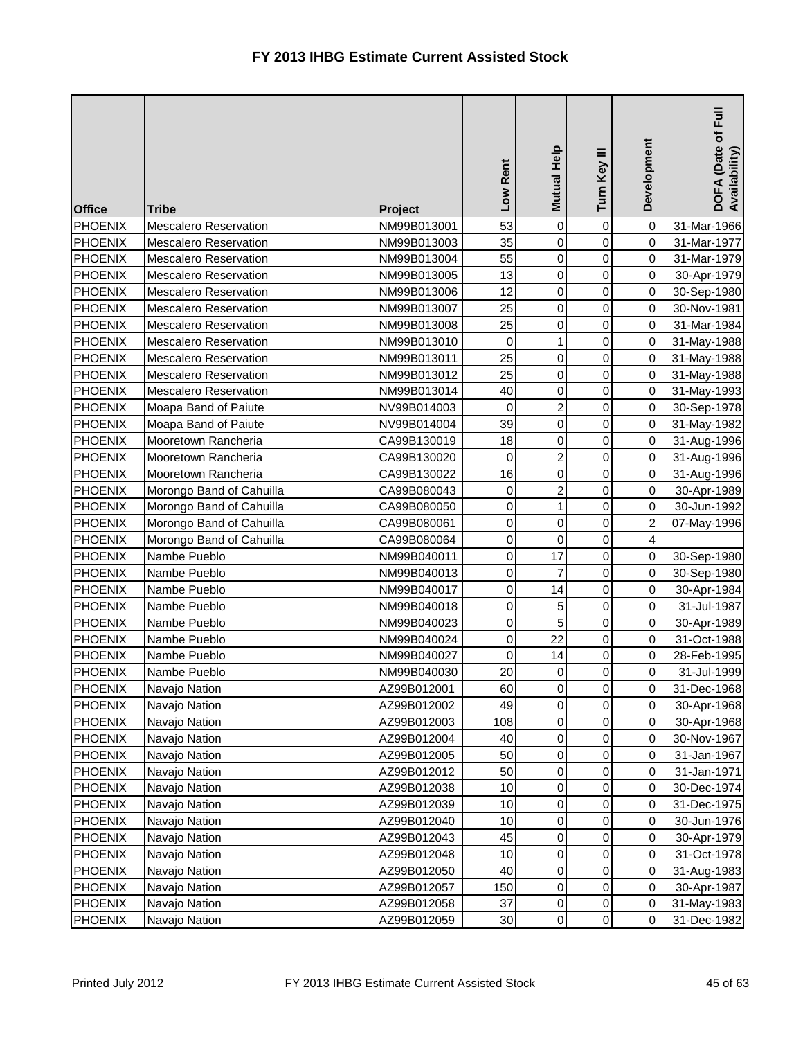# FY 2013 IHBG Estimate Current Assisted Stock

| Office | Tribe | Project | Low Rent | Mutual Help | Turn Key III | Development | DOFA (Date of Full Availability) |
|---|---|---|---|---|---|---|---|
| PHOENIX | Mescalero Reservation | NM99B013001 | 53 | 0 | 0 | 0 | 31-Mar-1966 |
| PHOENIX | Mescalero Reservation | NM99B013003 | 35 | 0 | 0 | 0 | 31-Mar-1977 |
| PHOENIX | Mescalero Reservation | NM99B013004 | 55 | 0 | 0 | 0 | 31-Mar-1979 |
| PHOENIX | Mescalero Reservation | NM99B013005 | 13 | 0 | 0 | 0 | 30-Apr-1979 |
| PHOENIX | Mescalero Reservation | NM99B013006 | 12 | 0 | 0 | 0 | 30-Sep-1980 |
| PHOENIX | Mescalero Reservation | NM99B013007 | 25 | 0 | 0 | 0 | 30-Nov-1981 |
| PHOENIX | Mescalero Reservation | NM99B013008 | 25 | 0 | 0 | 0 | 31-Mar-1984 |
| PHOENIX | Mescalero Reservation | NM99B013010 | 0 | 1 | 0 | 0 | 31-May-1988 |
| PHOENIX | Mescalero Reservation | NM99B013011 | 25 | 0 | 0 | 0 | 31-May-1988 |
| PHOENIX | Mescalero Reservation | NM99B013012 | 25 | 0 | 0 | 0 | 31-May-1988 |
| PHOENIX | Mescalero Reservation | NM99B013014 | 40 | 0 | 0 | 0 | 31-May-1993 |
| PHOENIX | Moapa Band of Paiute | NV99B014003 | 0 | 2 | 0 | 0 | 30-Sep-1978 |
| PHOENIX | Moapa Band of Paiute | NV99B014004 | 39 | 0 | 0 | 0 | 31-May-1982 |
| PHOENIX | Mooretown Rancheria | CA99B130019 | 18 | 0 | 0 | 0 | 31-Aug-1996 |
| PHOENIX | Mooretown Rancheria | CA99B130020 | 0 | 2 | 0 | 0 | 31-Aug-1996 |
| PHOENIX | Mooretown Rancheria | CA99B130022 | 16 | 0 | 0 | 0 | 31-Aug-1996 |
| PHOENIX | Morongo Band of Cahuilla | CA99B080043 | 0 | 2 | 0 | 0 | 30-Apr-1989 |
| PHOENIX | Morongo Band of Cahuilla | CA99B080050 | 0 | 1 | 0 | 0 | 30-Jun-1992 |
| PHOENIX | Morongo Band of Cahuilla | CA99B080061 | 0 | 0 | 0 | 2 | 07-May-1996 |
| PHOENIX | Morongo Band of Cahuilla | CA99B080064 | 0 | 0 | 0 | 4 | |
| PHOENIX | Nambe Pueblo | NM99B040011 | 0 | 17 | 0 | 0 | 30-Sep-1980 |
| PHOENIX | Nambe Pueblo | NM99B040013 | 0 | 7 | 0 | 0 | 30-Sep-1980 |
| PHOENIX | Nambe Pueblo | NM99B040017 | 0 | 14 | 0 | 0 | 30-Apr-1984 |
| PHOENIX | Nambe Pueblo | NM99B040018 | 0 | 5 | 0 | 0 | 31-Jul-1987 |
| PHOENIX | Nambe Pueblo | NM99B040023 | 0 | 5 | 0 | 0 | 30-Apr-1989 |
| PHOENIX | Nambe Pueblo | NM99B040024 | 0 | 22 | 0 | 0 | 31-Oct-1988 |
| PHOENIX | Nambe Pueblo | NM99B040027 | 0 | 14 | 0 | 0 | 28-Feb-1995 |
| PHOENIX | Nambe Pueblo | NM99B040030 | 20 | 0 | 0 | 0 | 31-Jul-1999 |
| PHOENIX | Navajo Nation | AZ99B012001 | 60 | 0 | 0 | 0 | 31-Dec-1968 |
| PHOENIX | Navajo Nation | AZ99B012002 | 49 | 0 | 0 | 0 | 30-Apr-1968 |
| PHOENIX | Navajo Nation | AZ99B012003 | 108 | 0 | 0 | 0 | 30-Apr-1968 |
| PHOENIX | Navajo Nation | AZ99B012004 | 40 | 0 | 0 | 0 | 30-Nov-1967 |
| PHOENIX | Navajo Nation | AZ99B012005 | 50 | 0 | 0 | 0 | 31-Jan-1967 |
| PHOENIX | Navajo Nation | AZ99B012012 | 50 | 0 | 0 | 0 | 31-Jan-1971 |
| PHOENIX | Navajo Nation | AZ99B012038 | 10 | 0 | 0 | 0 | 30-Dec-1974 |
| PHOENIX | Navajo Nation | AZ99B012039 | 10 | 0 | 0 | 0 | 31-Dec-1975 |
| PHOENIX | Navajo Nation | AZ99B012040 | 10 | 0 | 0 | 0 | 30-Jun-1976 |
| PHOENIX | Navajo Nation | AZ99B012043 | 45 | 0 | 0 | 0 | 30-Apr-1979 |
| PHOENIX | Navajo Nation | AZ99B012048 | 10 | 0 | 0 | 0 | 31-Oct-1978 |
| PHOENIX | Navajo Nation | AZ99B012050 | 40 | 0 | 0 | 0 | 31-Aug-1983 |
| PHOENIX | Navajo Nation | AZ99B012057 | 150 | 0 | 0 | 0 | 30-Apr-1987 |
| PHOENIX | Navajo Nation | AZ99B012058 | 37 | 0 | 0 | 0 | 31-May-1983 |
| PHOENIX | Navajo Nation | AZ99B012059 | 30 | 0 | 0 | 0 | 31-Dec-1982 |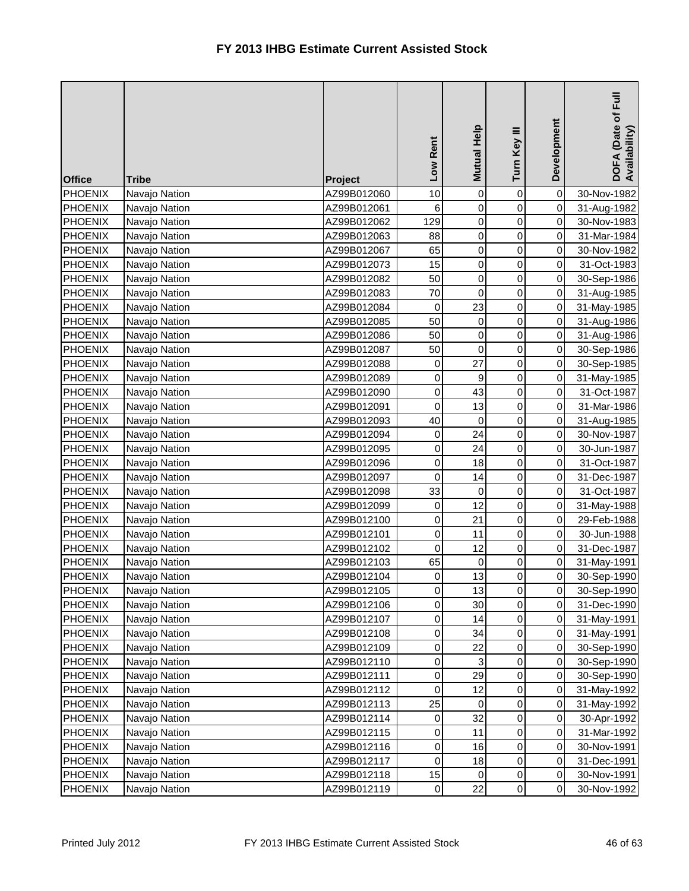# FY 2013 IHBG Estimate Current Assisted Stock

| Office | Tribe | Project | Low Rent | Mutual Help | Turn Key III | Development | DOFA (Date of Full Availability) |
|---|---|---|---|---|---|---|---|
| PHOENIX | Navajo Nation | AZ99B012060 | 10 | 0 | 0 | 0 | 30-Nov-1982 |
| PHOENIX | Navajo Nation | AZ99B012061 | 6 | 0 | 0 | 0 | 31-Aug-1982 |
| PHOENIX | Navajo Nation | AZ99B012062 | 129 | 0 | 0 | 0 | 30-Nov-1983 |
| PHOENIX | Navajo Nation | AZ99B012063 | 88 | 0 | 0 | 0 | 31-Mar-1984 |
| PHOENIX | Navajo Nation | AZ99B012067 | 65 | 0 | 0 | 0 | 30-Nov-1982 |
| PHOENIX | Navajo Nation | AZ99B012073 | 15 | 0 | 0 | 0 | 31-Oct-1983 |
| PHOENIX | Navajo Nation | AZ99B012082 | 50 | 0 | 0 | 0 | 30-Sep-1986 |
| PHOENIX | Navajo Nation | AZ99B012083 | 70 | 0 | 0 | 0 | 31-Aug-1985 |
| PHOENIX | Navajo Nation | AZ99B012084 | 0 | 23 | 0 | 0 | 31-May-1985 |
| PHOENIX | Navajo Nation | AZ99B012085 | 50 | 0 | 0 | 0 | 31-Aug-1986 |
| PHOENIX | Navajo Nation | AZ99B012086 | 50 | 0 | 0 | 0 | 31-Aug-1986 |
| PHOENIX | Navajo Nation | AZ99B012087 | 50 | 0 | 0 | 0 | 30-Sep-1986 |
| PHOENIX | Navajo Nation | AZ99B012088 | 0 | 27 | 0 | 0 | 30-Sep-1985 |
| PHOENIX | Navajo Nation | AZ99B012089 | 0 | 9 | 0 | 0 | 31-May-1985 |
| PHOENIX | Navajo Nation | AZ99B012090 | 0 | 43 | 0 | 0 | 31-Oct-1987 |
| PHOENIX | Navajo Nation | AZ99B012091 | 0 | 13 | 0 | 0 | 31-Mar-1986 |
| PHOENIX | Navajo Nation | AZ99B012093 | 40 | 0 | 0 | 0 | 31-Aug-1985 |
| PHOENIX | Navajo Nation | AZ99B012094 | 0 | 24 | 0 | 0 | 30-Nov-1987 |
| PHOENIX | Navajo Nation | AZ99B012095 | 0 | 24 | 0 | 0 | 30-Jun-1987 |
| PHOENIX | Navajo Nation | AZ99B012096 | 0 | 18 | 0 | 0 | 31-Oct-1987 |
| PHOENIX | Navajo Nation | AZ99B012097 | 0 | 14 | 0 | 0 | 31-Dec-1987 |
| PHOENIX | Navajo Nation | AZ99B012098 | 33 | 0 | 0 | 0 | 31-Oct-1987 |
| PHOENIX | Navajo Nation | AZ99B012099 | 0 | 12 | 0 | 0 | 31-May-1988 |
| PHOENIX | Navajo Nation | AZ99B012100 | 0 | 21 | 0 | 0 | 29-Feb-1988 |
| PHOENIX | Navajo Nation | AZ99B012101 | 0 | 11 | 0 | 0 | 30-Jun-1988 |
| PHOENIX | Navajo Nation | AZ99B012102 | 0 | 12 | 0 | 0 | 31-Dec-1987 |
| PHOENIX | Navajo Nation | AZ99B012103 | 65 | 0 | 0 | 0 | 31-May-1991 |
| PHOENIX | Navajo Nation | AZ99B012104 | 0 | 13 | 0 | 0 | 30-Sep-1990 |
| PHOENIX | Navajo Nation | AZ99B012105 | 0 | 13 | 0 | 0 | 30-Sep-1990 |
| PHOENIX | Navajo Nation | AZ99B012106 | 0 | 30 | 0 | 0 | 31-Dec-1990 |
| PHOENIX | Navajo Nation | AZ99B012107 | 0 | 14 | 0 | 0 | 31-May-1991 |
| PHOENIX | Navajo Nation | AZ99B012108 | 0 | 34 | 0 | 0 | 31-May-1991 |
| PHOENIX | Navajo Nation | AZ99B012109 | 0 | 22 | 0 | 0 | 30-Sep-1990 |
| PHOENIX | Navajo Nation | AZ99B012110 | 0 | 3 | 0 | 0 | 30-Sep-1990 |
| PHOENIX | Navajo Nation | AZ99B012111 | 0 | 29 | 0 | 0 | 30-Sep-1990 |
| PHOENIX | Navajo Nation | AZ99B012112 | 0 | 12 | 0 | 0 | 31-May-1992 |
| PHOENIX | Navajo Nation | AZ99B012113 | 25 | 0 | 0 | 0 | 31-May-1992 |
| PHOENIX | Navajo Nation | AZ99B012114 | 0 | 32 | 0 | 0 | 30-Apr-1992 |
| PHOENIX | Navajo Nation | AZ99B012115 | 0 | 11 | 0 | 0 | 31-Mar-1992 |
| PHOENIX | Navajo Nation | AZ99B012116 | 0 | 16 | 0 | 0 | 30-Nov-1991 |
| PHOENIX | Navajo Nation | AZ99B012117 | 0 | 18 | 0 | 0 | 31-Dec-1991 |
| PHOENIX | Navajo Nation | AZ99B012118 | 15 | 0 | 0 | 0 | 30-Nov-1991 |
| PHOENIX | Navajo Nation | AZ99B012119 | 0 | 22 | 0 | 0 | 30-Nov-1992 |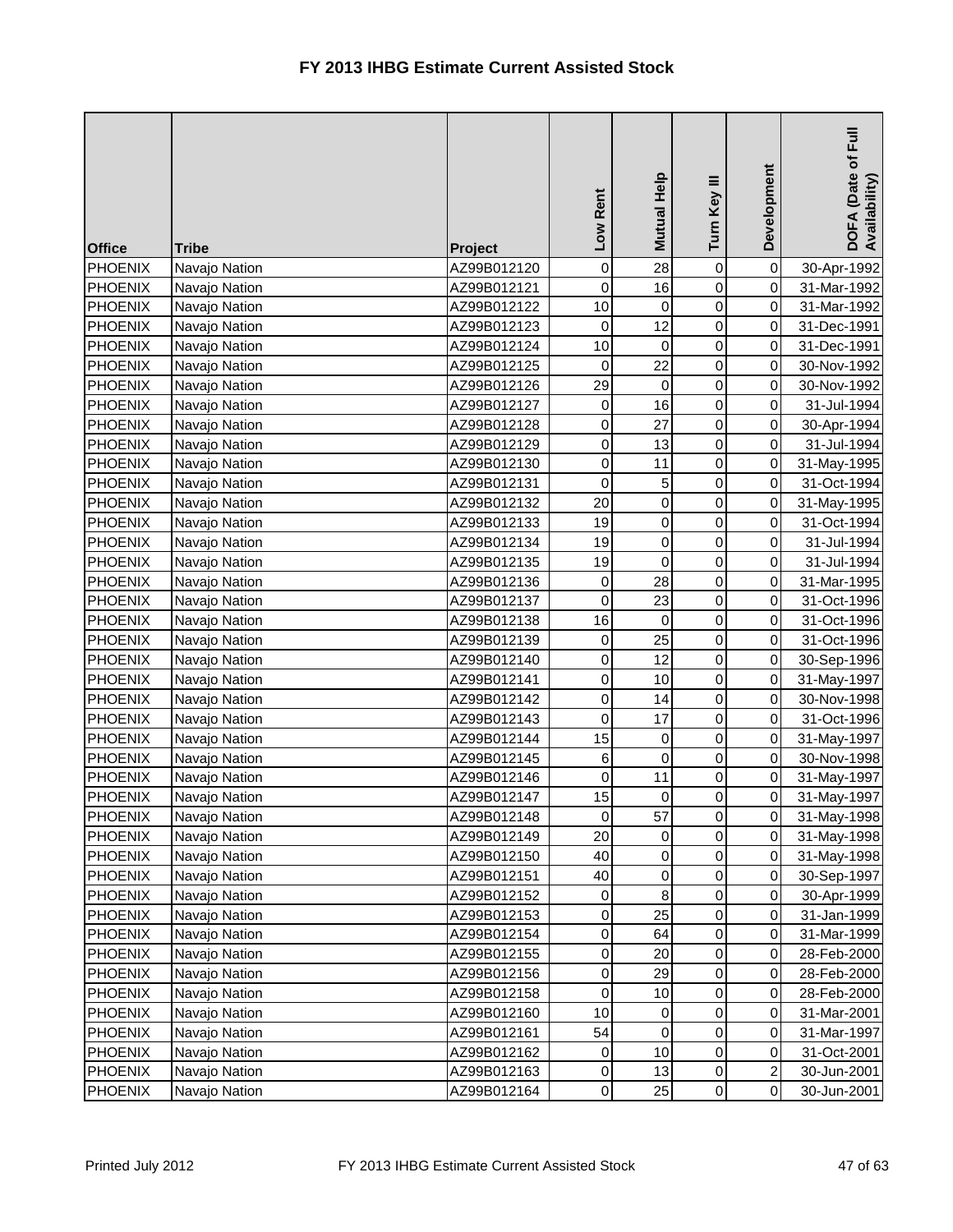# FY 2013 IHBG Estimate Current Assisted Stock

| Office | Tribe | Project | Low Rent | Mutual Help | Turn Key III | Development | DOFA (Date of Full Availability) |
|---|---|---|---|---|---|---|---|
| PHOENIX | Navajo Nation | AZ99B012120 | 0 | 28 | 0 | 0 | 30-Apr-1992 |
| PHOENIX | Navajo Nation | AZ99B012121 | 0 | 16 | 0 | 0 | 31-Mar-1992 |
| PHOENIX | Navajo Nation | AZ99B012122 | 10 | 0 | 0 | 0 | 31-Mar-1992 |
| PHOENIX | Navajo Nation | AZ99B012123 | 0 | 12 | 0 | 0 | 31-Dec-1991 |
| PHOENIX | Navajo Nation | AZ99B012124 | 10 | 0 | 0 | 0 | 31-Dec-1991 |
| PHOENIX | Navajo Nation | AZ99B012125 | 0 | 22 | 0 | 0 | 30-Nov-1992 |
| PHOENIX | Navajo Nation | AZ99B012126 | 29 | 0 | 0 | 0 | 30-Nov-1992 |
| PHOENIX | Navajo Nation | AZ99B012127 | 0 | 16 | 0 | 0 | 31-Jul-1994 |
| PHOENIX | Navajo Nation | AZ99B012128 | 0 | 27 | 0 | 0 | 30-Apr-1994 |
| PHOENIX | Navajo Nation | AZ99B012129 | 0 | 13 | 0 | 0 | 31-Jul-1994 |
| PHOENIX | Navajo Nation | AZ99B012130 | 0 | 11 | 0 | 0 | 31-May-1995 |
| PHOENIX | Navajo Nation | AZ99B012131 | 0 | 5 | 0 | 0 | 31-Oct-1994 |
| PHOENIX | Navajo Nation | AZ99B012132 | 20 | 0 | 0 | 0 | 31-May-1995 |
| PHOENIX | Navajo Nation | AZ99B012133 | 19 | 0 | 0 | 0 | 31-Oct-1994 |
| PHOENIX | Navajo Nation | AZ99B012134 | 19 | 0 | 0 | 0 | 31-Jul-1994 |
| PHOENIX | Navajo Nation | AZ99B012135 | 19 | 0 | 0 | 0 | 31-Jul-1994 |
| PHOENIX | Navajo Nation | AZ99B012136 | 0 | 28 | 0 | 0 | 31-Mar-1995 |
| PHOENIX | Navajo Nation | AZ99B012137 | 0 | 23 | 0 | 0 | 31-Oct-1996 |
| PHOENIX | Navajo Nation | AZ99B012138 | 16 | 0 | 0 | 0 | 31-Oct-1996 |
| PHOENIX | Navajo Nation | AZ99B012139 | 0 | 25 | 0 | 0 | 31-Oct-1996 |
| PHOENIX | Navajo Nation | AZ99B012140 | 0 | 12 | 0 | 0 | 30-Sep-1996 |
| PHOENIX | Navajo Nation | AZ99B012141 | 0 | 10 | 0 | 0 | 31-May-1997 |
| PHOENIX | Navajo Nation | AZ99B012142 | 0 | 14 | 0 | 0 | 30-Nov-1998 |
| PHOENIX | Navajo Nation | AZ99B012143 | 0 | 17 | 0 | 0 | 31-Oct-1996 |
| PHOENIX | Navajo Nation | AZ99B012144 | 15 | 0 | 0 | 0 | 31-May-1997 |
| PHOENIX | Navajo Nation | AZ99B012145 | 6 | 0 | 0 | 0 | 30-Nov-1998 |
| PHOENIX | Navajo Nation | AZ99B012146 | 0 | 11 | 0 | 0 | 31-May-1997 |
| PHOENIX | Navajo Nation | AZ99B012147 | 15 | 0 | 0 | 0 | 31-May-1997 |
| PHOENIX | Navajo Nation | AZ99B012148 | 0 | 57 | 0 | 0 | 31-May-1998 |
| PHOENIX | Navajo Nation | AZ99B012149 | 20 | 0 | 0 | 0 | 31-May-1998 |
| PHOENIX | Navajo Nation | AZ99B012150 | 40 | 0 | 0 | 0 | 31-May-1998 |
| PHOENIX | Navajo Nation | AZ99B012151 | 40 | 0 | 0 | 0 | 30-Sep-1997 |
| PHOENIX | Navajo Nation | AZ99B012152 | 0 | 8 | 0 | 0 | 30-Apr-1999 |
| PHOENIX | Navajo Nation | AZ99B012153 | 0 | 25 | 0 | 0 | 31-Jan-1999 |
| PHOENIX | Navajo Nation | AZ99B012154 | 0 | 64 | 0 | 0 | 31-Mar-1999 |
| PHOENIX | Navajo Nation | AZ99B012155 | 0 | 20 | 0 | 0 | 28-Feb-2000 |
| PHOENIX | Navajo Nation | AZ99B012156 | 0 | 29 | 0 | 0 | 28-Feb-2000 |
| PHOENIX | Navajo Nation | AZ99B012158 | 0 | 10 | 0 | 0 | 28-Feb-2000 |
| PHOENIX | Navajo Nation | AZ99B012160 | 10 | 0 | 0 | 0 | 31-Mar-2001 |
| PHOENIX | Navajo Nation | AZ99B012161 | 54 | 0 | 0 | 0 | 31-Mar-1997 |
| PHOENIX | Navajo Nation | AZ99B012162 | 0 | 10 | 0 | 0 | 31-Oct-2001 |
| PHOENIX | Navajo Nation | AZ99B012163 | 0 | 13 | 0 | 2 | 30-Jun-2001 |
| PHOENIX | Navajo Nation | AZ99B012164 | 0 | 25 | 0 | 0 | 30-Jun-2001 |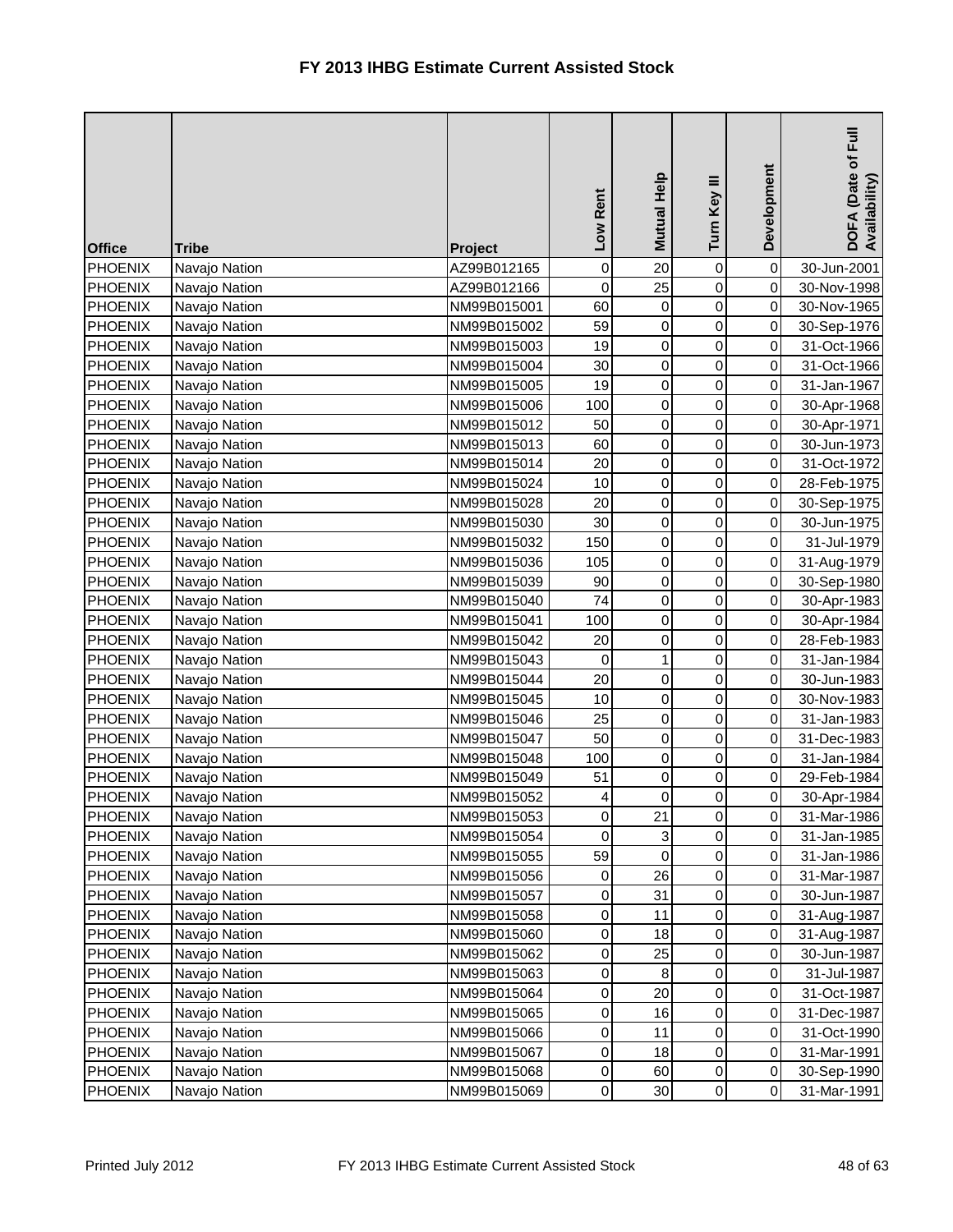# FY 2013 IHBG Estimate Current Assisted Stock

| Office | Tribe | Project | Low Rent | Mutual Help | Turn Key III | Development | DOFA (Date of Full Availability) |
|---|---|---|---|---|---|---|---|
| PHOENIX | Navajo Nation | AZ99B012165 | 0 | 20 | 0 | 0 | 30-Jun-2001 |
| PHOENIX | Navajo Nation | AZ99B012166 | 0 | 25 | 0 | 0 | 30-Nov-1998 |
| PHOENIX | Navajo Nation | NM99B015001 | 60 | 0 | 0 | 0 | 30-Nov-1965 |
| PHOENIX | Navajo Nation | NM99B015002 | 59 | 0 | 0 | 0 | 30-Sep-1976 |
| PHOENIX | Navajo Nation | NM99B015003 | 19 | 0 | 0 | 0 | 31-Oct-1966 |
| PHOENIX | Navajo Nation | NM99B015004 | 30 | 0 | 0 | 0 | 31-Oct-1966 |
| PHOENIX | Navajo Nation | NM99B015005 | 19 | 0 | 0 | 0 | 31-Jan-1967 |
| PHOENIX | Navajo Nation | NM99B015006 | 100 | 0 | 0 | 0 | 30-Apr-1968 |
| PHOENIX | Navajo Nation | NM99B015012 | 50 | 0 | 0 | 0 | 30-Apr-1971 |
| PHOENIX | Navajo Nation | NM99B015013 | 60 | 0 | 0 | 0 | 30-Jun-1973 |
| PHOENIX | Navajo Nation | NM99B015014 | 20 | 0 | 0 | 0 | 31-Oct-1972 |
| PHOENIX | Navajo Nation | NM99B015024 | 10 | 0 | 0 | 0 | 28-Feb-1975 |
| PHOENIX | Navajo Nation | NM99B015028 | 20 | 0 | 0 | 0 | 30-Sep-1975 |
| PHOENIX | Navajo Nation | NM99B015030 | 30 | 0 | 0 | 0 | 30-Jun-1975 |
| PHOENIX | Navajo Nation | NM99B015032 | 150 | 0 | 0 | 0 | 31-Jul-1979 |
| PHOENIX | Navajo Nation | NM99B015036 | 105 | 0 | 0 | 0 | 31-Aug-1979 |
| PHOENIX | Navajo Nation | NM99B015039 | 90 | 0 | 0 | 0 | 30-Sep-1980 |
| PHOENIX | Navajo Nation | NM99B015040 | 74 | 0 | 0 | 0 | 30-Apr-1983 |
| PHOENIX | Navajo Nation | NM99B015041 | 100 | 0 | 0 | 0 | 30-Apr-1984 |
| PHOENIX | Navajo Nation | NM99B015042 | 20 | 0 | 0 | 0 | 28-Feb-1983 |
| PHOENIX | Navajo Nation | NM99B015043 | 0 | 1 | 0 | 0 | 31-Jan-1984 |
| PHOENIX | Navajo Nation | NM99B015044 | 20 | 0 | 0 | 0 | 30-Jun-1983 |
| PHOENIX | Navajo Nation | NM99B015045 | 10 | 0 | 0 | 0 | 30-Nov-1983 |
| PHOENIX | Navajo Nation | NM99B015046 | 25 | 0 | 0 | 0 | 31-Jan-1983 |
| PHOENIX | Navajo Nation | NM99B015047 | 50 | 0 | 0 | 0 | 31-Dec-1983 |
| PHOENIX | Navajo Nation | NM99B015048 | 100 | 0 | 0 | 0 | 31-Jan-1984 |
| PHOENIX | Navajo Nation | NM99B015049 | 51 | 0 | 0 | 0 | 29-Feb-1984 |
| PHOENIX | Navajo Nation | NM99B015052 | 4 | 0 | 0 | 0 | 30-Apr-1984 |
| PHOENIX | Navajo Nation | NM99B015053 | 0 | 21 | 0 | 0 | 31-Mar-1986 |
| PHOENIX | Navajo Nation | NM99B015054 | 0 | 3 | 0 | 0 | 31-Jan-1985 |
| PHOENIX | Navajo Nation | NM99B015055 | 59 | 0 | 0 | 0 | 31-Jan-1986 |
| PHOENIX | Navajo Nation | NM99B015056 | 0 | 26 | 0 | 0 | 31-Mar-1987 |
| PHOENIX | Navajo Nation | NM99B015057 | 0 | 31 | 0 | 0 | 30-Jun-1987 |
| PHOENIX | Navajo Nation | NM99B015058 | 0 | 11 | 0 | 0 | 31-Aug-1987 |
| PHOENIX | Navajo Nation | NM99B015060 | 0 | 18 | 0 | 0 | 31-Aug-1987 |
| PHOENIX | Navajo Nation | NM99B015062 | 0 | 25 | 0 | 0 | 30-Jun-1987 |
| PHOENIX | Navajo Nation | NM99B015063 | 0 | 8 | 0 | 0 | 31-Jul-1987 |
| PHOENIX | Navajo Nation | NM99B015064 | 0 | 20 | 0 | 0 | 31-Oct-1987 |
| PHOENIX | Navajo Nation | NM99B015065 | 0 | 16 | 0 | 0 | 31-Dec-1987 |
| PHOENIX | Navajo Nation | NM99B015066 | 0 | 11 | 0 | 0 | 31-Oct-1990 |
| PHOENIX | Navajo Nation | NM99B015067 | 0 | 18 | 0 | 0 | 31-Mar-1991 |
| PHOENIX | Navajo Nation | NM99B015068 | 0 | 60 | 0 | 0 | 30-Sep-1990 |
| PHOENIX | Navajo Nation | NM99B015069 | 0 | 30 | 0 | 0 | 31-Mar-1991 |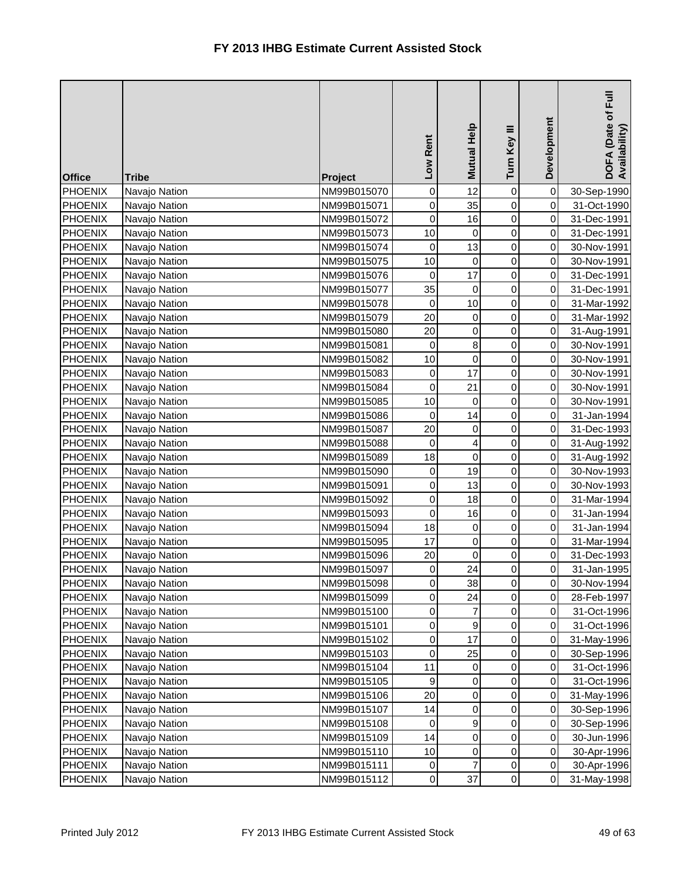# FY 2013 IHBG Estimate Current Assisted Stock

| Office | Tribe | Project | Low Rent | Mutual Help | Turn Key III | Development | DOFA (Date of Full Availability) |
|---|---|---|---|---|---|---|---|
| PHOENIX | Navajo Nation | NM99B015070 | 0 | 12 | 0 | 0 | 30-Sep-1990 |
| PHOENIX | Navajo Nation | NM99B015071 | 0 | 35 | 0 | 0 | 31-Oct-1990 |
| PHOENIX | Navajo Nation | NM99B015072 | 0 | 16 | 0 | 0 | 31-Dec-1991 |
| PHOENIX | Navajo Nation | NM99B015073 | 10 | 0 | 0 | 0 | 31-Dec-1991 |
| PHOENIX | Navajo Nation | NM99B015074 | 0 | 13 | 0 | 0 | 30-Nov-1991 |
| PHOENIX | Navajo Nation | NM99B015075 | 10 | 0 | 0 | 0 | 30-Nov-1991 |
| PHOENIX | Navajo Nation | NM99B015076 | 0 | 17 | 0 | 0 | 31-Dec-1991 |
| PHOENIX | Navajo Nation | NM99B015077 | 35 | 0 | 0 | 0 | 31-Dec-1991 |
| PHOENIX | Navajo Nation | NM99B015078 | 0 | 10 | 0 | 0 | 31-Mar-1992 |
| PHOENIX | Navajo Nation | NM99B015079 | 20 | 0 | 0 | 0 | 31-Mar-1992 |
| PHOENIX | Navajo Nation | NM99B015080 | 20 | 0 | 0 | 0 | 31-Aug-1991 |
| PHOENIX | Navajo Nation | NM99B015081 | 0 | 8 | 0 | 0 | 30-Nov-1991 |
| PHOENIX | Navajo Nation | NM99B015082 | 10 | 0 | 0 | 0 | 30-Nov-1991 |
| PHOENIX | Navajo Nation | NM99B015083 | 0 | 17 | 0 | 0 | 30-Nov-1991 |
| PHOENIX | Navajo Nation | NM99B015084 | 0 | 21 | 0 | 0 | 30-Nov-1991 |
| PHOENIX | Navajo Nation | NM99B015085 | 10 | 0 | 0 | 0 | 30-Nov-1991 |
| PHOENIX | Navajo Nation | NM99B015086 | 0 | 14 | 0 | 0 | 31-Jan-1994 |
| PHOENIX | Navajo Nation | NM99B015087 | 20 | 0 | 0 | 0 | 31-Dec-1993 |
| PHOENIX | Navajo Nation | NM99B015088 | 0 | 4 | 0 | 0 | 31-Aug-1992 |
| PHOENIX | Navajo Nation | NM99B015089 | 18 | 0 | 0 | 0 | 31-Aug-1992 |
| PHOENIX | Navajo Nation | NM99B015090 | 0 | 19 | 0 | 0 | 30-Nov-1993 |
| PHOENIX | Navajo Nation | NM99B015091 | 0 | 13 | 0 | 0 | 30-Nov-1993 |
| PHOENIX | Navajo Nation | NM99B015092 | 0 | 18 | 0 | 0 | 31-Mar-1994 |
| PHOENIX | Navajo Nation | NM99B015093 | 0 | 16 | 0 | 0 | 31-Jan-1994 |
| PHOENIX | Navajo Nation | NM99B015094 | 18 | 0 | 0 | 0 | 31-Jan-1994 |
| PHOENIX | Navajo Nation | NM99B015095 | 17 | 0 | 0 | 0 | 31-Mar-1994 |
| PHOENIX | Navajo Nation | NM99B015096 | 20 | 0 | 0 | 0 | 31-Dec-1993 |
| PHOENIX | Navajo Nation | NM99B015097 | 0 | 24 | 0 | 0 | 31-Jan-1995 |
| PHOENIX | Navajo Nation | NM99B015098 | 0 | 38 | 0 | 0 | 30-Nov-1994 |
| PHOENIX | Navajo Nation | NM99B015099 | 0 | 24 | 0 | 0 | 28-Feb-1997 |
| PHOENIX | Navajo Nation | NM99B015100 | 0 | 7 | 0 | 0 | 31-Oct-1996 |
| PHOENIX | Navajo Nation | NM99B015101 | 0 | 9 | 0 | 0 | 31-Oct-1996 |
| PHOENIX | Navajo Nation | NM99B015102 | 0 | 17 | 0 | 0 | 31-May-1996 |
| PHOENIX | Navajo Nation | NM99B015103 | 0 | 25 | 0 | 0 | 30-Sep-1996 |
| PHOENIX | Navajo Nation | NM99B015104 | 11 | 0 | 0 | 0 | 31-Oct-1996 |
| PHOENIX | Navajo Nation | NM99B015105 | 9 | 0 | 0 | 0 | 31-Oct-1996 |
| PHOENIX | Navajo Nation | NM99B015106 | 20 | 0 | 0 | 0 | 31-May-1996 |
| PHOENIX | Navajo Nation | NM99B015107 | 14 | 0 | 0 | 0 | 30-Sep-1996 |
| PHOENIX | Navajo Nation | NM99B015108 | 0 | 9 | 0 | 0 | 30-Sep-1996 |
| PHOENIX | Navajo Nation | NM99B015109 | 14 | 0 | 0 | 0 | 30-Jun-1996 |
| PHOENIX | Navajo Nation | NM99B015110 | 10 | 0 | 0 | 0 | 30-Apr-1996 |
| PHOENIX | Navajo Nation | NM99B015111 | 0 | 7 | 0 | 0 | 30-Apr-1996 |
| PHOENIX | Navajo Nation | NM99B015112 | 0 | 37 | 0 | 0 | 31-May-1998 |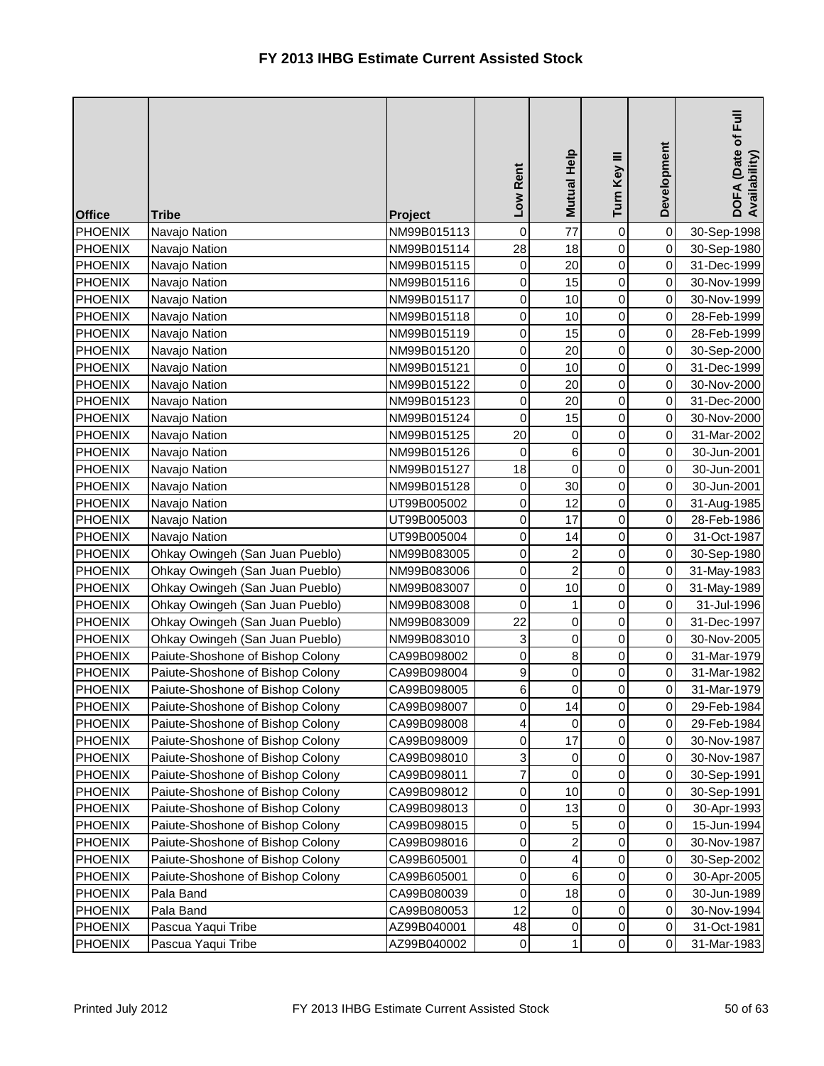# FY 2013 IHBG Estimate Current Assisted Stock

| Office | Tribe | Project | Low Rent | Mutual Help | Turn Key III | Development | DOFA (Date of Full Availability) |
|---|---|---|---|---|---|---|---|
| PHOENIX | Navajo Nation | NM99B015113 | 0 | 77 | 0 | 0 | 30-Sep-1998 |
| PHOENIX | Navajo Nation | NM99B015114 | 28 | 18 | 0 | 0 | 30-Sep-1980 |
| PHOENIX | Navajo Nation | NM99B015115 | 0 | 20 | 0 | 0 | 31-Dec-1999 |
| PHOENIX | Navajo Nation | NM99B015116 | 0 | 15 | 0 | 0 | 30-Nov-1999 |
| PHOENIX | Navajo Nation | NM99B015117 | 0 | 10 | 0 | 0 | 30-Nov-1999 |
| PHOENIX | Navajo Nation | NM99B015118 | 0 | 10 | 0 | 0 | 28-Feb-1999 |
| PHOENIX | Navajo Nation | NM99B015119 | 0 | 15 | 0 | 0 | 28-Feb-1999 |
| PHOENIX | Navajo Nation | NM99B015120 | 0 | 20 | 0 | 0 | 30-Sep-2000 |
| PHOENIX | Navajo Nation | NM99B015121 | 0 | 10 | 0 | 0 | 31-Dec-1999 |
| PHOENIX | Navajo Nation | NM99B015122 | 0 | 20 | 0 | 0 | 30-Nov-2000 |
| PHOENIX | Navajo Nation | NM99B015123 | 0 | 20 | 0 | 0 | 31-Dec-2000 |
| PHOENIX | Navajo Nation | NM99B015124 | 0 | 15 | 0 | 0 | 30-Nov-2000 |
| PHOENIX | Navajo Nation | NM99B015125 | 20 | 0 | 0 | 0 | 31-Mar-2002 |
| PHOENIX | Navajo Nation | NM99B015126 | 0 | 6 | 0 | 0 | 30-Jun-2001 |
| PHOENIX | Navajo Nation | NM99B015127 | 18 | 0 | 0 | 0 | 30-Jun-2001 |
| PHOENIX | Navajo Nation | NM99B015128 | 0 | 30 | 0 | 0 | 30-Jun-2001 |
| PHOENIX | Navajo Nation | UT99B005002 | 0 | 12 | 0 | 0 | 31-Aug-1985 |
| PHOENIX | Navajo Nation | UT99B005003 | 0 | 17 | 0 | 0 | 28-Feb-1986 |
| PHOENIX | Navajo Nation | UT99B005004 | 0 | 14 | 0 | 0 | 31-Oct-1987 |
| PHOENIX | Ohkay Owingeh (San Juan Pueblo) | NM99B083005 | 0 | 2 | 0 | 0 | 30-Sep-1980 |
| PHOENIX | Ohkay Owingeh (San Juan Pueblo) | NM99B083006 | 0 | 2 | 0 | 0 | 31-May-1983 |
| PHOENIX | Ohkay Owingeh (San Juan Pueblo) | NM99B083007 | 0 | 10 | 0 | 0 | 31-May-1989 |
| PHOENIX | Ohkay Owingeh (San Juan Pueblo) | NM99B083008 | 0 | 1 | 0 | 0 | 31-Jul-1996 |
| PHOENIX | Ohkay Owingeh (San Juan Pueblo) | NM99B083009 | 22 | 0 | 0 | 0 | 31-Dec-1997 |
| PHOENIX | Ohkay Owingeh (San Juan Pueblo) | NM99B083010 | 3 | 0 | 0 | 0 | 30-Nov-2005 |
| PHOENIX | Paiute-Shoshone of Bishop Colony | CA99B098002 | 0 | 8 | 0 | 0 | 31-Mar-1979 |
| PHOENIX | Paiute-Shoshone of Bishop Colony | CA99B098004 | 9 | 0 | 0 | 0 | 31-Mar-1982 |
| PHOENIX | Paiute-Shoshone of Bishop Colony | CA99B098005 | 6 | 0 | 0 | 0 | 31-Mar-1979 |
| PHOENIX | Paiute-Shoshone of Bishop Colony | CA99B098007 | 0 | 14 | 0 | 0 | 29-Feb-1984 |
| PHOENIX | Paiute-Shoshone of Bishop Colony | CA99B098008 | 4 | 0 | 0 | 0 | 29-Feb-1984 |
| PHOENIX | Paiute-Shoshone of Bishop Colony | CA99B098009 | 0 | 17 | 0 | 0 | 30-Nov-1987 |
| PHOENIX | Paiute-Shoshone of Bishop Colony | CA99B098010 | 3 | 0 | 0 | 0 | 30-Nov-1987 |
| PHOENIX | Paiute-Shoshone of Bishop Colony | CA99B098011 | 7 | 0 | 0 | 0 | 30-Sep-1991 |
| PHOENIX | Paiute-Shoshone of Bishop Colony | CA99B098012 | 0 | 10 | 0 | 0 | 30-Sep-1991 |
| PHOENIX | Paiute-Shoshone of Bishop Colony | CA99B098013 | 0 | 13 | 0 | 0 | 30-Apr-1993 |
| PHOENIX | Paiute-Shoshone of Bishop Colony | CA99B098015 | 0 | 5 | 0 | 0 | 15-Jun-1994 |
| PHOENIX | Paiute-Shoshone of Bishop Colony | CA99B098016 | 0 | 2 | 0 | 0 | 30-Nov-1987 |
| PHOENIX | Paiute-Shoshone of Bishop Colony | CA99B605001 | 0 | 4 | 0 | 0 | 30-Sep-2002 |
| PHOENIX | Paiute-Shoshone of Bishop Colony | CA99B605001 | 0 | 6 | 0 | 0 | 30-Apr-2005 |
| PHOENIX | Pala Band | CA99B080039 | 0 | 18 | 0 | 0 | 30-Jun-1989 |
| PHOENIX | Pala Band | CA99B080053 | 12 | 0 | 0 | 0 | 30-Nov-1994 |
| PHOENIX | Pascua Yaqui Tribe | AZ99B040001 | 48 | 0 | 0 | 0 | 31-Oct-1981 |
| PHOENIX | Pascua Yaqui Tribe | AZ99B040002 | 0 | 1 | 0 | 0 | 31-Mar-1983 |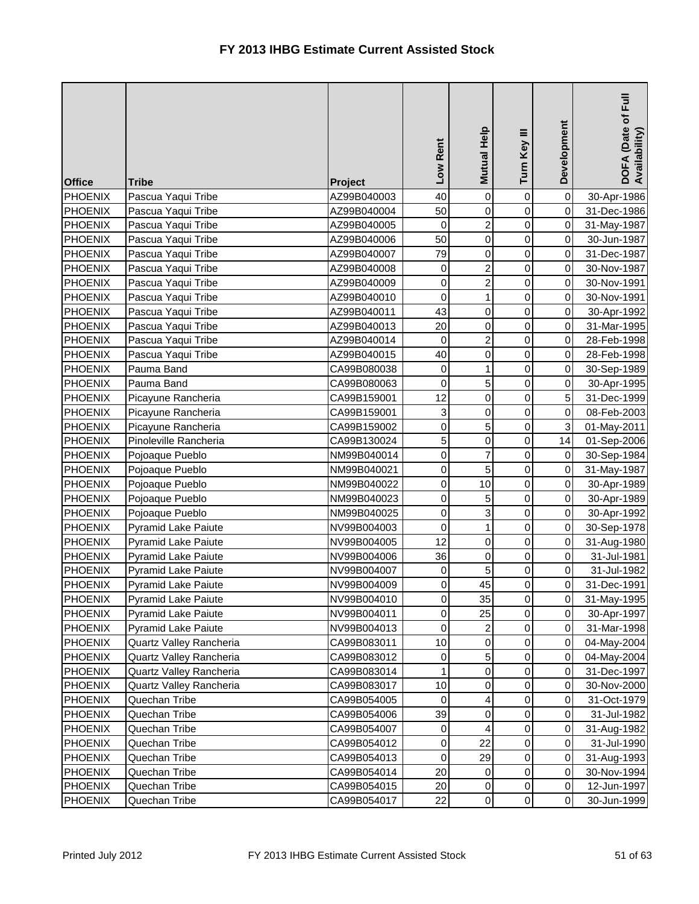# FY 2013 IHBG Estimate Current Assisted Stock

| Office | Tribe | Project | Low Rent | Mutual Help | Turn Key III | Development | DOFA (Date of Full Availability) |
|---|---|---|---|---|---|---|---|
| PHOENIX | Pascua Yaqui Tribe | AZ99B040003 | 40 | 0 | 0 | 0 | 30-Apr-1986 |
| PHOENIX | Pascua Yaqui Tribe | AZ99B040004 | 50 | 0 | 0 | 0 | 31-Dec-1986 |
| PHOENIX | Pascua Yaqui Tribe | AZ99B040005 | 0 | 2 | 0 | 0 | 31-May-1987 |
| PHOENIX | Pascua Yaqui Tribe | AZ99B040006 | 50 | 0 | 0 | 0 | 30-Jun-1987 |
| PHOENIX | Pascua Yaqui Tribe | AZ99B040007 | 79 | 0 | 0 | 0 | 31-Dec-1987 |
| PHOENIX | Pascua Yaqui Tribe | AZ99B040008 | 0 | 2 | 0 | 0 | 30-Nov-1987 |
| PHOENIX | Pascua Yaqui Tribe | AZ99B040009 | 0 | 2 | 0 | 0 | 30-Nov-1991 |
| PHOENIX | Pascua Yaqui Tribe | AZ99B040010 | 0 | 1 | 0 | 0 | 30-Nov-1991 |
| PHOENIX | Pascua Yaqui Tribe | AZ99B040011 | 43 | 0 | 0 | 0 | 30-Apr-1992 |
| PHOENIX | Pascua Yaqui Tribe | AZ99B040013 | 20 | 0 | 0 | 0 | 31-Mar-1995 |
| PHOENIX | Pascua Yaqui Tribe | AZ99B040014 | 0 | 2 | 0 | 0 | 28-Feb-1998 |
| PHOENIX | Pascua Yaqui Tribe | AZ99B040015 | 40 | 0 | 0 | 0 | 28-Feb-1998 |
| PHOENIX | Pauma Band | CA99B080038 | 0 | 1 | 0 | 0 | 30-Sep-1989 |
| PHOENIX | Pauma Band | CA99B080063 | 0 | 5 | 0 | 0 | 30-Apr-1995 |
| PHOENIX | Picayune Rancheria | CA99B159001 | 12 | 0 | 0 | 5 | 31-Dec-1999 |
| PHOENIX | Picayune Rancheria | CA99B159001 | 3 | 0 | 0 | 0 | 08-Feb-2003 |
| PHOENIX | Picayune Rancheria | CA99B159002 | 0 | 5 | 0 | 3 | 01-May-2011 |
| PHOENIX | Pinoleville Rancheria | CA99B130024 | 5 | 0 | 0 | 14 | 01-Sep-2006 |
| PHOENIX | Pojoaque Pueblo | NM99B040014 | 0 | 7 | 0 | 0 | 30-Sep-1984 |
| PHOENIX | Pojoaque Pueblo | NM99B040021 | 0 | 5 | 0 | 0 | 31-May-1987 |
| PHOENIX | Pojoaque Pueblo | NM99B040022 | 0 | 10 | 0 | 0 | 30-Apr-1989 |
| PHOENIX | Pojoaque Pueblo | NM99B040023 | 0 | 5 | 0 | 0 | 30-Apr-1989 |
| PHOENIX | Pojoaque Pueblo | NM99B040025 | 0 | 3 | 0 | 0 | 30-Apr-1992 |
| PHOENIX | Pyramid Lake Paiute | NV99B004003 | 0 | 1 | 0 | 0 | 30-Sep-1978 |
| PHOENIX | Pyramid Lake Paiute | NV99B004005 | 12 | 0 | 0 | 0 | 31-Aug-1980 |
| PHOENIX | Pyramid Lake Paiute | NV99B004006 | 36 | 0 | 0 | 0 | 31-Jul-1981 |
| PHOENIX | Pyramid Lake Paiute | NV99B004007 | 0 | 5 | 0 | 0 | 31-Jul-1982 |
| PHOENIX | Pyramid Lake Paiute | NV99B004009 | 0 | 45 | 0 | 0 | 31-Dec-1991 |
| PHOENIX | Pyramid Lake Paiute | NV99B004010 | 0 | 35 | 0 | 0 | 31-May-1995 |
| PHOENIX | Pyramid Lake Paiute | NV99B004011 | 0 | 25 | 0 | 0 | 30-Apr-1997 |
| PHOENIX | Pyramid Lake Paiute | NV99B004013 | 0 | 2 | 0 | 0 | 31-Mar-1998 |
| PHOENIX | Quartz Valley Rancheria | CA99B083011 | 10 | 0 | 0 | 0 | 04-May-2004 |
| PHOENIX | Quartz Valley Rancheria | CA99B083012 | 0 | 5 | 0 | 0 | 04-May-2004 |
| PHOENIX | Quartz Valley Rancheria | CA99B083014 | 1 | 0 | 0 | 0 | 31-Dec-1997 |
| PHOENIX | Quartz Valley Rancheria | CA99B083017 | 10 | 0 | 0 | 0 | 30-Nov-2000 |
| PHOENIX | Quechan Tribe | CA99B054005 | 0 | 4 | 0 | 0 | 31-Oct-1979 |
| PHOENIX | Quechan Tribe | CA99B054006 | 39 | 0 | 0 | 0 | 31-Jul-1982 |
| PHOENIX | Quechan Tribe | CA99B054007 | 0 | 4 | 0 | 0 | 31-Aug-1982 |
| PHOENIX | Quechan Tribe | CA99B054012 | 0 | 22 | 0 | 0 | 31-Jul-1990 |
| PHOENIX | Quechan Tribe | CA99B054013 | 0 | 29 | 0 | 0 | 31-Aug-1993 |
| PHOENIX | Quechan Tribe | CA99B054014 | 20 | 0 | 0 | 0 | 30-Nov-1994 |
| PHOENIX | Quechan Tribe | CA99B054015 | 20 | 0 | 0 | 0 | 12-Jun-1997 |
| PHOENIX | Quechan Tribe | CA99B054017 | 22 | 0 | 0 | 0 | 30-Jun-1999 |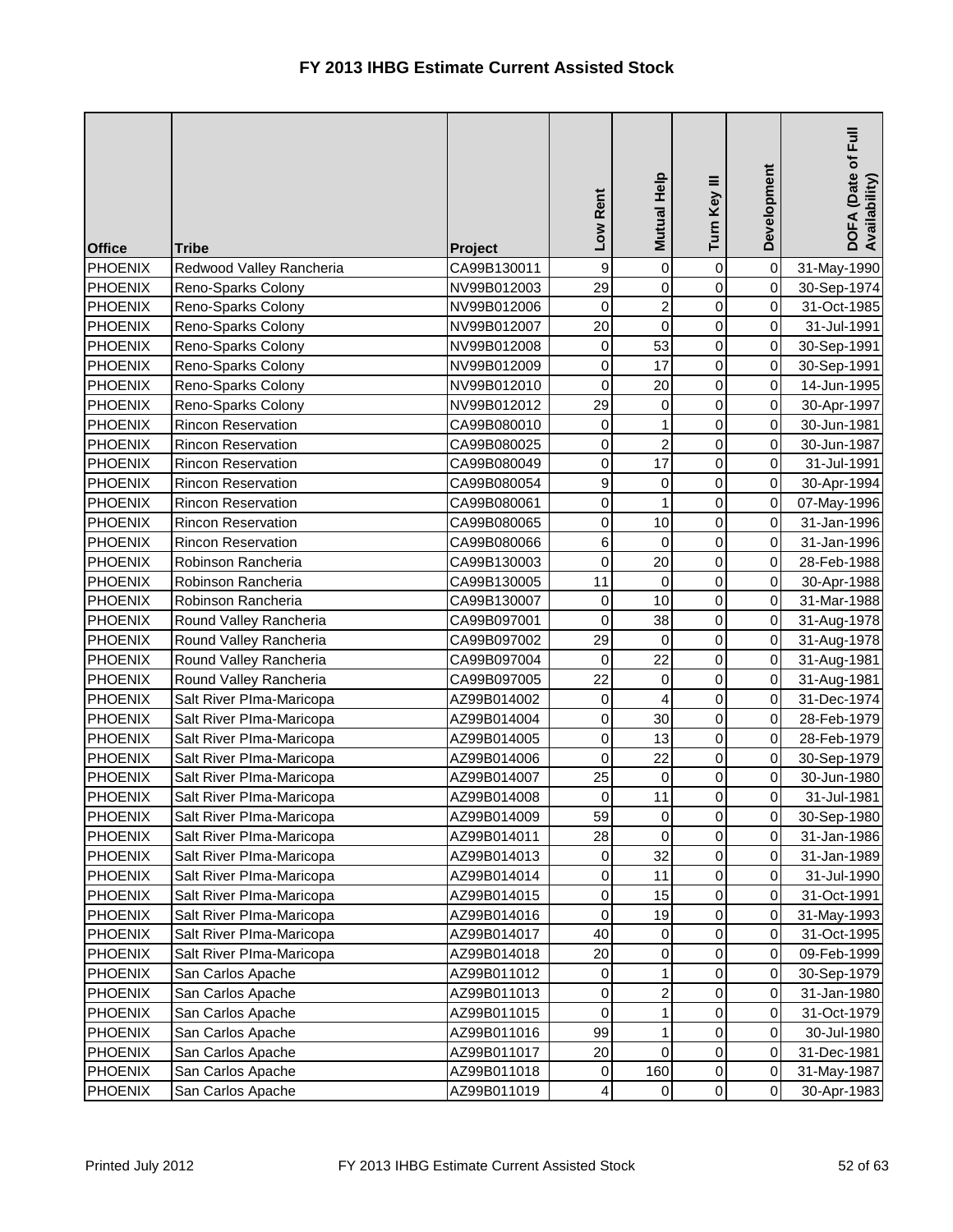# FY 2013 IHBG Estimate Current Assisted Stock

| Office | Tribe | Project | Low Rent | Mutual Help | Turn Key III | Development | DOFA (Date of Full Availability) |
|---|---|---|---|---|---|---|---|
| PHOENIX | Redwood Valley Rancheria | CA99B130011 | 9 | 0 | 0 | 0 | 31-May-1990 |
| PHOENIX | Reno-Sparks Colony | NV99B012003 | 29 | 0 | 0 | 0 | 30-Sep-1974 |
| PHOENIX | Reno-Sparks Colony | NV99B012006 | 0 | 2 | 0 | 0 | 31-Oct-1985 |
| PHOENIX | Reno-Sparks Colony | NV99B012007 | 20 | 0 | 0 | 0 | 31-Jul-1991 |
| PHOENIX | Reno-Sparks Colony | NV99B012008 | 0 | 53 | 0 | 0 | 30-Sep-1991 |
| PHOENIX | Reno-Sparks Colony | NV99B012009 | 0 | 17 | 0 | 0 | 30-Sep-1991 |
| PHOENIX | Reno-Sparks Colony | NV99B012010 | 0 | 20 | 0 | 0 | 14-Jun-1995 |
| PHOENIX | Reno-Sparks Colony | NV99B012012 | 29 | 0 | 0 | 0 | 30-Apr-1997 |
| PHOENIX | Rincon Reservation | CA99B080010 | 0 | 1 | 0 | 0 | 30-Jun-1981 |
| PHOENIX | Rincon Reservation | CA99B080025 | 0 | 2 | 0 | 0 | 30-Jun-1987 |
| PHOENIX | Rincon Reservation | CA99B080049 | 0 | 17 | 0 | 0 | 31-Jul-1991 |
| PHOENIX | Rincon Reservation | CA99B080054 | 9 | 0 | 0 | 0 | 30-Apr-1994 |
| PHOENIX | Rincon Reservation | CA99B080061 | 0 | 1 | 0 | 0 | 07-May-1996 |
| PHOENIX | Rincon Reservation | CA99B080065 | 0 | 10 | 0 | 0 | 31-Jan-1996 |
| PHOENIX | Rincon Reservation | CA99B080066 | 6 | 0 | 0 | 0 | 31-Jan-1996 |
| PHOENIX | Robinson Rancheria | CA99B130003 | 0 | 20 | 0 | 0 | 28-Feb-1988 |
| PHOENIX | Robinson Rancheria | CA99B130005 | 11 | 0 | 0 | 0 | 30-Apr-1988 |
| PHOENIX | Robinson Rancheria | CA99B130007 | 0 | 10 | 0 | 0 | 31-Mar-1988 |
| PHOENIX | Round Valley Rancheria | CA99B097001 | 0 | 38 | 0 | 0 | 31-Aug-1978 |
| PHOENIX | Round Valley Rancheria | CA99B097002 | 29 | 0 | 0 | 0 | 31-Aug-1978 |
| PHOENIX | Round Valley Rancheria | CA99B097004 | 0 | 22 | 0 | 0 | 31-Aug-1981 |
| PHOENIX | Round Valley Rancheria | CA99B097005 | 22 | 0 | 0 | 0 | 31-Aug-1981 |
| PHOENIX | Salt River PIma-Maricopa | AZ99B014002 | 0 | 4 | 0 | 0 | 31-Dec-1974 |
| PHOENIX | Salt River PIma-Maricopa | AZ99B014004 | 0 | 30 | 0 | 0 | 28-Feb-1979 |
| PHOENIX | Salt River PIma-Maricopa | AZ99B014005 | 0 | 13 | 0 | 0 | 28-Feb-1979 |
| PHOENIX | Salt River PIma-Maricopa | AZ99B014006 | 0 | 22 | 0 | 0 | 30-Sep-1979 |
| PHOENIX | Salt River PIma-Maricopa | AZ99B014007 | 25 | 0 | 0 | 0 | 30-Jun-1980 |
| PHOENIX | Salt River PIma-Maricopa | AZ99B014008 | 0 | 11 | 0 | 0 | 31-Jul-1981 |
| PHOENIX | Salt River PIma-Maricopa | AZ99B014009 | 59 | 0 | 0 | 0 | 30-Sep-1980 |
| PHOENIX | Salt River PIma-Maricopa | AZ99B014011 | 28 | 0 | 0 | 0 | 31-Jan-1986 |
| PHOENIX | Salt River PIma-Maricopa | AZ99B014013 | 0 | 32 | 0 | 0 | 31-Jan-1989 |
| PHOENIX | Salt River PIma-Maricopa | AZ99B014014 | 0 | 11 | 0 | 0 | 31-Jul-1990 |
| PHOENIX | Salt River PIma-Maricopa | AZ99B014015 | 0 | 15 | 0 | 0 | 31-Oct-1991 |
| PHOENIX | Salt River PIma-Maricopa | AZ99B014016 | 0 | 19 | 0 | 0 | 31-May-1993 |
| PHOENIX | Salt River PIma-Maricopa | AZ99B014017 | 40 | 0 | 0 | 0 | 31-Oct-1995 |
| PHOENIX | Salt River PIma-Maricopa | AZ99B014018 | 20 | 0 | 0 | 0 | 09-Feb-1999 |
| PHOENIX | San Carlos Apache | AZ99B011012 | 0 | 1 | 0 | 0 | 30-Sep-1979 |
| PHOENIX | San Carlos Apache | AZ99B011013 | 0 | 2 | 0 | 0 | 31-Jan-1980 |
| PHOENIX | San Carlos Apache | AZ99B011015 | 0 | 1 | 0 | 0 | 31-Oct-1979 |
| PHOENIX | San Carlos Apache | AZ99B011016 | 99 | 1 | 0 | 0 | 30-Jul-1980 |
| PHOENIX | San Carlos Apache | AZ99B011017 | 20 | 0 | 0 | 0 | 31-Dec-1981 |
| PHOENIX | San Carlos Apache | AZ99B011018 | 0 | 160 | 0 | 0 | 31-May-1987 |
| PHOENIX | San Carlos Apache | AZ99B011019 | 4 | 0 | 0 | 0 | 30-Apr-1983 |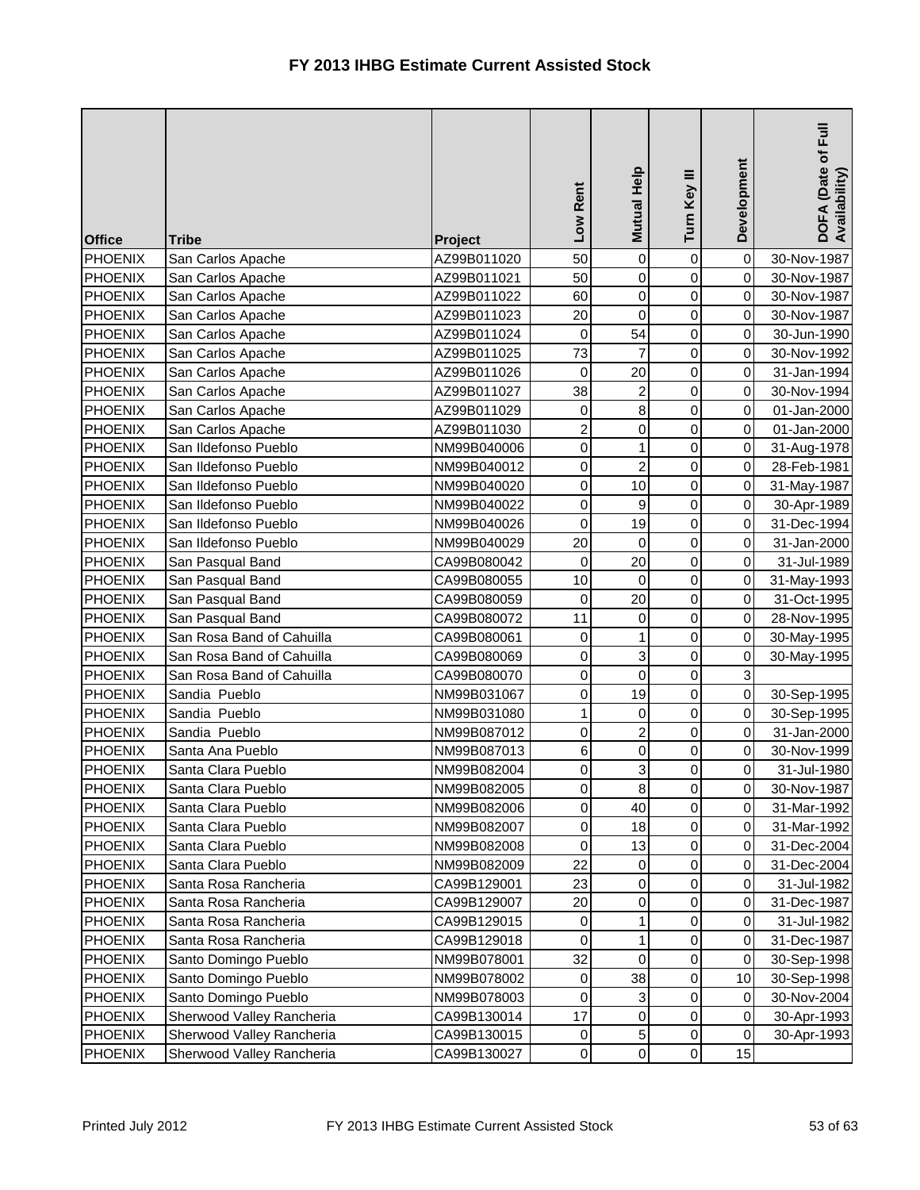# FY 2013 IHBG Estimate Current Assisted Stock

| Office | Tribe | Project | Low Rent | Mutual Help | Turn Key III | Development | DOFA (Date of Full Availability) |
|---|---|---|---|---|---|---|---|
| PHOENIX | San Carlos Apache | AZ99B011020 | 50 | 0 | 0 | 0 | 30-Nov-1987 |
| PHOENIX | San Carlos Apache | AZ99B011021 | 50 | 0 | 0 | 0 | 30-Nov-1987 |
| PHOENIX | San Carlos Apache | AZ99B011022 | 60 | 0 | 0 | 0 | 30-Nov-1987 |
| PHOENIX | San Carlos Apache | AZ99B011023 | 20 | 0 | 0 | 0 | 30-Nov-1987 |
| PHOENIX | San Carlos Apache | AZ99B011024 | 0 | 54 | 0 | 0 | 30-Jun-1990 |
| PHOENIX | San Carlos Apache | AZ99B011025 | 73 | 7 | 0 | 0 | 30-Nov-1992 |
| PHOENIX | San Carlos Apache | AZ99B011026 | 0 | 20 | 0 | 0 | 31-Jan-1994 |
| PHOENIX | San Carlos Apache | AZ99B011027 | 38 | 2 | 0 | 0 | 30-Nov-1994 |
| PHOENIX | San Carlos Apache | AZ99B011029 | 0 | 8 | 0 | 0 | 01-Jan-2000 |
| PHOENIX | San Carlos Apache | AZ99B011030 | 2 | 0 | 0 | 0 | 01-Jan-2000 |
| PHOENIX | San Ildefonso Pueblo | NM99B040006 | 0 | 1 | 0 | 0 | 31-Aug-1978 |
| PHOENIX | San Ildefonso Pueblo | NM99B040012 | 0 | 2 | 0 | 0 | 28-Feb-1981 |
| PHOENIX | San Ildefonso Pueblo | NM99B040020 | 0 | 10 | 0 | 0 | 31-May-1987 |
| PHOENIX | San Ildefonso Pueblo | NM99B040022 | 0 | 9 | 0 | 0 | 30-Apr-1989 |
| PHOENIX | San Ildefonso Pueblo | NM99B040026 | 0 | 19 | 0 | 0 | 31-Dec-1994 |
| PHOENIX | San Ildefonso Pueblo | NM99B040029 | 20 | 0 | 0 | 0 | 31-Jan-2000 |
| PHOENIX | San Pasqual Band | CA99B080042 | 0 | 20 | 0 | 0 | 31-Jul-1989 |
| PHOENIX | San Pasqual Band | CA99B080055 | 10 | 0 | 0 | 0 | 31-May-1993 |
| PHOENIX | San Pasqual Band | CA99B080059 | 0 | 20 | 0 | 0 | 31-Oct-1995 |
| PHOENIX | San Pasqual Band | CA99B080072 | 11 | 0 | 0 | 0 | 28-Nov-1995 |
| PHOENIX | San Rosa Band of Cahuilla | CA99B080061 | 0 | 1 | 0 | 0 | 30-May-1995 |
| PHOENIX | San Rosa Band of Cahuilla | CA99B080069 | 0 | 3 | 0 | 0 | 30-May-1995 |
| PHOENIX | San Rosa Band of Cahuilla | CA99B080070 | 0 | 0 | 0 | 3 | |
| PHOENIX | Sandia Pueblo | NM99B031067 | 0 | 19 | 0 | 0 | 30-Sep-1995 |
| PHOENIX | Sandia Pueblo | NM99B031080 | 1 | 0 | 0 | 0 | 30-Sep-1995 |
| PHOENIX | Sandia Pueblo | NM99B087012 | 0 | 2 | 0 | 0 | 31-Jan-2000 |
| PHOENIX | Santa Ana Pueblo | NM99B087013 | 6 | 0 | 0 | 0 | 30-Nov-1999 |
| PHOENIX | Santa Clara Pueblo | NM99B082004 | 0 | 3 | 0 | 0 | 31-Jul-1980 |
| PHOENIX | Santa Clara Pueblo | NM99B082005 | 0 | 8 | 0 | 0 | 30-Nov-1987 |
| PHOENIX | Santa Clara Pueblo | NM99B082006 | 0 | 40 | 0 | 0 | 31-Mar-1992 |
| PHOENIX | Santa Clara Pueblo | NM99B082007 | 0 | 18 | 0 | 0 | 31-Mar-1992 |
| PHOENIX | Santa Clara Pueblo | NM99B082008 | 0 | 13 | 0 | 0 | 31-Dec-2004 |
| PHOENIX | Santa Clara Pueblo | NM99B082009 | 22 | 0 | 0 | 0 | 31-Dec-2004 |
| PHOENIX | Santa Rosa Rancheria | CA99B129001 | 23 | 0 | 0 | 0 | 31-Jul-1982 |
| PHOENIX | Santa Rosa Rancheria | CA99B129007 | 20 | 0 | 0 | 0 | 31-Dec-1987 |
| PHOENIX | Santa Rosa Rancheria | CA99B129015 | 0 | 1 | 0 | 0 | 31-Jul-1982 |
| PHOENIX | Santa Rosa Rancheria | CA99B129018 | 0 | 1 | 0 | 0 | 31-Dec-1987 |
| PHOENIX | Santo Domingo Pueblo | NM99B078001 | 32 | 0 | 0 | 0 | 30-Sep-1998 |
| PHOENIX | Santo Domingo Pueblo | NM99B078002 | 0 | 38 | 0 | 10 | 30-Sep-1998 |
| PHOENIX | Santo Domingo Pueblo | NM99B078003 | 0 | 3 | 0 | 0 | 30-Nov-2004 |
| PHOENIX | Sherwood Valley Rancheria | CA99B130014 | 17 | 0 | 0 | 0 | 30-Apr-1993 |
| PHOENIX | Sherwood Valley Rancheria | CA99B130015 | 0 | 5 | 0 | 0 | 30-Apr-1993 |
| PHOENIX | Sherwood Valley Rancheria | CA99B130027 | 0 | 0 | 0 | 15 | |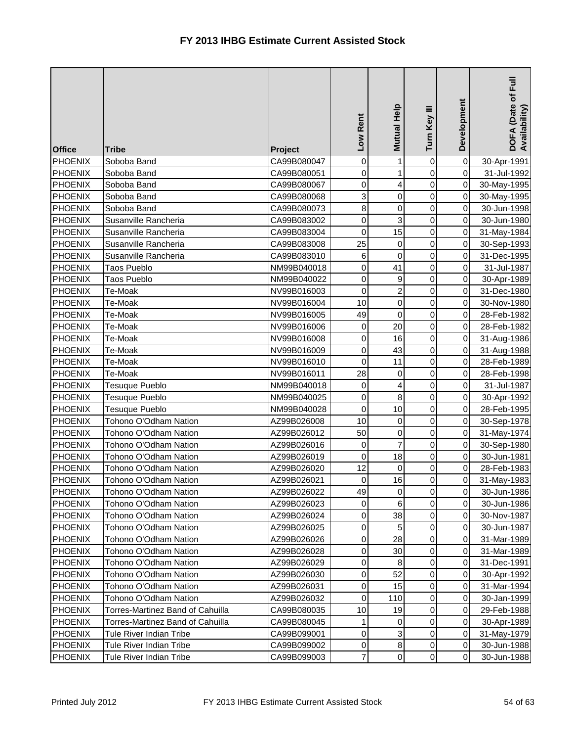# FY 2013 IHBG Estimate Current Assisted Stock

| Office | Tribe | Project | Low Rent | Mutual Help | Turn Key III | Development | DOFA (Date of Full Availability) |
|---|---|---|---|---|---|---|---|
| PHOENIX | Soboba Band | CA99B080047 | 0 | 1 | 0 | 0 | 30-Apr-1991 |
| PHOENIX | Soboba Band | CA99B080051 | 0 | 1 | 0 | 0 | 31-Jul-1992 |
| PHOENIX | Soboba Band | CA99B080067 | 0 | 4 | 0 | 0 | 30-May-1995 |
| PHOENIX | Soboba Band | CA99B080068 | 3 | 0 | 0 | 0 | 30-May-1995 |
| PHOENIX | Soboba Band | CA99B080073 | 8 | 0 | 0 | 0 | 30-Jun-1998 |
| PHOENIX | Susanville Rancheria | CA99B083002 | 0 | 3 | 0 | 0 | 30-Jun-1980 |
| PHOENIX | Susanville Rancheria | CA99B083004 | 0 | 15 | 0 | 0 | 31-May-1984 |
| PHOENIX | Susanville Rancheria | CA99B083008 | 25 | 0 | 0 | 0 | 30-Sep-1993 |
| PHOENIX | Susanville Rancheria | CA99B083010 | 6 | 0 | 0 | 0 | 31-Dec-1995 |
| PHOENIX | Taos Pueblo | NM99B040018 | 0 | 41 | 0 | 0 | 31-Jul-1987 |
| PHOENIX | Taos Pueblo | NM99B040022 | 0 | 9 | 0 | 0 | 30-Apr-1989 |
| PHOENIX | Te-Moak | NV99B016003 | 0 | 2 | 0 | 0 | 31-Dec-1980 |
| PHOENIX | Te-Moak | NV99B016004 | 10 | 0 | 0 | 0 | 30-Nov-1980 |
| PHOENIX | Te-Moak | NV99B016005 | 49 | 0 | 0 | 0 | 28-Feb-1982 |
| PHOENIX | Te-Moak | NV99B016006 | 0 | 20 | 0 | 0 | 28-Feb-1982 |
| PHOENIX | Te-Moak | NV99B016008 | 0 | 16 | 0 | 0 | 31-Aug-1986 |
| PHOENIX | Te-Moak | NV99B016009 | 0 | 43 | 0 | 0 | 31-Aug-1988 |
| PHOENIX | Te-Moak | NV99B016010 | 0 | 11 | 0 | 0 | 28-Feb-1989 |
| PHOENIX | Te-Moak | NV99B016011 | 28 | 0 | 0 | 0 | 28-Feb-1998 |
| PHOENIX | Tesuque Pueblo | NM99B040018 | 0 | 4 | 0 | 0 | 31-Jul-1987 |
| PHOENIX | Tesuque Pueblo | NM99B040025 | 0 | 8 | 0 | 0 | 30-Apr-1992 |
| PHOENIX | Tesuque Pueblo | NM99B040028 | 0 | 10 | 0 | 0 | 28-Feb-1995 |
| PHOENIX | Tohono O'Odham Nation | AZ99B026008 | 10 | 0 | 0 | 0 | 30-Sep-1978 |
| PHOENIX | Tohono O'Odham Nation | AZ99B026012 | 50 | 0 | 0 | 0 | 31-May-1974 |
| PHOENIX | Tohono O'Odham Nation | AZ99B026016 | 0 | 7 | 0 | 0 | 30-Sep-1980 |
| PHOENIX | Tohono O'Odham Nation | AZ99B026019 | 0 | 18 | 0 | 0 | 30-Jun-1981 |
| PHOENIX | Tohono O'Odham Nation | AZ99B026020 | 12 | 0 | 0 | 0 | 28-Feb-1983 |
| PHOENIX | Tohono O'Odham Nation | AZ99B026021 | 0 | 16 | 0 | 0 | 31-May-1983 |
| PHOENIX | Tohono O'Odham Nation | AZ99B026022 | 49 | 0 | 0 | 0 | 30-Jun-1986 |
| PHOENIX | Tohono O'Odham Nation | AZ99B026023 | 0 | 6 | 0 | 0 | 30-Jun-1986 |
| PHOENIX | Tohono O'Odham Nation | AZ99B026024 | 0 | 38 | 0 | 0 | 30-Nov-1987 |
| PHOENIX | Tohono O'Odham Nation | AZ99B026025 | 0 | 5 | 0 | 0 | 30-Jun-1987 |
| PHOENIX | Tohono O'Odham Nation | AZ99B026026 | 0 | 28 | 0 | 0 | 31-Mar-1989 |
| PHOENIX | Tohono O'Odham Nation | AZ99B026028 | 0 | 30 | 0 | 0 | 31-Mar-1989 |
| PHOENIX | Tohono O'Odham Nation | AZ99B026029 | 0 | 8 | 0 | 0 | 31-Dec-1991 |
| PHOENIX | Tohono O'Odham Nation | AZ99B026030 | 0 | 52 | 0 | 0 | 30-Apr-1992 |
| PHOENIX | Tohono O'Odham Nation | AZ99B026031 | 0 | 15 | 0 | 0 | 31-Mar-1994 |
| PHOENIX | Tohono O'Odham Nation | AZ99B026032 | 0 | 110 | 0 | 0 | 30-Jan-1999 |
| PHOENIX | Torres-Martinez Band of Cahuilla | CA99B080035 | 10 | 19 | 0 | 0 | 29-Feb-1988 |
| PHOENIX | Torres-Martinez Band of Cahuilla | CA99B080045 | 1 | 0 | 0 | 0 | 30-Apr-1989 |
| PHOENIX | Tule River Indian Tribe | CA99B099001 | 0 | 3 | 0 | 0 | 31-May-1979 |
| PHOENIX | Tule River Indian Tribe | CA99B099002 | 0 | 8 | 0 | 0 | 30-Jun-1988 |
| PHOENIX | Tule River Indian Tribe | CA99B099003 | 7 | 0 | 0 | 0 | 30-Jun-1988 |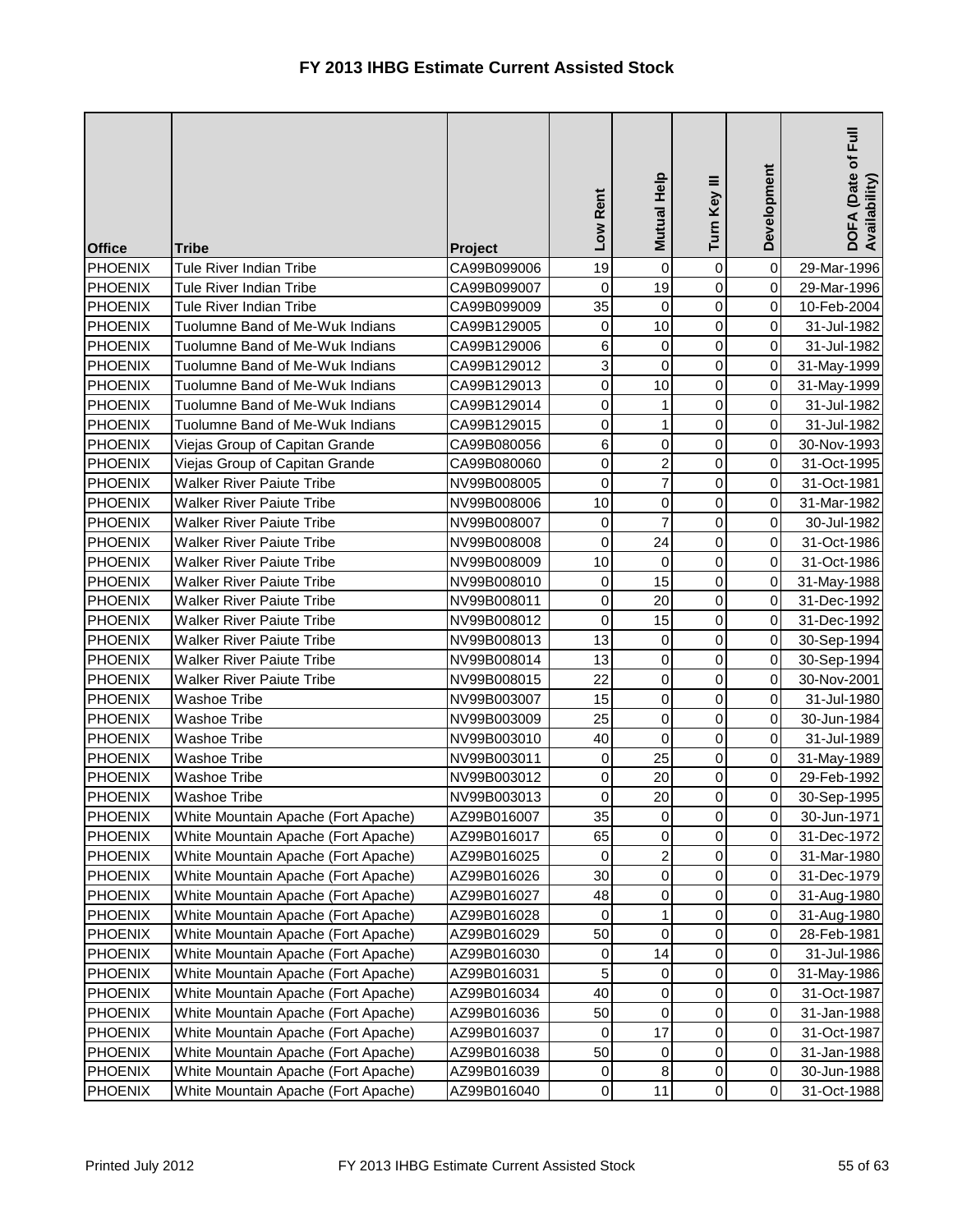# FY 2013 IHBG Estimate Current Assisted Stock

| Office | Tribe | Project | Low Rent | Mutual Help | Turn Key III | Development | DOFA (Date of Full Availability) |
|---|---|---|---|---|---|---|---|
| PHOENIX | Tule River Indian Tribe | CA99B099006 | 19 | 0 | 0 | 0 | 29-Mar-1996 |
| PHOENIX | Tule River Indian Tribe | CA99B099007 | 0 | 19 | 0 | 0 | 29-Mar-1996 |
| PHOENIX | Tule River Indian Tribe | CA99B099009 | 35 | 0 | 0 | 0 | 10-Feb-2004 |
| PHOENIX | Tuolumne Band of Me-Wuk Indians | CA99B129005 | 0 | 10 | 0 | 0 | 31-Jul-1982 |
| PHOENIX | Tuolumne Band of Me-Wuk Indians | CA99B129006 | 6 | 0 | 0 | 0 | 31-Jul-1982 |
| PHOENIX | Tuolumne Band of Me-Wuk Indians | CA99B129012 | 3 | 0 | 0 | 0 | 31-May-1999 |
| PHOENIX | Tuolumne Band of Me-Wuk Indians | CA99B129013 | 0 | 10 | 0 | 0 | 31-May-1999 |
| PHOENIX | Tuolumne Band of Me-Wuk Indians | CA99B129014 | 0 | 1 | 0 | 0 | 31-Jul-1982 |
| PHOENIX | Tuolumne Band of Me-Wuk Indians | CA99B129015 | 0 | 1 | 0 | 0 | 31-Jul-1982 |
| PHOENIX | Viejas Group of Capitan Grande | CA99B080056 | 6 | 0 | 0 | 0 | 30-Nov-1993 |
| PHOENIX | Viejas Group of Capitan Grande | CA99B080060 | 0 | 2 | 0 | 0 | 31-Oct-1995 |
| PHOENIX | Walker River Paiute Tribe | NV99B008005 | 0 | 7 | 0 | 0 | 31-Oct-1981 |
| PHOENIX | Walker River Paiute Tribe | NV99B008006 | 10 | 0 | 0 | 0 | 31-Mar-1982 |
| PHOENIX | Walker River Paiute Tribe | NV99B008007 | 0 | 7 | 0 | 0 | 30-Jul-1982 |
| PHOENIX | Walker River Paiute Tribe | NV99B008008 | 0 | 24 | 0 | 0 | 31-Oct-1986 |
| PHOENIX | Walker River Paiute Tribe | NV99B008009 | 10 | 0 | 0 | 0 | 31-Oct-1986 |
| PHOENIX | Walker River Paiute Tribe | NV99B008010 | 0 | 15 | 0 | 0 | 31-May-1988 |
| PHOENIX | Walker River Paiute Tribe | NV99B008011 | 0 | 20 | 0 | 0 | 31-Dec-1992 |
| PHOENIX | Walker River Paiute Tribe | NV99B008012 | 0 | 15 | 0 | 0 | 31-Dec-1992 |
| PHOENIX | Walker River Paiute Tribe | NV99B008013 | 13 | 0 | 0 | 0 | 30-Sep-1994 |
| PHOENIX | Walker River Paiute Tribe | NV99B008014 | 13 | 0 | 0 | 0 | 30-Sep-1994 |
| PHOENIX | Walker River Paiute Tribe | NV99B008015 | 22 | 0 | 0 | 0 | 30-Nov-2001 |
| PHOENIX | Washoe Tribe | NV99B003007 | 15 | 0 | 0 | 0 | 31-Jul-1980 |
| PHOENIX | Washoe Tribe | NV99B003009 | 25 | 0 | 0 | 0 | 30-Jun-1984 |
| PHOENIX | Washoe Tribe | NV99B003010 | 40 | 0 | 0 | 0 | 31-Jul-1989 |
| PHOENIX | Washoe Tribe | NV99B003011 | 0 | 25 | 0 | 0 | 31-May-1989 |
| PHOENIX | Washoe Tribe | NV99B003012 | 0 | 20 | 0 | 0 | 29-Feb-1992 |
| PHOENIX | Washoe Tribe | NV99B003013 | 0 | 20 | 0 | 0 | 30-Sep-1995 |
| PHOENIX | White Mountain Apache (Fort Apache) | AZ99B016007 | 35 | 0 | 0 | 0 | 30-Jun-1971 |
| PHOENIX | White Mountain Apache (Fort Apache) | AZ99B016017 | 65 | 0 | 0 | 0 | 31-Dec-1972 |
| PHOENIX | White Mountain Apache (Fort Apache) | AZ99B016025 | 0 | 2 | 0 | 0 | 31-Mar-1980 |
| PHOENIX | White Mountain Apache (Fort Apache) | AZ99B016026 | 30 | 0 | 0 | 0 | 31-Dec-1979 |
| PHOENIX | White Mountain Apache (Fort Apache) | AZ99B016027 | 48 | 0 | 0 | 0 | 31-Aug-1980 |
| PHOENIX | White Mountain Apache (Fort Apache) | AZ99B016028 | 0 | 1 | 0 | 0 | 31-Aug-1980 |
| PHOENIX | White Mountain Apache (Fort Apache) | AZ99B016029 | 50 | 0 | 0 | 0 | 28-Feb-1981 |
| PHOENIX | White Mountain Apache (Fort Apache) | AZ99B016030 | 0 | 14 | 0 | 0 | 31-Jul-1986 |
| PHOENIX | White Mountain Apache (Fort Apache) | AZ99B016031 | 5 | 0 | 0 | 0 | 31-May-1986 |
| PHOENIX | White Mountain Apache (Fort Apache) | AZ99B016034 | 40 | 0 | 0 | 0 | 31-Oct-1987 |
| PHOENIX | White Mountain Apache (Fort Apache) | AZ99B016036 | 50 | 0 | 0 | 0 | 31-Jan-1988 |
| PHOENIX | White Mountain Apache (Fort Apache) | AZ99B016037 | 0 | 17 | 0 | 0 | 31-Oct-1987 |
| PHOENIX | White Mountain Apache (Fort Apache) | AZ99B016038 | 50 | 0 | 0 | 0 | 31-Jan-1988 |
| PHOENIX | White Mountain Apache (Fort Apache) | AZ99B016039 | 0 | 8 | 0 | 0 | 30-Jun-1988 |
| PHOENIX | White Mountain Apache (Fort Apache) | AZ99B016040 | 0 | 11 | 0 | 0 | 31-Oct-1988 |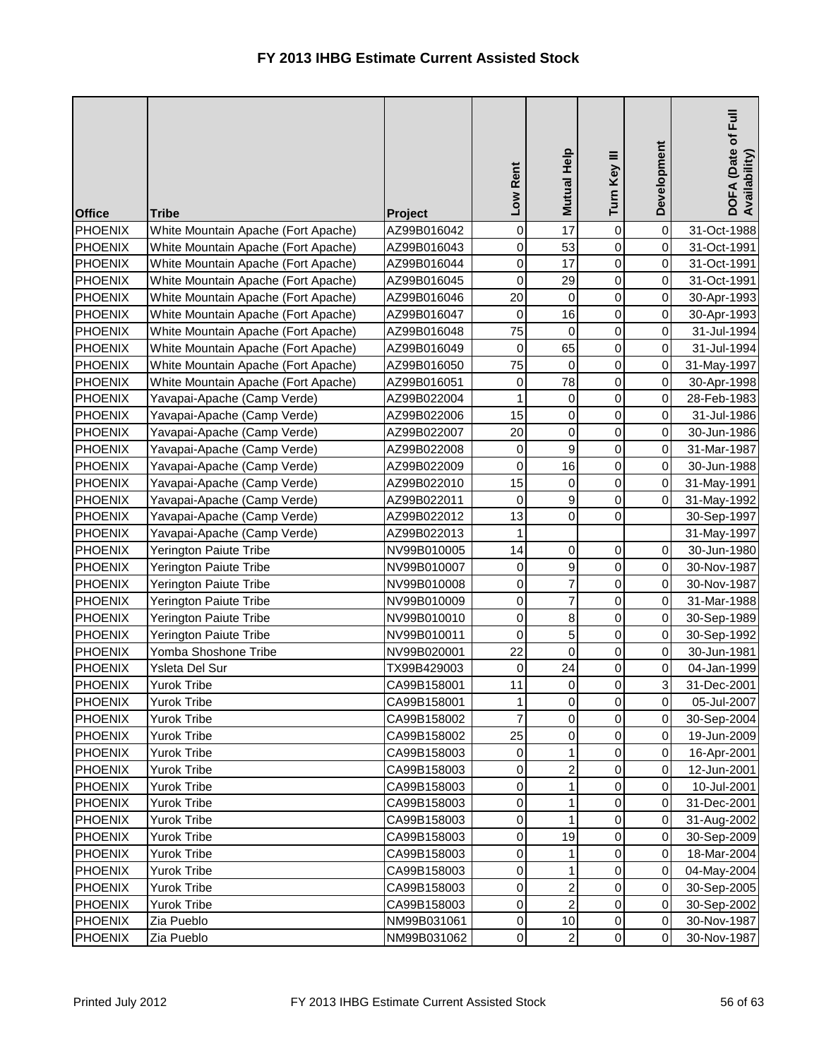# FY 2013 IHBG Estimate Current Assisted Stock

| Office | Tribe | Project | Low Rent | Mutual Help | Turn Key III | Development | DOFA (Date of Full Availability) |
|---|---|---|---|---|---|---|---|
| PHOENIX | White Mountain Apache (Fort Apache) | AZ99B016042 | 0 | 17 | 0 | 0 | 31-Oct-1988 |
| PHOENIX | White Mountain Apache (Fort Apache) | AZ99B016043 | 0 | 53 | 0 | 0 | 31-Oct-1991 |
| PHOENIX | White Mountain Apache (Fort Apache) | AZ99B016044 | 0 | 17 | 0 | 0 | 31-Oct-1991 |
| PHOENIX | White Mountain Apache (Fort Apache) | AZ99B016045 | 0 | 29 | 0 | 0 | 31-Oct-1991 |
| PHOENIX | White Mountain Apache (Fort Apache) | AZ99B016046 | 20 | 0 | 0 | 0 | 30-Apr-1993 |
| PHOENIX | White Mountain Apache (Fort Apache) | AZ99B016047 | 0 | 16 | 0 | 0 | 30-Apr-1993 |
| PHOENIX | White Mountain Apache (Fort Apache) | AZ99B016048 | 75 | 0 | 0 | 0 | 31-Jul-1994 |
| PHOENIX | White Mountain Apache (Fort Apache) | AZ99B016049 | 0 | 65 | 0 | 0 | 31-Jul-1994 |
| PHOENIX | White Mountain Apache (Fort Apache) | AZ99B016050 | 75 | 0 | 0 | 0 | 31-May-1997 |
| PHOENIX | White Mountain Apache (Fort Apache) | AZ99B016051 | 0 | 78 | 0 | 0 | 30-Apr-1998 |
| PHOENIX | Yavapai-Apache (Camp Verde) | AZ99B022004 | 1 | 0 | 0 | 0 | 28-Feb-1983 |
| PHOENIX | Yavapai-Apache (Camp Verde) | AZ99B022006 | 15 | 0 | 0 | 0 | 31-Jul-1986 |
| PHOENIX | Yavapai-Apache (Camp Verde) | AZ99B022007 | 20 | 0 | 0 | 0 | 30-Jun-1986 |
| PHOENIX | Yavapai-Apache (Camp Verde) | AZ99B022008 | 0 | 9 | 0 | 0 | 31-Mar-1987 |
| PHOENIX | Yavapai-Apache (Camp Verde) | AZ99B022009 | 0 | 16 | 0 | 0 | 30-Jun-1988 |
| PHOENIX | Yavapai-Apache (Camp Verde) | AZ99B022010 | 15 | 0 | 0 | 0 | 31-May-1991 |
| PHOENIX | Yavapai-Apache (Camp Verde) | AZ99B022011 | 0 | 9 | 0 | 0 | 31-May-1992 |
| PHOENIX | Yavapai-Apache (Camp Verde) | AZ99B022012 | 13 | 0 | 0 | | 30-Sep-1997 |
| PHOENIX | Yavapai-Apache (Camp Verde) | AZ99B022013 | 1 | | | | 31-May-1997 |
| PHOENIX | Yerington Paiute Tribe | NV99B010005 | 14 | 0 | 0 | 0 | 30-Jun-1980 |
| PHOENIX | Yerington Paiute Tribe | NV99B010007 | 0 | 9 | 0 | 0 | 30-Nov-1987 |
| PHOENIX | Yerington Paiute Tribe | NV99B010008 | 0 | 7 | 0 | 0 | 30-Nov-1987 |
| PHOENIX | Yerington Paiute Tribe | NV99B010009 | 0 | 7 | 0 | 0 | 31-Mar-1988 |
| PHOENIX | Yerington Paiute Tribe | NV99B010010 | 0 | 8 | 0 | 0 | 30-Sep-1989 |
| PHOENIX | Yerington Paiute Tribe | NV99B010011 | 0 | 5 | 0 | 0 | 30-Sep-1992 |
| PHOENIX | Yomba Shoshone Tribe | NV99B020001 | 22 | 0 | 0 | 0 | 30-Jun-1981 |
| PHOENIX | Ysleta Del Sur | TX99B429003 | 0 | 24 | 0 | 0 | 04-Jan-1999 |
| PHOENIX | Yurok Tribe | CA99B158001 | 11 | 0 | 0 | 3 | 31-Dec-2001 |
| PHOENIX | Yurok Tribe | CA99B158001 | 1 | 0 | 0 | 0 | 05-Jul-2007 |
| PHOENIX | Yurok Tribe | CA99B158002 | 7 | 0 | 0 | 0 | 30-Sep-2004 |
| PHOENIX | Yurok Tribe | CA99B158002 | 25 | 0 | 0 | 0 | 19-Jun-2009 |
| PHOENIX | Yurok Tribe | CA99B158003 | 0 | 1 | 0 | 0 | 16-Apr-2001 |
| PHOENIX | Yurok Tribe | CA99B158003 | 0 | 2 | 0 | 0 | 12-Jun-2001 |
| PHOENIX | Yurok Tribe | CA99B158003 | 0 | 1 | 0 | 0 | 10-Jul-2001 |
| PHOENIX | Yurok Tribe | CA99B158003 | 0 | 1 | 0 | 0 | 31-Dec-2001 |
| PHOENIX | Yurok Tribe | CA99B158003 | 0 | 1 | 0 | 0 | 31-Aug-2002 |
| PHOENIX | Yurok Tribe | CA99B158003 | 0 | 19 | 0 | 0 | 30-Sep-2009 |
| PHOENIX | Yurok Tribe | CA99B158003 | 0 | 1 | 0 | 0 | 18-Mar-2004 |
| PHOENIX | Yurok Tribe | CA99B158003 | 0 | 1 | 0 | 0 | 04-May-2004 |
| PHOENIX | Yurok Tribe | CA99B158003 | 0 | 2 | 0 | 0 | 30-Sep-2005 |
| PHOENIX | Yurok Tribe | CA99B158003 | 0 | 2 | 0 | 0 | 30-Sep-2002 |
| PHOENIX | Zia Pueblo | NM99B031061 | 0 | 10 | 0 | 0 | 30-Nov-1987 |
| PHOENIX | Zia Pueblo | NM99B031062 | 0 | 2 | 0 | 0 | 30-Nov-1987 |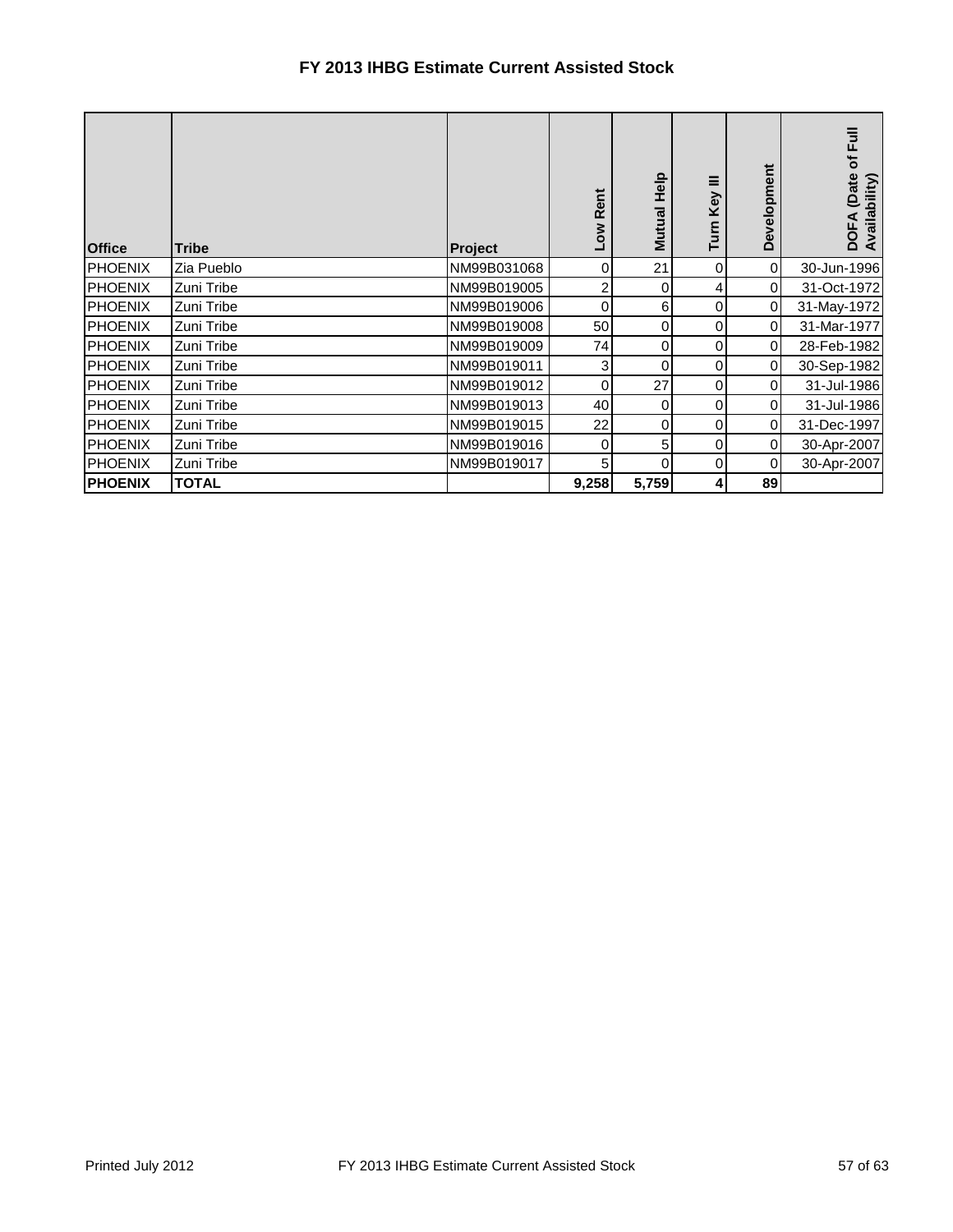# FY 2013 IHBG Estimate Current Assisted Stock

| Office | Tribe | Project | Low Rent | Mutual Help | Turn Key III | Development | DOFA (Date of Full Availability) |
|---|---|---|---|---|---|---|---|
| PHOENIX | Zia Pueblo | NM99B031068 | 0 | 21 | 0 | 0 | 30-Jun-1996 |
| PHOENIX | Zuni Tribe | NM99B019005 | 2 | 0 | 4 | 0 | 31-Oct-1972 |
| PHOENIX | Zuni Tribe | NM99B019006 | 0 | 6 | 0 | 0 | 31-May-1972 |
| PHOENIX | Zuni Tribe | NM99B019008 | 50 | 0 | 0 | 0 | 31-Mar-1977 |
| PHOENIX | Zuni Tribe | NM99B019009 | 74 | 0 | 0 | 0 | 28-Feb-1982 |
| PHOENIX | Zuni Tribe | NM99B019011 | 3 | 0 | 0 | 0 | 30-Sep-1982 |
| PHOENIX | Zuni Tribe | NM99B019012 | 0 | 27 | 0 | 0 | 31-Jul-1986 |
| PHOENIX | Zuni Tribe | NM99B019013 | 40 | 0 | 0 | 0 | 31-Jul-1986 |
| PHOENIX | Zuni Tribe | NM99B019015 | 22 | 0 | 0 | 0 | 31-Dec-1997 |
| PHOENIX | Zuni Tribe | NM99B019016 | 0 | 5 | 0 | 0 | 30-Apr-2007 |
| PHOENIX | Zuni Tribe | NM99B019017 | 5 | 0 | 0 | 0 | 30-Apr-2007 |
| **PHOENIX** | **TOTAL** | | **9,258** | **5,759** | **4** | **89** | |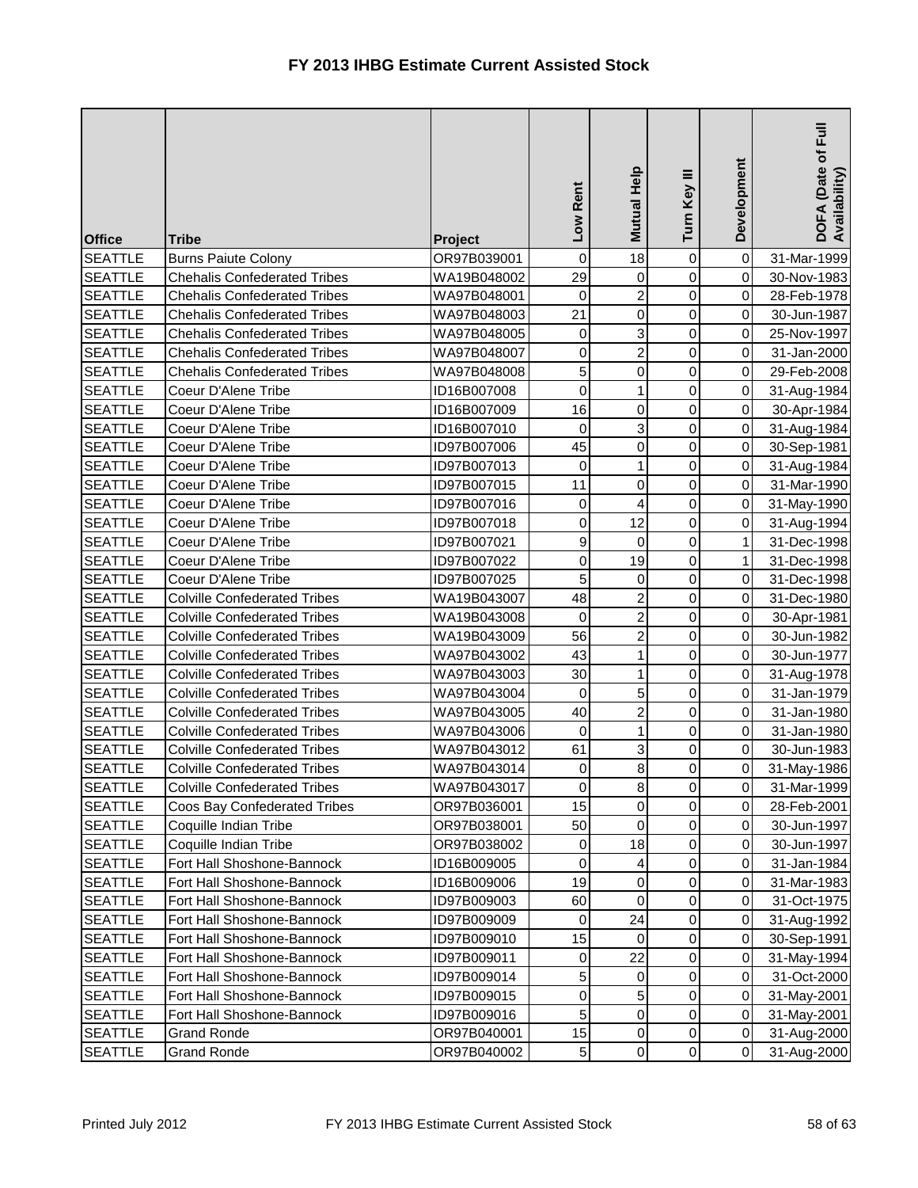# FY 2013 IHBG Estimate Current Assisted Stock

| Office | Tribe | Project | Low Rent | Mutual Help | Turn Key III | Development | DOFA (Date of Full Availability) |
|---|---|---|---|---|---|---|---|
| SEATTLE | Burns Paiute Colony | OR97B039001 | 0 | 18 | 0 | 0 | 31-Mar-1999 |
| SEATTLE | Chehalis Confederated Tribes | WA19B048002 | 29 | 0 | 0 | 0 | 30-Nov-1983 |
| SEATTLE | Chehalis Confederated Tribes | WA97B048001 | 0 | 2 | 0 | 0 | 28-Feb-1978 |
| SEATTLE | Chehalis Confederated Tribes | WA97B048003 | 21 | 0 | 0 | 0 | 30-Jun-1987 |
| SEATTLE | Chehalis Confederated Tribes | WA97B048005 | 0 | 3 | 0 | 0 | 25-Nov-1997 |
| SEATTLE | Chehalis Confederated Tribes | WA97B048007 | 0 | 2 | 0 | 0 | 31-Jan-2000 |
| SEATTLE | Chehalis Confederated Tribes | WA97B048008 | 5 | 0 | 0 | 0 | 29-Feb-2008 |
| SEATTLE | Coeur D'Alene Tribe | ID16B007008 | 0 | 1 | 0 | 0 | 31-Aug-1984 |
| SEATTLE | Coeur D'Alene Tribe | ID16B007009 | 16 | 0 | 0 | 0 | 30-Apr-1984 |
| SEATTLE | Coeur D'Alene Tribe | ID16B007010 | 0 | 3 | 0 | 0 | 31-Aug-1984 |
| SEATTLE | Coeur D'Alene Tribe | ID97B007006 | 45 | 0 | 0 | 0 | 30-Sep-1981 |
| SEATTLE | Coeur D'Alene Tribe | ID97B007013 | 0 | 1 | 0 | 0 | 31-Aug-1984 |
| SEATTLE | Coeur D'Alene Tribe | ID97B007015 | 11 | 0 | 0 | 0 | 31-Mar-1990 |
| SEATTLE | Coeur D'Alene Tribe | ID97B007016 | 0 | 4 | 0 | 0 | 31-May-1990 |
| SEATTLE | Coeur D'Alene Tribe | ID97B007018 | 0 | 12 | 0 | 0 | 31-Aug-1994 |
| SEATTLE | Coeur D'Alene Tribe | ID97B007021 | 9 | 0 | 0 | 1 | 31-Dec-1998 |
| SEATTLE | Coeur D'Alene Tribe | ID97B007022 | 0 | 19 | 0 | 1 | 31-Dec-1998 |
| SEATTLE | Coeur D'Alene Tribe | ID97B007025 | 5 | 0 | 0 | 0 | 31-Dec-1998 |
| SEATTLE | Colville Confederated Tribes | WA19B043007 | 48 | 2 | 0 | 0 | 31-Dec-1980 |
| SEATTLE | Colville Confederated Tribes | WA19B043008 | 0 | 2 | 0 | 0 | 30-Apr-1981 |
| SEATTLE | Colville Confederated Tribes | WA19B043009 | 56 | 2 | 0 | 0 | 30-Jun-1982 |
| SEATTLE | Colville Confederated Tribes | WA97B043002 | 43 | 1 | 0 | 0 | 30-Jun-1977 |
| SEATTLE | Colville Confederated Tribes | WA97B043003 | 30 | 1 | 0 | 0 | 31-Aug-1978 |
| SEATTLE | Colville Confederated Tribes | WA97B043004 | 0 | 5 | 0 | 0 | 31-Jan-1979 |
| SEATTLE | Colville Confederated Tribes | WA97B043005 | 40 | 2 | 0 | 0 | 31-Jan-1980 |
| SEATTLE | Colville Confederated Tribes | WA97B043006 | 0 | 1 | 0 | 0 | 31-Jan-1980 |
| SEATTLE | Colville Confederated Tribes | WA97B043012 | 61 | 3 | 0 | 0 | 30-Jun-1983 |
| SEATTLE | Colville Confederated Tribes | WA97B043014 | 0 | 8 | 0 | 0 | 31-May-1986 |
| SEATTLE | Colville Confederated Tribes | WA97B043017 | 0 | 8 | 0 | 0 | 31-Mar-1999 |
| SEATTLE | Coos Bay Confederated Tribes | OR97B036001 | 15 | 0 | 0 | 0 | 28-Feb-2001 |
| SEATTLE | Coquille Indian Tribe | OR97B038001 | 50 | 0 | 0 | 0 | 30-Jun-1997 |
| SEATTLE | Coquille Indian Tribe | OR97B038002 | 0 | 18 | 0 | 0 | 30-Jun-1997 |
| SEATTLE | Fort Hall Shoshone-Bannock | ID16B009005 | 0 | 4 | 0 | 0 | 31-Jan-1984 |
| SEATTLE | Fort Hall Shoshone-Bannock | ID16B009006 | 19 | 0 | 0 | 0 | 31-Mar-1983 |
| SEATTLE | Fort Hall Shoshone-Bannock | ID97B009003 | 60 | 0 | 0 | 0 | 31-Oct-1975 |
| SEATTLE | Fort Hall Shoshone-Bannock | ID97B009009 | 0 | 24 | 0 | 0 | 31-Aug-1992 |
| SEATTLE | Fort Hall Shoshone-Bannock | ID97B009010 | 15 | 0 | 0 | 0 | 30-Sep-1991 |
| SEATTLE | Fort Hall Shoshone-Bannock | ID97B009011 | 0 | 22 | 0 | 0 | 31-May-1994 |
| SEATTLE | Fort Hall Shoshone-Bannock | ID97B009014 | 5 | 0 | 0 | 0 | 31-Oct-2000 |
| SEATTLE | Fort Hall Shoshone-Bannock | ID97B009015 | 0 | 5 | 0 | 0 | 31-May-2001 |
| SEATTLE | Fort Hall Shoshone-Bannock | ID97B009016 | 5 | 0 | 0 | 0 | 31-May-2001 |
| SEATTLE | Grand Ronde | OR97B040001 | 15 | 0 | 0 | 0 | 31-Aug-2000 |
| SEATTLE | Grand Ronde | OR97B040002 | 5 | 0 | 0 | 0 | 31-Aug-2000 |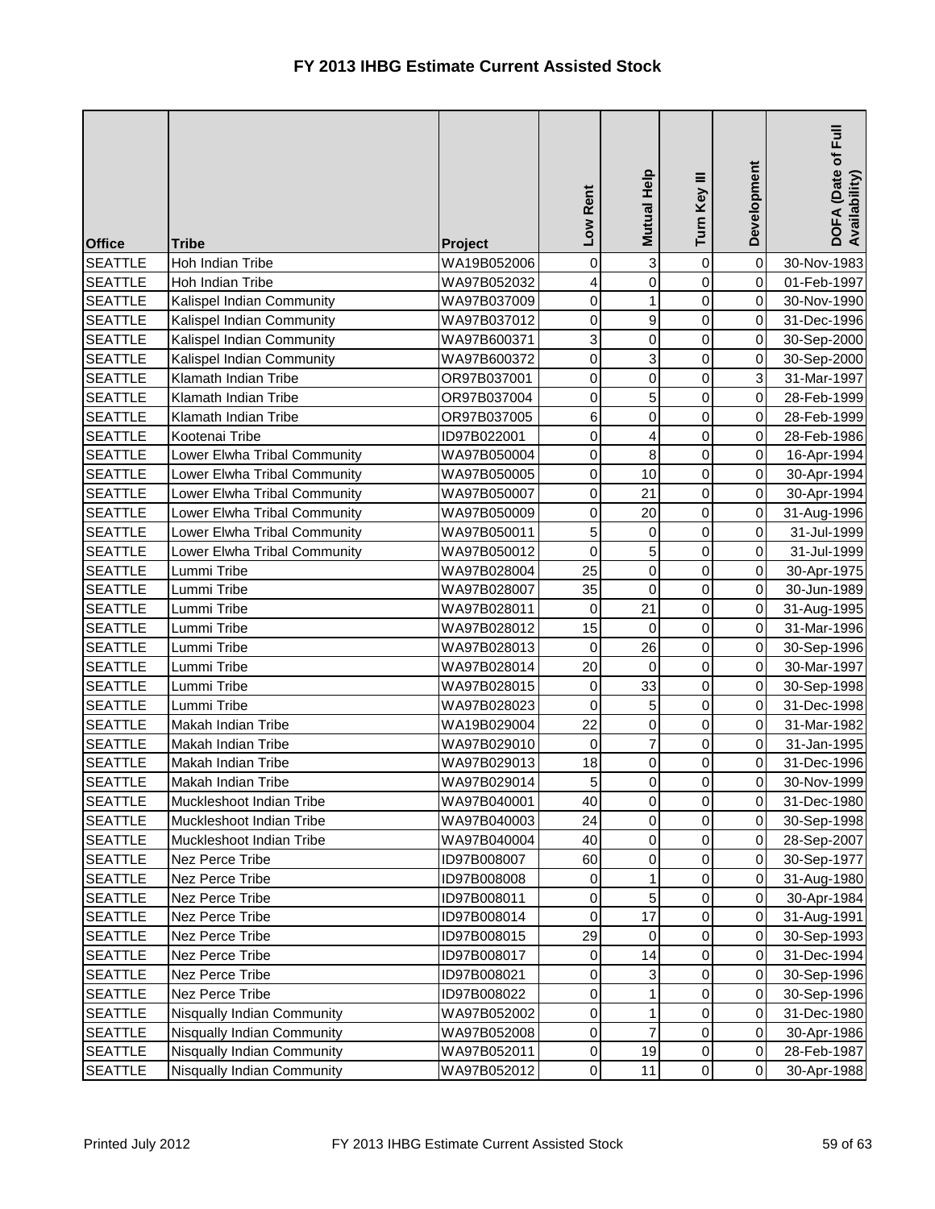# FY 2013 IHBG Estimate Current Assisted Stock

| Office | Tribe | Project | Low Rent | Mutual Help | Turn Key III | Development | DOFA (Date of Full Availability) |
|---|---|---|---|---|---|---|---|
| SEATTLE | Hoh Indian Tribe | WA19B052006 | 0 | 3 | 0 | 0 | 30-Nov-1983 |
| SEATTLE | Hoh Indian Tribe | WA97B052032 | 4 | 0 | 0 | 0 | 01-Feb-1997 |
| SEATTLE | Kalispel Indian Community | WA97B037009 | 0 | 1 | 0 | 0 | 30-Nov-1990 |
| SEATTLE | Kalispel Indian Community | WA97B037012 | 0 | 9 | 0 | 0 | 31-Dec-1996 |
| SEATTLE | Kalispel Indian Community | WA97B600371 | 3 | 0 | 0 | 0 | 30-Sep-2000 |
| SEATTLE | Kalispel Indian Community | WA97B600372 | 0 | 3 | 0 | 0 | 30-Sep-2000 |
| SEATTLE | Klamath Indian Tribe | OR97B037001 | 0 | 0 | 0 | 3 | 31-Mar-1997 |
| SEATTLE | Klamath Indian Tribe | OR97B037004 | 0 | 5 | 0 | 0 | 28-Feb-1999 |
| SEATTLE | Klamath Indian Tribe | OR97B037005 | 6 | 0 | 0 | 0 | 28-Feb-1999 |
| SEATTLE | Kootenai Tribe | ID97B022001 | 0 | 4 | 0 | 0 | 28-Feb-1986 |
| SEATTLE | Lower Elwha Tribal Community | WA97B050004 | 0 | 8 | 0 | 0 | 16-Apr-1994 |
| SEATTLE | Lower Elwha Tribal Community | WA97B050005 | 0 | 10 | 0 | 0 | 30-Apr-1994 |
| SEATTLE | Lower Elwha Tribal Community | WA97B050007 | 0 | 21 | 0 | 0 | 30-Apr-1994 |
| SEATTLE | Lower Elwha Tribal Community | WA97B050009 | 0 | 20 | 0 | 0 | 31-Aug-1996 |
| SEATTLE | Lower Elwha Tribal Community | WA97B050011 | 5 | 0 | 0 | 0 | 31-Jul-1999 |
| SEATTLE | Lower Elwha Tribal Community | WA97B050012 | 0 | 5 | 0 | 0 | 31-Jul-1999 |
| SEATTLE | Lummi Tribe | WA97B028004 | 25 | 0 | 0 | 0 | 30-Apr-1975 |
| SEATTLE | Lummi Tribe | WA97B028007 | 35 | 0 | 0 | 0 | 30-Jun-1989 |
| SEATTLE | Lummi Tribe | WA97B028011 | 0 | 21 | 0 | 0 | 31-Aug-1995 |
| SEATTLE | Lummi Tribe | WA97B028012 | 15 | 0 | 0 | 0 | 31-Mar-1996 |
| SEATTLE | Lummi Tribe | WA97B028013 | 0 | 26 | 0 | 0 | 30-Sep-1996 |
| SEATTLE | Lummi Tribe | WA97B028014 | 20 | 0 | 0 | 0 | 30-Mar-1997 |
| SEATTLE | Lummi Tribe | WA97B028015 | 0 | 33 | 0 | 0 | 30-Sep-1998 |
| SEATTLE | Lummi Tribe | WA97B028023 | 0 | 5 | 0 | 0 | 31-Dec-1998 |
| SEATTLE | Makah Indian Tribe | WA19B029004 | 22 | 0 | 0 | 0 | 31-Mar-1982 |
| SEATTLE | Makah Indian Tribe | WA97B029010 | 0 | 7 | 0 | 0 | 31-Jan-1995 |
| SEATTLE | Makah Indian Tribe | WA97B029013 | 18 | 0 | 0 | 0 | 31-Dec-1996 |
| SEATTLE | Makah Indian Tribe | WA97B029014 | 5 | 0 | 0 | 0 | 30-Nov-1999 |
| SEATTLE | Muckleshoot Indian Tribe | WA97B040001 | 40 | 0 | 0 | 0 | 31-Dec-1980 |
| SEATTLE | Muckleshoot Indian Tribe | WA97B040003 | 24 | 0 | 0 | 0 | 30-Sep-1998 |
| SEATTLE | Muckleshoot Indian Tribe | WA97B040004 | 40 | 0 | 0 | 0 | 28-Sep-2007 |
| SEATTLE | Nez Perce Tribe | ID97B008007 | 60 | 0 | 0 | 0 | 30-Sep-1977 |
| SEATTLE | Nez Perce Tribe | ID97B008008 | 0 | 1 | 0 | 0 | 31-Aug-1980 |
| SEATTLE | Nez Perce Tribe | ID97B008011 | 0 | 5 | 0 | 0 | 30-Apr-1984 |
| SEATTLE | Nez Perce Tribe | ID97B008014 | 0 | 17 | 0 | 0 | 31-Aug-1991 |
| SEATTLE | Nez Perce Tribe | ID97B008015 | 29 | 0 | 0 | 0 | 30-Sep-1993 |
| SEATTLE | Nez Perce Tribe | ID97B008017 | 0 | 14 | 0 | 0 | 31-Dec-1994 |
| SEATTLE | Nez Perce Tribe | ID97B008021 | 0 | 3 | 0 | 0 | 30-Sep-1996 |
| SEATTLE | Nez Perce Tribe | ID97B008022 | 0 | 1 | 0 | 0 | 30-Sep-1996 |
| SEATTLE | Nisqually Indian Community | WA97B052002 | 0 | 1 | 0 | 0 | 31-Dec-1980 |
| SEATTLE | Nisqually Indian Community | WA97B052008 | 0 | 7 | 0 | 0 | 30-Apr-1986 |
| SEATTLE | Nisqually Indian Community | WA97B052011 | 0 | 19 | 0 | 0 | 28-Feb-1987 |
| SEATTLE | Nisqually Indian Community | WA97B052012 | 0 | 11 | 0 | 0 | 30-Apr-1988 |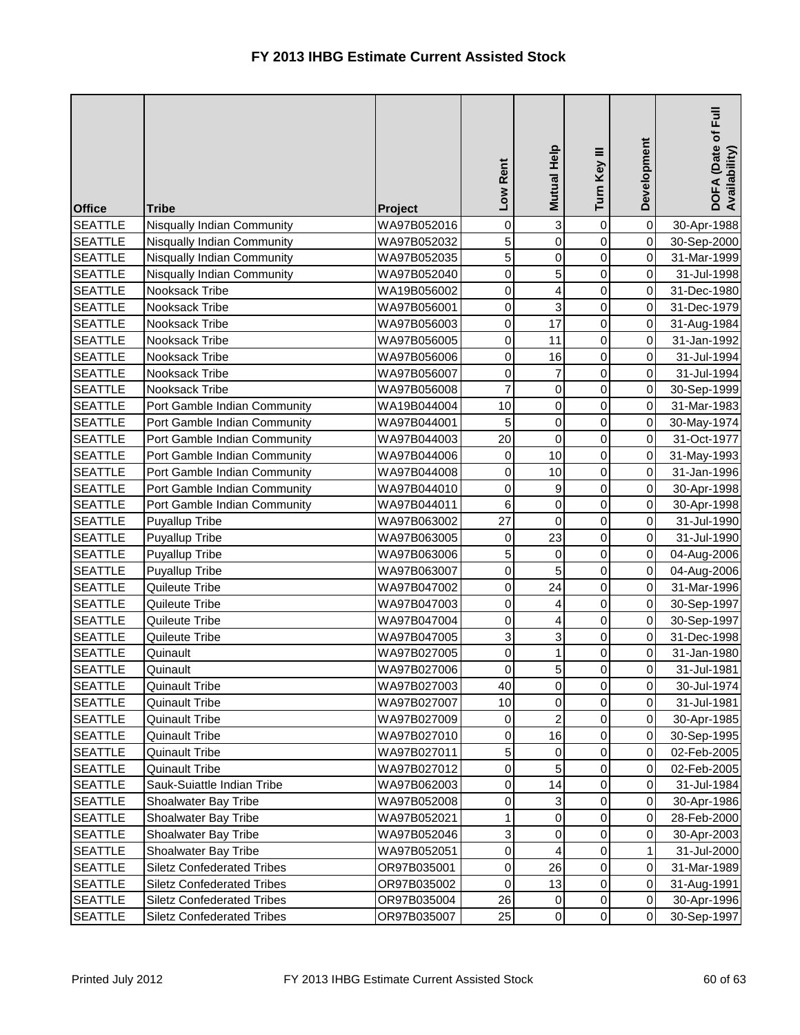# FY 2013 IHBG Estimate Current Assisted Stock

| Office | Tribe | Project | Low Rent | Mutual Help | Turn Key III | Development | DOFA (Date of Full Availability) |
|---|---|---|---|---|---|---|---|
| SEATTLE | Nisqually Indian Community | WA97B052016 | 0 | 3 | 0 | 0 | 30-Apr-1988 |
| SEATTLE | Nisqually Indian Community | WA97B052032 | 5 | 0 | 0 | 0 | 30-Sep-2000 |
| SEATTLE | Nisqually Indian Community | WA97B052035 | 5 | 0 | 0 | 0 | 31-Mar-1999 |
| SEATTLE | Nisqually Indian Community | WA97B052040 | 0 | 5 | 0 | 0 | 31-Jul-1998 |
| SEATTLE | Nooksack Tribe | WA19B056002 | 0 | 4 | 0 | 0 | 31-Dec-1980 |
| SEATTLE | Nooksack Tribe | WA97B056001 | 0 | 3 | 0 | 0 | 31-Dec-1979 |
| SEATTLE | Nooksack Tribe | WA97B056003 | 0 | 17 | 0 | 0 | 31-Aug-1984 |
| SEATTLE | Nooksack Tribe | WA97B056005 | 0 | 11 | 0 | 0 | 31-Jan-1992 |
| SEATTLE | Nooksack Tribe | WA97B056006 | 0 | 16 | 0 | 0 | 31-Jul-1994 |
| SEATTLE | Nooksack Tribe | WA97B056007 | 0 | 7 | 0 | 0 | 31-Jul-1994 |
| SEATTLE | Nooksack Tribe | WA97B056008 | 7 | 0 | 0 | 0 | 30-Sep-1999 |
| SEATTLE | Port Gamble Indian Community | WA19B044004 | 10 | 0 | 0 | 0 | 31-Mar-1983 |
| SEATTLE | Port Gamble Indian Community | WA97B044001 | 5 | 0 | 0 | 0 | 30-May-1974 |
| SEATTLE | Port Gamble Indian Community | WA97B044003 | 20 | 0 | 0 | 0 | 31-Oct-1977 |
| SEATTLE | Port Gamble Indian Community | WA97B044006 | 0 | 10 | 0 | 0 | 31-May-1993 |
| SEATTLE | Port Gamble Indian Community | WA97B044008 | 0 | 10 | 0 | 0 | 31-Jan-1996 |
| SEATTLE | Port Gamble Indian Community | WA97B044010 | 0 | 9 | 0 | 0 | 30-Apr-1998 |
| SEATTLE | Port Gamble Indian Community | WA97B044011 | 6 | 0 | 0 | 0 | 30-Apr-1998 |
| SEATTLE | Puyallup Tribe | WA97B063002 | 27 | 0 | 0 | 0 | 31-Jul-1990 |
| SEATTLE | Puyallup Tribe | WA97B063005 | 0 | 23 | 0 | 0 | 31-Jul-1990 |
| SEATTLE | Puyallup Tribe | WA97B063006 | 5 | 0 | 0 | 0 | 04-Aug-2006 |
| SEATTLE | Puyallup Tribe | WA97B063007 | 0 | 5 | 0 | 0 | 04-Aug-2006 |
| SEATTLE | Quileute Tribe | WA97B047002 | 0 | 24 | 0 | 0 | 31-Mar-1996 |
| SEATTLE | Quileute Tribe | WA97B047003 | 0 | 4 | 0 | 0 | 30-Sep-1997 |
| SEATTLE | Quileute Tribe | WA97B047004 | 0 | 4 | 0 | 0 | 30-Sep-1997 |
| SEATTLE | Quileute Tribe | WA97B047005 | 3 | 3 | 0 | 0 | 31-Dec-1998 |
| SEATTLE | Quinault | WA97B027005 | 0 | 1 | 0 | 0 | 31-Jan-1980 |
| SEATTLE | Quinault | WA97B027006 | 0 | 5 | 0 | 0 | 31-Jul-1981 |
| SEATTLE | Quinault Tribe | WA97B027003 | 40 | 0 | 0 | 0 | 30-Jul-1974 |
| SEATTLE | Quinault Tribe | WA97B027007 | 10 | 0 | 0 | 0 | 31-Jul-1981 |
| SEATTLE | Quinault Tribe | WA97B027009 | 0 | 2 | 0 | 0 | 30-Apr-1985 |
| SEATTLE | Quinault Tribe | WA97B027010 | 0 | 16 | 0 | 0 | 30-Sep-1995 |
| SEATTLE | Quinault Tribe | WA97B027011 | 5 | 0 | 0 | 0 | 02-Feb-2005 |
| SEATTLE | Quinault Tribe | WA97B027012 | 0 | 5 | 0 | 0 | 02-Feb-2005 |
| SEATTLE | Sauk-Suiattle Indian Tribe | WA97B062003 | 0 | 14 | 0 | 0 | 31-Jul-1984 |
| SEATTLE | Shoalwater Bay Tribe | WA97B052008 | 0 | 3 | 0 | 0 | 30-Apr-1986 |
| SEATTLE | Shoalwater Bay Tribe | WA97B052021 | 1 | 0 | 0 | 0 | 28-Feb-2000 |
| SEATTLE | Shoalwater Bay Tribe | WA97B052046 | 3 | 0 | 0 | 0 | 30-Apr-2003 |
| SEATTLE | Shoalwater Bay Tribe | WA97B052051 | 0 | 4 | 0 | 1 | 31-Jul-2000 |
| SEATTLE | Siletz Confederated Tribes | OR97B035001 | 0 | 26 | 0 | 0 | 31-Mar-1989 |
| SEATTLE | Siletz Confederated Tribes | OR97B035002 | 0 | 13 | 0 | 0 | 31-Aug-1991 |
| SEATTLE | Siletz Confederated Tribes | OR97B035004 | 26 | 0 | 0 | 0 | 30-Apr-1996 |
| SEATTLE | Siletz Confederated Tribes | OR97B035007 | 25 | 0 | 0 | 0 | 30-Sep-1997 |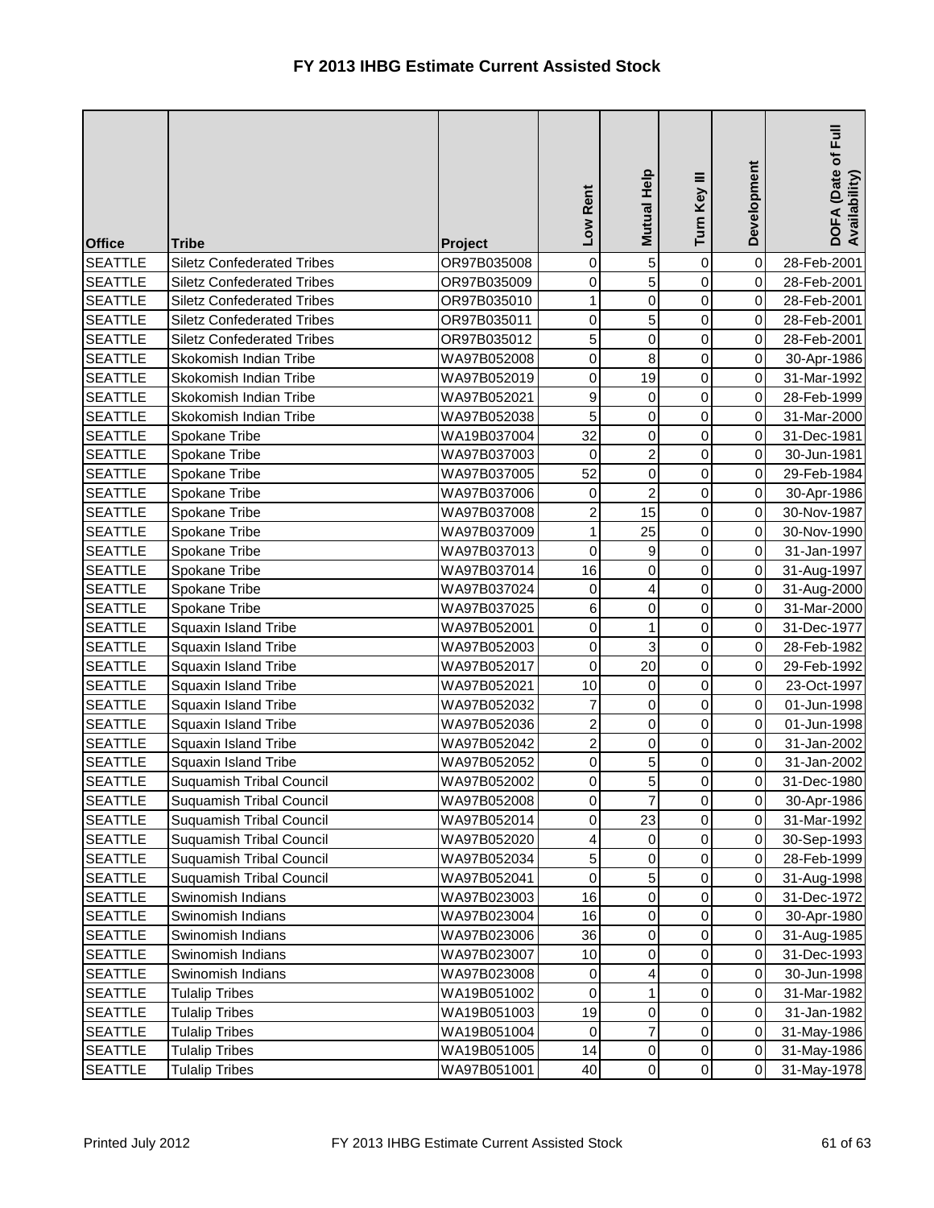# FY 2013 IHBG Estimate Current Assisted Stock

| Office | Tribe | Project | Low Rent | Mutual Help | Turn Key III | Development | DOFA (Date of Full Availability) |
|---|---|---|---|---|---|---|---|
| SEATTLE | Siletz Confederated Tribes | OR97B035008 | 0 | 5 | 0 | 0 | 28-Feb-2001 |
| SEATTLE | Siletz Confederated Tribes | OR97B035009 | 0 | 5 | 0 | 0 | 28-Feb-2001 |
| SEATTLE | Siletz Confederated Tribes | OR97B035010 | 1 | 0 | 0 | 0 | 28-Feb-2001 |
| SEATTLE | Siletz Confederated Tribes | OR97B035011 | 0 | 5 | 0 | 0 | 28-Feb-2001 |
| SEATTLE | Siletz Confederated Tribes | OR97B035012 | 5 | 0 | 0 | 0 | 28-Feb-2001 |
| SEATTLE | Skokomish Indian Tribe | WA97B052008 | 0 | 8 | 0 | 0 | 30-Apr-1986 |
| SEATTLE | Skokomish Indian Tribe | WA97B052019 | 0 | 19 | 0 | 0 | 31-Mar-1992 |
| SEATTLE | Skokomish Indian Tribe | WA97B052021 | 9 | 0 | 0 | 0 | 28-Feb-1999 |
| SEATTLE | Skokomish Indian Tribe | WA97B052038 | 5 | 0 | 0 | 0 | 31-Mar-2000 |
| SEATTLE | Spokane Tribe | WA19B037004 | 32 | 0 | 0 | 0 | 31-Dec-1981 |
| SEATTLE | Spokane Tribe | WA97B037003 | 0 | 2 | 0 | 0 | 30-Jun-1981 |
| SEATTLE | Spokane Tribe | WA97B037005 | 52 | 0 | 0 | 0 | 29-Feb-1984 |
| SEATTLE | Spokane Tribe | WA97B037006 | 0 | 2 | 0 | 0 | 30-Apr-1986 |
| SEATTLE | Spokane Tribe | WA97B037008 | 2 | 15 | 0 | 0 | 30-Nov-1987 |
| SEATTLE | Spokane Tribe | WA97B037009 | 1 | 25 | 0 | 0 | 30-Nov-1990 |
| SEATTLE | Spokane Tribe | WA97B037013 | 0 | 9 | 0 | 0 | 31-Jan-1997 |
| SEATTLE | Spokane Tribe | WA97B037014 | 16 | 0 | 0 | 0 | 31-Aug-1997 |
| SEATTLE | Spokane Tribe | WA97B037024 | 0 | 4 | 0 | 0 | 31-Aug-2000 |
| SEATTLE | Spokane Tribe | WA97B037025 | 6 | 0 | 0 | 0 | 31-Mar-2000 |
| SEATTLE | Squaxin Island Tribe | WA97B052001 | 0 | 1 | 0 | 0 | 31-Dec-1977 |
| SEATTLE | Squaxin Island Tribe | WA97B052003 | 0 | 3 | 0 | 0 | 28-Feb-1982 |
| SEATTLE | Squaxin Island Tribe | WA97B052017 | 0 | 20 | 0 | 0 | 29-Feb-1992 |
| SEATTLE | Squaxin Island Tribe | WA97B052021 | 10 | 0 | 0 | 0 | 23-Oct-1997 |
| SEATTLE | Squaxin Island Tribe | WA97B052032 | 7 | 0 | 0 | 0 | 01-Jun-1998 |
| SEATTLE | Squaxin Island Tribe | WA97B052036 | 2 | 0 | 0 | 0 | 01-Jun-1998 |
| SEATTLE | Squaxin Island Tribe | WA97B052042 | 2 | 0 | 0 | 0 | 31-Jan-2002 |
| SEATTLE | Squaxin Island Tribe | WA97B052052 | 0 | 5 | 0 | 0 | 31-Jan-2002 |
| SEATTLE | Suquamish Tribal Council | WA97B052002 | 0 | 5 | 0 | 0 | 31-Dec-1980 |
| SEATTLE | Suquamish Tribal Council | WA97B052008 | 0 | 7 | 0 | 0 | 30-Apr-1986 |
| SEATTLE | Suquamish Tribal Council | WA97B052014 | 0 | 23 | 0 | 0 | 31-Mar-1992 |
| SEATTLE | Suquamish Tribal Council | WA97B052020 | 4 | 0 | 0 | 0 | 30-Sep-1993 |
| SEATTLE | Suquamish Tribal Council | WA97B052034 | 5 | 0 | 0 | 0 | 28-Feb-1999 |
| SEATTLE | Suquamish Tribal Council | WA97B052041 | 0 | 5 | 0 | 0 | 31-Aug-1998 |
| SEATTLE | Swinomish Indians | WA97B023003 | 16 | 0 | 0 | 0 | 31-Dec-1972 |
| SEATTLE | Swinomish Indians | WA97B023004 | 16 | 0 | 0 | 0 | 30-Apr-1980 |
| SEATTLE | Swinomish Indians | WA97B023006 | 36 | 0 | 0 | 0 | 31-Aug-1985 |
| SEATTLE | Swinomish Indians | WA97B023007 | 10 | 0 | 0 | 0 | 31-Dec-1993 |
| SEATTLE | Swinomish Indians | WA97B023008 | 0 | 4 | 0 | 0 | 30-Jun-1998 |
| SEATTLE | Tulalip Tribes | WA19B051002 | 0 | 1 | 0 | 0 | 31-Mar-1982 |
| SEATTLE | Tulalip Tribes | WA19B051003 | 19 | 0 | 0 | 0 | 31-Jan-1982 |
| SEATTLE | Tulalip Tribes | WA19B051004 | 0 | 7 | 0 | 0 | 31-May-1986 |
| SEATTLE | Tulalip Tribes | WA19B051005 | 14 | 0 | 0 | 0 | 31-May-1986 |
| SEATTLE | Tulalip Tribes | WA97B051001 | 40 | 0 | 0 | 0 | 31-May-1978 |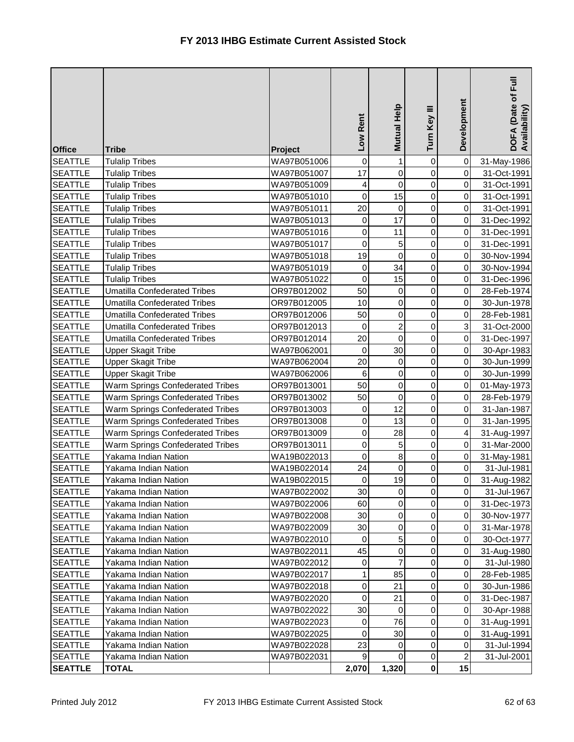# FY 2013 IHBG Estimate Current Assisted Stock

| Office | Tribe | Project | Low Rent | Mutual Help | Turn Key III | Development | DOFA (Date of Full Availability) |
|---|---|---|---|---|---|---|---|
| SEATTLE | Tulalip Tribes | WA97B051006 | 0 | 1 | 0 | 0 | 31-May-1986 |
| SEATTLE | Tulalip Tribes | WA97B051007 | 17 | 0 | 0 | 0 | 31-Oct-1991 |
| SEATTLE | Tulalip Tribes | WA97B051009 | 4 | 0 | 0 | 0 | 31-Oct-1991 |
| SEATTLE | Tulalip Tribes | WA97B051010 | 0 | 15 | 0 | 0 | 31-Oct-1991 |
| SEATTLE | Tulalip Tribes | WA97B051011 | 20 | 0 | 0 | 0 | 31-Oct-1991 |
| SEATTLE | Tulalip Tribes | WA97B051013 | 0 | 17 | 0 | 0 | 31-Dec-1992 |
| SEATTLE | Tulalip Tribes | WA97B051016 | 0 | 11 | 0 | 0 | 31-Dec-1991 |
| SEATTLE | Tulalip Tribes | WA97B051017 | 0 | 5 | 0 | 0 | 31-Dec-1991 |
| SEATTLE | Tulalip Tribes | WA97B051018 | 19 | 0 | 0 | 0 | 30-Nov-1994 |
| SEATTLE | Tulalip Tribes | WA97B051019 | 0 | 34 | 0 | 0 | 30-Nov-1994 |
| SEATTLE | Tulalip Tribes | WA97B051022 | 0 | 15 | 0 | 0 | 31-Dec-1996 |
| SEATTLE | Umatilla Confederated Tribes | OR97B012002 | 50 | 0 | 0 | 0 | 28-Feb-1974 |
| SEATTLE | Umatilla Confederated Tribes | OR97B012005 | 10 | 0 | 0 | 0 | 30-Jun-1978 |
| SEATTLE | Umatilla Confederated Tribes | OR97B012006 | 50 | 0 | 0 | 0 | 28-Feb-1981 |
| SEATTLE | Umatilla Confederated Tribes | OR97B012013 | 0 | 2 | 0 | 3 | 31-Oct-2000 |
| SEATTLE | Umatilla Confederated Tribes | OR97B012014 | 20 | 0 | 0 | 0 | 31-Dec-1997 |
| SEATTLE | Upper Skagit Tribe | WA97B062001 | 0 | 30 | 0 | 0 | 30-Apr-1983 |
| SEATTLE | Upper Skagit Tribe | WA97B062004 | 20 | 0 | 0 | 0 | 30-Jun-1999 |
| SEATTLE | Upper Skagit Tribe | WA97B062006 | 6 | 0 | 0 | 0 | 30-Jun-1999 |
| SEATTLE | Warm Springs Confederated Tribes | OR97B013001 | 50 | 0 | 0 | 0 | 01-May-1973 |
| SEATTLE | Warm Springs Confederated Tribes | OR97B013002 | 50 | 0 | 0 | 0 | 28-Feb-1979 |
| SEATTLE | Warm Springs Confederated Tribes | OR97B013003 | 0 | 12 | 0 | 0 | 31-Jan-1987 |
| SEATTLE | Warm Springs Confederated Tribes | OR97B013008 | 0 | 13 | 0 | 0 | 31-Jan-1995 |
| SEATTLE | Warm Springs Confederated Tribes | OR97B013009 | 0 | 28 | 0 | 4 | 31-Aug-1997 |
| SEATTLE | Warm Springs Confederated Tribes | OR97B013011 | 0 | 5 | 0 | 0 | 31-Mar-2000 |
| SEATTLE | Yakama Indian Nation | WA19B022013 | 0 | 8 | 0 | 0 | 31-May-1981 |
| SEATTLE | Yakama Indian Nation | WA19B022014 | 24 | 0 | 0 | 0 | 31-Jul-1981 |
| SEATTLE | Yakama Indian Nation | WA19B022015 | 0 | 19 | 0 | 0 | 31-Aug-1982 |
| SEATTLE | Yakama Indian Nation | WA97B022002 | 30 | 0 | 0 | 0 | 31-Jul-1967 |
| SEATTLE | Yakama Indian Nation | WA97B022006 | 60 | 0 | 0 | 0 | 31-Dec-1973 |
| SEATTLE | Yakama Indian Nation | WA97B022008 | 30 | 0 | 0 | 0 | 30-Nov-1977 |
| SEATTLE | Yakama Indian Nation | WA97B022009 | 30 | 0 | 0 | 0 | 31-Mar-1978 |
| SEATTLE | Yakama Indian Nation | WA97B022010 | 0 | 5 | 0 | 0 | 30-Oct-1977 |
| SEATTLE | Yakama Indian Nation | WA97B022011 | 45 | 0 | 0 | 0 | 31-Aug-1980 |
| SEATTLE | Yakama Indian Nation | WA97B022012 | 0 | 7 | 0 | 0 | 31-Jul-1980 |
| SEATTLE | Yakama Indian Nation | WA97B022017 | 1 | 85 | 0 | 0 | 28-Feb-1985 |
| SEATTLE | Yakama Indian Nation | WA97B022018 | 0 | 21 | 0 | 0 | 30-Jun-1986 |
| SEATTLE | Yakama Indian Nation | WA97B022020 | 0 | 21 | 0 | 0 | 31-Dec-1987 |
| SEATTLE | Yakama Indian Nation | WA97B022022 | 30 | 0 | 0 | 0 | 30-Apr-1988 |
| SEATTLE | Yakama Indian Nation | WA97B022023 | 0 | 76 | 0 | 0 | 31-Aug-1991 |
| SEATTLE | Yakama Indian Nation | WA97B022025 | 0 | 30 | 0 | 0 | 31-Aug-1991 |
| SEATTLE | Yakama Indian Nation | WA97B022028 | 23 | 0 | 0 | 0 | 31-Jul-1994 |
| SEATTLE | Yakama Indian Nation | WA97B022031 | 9 | 0 | 0 | 2 | 31-Jul-2001 |
| **SEATTLE** | **TOTAL** | | **2,070** | **1,320** | **0** | **15** | |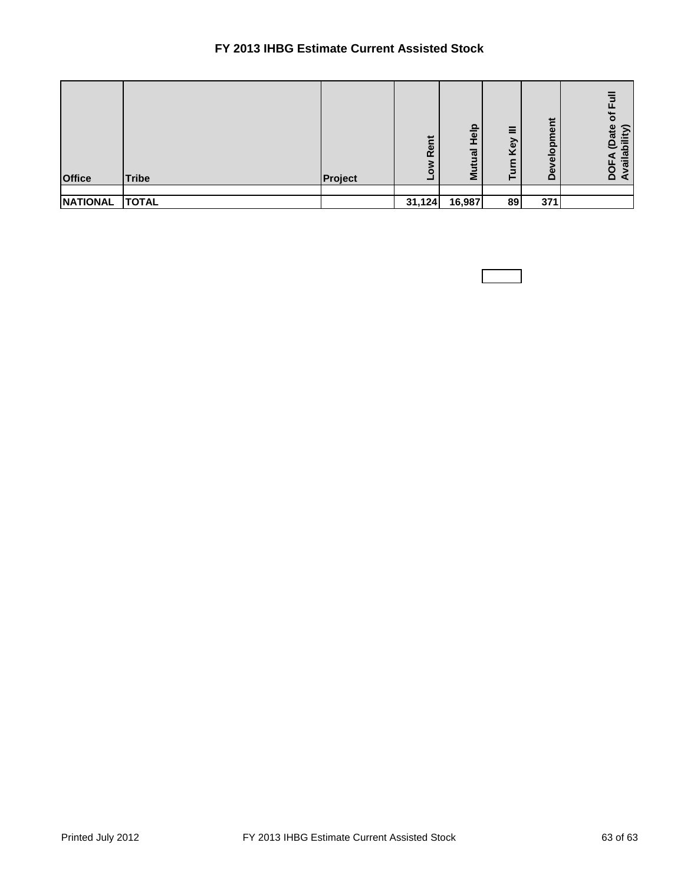# FY 2013 IHBG Estimate Current Assisted Stock

| Office | Tribe | Project | Low Rent | Mutual Help | Turn Key III | Development | DOFA (Date of Full Availability) |
|---|---|---|---|---|---|---|---|
| | | | | | | | |
| NATIONAL | TOTAL | | 31,124 | 16,987 | 89 | 371 | |